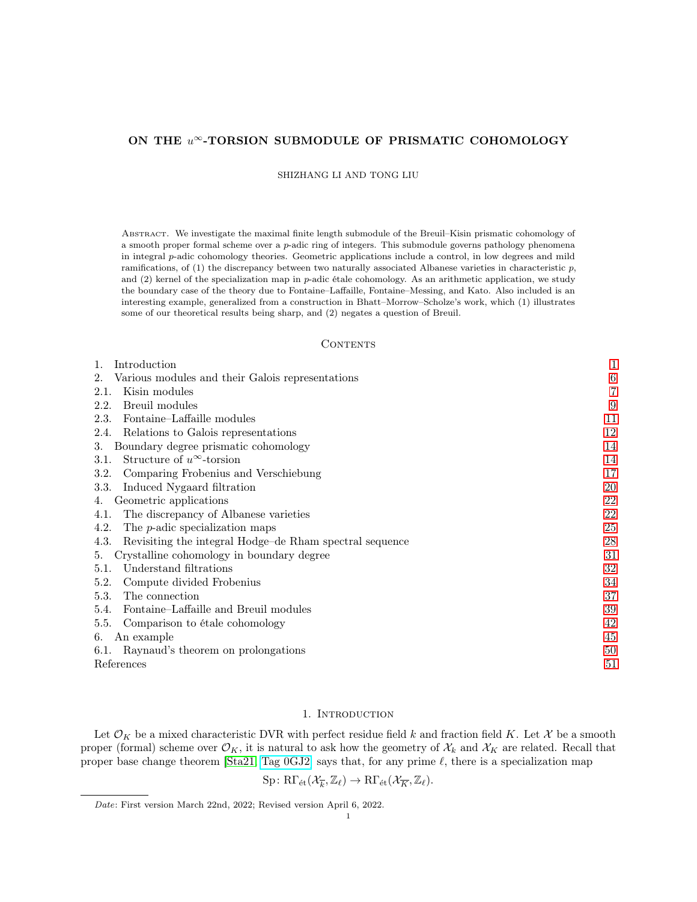# ON THE $u^\infty$-TORSION SUBMODULE OF PRISMATIC COHOMOLOGY

SHIZHANG LI AND TONG LIU

Abstract. We investigate the maximal finite length submodule of the Breuil–Kisin prismatic cohomology of a smooth proper formal scheme over a $p$-adic ring of integers. This submodule governs pathology phenomena in integral $p$-adic cohomology theories. Geometric applications include a control, in low degrees and mild ramifications, of (1) the discrepancy between two naturally associated Albanese varieties in characteristic $p$, and (2) kernel of the specialization map in $p$-adic étale cohomology. As an arithmetic application, we study the boundary case of the theory due to Fontaine–Laffaille, Fontaine–Messing, and Kato. Also included is an interesting example, generalized from a construction in Bhatt–Morrow–Scholze's work, which (1) illustrates some of our theoretical results being sharp, and (2) negates a question of Breuil.

## Contents

1. Introduction — 1
2. Various modules and their Galois representations — 6
   - 2.1. Kisin modules — 7
   - 2.2. Breuil modules — 9
   - 2.3. Fontaine–Laffaille modules — 11
   - 2.4. Relations to Galois representations — 12
3. Boundary degree prismatic cohomology — 14
   - 3.1. Structure of $u^\infty$-torsion — 14
   - 3.2. Comparing Frobenius and Verschiebung — 17
   - 3.3. Induced Nygaard filtration — 20
4. Geometric applications — 22
   - 4.1. The discrepancy of Albanese varieties — 22
   - 4.2. The $p$-adic specialization maps — 25
   - 4.3. Revisiting the integral Hodge–de Rham spectral sequence — 28
5. Crystalline cohomology in boundary degree — 31
   - 5.1. Understand filtrations — 32
   - 5.2. Compute divided Frobenius — 34
   - 5.3. The connection — 37
   - 5.4. Fontaine–Laffaille and Breuil modules — 39
   - 5.5. Comparison to étale cohomology — 42
6. An example — 45
   - 6.1. Raynaud's theorem on prolongations — 50

References — 51

## 1. Introduction

Let $\mathcal{O}_K$ be a mixed characteristic DVR with perfect residue field $k$ and fraction field $K$. Let $\mathcal{X}$ be a smooth proper (formal) scheme over $\mathcal{O}_K$, it is natural to ask how the geometry of $\mathcal{X}_k$ and $\mathcal{X}_K$ are related. Recall that proper base change theorem [Sta21, Tag 0GJ2] says that, for any prime $\ell$, there is a specialization map

$$\mathrm{Sp}\colon \mathrm{R}\Gamma_{\text{ét}}(\mathcal{X}_{\overline{k}}, \mathbb{Z}_\ell) \to \mathrm{R}\Gamma_{\text{ét}}(\mathcal{X}_{\overline{K}}, \mathbb{Z}_\ell).$$

*Date*: First version March 22nd, 2022; Revised version April 6, 2022.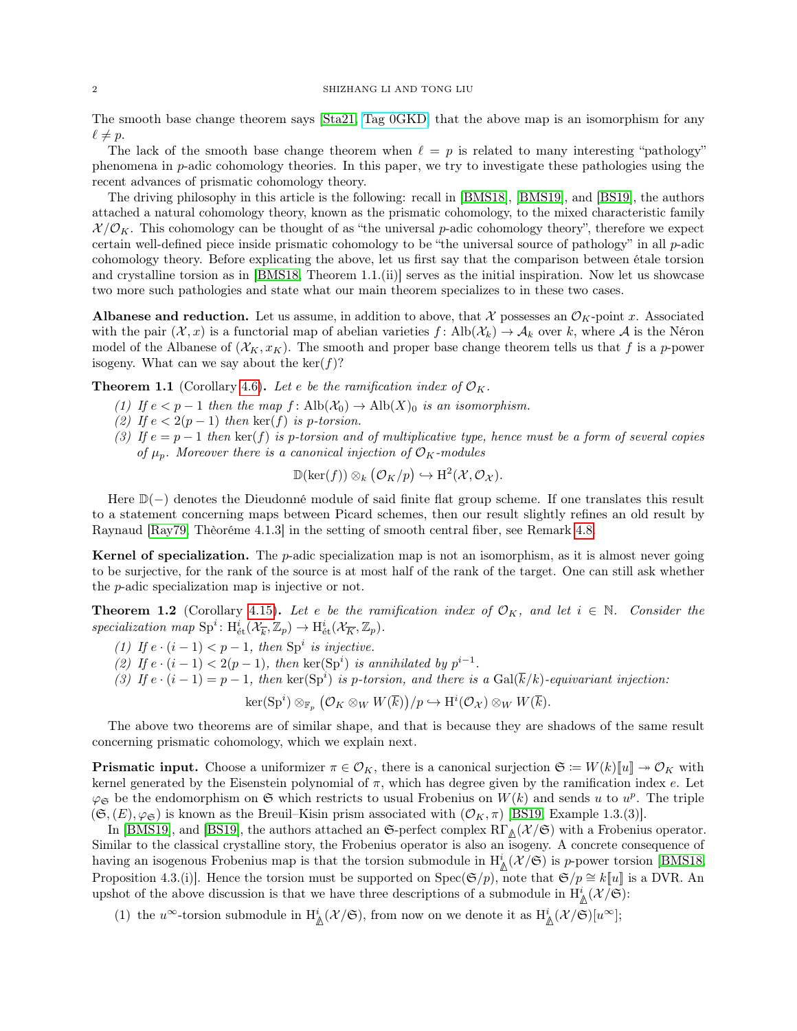The smooth base change theorem says [Sta21, Tag 0GKD] that the above map is an isomorphism for any $\ell \neq p$.

The lack of the smooth base change theorem when $\ell = p$ is related to many interesting "pathology" phenomena in $p$-adic cohomology theories. In this paper, we try to investigate these pathologies using the recent advances of prismatic cohomology theory.

The driving philosophy in this article is the following: recall in [BMS18], [BMS19], and [BS19], the authors attached a natural cohomology theory, known as the prismatic cohomology, to the mixed characteristic family $\mathcal{X}/\mathcal{O}_K$. This cohomology can be thought of as "the universal $p$-adic cohomology theory", therefore we expect certain well-defined piece inside prismatic cohomology to be "the universal source of pathology" in all $p$-adic cohomology theory. Before explicating the above, let us first say that the comparison between étale torsion and crystalline torsion as in [BMS18, Theorem 1.1.(ii)] serves as the initial inspiration. Now let us showcase two more such pathologies and state what our main theorem specializes to in these two cases.

**Albanese and reduction.** Let us assume, in addition to above, that $\mathcal{X}$ possesses an $\mathcal{O}_K$-point $x$. Associated with the pair $(\mathcal{X}, x)$ is a functorial map of abelian varieties $f\colon \mathrm{Alb}(\mathcal{X}_k) \to \mathcal{A}_k$ over $k$, where $\mathcal{A}$ is the Néron model of the Albanese of $(\mathcal{X}_K, x_K)$. The smooth and proper base change theorem tells us that $f$ is a $p$-power isogeny. What can we say about the $\ker(f)$?

**Theorem 1.1** (Corollary 4.6). *Let $e$ be the ramification index of $\mathcal{O}_K$.*

*(1) If $e < p-1$ then the map $f\colon \mathrm{Alb}(\mathcal{X}_0) \to \mathrm{Alb}(X)_0$ is an isomorphism.*
*(2) If $e < 2(p-1)$ then $\ker(f)$ is $p$-torsion.*
*(3) If $e = p-1$ then $\ker(f)$ is $p$-torsion and of multiplicative type, hence must be a form of several copies of $\mu_p$. Moreover there is a canonical injection of $\mathcal{O}_K$-modules*

$$\mathbb{D}(\ker(f)) \otimes_k \left(\mathcal{O}_K/p\right) \hookrightarrow \mathrm{H}^2(\mathcal{X}, \mathcal{O}_{\mathcal{X}}).$$

Here $\mathbb{D}(-)$ denotes the Dieudonné module of said finite flat group scheme. If one translates this result to a statement concerning maps between Picard schemes, then our result slightly refines an old result by Raynaud [Ray79, Thèoréme 4.1.3] in the setting of smooth central fiber, see Remark 4.8.

**Kernel of specialization.** The $p$-adic specialization map is not an isomorphism, as it is almost never going to be surjective, for the rank of the source is at most half of the rank of the target. One can still ask whether the $p$-adic specialization map is injective or not.

**Theorem 1.2** (Corollary 4.15). *Let $e$ be the ramification index of $\mathcal{O}_K$, and let $i \in \mathbb{N}$. Consider the specialization map $\mathrm{Sp}^i\colon \mathrm{H}^i_{\text{ét}}(\mathcal{X}_{\overline{k}}, \mathbb{Z}_p) \to \mathrm{H}^i_{\text{ét}}(\mathcal{X}_{\overline{K}}, \mathbb{Z}_p)$.*

*(1) If $e \cdot (i-1) < p-1$, then $\mathrm{Sp}^i$ is injective.*
*(2) If $e \cdot (i-1) < 2(p-1)$, then $\ker(\mathrm{Sp}^i)$ is annihilated by $p^{i-1}$.*
*(3) If $e \cdot (i-1) = p-1$, then $\ker(\mathrm{Sp}^i)$ is $p$-torsion, and there is a $\mathrm{Gal}(\overline{k}/k)$-equivariant injection:*

$$\ker(\mathrm{Sp}^i) \otimes_{\mathbb{F}_p} \left(\mathcal{O}_K \otimes_W W(\overline{k})\right)/p \hookrightarrow \mathrm{H}^i(\mathcal{O}_{\mathcal{X}}) \otimes_W W(\overline{k}).$$

The above two theorems are of similar shape, and that is because they are shadows of the same result concerning prismatic cohomology, which we explain next.

**Prismatic input.** Choose a uniformizer $\pi \in \mathcal{O}_K$, there is a canonical surjection $\mathfrak{S} := W(k)[\![u]\!] \twoheadrightarrow \mathcal{O}_K$ with kernel generated by the Eisenstein polynomial of $\pi$, which has degree given by the ramification index $e$. Let $\varphi_{\mathfrak{S}}$ be the endomorphism on $\mathfrak{S}$ which restricts to usual Frobenius on $W(k)$ and sends $u$ to $u^p$. The triple $(\mathfrak{S}, (E), \varphi_{\mathfrak{S}})$ is known as the Breuil–Kisin prism associated with $(\mathcal{O}_K, \pi)$ [BS19, Example 1.3.(3)].

In [BMS19], and [BS19], the authors attached an $\mathfrak{S}$-perfect complex $\mathrm{R\Gamma}_{\Delta}(\mathcal{X}/\mathfrak{S})$ with a Frobenius operator. Similar to the classical crystalline story, the Frobenius operator is also an isogeny. A concrete consequence of having an isogenous Frobenius map is that the torsion submodule in $\mathrm{H}^i_{\Delta}(\mathcal{X}/\mathfrak{S})$ is $p$-power torsion [BMS18, Proposition 4.3.(i)]. Hence the torsion must be supported on $\mathrm{Spec}(\mathfrak{S}/p)$, note that $\mathfrak{S}/p \cong k[\![u]\!]$ is a DVR. An upshot of the above discussion is that we have three descriptions of a submodule in $\mathrm{H}^i_{\Delta}(\mathcal{X}/\mathfrak{S})$:

(1) the $u^\infty$-torsion submodule in $\mathrm{H}^i_{\Delta}(\mathcal{X}/\mathfrak{S})$, from now on we denote it as $\mathrm{H}^i_{\Delta}(\mathcal{X}/\mathfrak{S})[u^\infty]$;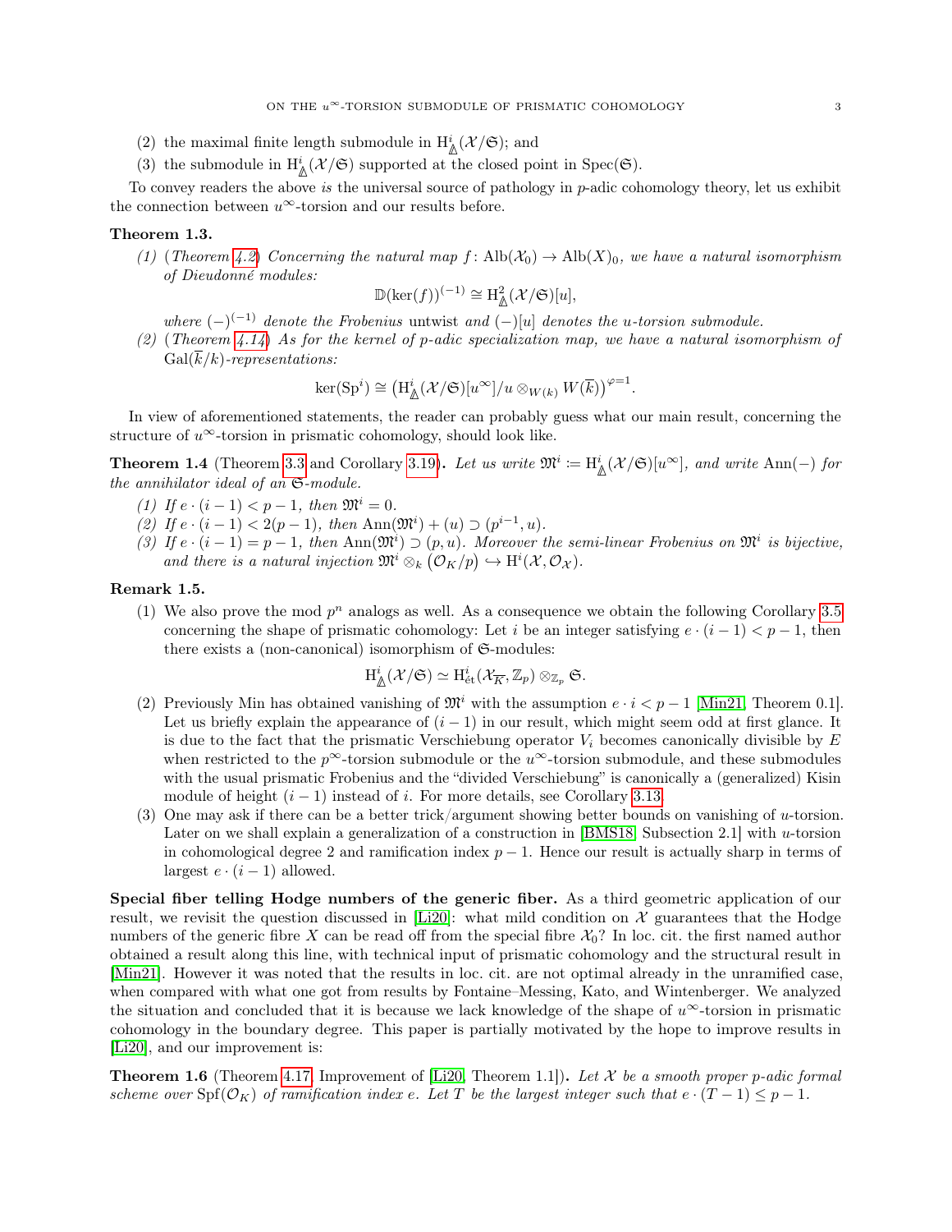(2) the maximal finite length submodule in $\mathrm{H}^i_{\Delta}(\mathcal{X}/\mathfrak{S})$; and
(3) the submodule in $\mathrm{H}^i_{\Delta}(\mathcal{X}/\mathfrak{S})$ supported at the closed point in $\mathrm{Spec}(\mathfrak{S})$.

To convey readers the above *is* the universal source of pathology in $p$-adic cohomology theory, let us exhibit the connection between $u^\infty$-torsion and our results before.

**Theorem 1.3.**

*(1) (Theorem 4.2) Concerning the natural map $f\colon \mathrm{Alb}(\mathcal{X}_0) \to \mathrm{Alb}(X)_0$, we have a natural isomorphism of Dieudonné modules:*

$$\mathbb{D}(\ker(f))^{(-1)} \cong \mathrm{H}^2_{\Delta}(\mathcal{X}/\mathfrak{S})[u],$$

*where $(-)^{(-1)}$ denote the Frobenius* untwist *and $(-)[u]$ denotes the $u$-torsion submodule.*

*(2) (Theorem 4.14) As for the kernel of $p$-adic specialization map, we have a natural isomorphism of $\mathrm{Gal}(\overline{k}/k)$-representations:*

$$\ker(\mathrm{Sp}^i) \cong \left(\mathrm{H}^i_{\Delta}(\mathcal{X}/\mathfrak{S})[u^\infty]/u \otimes_{W(k)} W(\overline{k})\right)^{\varphi=1}.$$

In view of aforementioned statements, the reader can probably guess what our main result, concerning the structure of $u^\infty$-torsion in prismatic cohomology, should look like.

**Theorem 1.4** (Theorem 3.3 and Corollary 3.19)**.** *Let us write $\mathfrak{M}^i \coloneqq \mathrm{H}^i_{\Delta}(\mathcal{X}/\mathfrak{S})[u^\infty]$, and write $\mathrm{Ann}(-)$ for the annihilator ideal of an $\mathfrak{S}$-module.*

*(1) If $e\cdot(i-1) < p-1$, then $\mathfrak{M}^i = 0$.*
*(2) If $e\cdot(i-1) < 2(p-1)$, then $\mathrm{Ann}(\mathfrak{M}^i) + (u) \supset (p^{i-1}, u)$.*
*(3) If $e\cdot(i-1) = p-1$, then $\mathrm{Ann}(\mathfrak{M}^i) \supset (p, u)$. Moreover the semi-linear Frobenius on $\mathfrak{M}^i$ is bijective, and there is a natural injection $\mathfrak{M}^i \otimes_k \left(\mathcal{O}_K/p\right) \hookrightarrow \mathrm{H}^i(\mathcal{X}, \mathcal{O}_{\mathcal{X}})$.*

**Remark 1.5.**

(1) We also prove the mod $p^n$ analogs as well. As a consequence we obtain the following Corollary 3.5 concerning the shape of prismatic cohomology: Let $i$ be an integer satisfying $e\cdot(i-1) < p-1$, then there exists a (non-canonical) isomorphism of $\mathfrak{S}$-modules:

$$\mathrm{H}^i_{\Delta}(\mathcal{X}/\mathfrak{S}) \simeq \mathrm{H}^i_{\text{ét}}(\mathcal{X}_{\overline{K}}, \mathbb{Z}_p) \otimes_{\mathbb{Z}_p} \mathfrak{S}.$$

(2) Previously Min has obtained vanishing of $\mathfrak{M}^i$ with the assumption $e\cdot i < p-1$ [Min21, Theorem 0.1]. Let us briefly explain the appearance of $(i-1)$ in our result, which might seem odd at first glance. It is due to the fact that the prismatic Verschiebung operator $V_i$ becomes canonically divisible by $E$ when restricted to the $p^\infty$-torsion submodule or the $u^\infty$-torsion submodule, and these submodules with the usual prismatic Frobenius and the "divided Verschiebung" is canonically a (generalized) Kisin module of height $(i-1)$ instead of $i$. For more details, see Corollary 3.13.

(3) One may ask if there can be a better trick/argument showing better bounds on vanishing of $u$-torsion. Later on we shall explain a generalization of a construction in [BMS18, Subsection 2.1] with $u$-torsion in cohomological degree 2 and ramification index $p-1$. Hence our result is actually sharp in terms of largest $e\cdot(i-1)$ allowed.

**Special fiber telling Hodge numbers of the generic fiber.** As a third geometric application of our result, we revisit the question discussed in [Li20]: what mild condition on $\mathcal{X}$ guarantees that the Hodge numbers of the generic fibre $X$ can be read off from the special fibre $\mathcal{X}_0$? In loc. cit. the first named author obtained a result along this line, with technical input of prismatic cohomology and the structural result in [Min21]. However it was noted that the results in loc. cit. are not optimal already in the unramified case, when compared with what one got from results by Fontaine–Messing, Kato, and Wintenberger. We analyzed the situation and concluded that it is because we lack knowledge of the shape of $u^\infty$-torsion in prismatic cohomology in the boundary degree. This paper is partially motivated by the hope to improve results in [Li20], and our improvement is:

**Theorem 1.6** (Theorem 4.17, Improvement of [Li20, Theorem 1.1])**.** *Let $\mathcal{X}$ be a smooth proper $p$-adic formal scheme over $\mathrm{Spf}(\mathcal{O}_K)$ of ramification index $e$. Let $T$ be the largest integer such that $e\cdot(T-1) \leq p-1$.*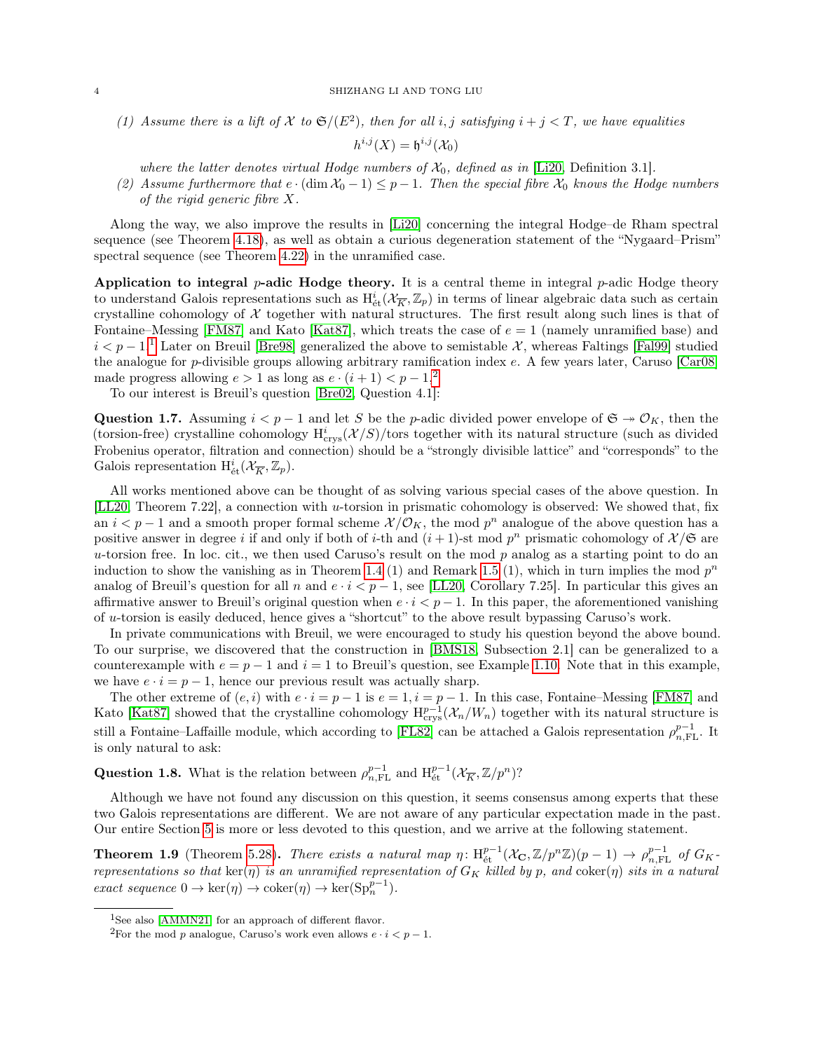*(1) Assume there is a lift of $\mathcal{X}$ to $\mathfrak{S}/(E^2)$, then for all $i, j$ satisfying $i + j < T$, we have equalities*

$$h^{i,j}(X) = \mathfrak{h}^{i,j}(\mathcal{X}_0)$$

*where the latter denotes virtual Hodge numbers of $\mathcal{X}_0$, defined as in* [Li20, Definition 3.1].

*(2) Assume furthermore that $e \cdot (\dim \mathcal{X}_0 - 1) \le p - 1$. Then the special fibre $\mathcal{X}_0$ knows the Hodge numbers of the rigid generic fibre $X$.*

Along the way, we also improve the results in [Li20] concerning the integral Hodge–de Rham spectral sequence (see Theorem 4.18), as well as obtain a curious degeneration statement of the "Nygaard–Prism" spectral sequence (see Theorem 4.22) in the unramified case.

**Application to integral $p$-adic Hodge theory.** It is a central theme in integral $p$-adic Hodge theory to understand Galois representations such as $\mathrm{H}^i_{\text{ét}}(\mathcal{X}_{\overline{K}}, \mathbb{Z}_p)$ in terms of linear algebraic data such as certain crystalline cohomology of $\mathcal{X}$ together with natural structures. The first result along such lines is that of Fontaine–Messing [FM87] and Kato [Kat87], which treats the case of $e = 1$ (namely unramified base) and $i < p - 1$.[1] Later on Breuil [Bre98] generalized the above to semistable $\mathcal{X}$, whereas Faltings [Fal99] studied the analogue for $p$-divisible groups allowing arbitrary ramification index $e$. A few years later, Caruso [Car08] made progress allowing $e > 1$ as long as $e \cdot (i + 1) < p - 1$.[2]

To our interest is Breuil's question [Bre02, Question 4.1]:

**Question 1.7.** Assuming $i < p - 1$ and let $S$ be the $p$-adic divided power envelope of $\mathfrak{S} \twoheadrightarrow \mathcal{O}_K$, then the (torsion-free) crystalline cohomology $\mathrm{H}^i_{\text{crys}}(\mathcal{X}/S)/\text{tors}$ together with its natural structure (such as divided Frobenius operator, filtration and connection) should be a "strongly divisible lattice" and "corresponds" to the Galois representation $\mathrm{H}^i_{\text{ét}}(\mathcal{X}_{\overline{K}}, \mathbb{Z}_p)$.

All works mentioned above can be thought of as solving various special cases of the above question. In [LL20, Theorem 7.22], a connection with $u$-torsion in prismatic cohomology is observed: We showed that, fix an $i < p - 1$ and a smooth proper formal scheme $\mathcal{X}/\mathcal{O}_K$, the mod $p^n$ analogue of the above question has a positive answer in degree $i$ if and only if both of $i$-th and $(i+1)$-st mod $p^n$ prismatic cohomology of $\mathcal{X}/\mathfrak{S}$ are $u$-torsion free. In loc. cit., we then used Caruso's result on the mod $p$ analog as a starting point to do an induction to show the vanishing as in Theorem 1.4 (1) and Remark 1.5 (1), which in turn implies the mod $p^n$ analog of Breuil's question for all $n$ and $e \cdot i < p - 1$, see [LL20, Corollary 7.25]. In particular this gives an affirmative answer to Breuil's original question when $e \cdot i < p - 1$. In this paper, the aforementioned vanishing of $u$-torsion is easily deduced, hence gives a "shortcut" to the above result bypassing Caruso's work.

In private communications with Breuil, we were encouraged to study his question beyond the above bound. To our surprise, we discovered that the construction in [BMS18, Subsection 2.1] can be generalized to a counterexample with $e = p - 1$ and $i = 1$ to Breuil's question, see Example 1.10. Note that in this example, we have $e \cdot i = p - 1$, hence our previous result was actually sharp.

The other extreme of $(e, i)$ with $e \cdot i = p - 1$ is $e = 1, i = p - 1$. In this case, Fontaine–Messing [FM87] and Kato [Kat87] showed that the crystalline cohomology $\mathrm{H}^{p-1}_{\text{crys}}(\mathcal{X}_n/W_n)$ together with its natural structure is still a Fontaine–Laffaille module, which according to [FL82] can be attached a Galois representation $\rho^{p-1}_{n,\text{FL}}$. It is only natural to ask:

**Question 1.8.** What is the relation between $\rho^{p-1}_{n,\text{FL}}$ and $\mathrm{H}^{p-1}_{\text{ét}}(\mathcal{X}_{\overline{K}}, \mathbb{Z}/p^n)$?

Although we have not found any discussion on this question, it seems consensus among experts that these two Galois representations are different. We are not aware of any particular expectation made in the past. Our entire Section 5 is more or less devoted to this question, and we arrive at the following statement.

**Theorem 1.9** (Theorem 5.28)**.** *There exists a natural map $\eta \colon \mathrm{H}^{p-1}_{\text{ét}}(\mathcal{X}_{\mathbf{C}}, \mathbb{Z}/p^n\mathbb{Z})(p-1) \to \rho^{p-1}_{n,\text{FL}}$ of $G_K$-representations so that $\ker(\eta)$ is an unramified representation of $G_K$ killed by $p$, and $\operatorname{coker}(\eta)$ sits in a natural exact sequence $0 \to \ker(\eta) \to \operatorname{coker}(\eta) \to \ker(\mathrm{Sp}^{p-1}_n)$.*

---

[1] See also [AMMN21] for an approach of different flavor.

[2] For the mod $p$ analogue, Caruso's work even allows $e \cdot i < p - 1$.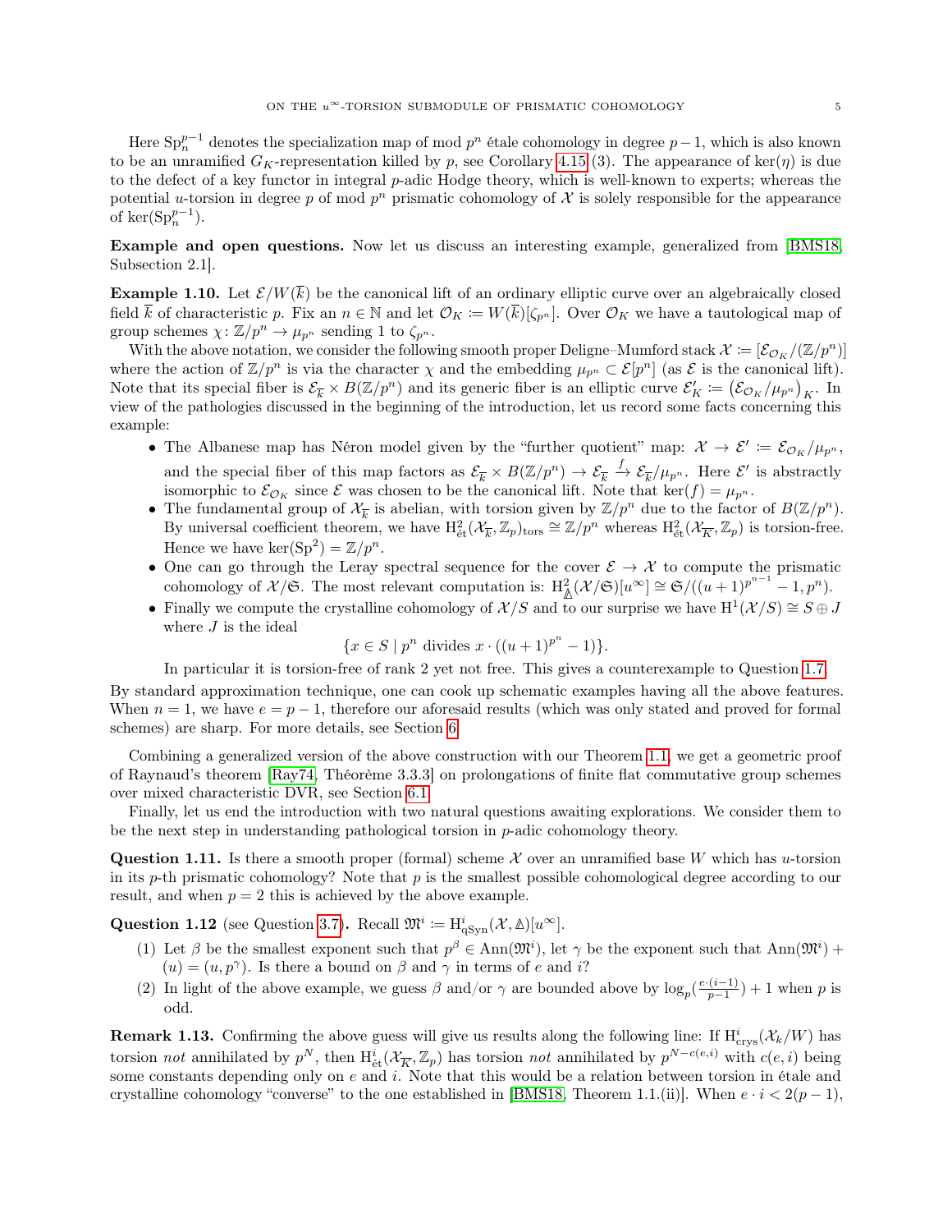Here $\mathrm{Sp}_n^{p-1}$ denotes the specialization map of mod $p^n$ étale cohomology in degree $p-1$, which is also known to be an unramified $G_K$-representation killed by $p$, see Corollary 4.15 (3). The appearance of $\ker(\eta)$ is due to the defect of a key functor in integral $p$-adic Hodge theory, which is well-known to experts; whereas the potential $u$-torsion in degree $p$ of mod $p^n$ prismatic cohomology of $\mathcal{X}$ is solely responsible for the appearance of $\ker(\mathrm{Sp}_n^{p-1})$.

**Example and open questions.** Now let us discuss an interesting example, generalized from [BMS18, Subsection 2.1].

**Example 1.10.** Let $\mathcal{E}/W(\overline{k})$ be the canonical lift of an ordinary elliptic curve over an algebraically closed field $\overline{k}$ of characteristic $p$. Fix an $n \in \mathbb{N}$ and let $\mathcal{O}_K \coloneqq W(\overline{k})[\zeta_{p^n}]$. Over $\mathcal{O}_K$ we have a tautological map of group schemes $\chi\colon \mathbb{Z}/p^n \to \mu_{p^n}$ sending 1 to $\zeta_{p^n}$.

With the above notation, we consider the following smooth proper Deligne–Mumford stack $\mathcal{X} \coloneqq [\mathcal{E}_{\mathcal{O}_K}/(\mathbb{Z}/p^n)]$ where the action of $\mathbb{Z}/p^n$ is via the character $\chi$ and the embedding $\mu_{p^n} \subset \mathcal{E}[p^n]$ (as $\mathcal{E}$ is the canonical lift). Note that its special fiber is $\mathcal{E}_{\overline{k}} \times B(\mathbb{Z}/p^n)$ and its generic fiber is an elliptic curve $\mathcal{E}'_K \coloneqq \left(\mathcal{E}_{\mathcal{O}_K}/\mu_{p^n}\right)_K$. In view of the pathologies discussed in the beginning of the introduction, let us record some facts concerning this example:

- The Albanese map has Néron model given by the "further quotient" map: $\mathcal{X} \to \mathcal{E}' \coloneqq \mathcal{E}_{\mathcal{O}_K}/\mu_{p^n}$, and the special fiber of this map factors as $\mathcal{E}_{\overline{k}} \times B(\mathbb{Z}/p^n) \to \mathcal{E}_{\overline{k}} \xrightarrow{f} \mathcal{E}_{\overline{k}}/\mu_{p^n}$. Here $\mathcal{E}'$ is abstractly isomorphic to $\mathcal{E}_{\mathcal{O}_K}$ since $\mathcal{E}$ was chosen to be the canonical lift. Note that $\ker(f) = \mu_{p^n}$.
- The fundamental group of $\mathcal{X}_{\overline{k}}$ is abelian, with torsion given by $\mathbb{Z}/p^n$ due to the factor of $B(\mathbb{Z}/p^n)$. By universal coefficient theorem, we have $\mathrm{H}^2_{\text{ét}}(\mathcal{X}_{\overline{k}}, \mathbb{Z}_p)_{\mathrm{tors}} \cong \mathbb{Z}/p^n$ whereas $\mathrm{H}^2_{\text{ét}}(\mathcal{X}_{\overline{K}}, \mathbb{Z}_p)$ is torsion-free. Hence we have $\ker(\mathrm{Sp}^2) = \mathbb{Z}/p^n$.
- One can go through the Leray spectral sequence for the cover $\mathcal{E} \to \mathcal{X}$ to compute the prismatic cohomology of $\mathcal{X}/\mathfrak{S}$. The most relevant computation is: $\mathrm{H}^2_{\Delta}(\mathcal{X}/\mathfrak{S})[u^\infty] \cong \mathfrak{S}/((u+1)^{p^{n-1}} - 1, p^n)$.
- Finally we compute the crystalline cohomology of $\mathcal{X}/S$ and to our surprise we have $\mathrm{H}^1(\mathcal{X}/S) \cong S \oplus J$ where $J$ is the ideal
$$\{x \in S \mid p^n \text{ divides } x \cdot ((u+1)^{p^n} - 1)\}.$$
In particular it is torsion-free of rank 2 yet not free. This gives a counterexample to Question 1.7.

By standard approximation technique, one can cook up schematic examples having all the above features. When $n = 1$, we have $e = p - 1$, therefore our aforesaid results (which was only stated and proved for formal schemes) are sharp. For more details, see Section 6.

Combining a generalized version of the above construction with our Theorem 1.1, we get a geometric proof of Raynaud's theorem [Ray74, Théorème 3.3.3] on prolongations of finite flat commutative group schemes over mixed characteristic DVR, see Section 6.1.

Finally, let us end the introduction with two natural questions awaiting explorations. We consider them to be the next step in understanding pathological torsion in $p$-adic cohomology theory.

**Question 1.11.** Is there a smooth proper (formal) scheme $\mathcal{X}$ over an unramified base $W$ which has $u$-torsion in its $p$-th prismatic cohomology? Note that $p$ is the smallest possible cohomological degree according to our result, and when $p = 2$ this is achieved by the above example.

**Question 1.12** (see Question 3.7)**.** Recall $\mathfrak{M}^i \coloneqq \mathrm{H}^i_{\mathrm{qSyn}}(\mathcal{X}, \Delta)[u^\infty]$.

1. Let $\beta$ be the smallest exponent such that $p^\beta \in \mathrm{Ann}(\mathfrak{M}^i)$, let $\gamma$ be the exponent such that $\mathrm{Ann}(\mathfrak{M}^i) + (u) = (u, p^\gamma)$. Is there a bound on $\beta$ and $\gamma$ in terms of $e$ and $i$?
2. In light of the above example, we guess $\beta$ and/or $\gamma$ are bounded above by $\log_p(\frac{e \cdot (i-1)}{p-1}) + 1$ when $p$ is odd.

**Remark 1.13.** Confirming the above guess will give us results along the following line: If $\mathrm{H}^i_{\mathrm{crys}}(\mathcal{X}_k/W)$ has torsion *not* annihilated by $p^N$, then $\mathrm{H}^i_{\text{ét}}(\mathcal{X}_{\overline{K}}, \mathbb{Z}_p)$ has torsion *not* annihilated by $p^{N-c(e,i)}$ with $c(e,i)$ being some constants depending only on $e$ and $i$. Note that this would be a relation between torsion in étale and crystalline cohomology "converse" to the one established in [BMS18, Theorem 1.1.(ii)]. When $e \cdot i < 2(p-1)$,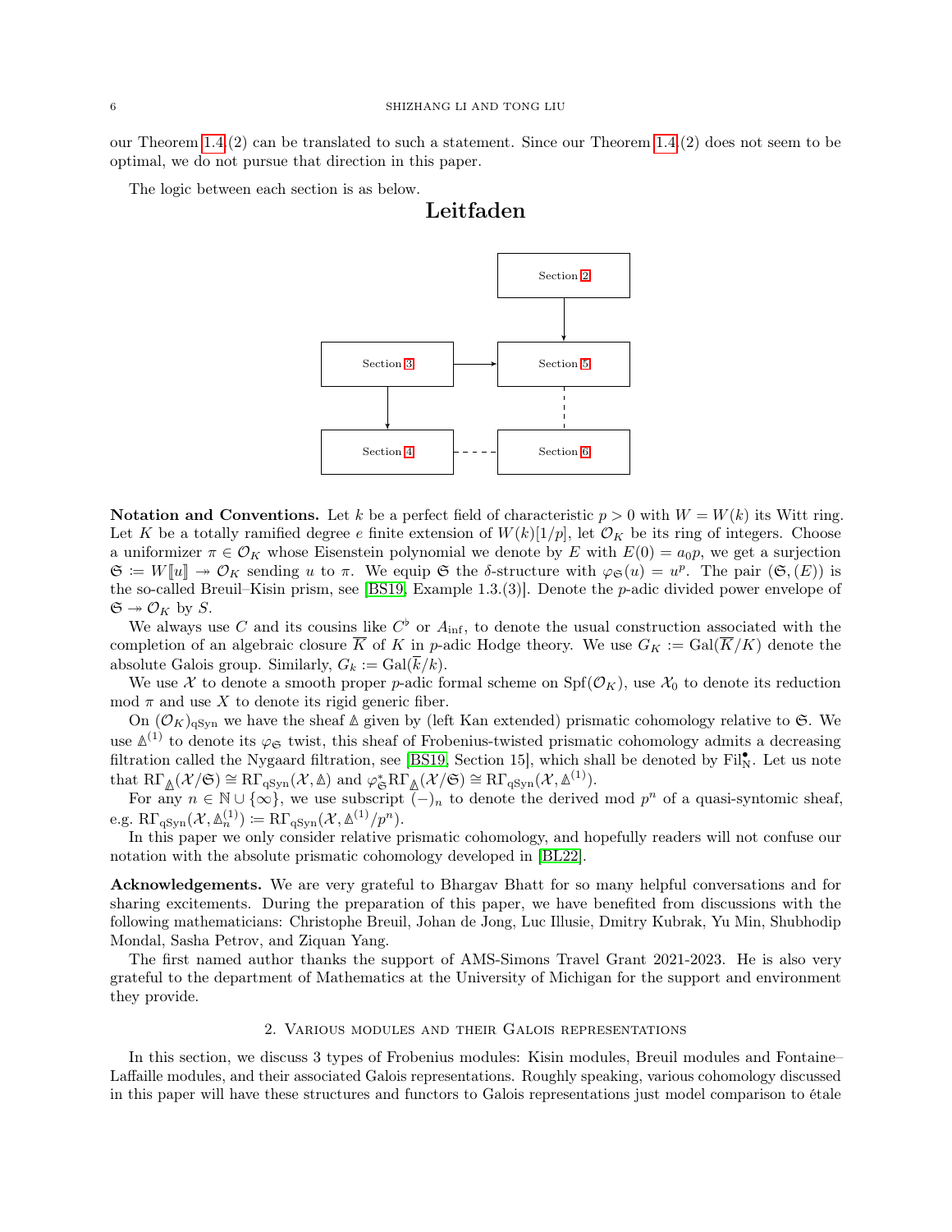our Theorem 1.4.(2) can be translated to such a statement. Since our Theorem 1.4.(2) does not seem to be optimal, we do not pursue that direction in this paper.

The logic between each section is as below.

## Leitfaden

Section 2 → Section 5; Section 3 → Section 5; Section 3 → Section 4; Section 4 - - - Section 6; Section 5 - - - Section 6

**Notation and Conventions.** Let $k$ be a perfect field of characteristic $p > 0$ with $W = W(k)$ its Witt ring. Let $K$ be a totally ramified degree $e$ finite extension of $W(k)[1/p]$, let $\mathcal{O}_K$ be its ring of integers. Choose a uniformizer $\pi \in \mathcal{O}_K$ whose Eisenstein polynomial we denote by $E$ with $E(0) = a_0 p$, we get a surjection $\mathfrak{S} := W[\![u]\!] \twoheadrightarrow \mathcal{O}_K$ sending $u$ to $\pi$. We equip $\mathfrak{S}$ the $\delta$-structure with $\varphi_{\mathfrak{S}}(u) = u^p$. The pair $(\mathfrak{S}, (E))$ is the so-called Breuil–Kisin prism, see [BS19, Example 1.3.(3)]. Denote the $p$-adic divided power envelope of $\mathfrak{S} \twoheadrightarrow \mathcal{O}_K$ by $S$.

We always use $C$ and its cousins like $C^\flat$ or $A_{\mathrm{inf}}$, to denote the usual construction associated with the completion of an algebraic closure $\overline{K}$ of $K$ in $p$-adic Hodge theory. We use $G_K := \mathrm{Gal}(\overline{K}/K)$ denote the absolute Galois group. Similarly, $G_k := \mathrm{Gal}(\overline{k}/k)$.

We use $\mathcal{X}$ to denote a smooth proper $p$-adic formal scheme on $\mathrm{Spf}(\mathcal{O}_K)$, use $\mathcal{X}_0$ to denote its reduction mod $\pi$ and use $X$ to denote its rigid generic fiber.

On $(\mathcal{O}_K)_{\mathrm{qSyn}}$ we have the sheaf $\Delta$ given by (left Kan extended) prismatic cohomology relative to $\mathfrak{S}$. We use $\Delta^{(1)}$ to denote its $\varphi_{\mathfrak{S}}$ twist, this sheaf of Frobenius-twisted prismatic cohomology admits a decreasing filtration called the Nygaard filtration, see [BS19, Section 15], which shall be denoted by $\mathrm{Fil}^\bullet_{\mathrm{N}}$. Let us note that $\mathrm{R\Gamma}_{\Delta}(\mathcal{X}/\mathfrak{S}) \cong \mathrm{R\Gamma}_{\mathrm{qSyn}}(\mathcal{X}, \Delta)$ and $\varphi_{\mathfrak{S}}^* \mathrm{R\Gamma}_{\Delta}(\mathcal{X}/\mathfrak{S}) \cong \mathrm{R\Gamma}_{\mathrm{qSyn}}(\mathcal{X}, \Delta^{(1)})$.

For any $n \in \mathbb{N} \cup \{\infty\}$, we use subscript $(-)_n$ to denote the derived mod $p^n$ of a quasi-syntomic sheaf, e.g. $\mathrm{R\Gamma}_{\mathrm{qSyn}}(\mathcal{X}, \Delta_n^{(1)}) := \mathrm{R\Gamma}_{\mathrm{qSyn}}(\mathcal{X}, \Delta^{(1)}/p^n)$.

In this paper we only consider relative prismatic cohomology, and hopefully readers will not confuse our notation with the absolute prismatic cohomology developed in [BL22].

**Acknowledgements.** We are very grateful to Bhargav Bhatt for so many helpful conversations and for sharing excitements. During the preparation of this paper, we have benefited from discussions with the following mathematicians: Christophe Breuil, Johan de Jong, Luc Illusie, Dmitry Kubrak, Yu Min, Shubhodip Mondal, Sasha Petrov, and Ziquan Yang.

The first named author thanks the support of AMS-Simons Travel Grant 2021-2023. He is also very grateful to the department of Mathematics at the University of Michigan for the support and environment they provide.

## 2. Various modules and their Galois representations

In this section, we discuss 3 types of Frobenius modules: Kisin modules, Breuil modules and Fontaine–Laffaille modules, and their associated Galois representations. Roughly speaking, various cohomology discussed in this paper will have these structures and functors to Galois representations just model comparison to étale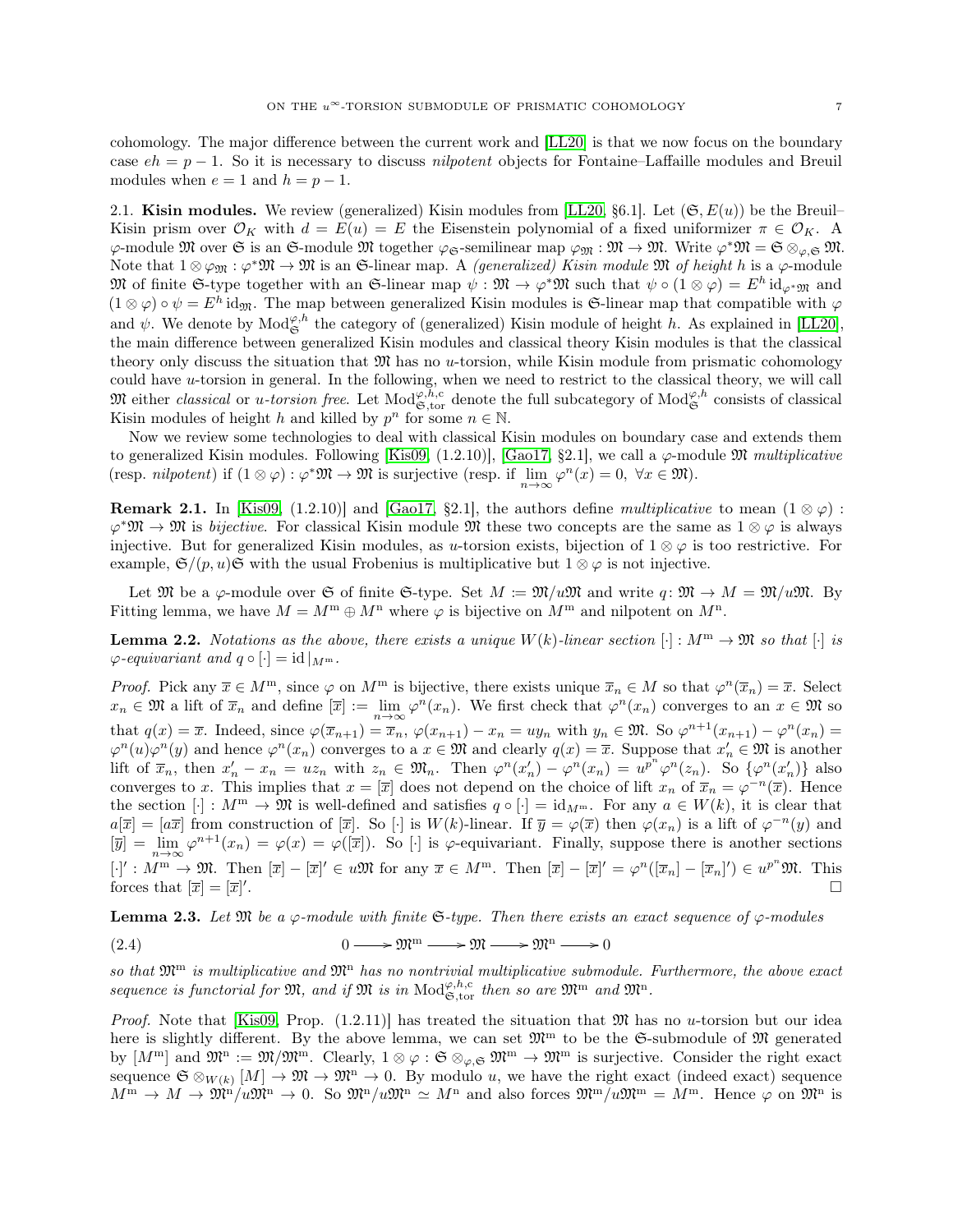cohomology. The major difference between the current work and [LL20] is that we now focus on the boundary case $eh = p-1$. So it is necessary to discuss *nilpotent* objects for Fontaine–Laffaille modules and Breuil modules when $e = 1$ and $h = p-1$.

2.1. **Kisin modules.** We review (generalized) Kisin modules from [LL20, §6.1]. Let $(\mathfrak{S}, E(u))$ be the Breuil–Kisin prism over $\mathcal{O}_K$ with $d = E(u) = E$ the Eisenstein polynomial of a fixed uniformizer $\pi \in \mathcal{O}_K$. A $\varphi$-module $\mathfrak{M}$ over $\mathfrak{S}$ is an $\mathfrak{S}$-module $\mathfrak{M}$ together $\varphi_{\mathfrak{S}}$-semilinear map $\varphi_{\mathfrak{M}} : \mathfrak{M} \to \mathfrak{M}$. Write $\varphi^*\mathfrak{M} = \mathfrak{S} \otimes_{\varphi, \mathfrak{S}} \mathfrak{M}$. Note that $1 \otimes \varphi_{\mathfrak{M}} : \varphi^*\mathfrak{M} \to \mathfrak{M}$ is an $\mathfrak{S}$-linear map. A *(generalized) Kisin module* $\mathfrak{M}$ *of height* $h$ is a $\varphi$-module $\mathfrak{M}$ of finite $\mathfrak{S}$-type together with an $\mathfrak{S}$-linear map $\psi : \mathfrak{M} \to \varphi^*\mathfrak{M}$ such that $\psi \circ (1 \otimes \varphi) = E^h \, \mathrm{id}_{\varphi^*\mathfrak{M}}$ and $(1 \otimes \varphi) \circ \psi = E^h \, \mathrm{id}_{\mathfrak{M}}$. The map between generalized Kisin modules is $\mathfrak{S}$-linear map that compatible with $\varphi$ and $\psi$. We denote by $\mathrm{Mod}_{\mathfrak{S}}^{\varphi,h}$ the category of (generalized) Kisin module of height $h$. As explained in [LL20], the main difference between generalized Kisin modules and classical theory Kisin modules is that the classical theory only discuss the situation that $\mathfrak{M}$ has no $u$-torsion, while Kisin module from prismatic cohomology could have $u$-torsion in general. In the following, when we need to restrict to the classical theory, we will call $\mathfrak{M}$ either *classical* or *$u$-torsion free*. Let $\mathrm{Mod}_{\mathfrak{S},\mathrm{tor}}^{\varphi,h,\mathrm{c}}$ denote the full subcategory of $\mathrm{Mod}_{\mathfrak{S}}^{\varphi,h}$ consists of classical Kisin modules of height $h$ and killed by $p^n$ for some $n \in \mathbb{N}$.

Now we review some technologies to deal with classical Kisin modules on boundary case and extends them to generalized Kisin modules. Following [Kis09, (1.2.10)], [Gao17, §2.1], we call a $\varphi$-module $\mathfrak{M}$ *multiplicative* (resp. *nilpotent*) if $(1 \otimes \varphi) : \varphi^*\mathfrak{M} \to \mathfrak{M}$ is surjective (resp. if $\lim\limits_{n\to\infty} \varphi^n(x) = 0, \ \forall x \in \mathfrak{M}$).

**Remark 2.1.** In [Kis09, (1.2.10)] and [Gao17, §2.1], the authors define *multiplicative* to mean $(1 \otimes \varphi) : \varphi^*\mathfrak{M} \to \mathfrak{M}$ is *bijective*. For classical Kisin module $\mathfrak{M}$ these two concepts are the same as $1 \otimes \varphi$ is always injective. But for generalized Kisin modules, as $u$-torsion exists, bijection of $1 \otimes \varphi$ is too restrictive. For example, $\mathfrak{S}/(p, u)\mathfrak{S}$ with the usual Frobenius is multiplicative but $1 \otimes \varphi$ is not injective.

Let $\mathfrak{M}$ be a $\varphi$-module over $\mathfrak{S}$ of finite $\mathfrak{S}$-type. Set $M := \mathfrak{M}/u\mathfrak{M}$ and write $q \colon \mathfrak{M} \to M = \mathfrak{M}/u\mathfrak{M}$. By Fitting lemma, we have $M = M^{\mathrm{m}} \oplus M^{\mathrm{n}}$ where $\varphi$ is bijective on $M^{\mathrm{m}}$ and nilpotent on $M^{\mathrm{n}}$.

**Lemma 2.2.** *Notations as the above, there exists a unique $W(k)$-linear section $[\cdot] : M^{\mathrm{m}} \to \mathfrak{M}$ so that $[\cdot]$ is $\varphi$-equivariant and $q \circ [\cdot] = \mathrm{id}|_{M^{\mathrm{m}}}$.*

*Proof.* Pick any $\overline{x} \in M^{\mathrm{m}}$, since $\varphi$ on $M^{\mathrm{m}}$ is bijective, there exists unique $\overline{x}_n \in M$ so that $\varphi^n(\overline{x}_n) = \overline{x}$. Select $x_n \in \mathfrak{M}$ a lift of $\overline{x}_n$ and define $[\overline{x}] := \lim\limits_{n\to\infty} \varphi^n(x_n)$. We first check that $\varphi^n(x_n)$ converges to an $x \in \mathfrak{M}$ so that $q(x) = \overline{x}$. Indeed, since $\varphi(\overline{x}_{n+1}) = \overline{x}_n$, $\varphi(x_{n+1}) - x_n = uy_n$ with $y_n \in \mathfrak{M}$. So $\varphi^{n+1}(x_{n+1}) - \varphi^n(x_n) = \varphi^n(u)\varphi^n(y)$ and hence $\varphi^n(x_n)$ converges to a $x \in \mathfrak{M}$ and clearly $q(x) = \overline{x}$. Suppose that $x_n' \in \mathfrak{M}$ is another lift of $\overline{x}_n$, then $x_n' - x_n = uz_n$ with $z_n \in \mathfrak{M}_n$. Then $\varphi^n(x_n') - \varphi^n(x_n) = u^{p^n}\varphi^n(z_n)$. So $\{\varphi^n(x_n')\}$ also converges to $x$. This implies that $x = [\overline{x}]$ does not depend on the choice of lift $x_n$ of $\overline{x}_n = \varphi^{-n}(\overline{x})$. Hence the section $[\cdot] : M^{\mathrm{m}} \to \mathfrak{M}$ is well-defined and satisfies $q \circ [\cdot] = \mathrm{id}_{M^{\mathrm{m}}}$. For any $a \in W(k)$, it is clear that $a[\overline{x}] = [a\overline{x}]$ from construction of $[\overline{x}]$. So $[\cdot]$ is $W(k)$-linear. If $\overline{y} = \varphi(\overline{x})$ then $\varphi(x_n)$ is a lift of $\varphi^{-n}(y)$ and $[\overline{y}] = \lim\limits_{n\to\infty} \varphi^{n+1}(x_n) = \varphi(x) = \varphi([\overline{x}])$. So $[\cdot]$ is $\varphi$-equivariant. Finally, suppose there is another sections $[\cdot]' : M^{\mathrm{m}} \to \mathfrak{M}$. Then $[\overline{x}] - [\overline{x}]' \in u\mathfrak{M}$ for any $\overline{x} \in M^{\mathrm{m}}$. Then $[\overline{x}] - [\overline{x}]' = \varphi^n([\overline{x}_n] - [\overline{x}_n]') \in u^{p^n}\mathfrak{M}$. This forces that $[\overline{x}] = [\overline{x}]'$. $\square$

**Lemma 2.3.** *Let $\mathfrak{M}$ be a $\varphi$-module with finite $\mathfrak{S}$-type. Then there exists an exact sequence of $\varphi$-modules*

$$0 \longrightarrow \mathfrak{M}^{\mathrm{m}} \longrightarrow \mathfrak{M} \longrightarrow \mathfrak{M}^{\mathrm{n}} \longrightarrow 0 \tag{2.4}$$

*so that $\mathfrak{M}^{\mathrm{m}}$ is multiplicative and $\mathfrak{M}^{\mathrm{n}}$ has no nontrivial multiplicative submodule. Furthermore, the above exact sequence is functorial for $\mathfrak{M}$, and if $\mathfrak{M}$ is in $\mathrm{Mod}_{\mathfrak{S},\mathrm{tor}}^{\varphi,h,\mathrm{c}}$ then so are $\mathfrak{M}^{\mathrm{m}}$ and $\mathfrak{M}^{\mathrm{n}}$.*

*Proof.* Note that [Kis09, Prop. (1.2.11)] has treated the situation that $\mathfrak{M}$ has no $u$-torsion but our idea here is slightly different. By the above lemma, we can set $\mathfrak{M}^{\mathrm{m}}$ to be the $\mathfrak{S}$-submodule of $\mathfrak{M}$ generated by $[M^{\mathrm{m}}]$ and $\mathfrak{M}^{\mathrm{n}} := \mathfrak{M}/\mathfrak{M}^{\mathrm{m}}$. Clearly, $1 \otimes \varphi : \mathfrak{S} \otimes_{\varphi, \mathfrak{S}} \mathfrak{M}^{\mathrm{m}} \to \mathfrak{M}^{\mathrm{m}}$ is surjective. Consider the right exact sequence $\mathfrak{S} \otimes_{W(k)} [M] \to \mathfrak{M} \to \mathfrak{M}^{\mathrm{n}} \to 0$. By modulo $u$, we have the right exact (indeed exact) sequence $M^{\mathrm{m}} \to M \to \mathfrak{M}^{\mathrm{n}}/u\mathfrak{M}^{\mathrm{n}} \to 0$. So $\mathfrak{M}^{\mathrm{n}}/u\mathfrak{M}^{\mathrm{n}} \simeq M^{\mathrm{n}}$ and also forces $\mathfrak{M}^{\mathrm{m}}/u\mathfrak{M}^{\mathrm{m}} = M^{\mathrm{m}}$. Hence $\varphi$ on $\mathfrak{M}^{\mathrm{n}}$ is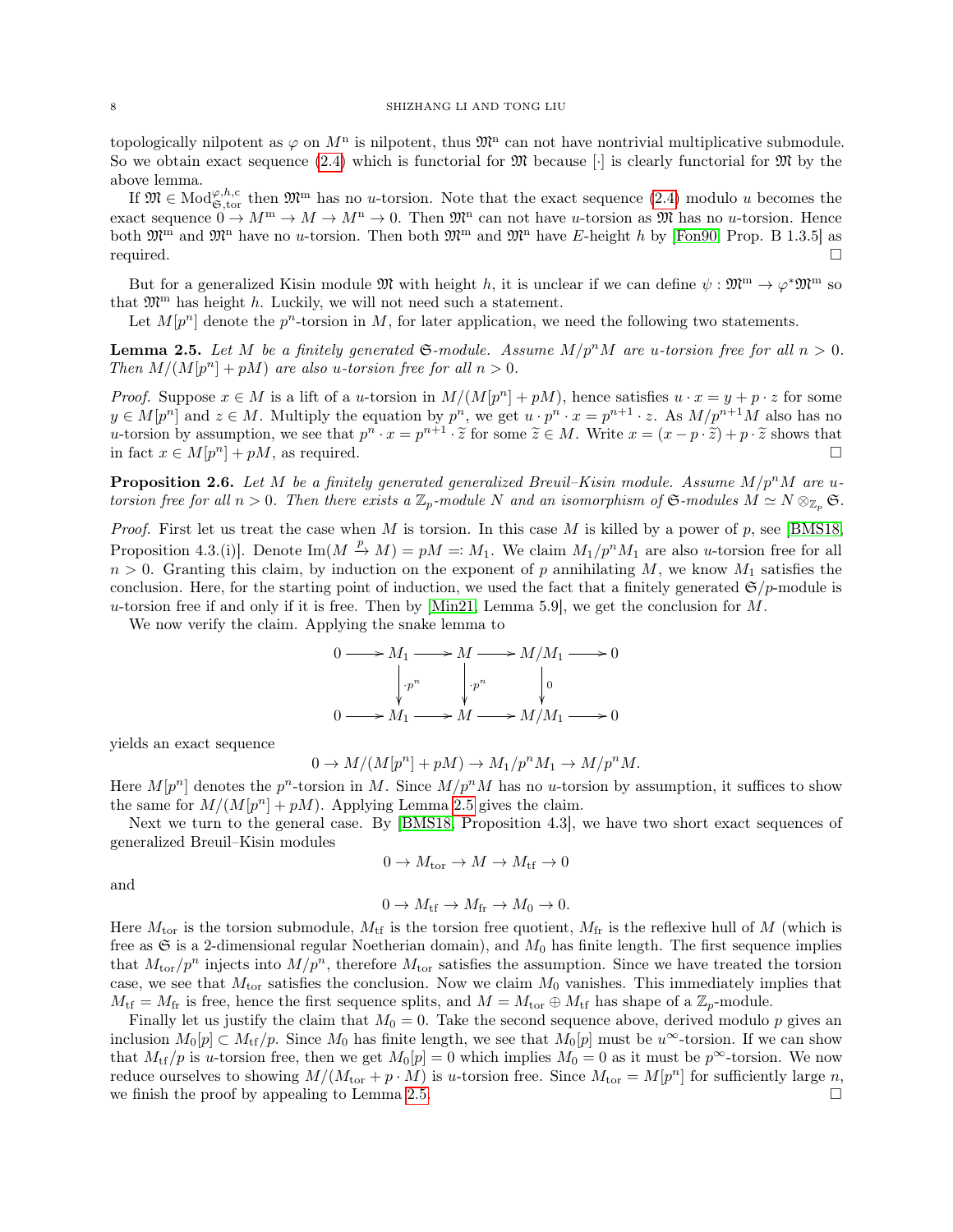topologically nilpotent as $\varphi$ on $M^{\mathrm{n}}$ is nilpotent, thus $\mathfrak{M}^{\mathrm{n}}$ can not have nontrivial multiplicative submodule. So we obtain exact sequence (2.4) which is functorial for $\mathfrak{M}$ because $[\cdot]$ is clearly functorial for $\mathfrak{M}$ by the above lemma.

If $\mathfrak{M} \in \mathrm{Mod}^{\varphi,h,c}_{\mathfrak{S},\mathrm{tor}}$ then $\mathfrak{M}^{\mathrm{m}}$ has no $u$-torsion. Note that the exact sequence (2.4) modulo $u$ becomes the exact sequence $0 \to M^{\mathrm{m}} \to M \to M^{\mathrm{n}} \to 0$. Then $\mathfrak{M}^{\mathrm{n}}$ can not have $u$-torsion as $\mathfrak{M}$ has no $u$-torsion. Hence both $\mathfrak{M}^{\mathrm{m}}$ and $\mathfrak{M}^{\mathrm{n}}$ have no $u$-torsion. Then both $\mathfrak{M}^{\mathrm{m}}$ and $\mathfrak{M}^{\mathrm{n}}$ have $E$-height $h$ by [Fon90, Prop. B 1.3.5] as required. $\square$

But for a generalized Kisin module $\mathfrak{M}$ with height $h$, it is unclear if we can define $\psi : \mathfrak{M}^{\mathrm{m}} \to \varphi^*\mathfrak{M}^{\mathrm{m}}$ so that $\mathfrak{M}^{\mathrm{m}}$ has height $h$. Luckily, we will not need such a statement.

Let $M[p^n]$ denote the $p^n$-torsion in $M$, for later application, we need the following two statements.

**Lemma 2.5.** *Let $M$ be a finitely generated $\mathfrak{S}$-module. Assume $M/p^nM$ are $u$-torsion free for all $n > 0$. Then $M/(M[p^n] + pM)$ are also $u$-torsion free for all $n > 0$.*

*Proof.* Suppose $x \in M$ is a lift of a $u$-torsion in $M/(M[p^n] + pM)$, hence satisfies $u \cdot x = y + p \cdot z$ for some $y \in M[p^n]$ and $z \in M$. Multiply the equation by $p^n$, we get $u \cdot p^n \cdot x = p^{n+1} \cdot z$. As $M/p^{n+1}M$ also has no $u$-torsion by assumption, we see that $p^n \cdot x = p^{n+1} \cdot \tilde{z}$ for some $\tilde{z} \in M$. Write $x = (x - p \cdot \tilde{z}) + p \cdot \tilde{z}$ shows that in fact $x \in M[p^n] + pM$, as required. $\square$

**Proposition 2.6.** *Let $M$ be a finitely generated generalized Breuil–Kisin module. Assume $M/p^nM$ are $u$-torsion free for all $n > 0$. Then there exists a $\mathbb{Z}_p$-module $N$ and an isomorphism of $\mathfrak{S}$-modules $M \simeq N \otimes_{\mathbb{Z}_p} \mathfrak{S}$.*

*Proof.* First let us treat the case when $M$ is torsion. In this case $M$ is killed by a power of $p$, see [BMS18, Proposition 4.3.(i)]. Denote $\mathrm{Im}(M \xrightarrow{p} M) = pM =: M_1$. We claim $M_1/p^nM_1$ are also $u$-torsion free for all $n > 0$. Granting this claim, by induction on the exponent of $p$ annihilating $M$, we know $M_1$ satisfies the conclusion. Here, for the starting point of induction, we used the fact that a finitely generated $\mathfrak{S}/p$-module is $u$-torsion free if and only if it is free. Then by [Min21, Lemma 5.9], we get the conclusion for $M$.

We now verify the claim. Applying the snake lemma to

$$\begin{array}{ccccccccc} 0 & \longrightarrow & M_1 & \longrightarrow & M & \longrightarrow & M/M_1 & \longrightarrow & 0 \\ & & \downarrow{\scriptstyle \cdot p^n} & & \downarrow{\scriptstyle \cdot p^n} & & \downarrow{\scriptstyle 0} & & \\ 0 & \longrightarrow & M_1 & \longrightarrow & M & \longrightarrow & M/M_1 & \longrightarrow & 0 \end{array}$$

yields an exact sequence

$$0 \to M/(M[p^n] + pM) \to M_1/p^nM_1 \to M/p^nM.$$

Here $M[p^n]$ denotes the $p^n$-torsion in $M$. Since $M/p^nM$ has no $u$-torsion by assumption, it suffices to show the same for $M/(M[p^n] + pM)$. Applying Lemma 2.5 gives the claim.

Next we turn to the general case. By [BMS18, Proposition 4.3], we have two short exact sequences of generalized Breuil–Kisin modules

$$0 \to M_{\mathrm{tor}} \to M \to M_{\mathrm{tf}} \to 0$$

and

$$0 \to M_{\mathrm{tf}} \to M_{\mathrm{fr}} \to M_0 \to 0.$$

Here $M_{\mathrm{tor}}$ is the torsion submodule, $M_{\mathrm{tf}}$ is the torsion free quotient, $M_{\mathrm{fr}}$ is the reflexive hull of $M$ (which is free as $\mathfrak{S}$ is a 2-dimensional regular Noetherian domain), and $M_0$ has finite length. The first sequence implies that $M_{\mathrm{tor}}/p^n$ injects into $M/p^n$, therefore $M_{\mathrm{tor}}$ satisfies the assumption. Since we have treated the torsion case, we see that $M_{\mathrm{tor}}$ satisfies the conclusion. Now we claim $M_0$ vanishes. This immediately implies that $M_{\mathrm{tf}} = M_{\mathrm{fr}}$ is free, hence the first sequence splits, and $M = M_{\mathrm{tor}} \oplus M_{\mathrm{tf}}$ has shape of a $\mathbb{Z}_p$-module.

Finally let us justify the claim that $M_0 = 0$. Take the second sequence above, derived modulo $p$ gives an inclusion $M_0[p] \subset M_{\mathrm{tf}}/p$. Since $M_0$ has finite length, we see that $M_0[p]$ must be $u^\infty$-torsion. If we can show that $M_{\mathrm{tf}}/p$ is $u$-torsion free, then we get $M_0[p] = 0$ which implies $M_0 = 0$ as it must be $p^\infty$-torsion. We now reduce ourselves to showing $M/(M_{\mathrm{tor}} + p \cdot M)$ is $u$-torsion free. Since $M_{\mathrm{tor}} = M[p^n]$ for sufficiently large $n$, we finish the proof by appealing to Lemma 2.5. $\square$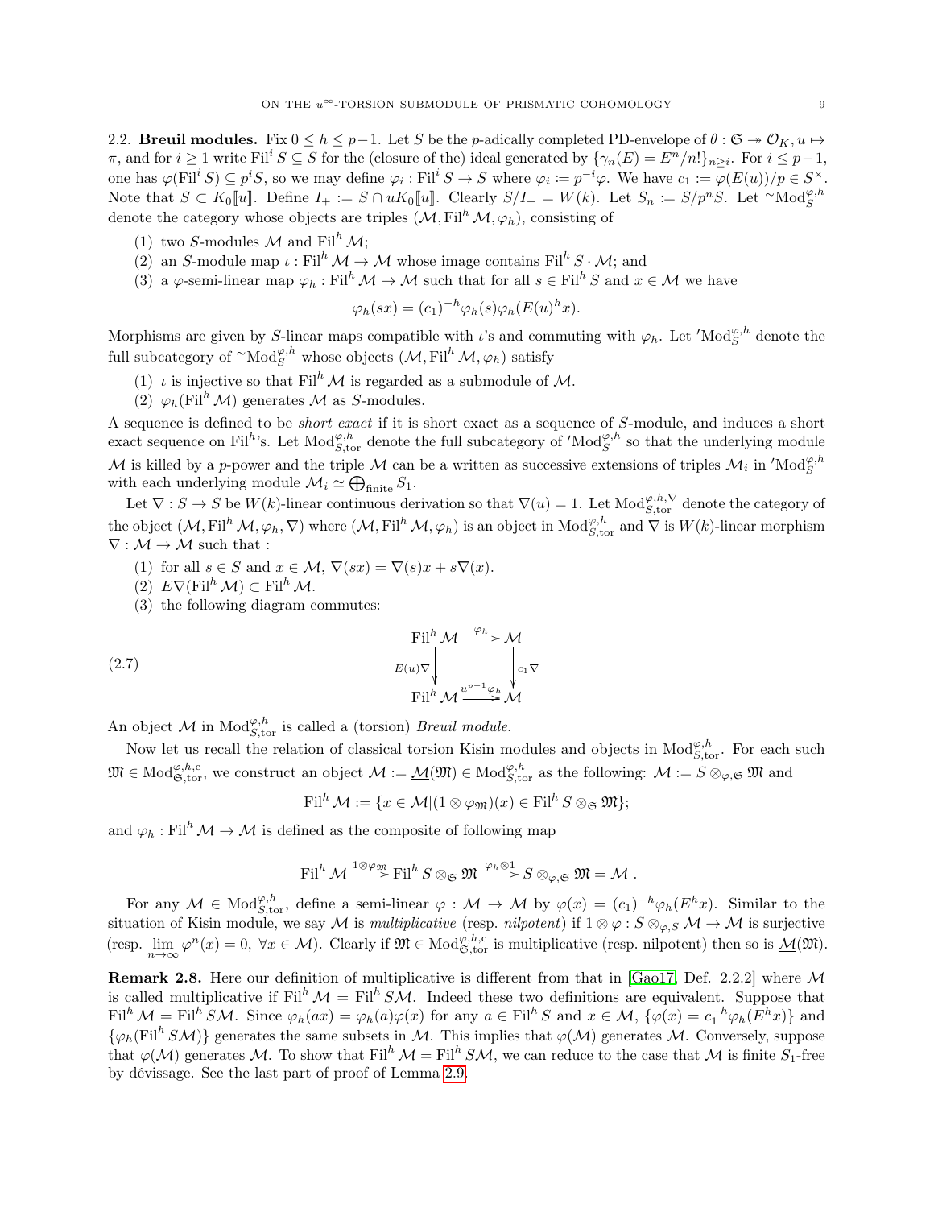2.2. **Breuil modules.** Fix $0 \le h \le p-1$. Let $S$ be the $p$-adically completed PD-envelope of $\theta : \mathfrak{S} \twoheadrightarrow \mathcal{O}_K, u \mapsto \pi$, and for $i \ge 1$ write $\mathrm{Fil}^i S \subseteq S$ for the (closure of the) ideal generated by $\{\gamma_n(E) = E^n/n!\}_{n \ge i}$. For $i \le p-1$, one has $\varphi(\mathrm{Fil}^i S) \subseteq p^i S$, so we may define $\varphi_i : \mathrm{Fil}^i S \to S$ where $\varphi_i := p^{-i}\varphi$. We have $c_1 := \varphi(E(u))/p \in S^\times$. Note that $S \subset K_0[\![u]\!]$. Define $I_+ := S \cap uK_0[\![u]\!]$. Clearly $S/I_+ = W(k)$. Let $S_n := S/p^nS$. Let ${}^\sim\mathrm{Mod}_S^{\varphi,h}$ denote the category whose objects are triples $(\mathcal{M}, \mathrm{Fil}^h \mathcal{M}, \varphi_h)$, consisting of

(1) two $S$-modules $\mathcal{M}$ and $\mathrm{Fil}^h \mathcal{M}$;
(2) an $S$-module map $\iota : \mathrm{Fil}^h \mathcal{M} \to \mathcal{M}$ whose image contains $\mathrm{Fil}^h S \cdot \mathcal{M}$; and
(3) a $\varphi$-semi-linear map $\varphi_h : \mathrm{Fil}^h \mathcal{M} \to \mathcal{M}$ such that for all $s \in \mathrm{Fil}^h S$ and $x \in \mathcal{M}$ we have

$$\varphi_h(sx) = (c_1)^{-h}\varphi_h(s)\varphi_h(E(u)^h x).$$

Morphisms are given by $S$-linear maps compatible with $\iota$'s and commuting with $\varphi_h$. Let ${}'\mathrm{Mod}_S^{\varphi,h}$ denote the full subcategory of ${}^\sim\mathrm{Mod}_S^{\varphi,h}$ whose objects $(\mathcal{M}, \mathrm{Fil}^h \mathcal{M}, \varphi_h)$ satisfy

(1) $\iota$ is injective so that $\mathrm{Fil}^h \mathcal{M}$ is regarded as a submodule of $\mathcal{M}$.
(2) $\varphi_h(\mathrm{Fil}^h \mathcal{M})$ generates $\mathcal{M}$ as $S$-modules.

A sequence is defined to be *short exact* if it is short exact as a sequence of $S$-module, and induces a short exact sequence on $\mathrm{Fil}^h$'s. Let $\mathrm{Mod}_{S,\mathrm{tor}}^{\varphi,h}$ denote the full subcategory of ${}'\mathrm{Mod}_S^{\varphi,h}$ so that the underlying module $\mathcal{M}$ is killed by a $p$-power and the triple $\mathcal{M}$ can be a written as successive extensions of triples $\mathcal{M}_i$ in ${}'\mathrm{Mod}_S^{\varphi,h}$ with each underlying module $\mathcal{M}_i \simeq \bigoplus_{\mathrm{finite}} S_1$.

Let $\nabla : S \to S$ be $W(k)$-linear continuous derivation so that $\nabla(u) = 1$. Let $\mathrm{Mod}_{S,\mathrm{tor}}^{\varphi,h,\nabla}$ denote the category of the object $(\mathcal{M}, \mathrm{Fil}^h \mathcal{M}, \varphi_h, \nabla)$ where $(\mathcal{M}, \mathrm{Fil}^h \mathcal{M}, \varphi_h)$ is an object in $\mathrm{Mod}_{S,\mathrm{tor}}^{\varphi,h}$ and $\nabla$ is $W(k)$-linear morphism $\nabla : \mathcal{M} \to \mathcal{M}$ such that :

(1) for all $s \in S$ and $x \in \mathcal{M}$, $\nabla(sx) = \nabla(s)x + s\nabla(x)$.
(2) $E\nabla(\mathrm{Fil}^h \mathcal{M}) \subset \mathrm{Fil}^h \mathcal{M}$.
(3) the following diagram commutes:

$$\begin{array}{ccc} \mathrm{Fil}^h \mathcal{M} & \xrightarrow{\varphi_h} & \mathcal{M} \\ {\scriptstyle E(u)\nabla}\downarrow & & \downarrow{\scriptstyle c_1 \nabla} \\ \mathrm{Fil}^h \mathcal{M} & \xrightarrow{u^{p-1}\varphi_h} & \mathcal{M} \end{array} \tag{2.7}$$

An object $\mathcal{M}$ in $\mathrm{Mod}_{S,\mathrm{tor}}^{\varphi,h}$ is called a (torsion) *Breuil module*.

Now let us recall the relation of classical torsion Kisin modules and objects in $\mathrm{Mod}_{S,\mathrm{tor}}^{\varphi,h}$. For each such $\mathfrak{M} \in \mathrm{Mod}_{\mathfrak{S},\mathrm{tor}}^{\varphi,h,c}$, we construct an object $\mathcal{M} := \underline{\mathcal{M}}(\mathfrak{M}) \in \mathrm{Mod}_{S,\mathrm{tor}}^{\varphi,h}$ as the following: $\mathcal{M} := S \otimes_{\varphi,\mathfrak{S}} \mathfrak{M}$ and

$$\mathrm{Fil}^h \mathcal{M} := \{x \in \mathcal{M} | (1 \otimes \varphi_{\mathfrak{M}})(x) \in \mathrm{Fil}^h S \otimes_{\mathfrak{S}} \mathfrak{M}\};$$

and $\varphi_h : \mathrm{Fil}^h \mathcal{M} \to \mathcal{M}$ is defined as the composite of following map

$$\mathrm{Fil}^h \mathcal{M} \xrightarrow{1 \otimes \varphi_{\mathfrak{M}}} \mathrm{Fil}^h S \otimes_{\mathfrak{S}} \mathfrak{M} \xrightarrow{\varphi_h \otimes 1} S \otimes_{\varphi,\mathfrak{S}} \mathfrak{M} = \mathcal{M} .$$

For any $\mathcal{M} \in \mathrm{Mod}_{S,\mathrm{tor}}^{\varphi,h}$, define a semi-linear $\varphi : \mathcal{M} \to \mathcal{M}$ by $\varphi(x) = (c_1)^{-h}\varphi_h(E^h x)$. Similar to the situation of Kisin module, we say $\mathcal{M}$ is *multiplicative* (resp. *nilpotent*) if $1 \otimes \varphi : S \otimes_{\varphi,S} \mathcal{M} \to \mathcal{M}$ is surjective (resp. $\lim\limits_{n\to\infty} \varphi^n(x) = 0,\ \forall x \in \mathcal{M}$). Clearly if $\mathfrak{M} \in \mathrm{Mod}_{\mathfrak{S},\mathrm{tor}}^{\varphi,h,c}$ is multiplicative (resp. nilpotent) then so is $\underline{\mathcal{M}}(\mathfrak{M})$.

**Remark 2.8.** Here our definition of multiplicative is different from that in [Gao17, Def. 2.2.2] where $\mathcal{M}$ is called multiplicative if $\mathrm{Fil}^h \mathcal{M} = \mathrm{Fil}^h S\mathcal{M}$. Indeed these two definitions are equivalent. Suppose that $\mathrm{Fil}^h \mathcal{M} = \mathrm{Fil}^h S\mathcal{M}$. Since $\varphi_h(ax) = \varphi_h(a)\varphi(x)$ for any $a \in \mathrm{Fil}^h S$ and $x \in \mathcal{M}$, $\{\varphi(x) = c_1^{-h}\varphi_h(E^h x)\}$ and $\{\varphi_h(\mathrm{Fil}^h S\mathcal{M})\}$ generates the same subsets in $\mathcal{M}$. This implies that $\varphi(\mathcal{M})$ generates $\mathcal{M}$. Conversely, suppose that $\varphi(\mathcal{M})$ generates $\mathcal{M}$. To show that $\mathrm{Fil}^h \mathcal{M} = \mathrm{Fil}^h S\mathcal{M}$, we can reduce to the case that $\mathcal{M}$ is finite $S_1$-free by dévissage. See the last part of proof of Lemma 2.9.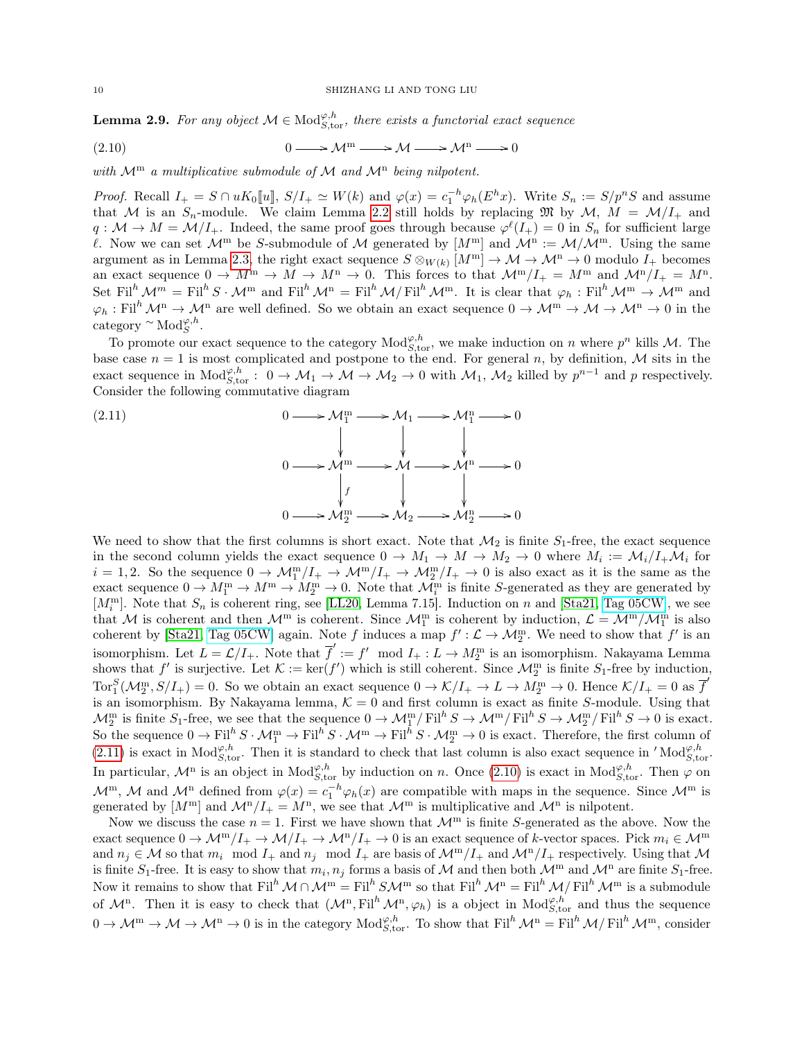**Lemma 2.9.** *For any object $\mathcal{M} \in \mathrm{Mod}_{S,\mathrm{tor}}^{\varphi,h}$, there exists a functorial exact sequence*

$$0 \longrightarrow \mathcal{M}^{\mathrm{m}} \longrightarrow \mathcal{M} \longrightarrow \mathcal{M}^{\mathrm{n}} \longrightarrow 0 \tag{2.10}$$

*with $\mathcal{M}^{\mathrm{m}}$ a multiplicative submodule of $\mathcal{M}$ and $\mathcal{M}^{\mathrm{n}}$ being nilpotent.*

*Proof.* Recall $I_+ = S \cap uK_0[\![u]\!]$, $S/I_+ \simeq W(k)$ and $\varphi(x) = c_1^{-h}\varphi_h(E^h x)$. Write $S_n := S/p^nS$ and assume that $\mathcal{M}$ is an $S_n$-module. We claim Lemma 2.2 still holds by replacing $\mathfrak{M}$ by $\mathcal{M}$, $M = \mathcal{M}/I_+$ and $q : \mathcal{M} \to M = \mathcal{M}/I_+$. Indeed, the same proof goes through because $\varphi^\ell(I_+) = 0$ in $S_n$ for sufficient large $\ell$. Now we can set $\mathcal{M}^{\mathrm{m}}$ be $S$-submodule of $\mathcal{M}$ generated by $[M^{\mathrm{m}}]$ and $\mathcal{M}^{\mathrm{n}} := \mathcal{M}/\mathcal{M}^{\mathrm{m}}$. Using the same argument as in Lemma 2.3, the right exact sequence $S \otimes_{W(k)} [M^{\mathrm{m}}] \to \mathcal{M} \to \mathcal{M}^{\mathrm{n}} \to 0$ modulo $I_+$ becomes an exact sequence $0 \to M^{\mathrm{m}} \to M \to M^{\mathrm{n}} \to 0$. This forces to that $\mathcal{M}^{\mathrm{m}}/I_+ = M^{\mathrm{m}}$ and $\mathcal{M}^{\mathrm{n}}/I_+ = M^{\mathrm{n}}$. Set $\mathrm{Fil}^h \mathcal{M}^m = \mathrm{Fil}^h S \cdot \mathcal{M}^{\mathrm{m}}$ and $\mathrm{Fil}^h \mathcal{M}^{\mathrm{n}} = \mathrm{Fil}^h \mathcal{M}/\mathrm{Fil}^h \mathcal{M}^{\mathrm{m}}$. It is clear that $\varphi_h : \mathrm{Fil}^h \mathcal{M}^{\mathrm{m}} \to \mathcal{M}^{\mathrm{m}}$ and $\varphi_h : \mathrm{Fil}^h \mathcal{M}^{\mathrm{n}} \to \mathcal{M}^{\mathrm{n}}$ are well defined. So we obtain an exact sequence $0 \to \mathcal{M}^{\mathrm{m}} \to \mathcal{M} \to \mathcal{M}^{\mathrm{n}} \to 0$ in the category ${}^{\sim}\mathrm{Mod}_S^{\varphi,h}$.

To promote our exact sequence to the category $\mathrm{Mod}_{S,\mathrm{tor}}^{\varphi,h}$, we make induction on $n$ where $p^n$ kills $\mathcal{M}$. The base case $n = 1$ is most complicated and postpone to the end. For general $n$, by definition, $\mathcal{M}$ sits in the exact sequence in $\mathrm{Mod}_{S,\mathrm{tor}}^{\varphi,h}$: $0 \to \mathcal{M}_1 \to \mathcal{M} \to \mathcal{M}_2 \to 0$ with $\mathcal{M}_1$, $\mathcal{M}_2$ killed by $p^{n-1}$ and $p$ respectively. Consider the following commutative diagram

$$\begin{array}{ccccccccc}
0 & \longrightarrow & \mathcal{M}_1^{\mathrm{m}} & \longrightarrow & \mathcal{M}_1 & \longrightarrow & \mathcal{M}_1^{\mathrm{n}} & \longrightarrow & 0 \\
 & & \downarrow & & \downarrow & & \downarrow & & \\
0 & \longrightarrow & \mathcal{M}^{\mathrm{m}} & \longrightarrow & \mathcal{M} & \longrightarrow & \mathcal{M}^{\mathrm{n}} & \longrightarrow & 0 \\
 & & \downarrow f & & \downarrow & & \downarrow & & \\
0 & \longrightarrow & \mathcal{M}_2^{\mathrm{m}} & \longrightarrow & \mathcal{M}_2 & \longrightarrow & \mathcal{M}_2^{\mathrm{n}} & \longrightarrow & 0
\end{array} \tag{2.11}$$

We need to show that the first columns is short exact. Note that $\mathcal{M}_2$ is finite $S_1$-free, the exact sequence in the second column yields the exact sequence $0 \to M_1 \to M \to M_2 \to 0$ where $M_i := \mathcal{M}_i/I_+\mathcal{M}_i$ for $i = 1, 2$. So the sequence $0 \to \mathcal{M}_1^{\mathrm{m}}/I_+ \to \mathcal{M}^{\mathrm{m}}/I_+ \to \mathcal{M}_2^{\mathrm{m}}/I_+ \to 0$ is also exact as it is the same as the exact sequence $0 \to M_1^{\mathrm{m}} \to M^{\mathrm{m}} \to M_2^{\mathrm{m}} \to 0$. Note that $\mathcal{M}_i^{\mathrm{m}}$ is finite $S$-generated as they are generated by $[M_i^{\mathrm{m}}]$. Note that $S_n$ is coherent ring, see [LL20, Lemma 7.15]. Induction on $n$ and [Sta21, Tag 05CW], we see that $\mathcal{M}$ is coherent and then $\mathcal{M}^{\mathrm{m}}$ is coherent. Since $\mathcal{M}_1^{\mathrm{m}}$ is coherent by induction, $\mathcal{L} = \mathcal{M}^{\mathrm{m}}/\mathcal{M}_1^{\mathrm{m}}$ is also coherent by [Sta21, Tag 05CW] again. Note $f$ induces a map $f' : \mathcal{L} \to \mathcal{M}_2^{\mathrm{m}}$. We need to show that $f'$ is an isomorphism. Let $L = \mathcal{L}/I_+$. Note that $\overline{f}' := f' \mod I_+ : L \to M_2^{\mathrm{m}}$ is an isomorphism. Nakayama Lemma shows that $f'$ is surjective. Let $\mathcal{K} := \ker(f')$ which is still coherent. Since $\mathcal{M}_2^{\mathrm{m}}$ is finite $S_1$-free by induction, $\mathrm{Tor}_1^S(\mathcal{M}_2^{\mathrm{m}}, S/I_+) = 0$. So we obtain an exact sequence $0 \to \mathcal{K}/I_+ \to L \to M_2^{\mathrm{m}} \to 0$. Hence $\mathcal{K}/I_+ = 0$ as $\overline{f}'$ is an isomorphism. By Nakayama lemma, $\mathcal{K} = 0$ and first column is exact as finite $S$-module. Using that $\mathcal{M}_2^{\mathrm{m}}$ is finite $S_1$-free, we see that the sequence $0 \to \mathcal{M}_1^{\mathrm{m}}/\mathrm{Fil}^h S \to \mathcal{M}^{\mathrm{m}}/\mathrm{Fil}^h S \to \mathcal{M}_2^{\mathrm{m}}/\mathrm{Fil}^h S \to 0$ is exact. So the sequence $0 \to \mathrm{Fil}^h S \cdot \mathcal{M}_1^{\mathrm{m}} \to \mathrm{Fil}^h S \cdot \mathcal{M}^{\mathrm{m}} \to \mathrm{Fil}^h S \cdot \mathcal{M}_2^{\mathrm{m}} \to 0$ is exact. Therefore, the first column of (2.11) is exact in $\mathrm{Mod}_{S,\mathrm{tor}}^{\varphi,h}$. Then it is standard to check that last column is also exact sequence in ${}'\mathrm{Mod}_{S,\mathrm{tor}}^{\varphi,h}$. In particular, $\mathcal{M}^{\mathrm{n}}$ is an object in $\mathrm{Mod}_{S,\mathrm{tor}}^{\varphi,h}$ by induction on $n$. Once (2.10) is exact in $\mathrm{Mod}_{S,\mathrm{tor}}^{\varphi,h}$. Then $\varphi$ on $\mathcal{M}^{\mathrm{m}}$, $\mathcal{M}$ and $\mathcal{M}^{\mathrm{n}}$ defined from $\varphi(x) = c_1^{-h}\varphi_h(x)$ are compatible with maps in the sequence. Since $\mathcal{M}^{\mathrm{m}}$ is generated by $[M^{\mathrm{m}}]$ and $\mathcal{M}^{\mathrm{n}}/I_+ = M^{\mathrm{n}}$, we see that $\mathcal{M}^{\mathrm{m}}$ is multiplicative and $\mathcal{M}^{\mathrm{n}}$ is nilpotent.

Now we discuss the case $n = 1$. First we have shown that $\mathcal{M}^{\mathrm{m}}$ is finite $S$-generated as the above. Now the exact sequence $0 \to \mathcal{M}^{\mathrm{m}}/I_+ \to \mathcal{M}/I_+ \to \mathcal{M}^{\mathrm{n}}/I_+ \to 0$ is an exact sequence of $k$-vector spaces. Pick $m_i \in \mathcal{M}^{\mathrm{m}}$ and $n_j \in \mathcal{M}$ so that $m_i \mod I_+$ and $n_j \mod I_+$ are basis of $\mathcal{M}^{\mathrm{m}}/I_+$ and $\mathcal{M}^{\mathrm{n}}/I_+$ respectively. Using that $\mathcal{M}$ is finite $S_1$-free. It is easy to show that $m_i, n_j$ forms a basis of $\mathcal{M}$ and then both $\mathcal{M}^{\mathrm{m}}$ and $\mathcal{M}^{\mathrm{n}}$ are finite $S_1$-free. Now it remains to show that $\mathrm{Fil}^h \mathcal{M} \cap \mathcal{M}^{\mathrm{m}} = \mathrm{Fil}^h S\mathcal{M}^{\mathrm{m}}$ so that $\mathrm{Fil}^h \mathcal{M}^{\mathrm{n}} = \mathrm{Fil}^h \mathcal{M}/\mathrm{Fil}^h \mathcal{M}^{\mathrm{m}}$ is a submodule of $\mathcal{M}^{\mathrm{n}}$. Then it is easy to check that $(\mathcal{M}^{\mathrm{n}}, \mathrm{Fil}^h \mathcal{M}^{\mathrm{n}}, \varphi_h)$ is a object in $\mathrm{Mod}_{S,\mathrm{tor}}^{\varphi,h}$ and thus the sequence $0 \to \mathcal{M}^{\mathrm{m}} \to \mathcal{M} \to \mathcal{M}^{\mathrm{n}} \to 0$ is in the category $\mathrm{Mod}_{S,\mathrm{tor}}^{\varphi,h}$. To show that $\mathrm{Fil}^h \mathcal{M}^{\mathrm{n}} = \mathrm{Fil}^h \mathcal{M}/\mathrm{Fil}^h \mathcal{M}^{\mathrm{m}}$, consider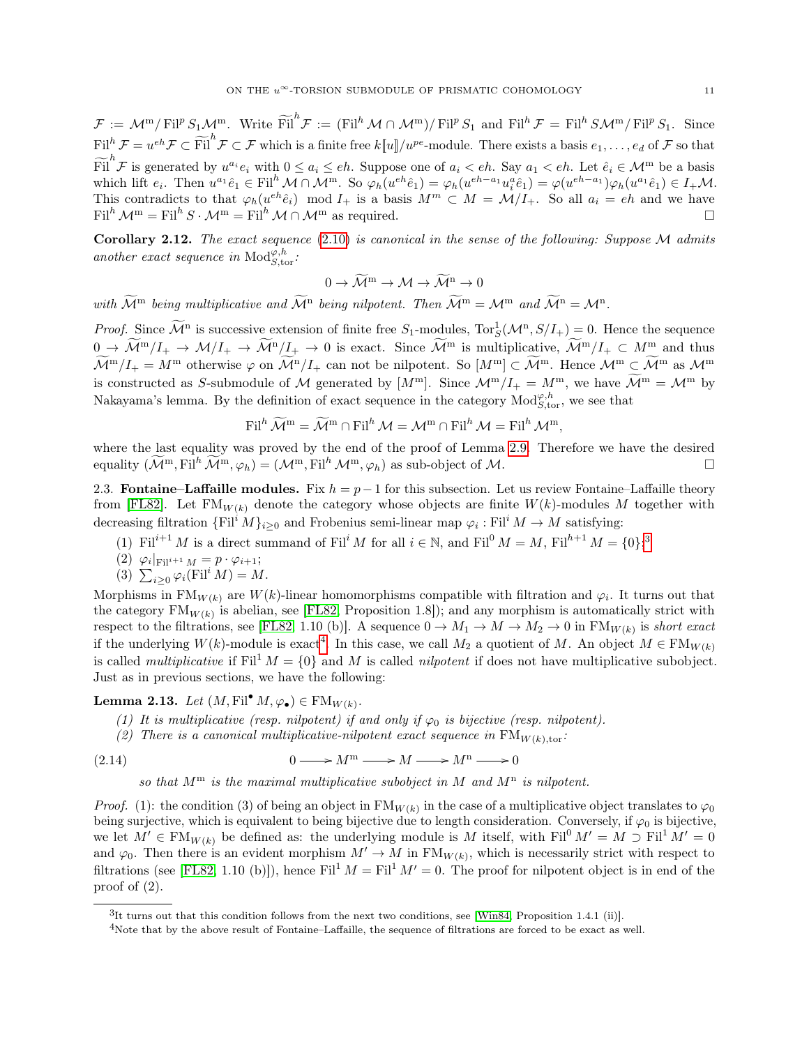$\mathcal{F} := \mathcal{M}^{\mathrm{m}}/\operatorname{Fil}^p S_1\mathcal{M}^{\mathrm{m}}$. Write $\widetilde{\operatorname{Fil}}^h\mathcal{F} := (\operatorname{Fil}^h\mathcal{M}\cap\mathcal{M}^{\mathrm{m}})/\operatorname{Fil}^p S_1$ and $\operatorname{Fil}^h\mathcal{F} = \operatorname{Fil}^h S\mathcal{M}^{\mathrm{m}}/\operatorname{Fil}^p S_1$. Since $\operatorname{Fil}^h\mathcal{F} = u^{eh}\mathcal{F}\subset\widetilde{\operatorname{Fil}}^h\mathcal{F}\subset\mathcal{F}$ which is a finite free $k[\![u]\!]/u^{pe}$-module. There exists a basis $e_1,\dots,e_d$ of $\mathcal{F}$ so that $\widetilde{\operatorname{Fil}}^h\mathcal{F}$ is generated by $u^{a_i}e_i$ with $0\le a_i\le eh$. Suppose one of $a_i<eh$. Say $a_1<eh$. Let $\hat e_i\in\mathcal{M}^{\mathrm{m}}$ be a basis which lift $e_i$. Then $u^{a_1}\hat e_1\in\operatorname{Fil}^h\mathcal{M}\cap\mathcal{M}^{\mathrm{m}}$. So $\varphi_h(u^{eh}\hat e_1) = \varphi_h(u^{eh-a_1}u_i^a\hat e_1) = \varphi(u^{eh-a_1})\varphi_h(u^{a_1}\hat e_1)\in I_+\mathcal{M}$. This contradicts to that $\varphi_h(u^{eh}\hat e_i) \mod I_+$ is a basis $M^m\subset M = \mathcal{M}/I_+$. So all $a_i = eh$ and we have $\operatorname{Fil}^h\mathcal{M}^{\mathrm{m}} = \operatorname{Fil}^h S\cdot\mathcal{M}^{\mathrm{m}} = \operatorname{Fil}^h\mathcal{M}\cap\mathcal{M}^{\mathrm{m}}$ as required. □

**Corollary 2.12.** *The exact sequence (2.10) is canonical in the sense of the following: Suppose $\mathcal{M}$ admits another exact sequence in $\operatorname{Mod}^{\varphi,h}_{S,\mathrm{tor}}$:*

$$0\to\widetilde{\mathcal{M}}^{\mathrm{m}}\to\mathcal{M}\to\widetilde{\mathcal{M}}^{\mathrm{n}}\to 0$$

*with $\widetilde{\mathcal{M}}^{\mathrm{m}}$ being multiplicative and $\widetilde{\mathcal{M}}^{\mathrm{n}}$ being nilpotent. Then $\widetilde{\mathcal{M}}^{\mathrm{m}} = \mathcal{M}^{\mathrm{m}}$ and $\widetilde{\mathcal{M}}^{\mathrm{n}} = \mathcal{M}^{\mathrm{n}}$.*

*Proof.* Since $\widetilde{\mathcal{M}}^{\mathrm{n}}$ is successive extension of finite free $S_1$-modules, $\operatorname{Tor}^1_S(\mathcal{M}^{\mathrm{n}}, S/I_+) = 0$. Hence the sequence $0\to\widetilde{\mathcal{M}}^{\mathrm{m}}/I_+\to\mathcal{M}/I_+\to\widetilde{\mathcal{M}}^{\mathrm{n}}/I_+\to 0$ is exact. Since $\widetilde{\mathcal{M}}^{\mathrm{m}}$ is multiplicative, $\widetilde{\mathcal{M}}^{\mathrm{m}}/I_+\subset M^{\mathrm{m}}$ and thus $\widetilde{\mathcal{M}}^{\mathrm{m}}/I_+ = M^{\mathrm{m}}$ otherwise $\varphi$ on $\widetilde{\mathcal{M}}^{\mathrm{n}}/I_+$ can not be nilpotent. So $[M^{\mathrm{m}}]\subset\widetilde{\mathcal{M}}^{\mathrm{m}}$. Hence $\mathcal{M}^{\mathrm{m}}\subset\widetilde{\mathcal{M}}^{\mathrm{m}}$ as $\mathcal{M}^{\mathrm{m}}$ is constructed as $S$-submodule of $\mathcal{M}$ generated by $[M^{\mathrm{m}}]$. Since $\mathcal{M}^{\mathrm{m}}/I_+ = M^{\mathrm{m}}$, we have $\widetilde{\mathcal{M}}^{\mathrm{m}} = \mathcal{M}^{\mathrm{m}}$ by Nakayama's lemma. By the definition of exact sequence in the category $\operatorname{Mod}^{\varphi,h}_{S,\mathrm{tor}}$, we see that

$$\operatorname{Fil}^h\widetilde{\mathcal{M}}^{\mathrm{m}} = \widetilde{\mathcal{M}}^{\mathrm{m}}\cap\operatorname{Fil}^h\mathcal{M} = \mathcal{M}^{\mathrm{m}}\cap\operatorname{Fil}^h\mathcal{M} = \operatorname{Fil}^h\mathcal{M}^{\mathrm{m}},$$

where the last equality was proved by the end of the proof of Lemma 2.9. Therefore we have the desired equality $(\widetilde{\mathcal{M}}^{\mathrm{m}},\operatorname{Fil}^h\widetilde{\mathcal{M}}^{\mathrm{m}},\varphi_h) = (\mathcal{M}^{\mathrm{m}},\operatorname{Fil}^h\mathcal{M}^{\mathrm{m}},\varphi_h)$ as sub-object of $\mathcal{M}$. □

### 2.3. Fontaine–Laffaille modules.

Fix $h = p-1$ for this subsection. Let us review Fontaine–Laffaille theory from [FL82]. Let $\mathrm{FM}_{W(k)}$ denote the category whose objects are finite $W(k)$-modules $M$ together with decreasing filtration $\{\operatorname{Fil}^i M\}_{i\ge 0}$ and Frobenius semi-linear map $\varphi_i:\operatorname{Fil}^i M\to M$ satisfying:

1. $\operatorname{Fil}^{i+1}M$ is a direct summand of $\operatorname{Fil}^i M$ for all $i\in\mathbb{N}$, and $\operatorname{Fil}^0 M = M$, $\operatorname{Fil}^{h+1}M = \{0\}$;[3]
2. $\varphi_i|_{\operatorname{Fil}^{i+1}M} = p\cdot\varphi_{i+1}$;
3. $\sum_{i\ge 0}\varphi_i(\operatorname{Fil}^i M) = M$.

Morphisms in $\mathrm{FM}_{W(k)}$ are $W(k)$-linear homomorphisms compatible with filtration and $\varphi_i$. It turns out that the category $\mathrm{FM}_{W(k)}$ is abelian, see [FL82, Proposition 1.8]); and any morphism is automatically strict with respect to the filtrations, see [FL82, 1.10 (b)]. A sequence $0\to M_1\to M\to M_2\to 0$ in $\mathrm{FM}_{W(k)}$ is *short exact* if the underlying $W(k)$-module is exact[4]. In this case, we call $M_2$ a quotient of $M$. An object $M\in\mathrm{FM}_{W(k)}$ is called *multiplicative* if $\operatorname{Fil}^1 M = \{0\}$ and $M$ is called *nilpotent* if does not have multiplicative subobject. Just as in previous sections, we have the following:

**Lemma 2.13.** *Let $(M,\operatorname{Fil}^\bullet M,\varphi_\bullet)\in\mathrm{FM}_{W(k)}$.*

1. *It is multiplicative (resp. nilpotent) if and only if $\varphi_0$ is bijective (resp. nilpotent).*
2. *There is a canonical multiplicative-nilpotent exact sequence in $\mathrm{FM}_{W(k),\mathrm{tor}}$:*

$$0\longrightarrow M^{\mathrm{m}}\longrightarrow M\longrightarrow M^{\mathrm{n}}\longrightarrow 0 \tag{2.14}$$

*so that $M^{\mathrm{m}}$ is the maximal multiplicative subobject in $M$ and $M^{\mathrm{n}}$ is nilpotent.*

*Proof.* (1): the condition (3) of being an object in $\mathrm{FM}_{W(k)}$ in the case of a multiplicative object translates to $\varphi_0$ being surjective, which is equivalent to being bijective due to length consideration. Conversely, if $\varphi_0$ is bijective, we let $M'\in\mathrm{FM}_{W(k)}$ be defined as: the underlying module is $M$ itself, with $\operatorname{Fil}^0 M' = M\supset\operatorname{Fil}^1 M' = 0$ and $\varphi_0$. Then there is an evident morphism $M'\to M$ in $\mathrm{FM}_{W(k)}$, which is necessarily strict with respect to filtrations (see [FL82, 1.10 (b)]), hence $\operatorname{Fil}^1 M = \operatorname{Fil}^1 M' = 0$. The proof for nilpotent object is in end of the proof of (2).

---

[3] It turns out that this condition follows from the next two conditions, see [Win84, Proposition 1.4.1 (ii)].

[4] Note that by the above result of Fontaine–Laffaille, the sequence of filtrations are forced to be exact as well.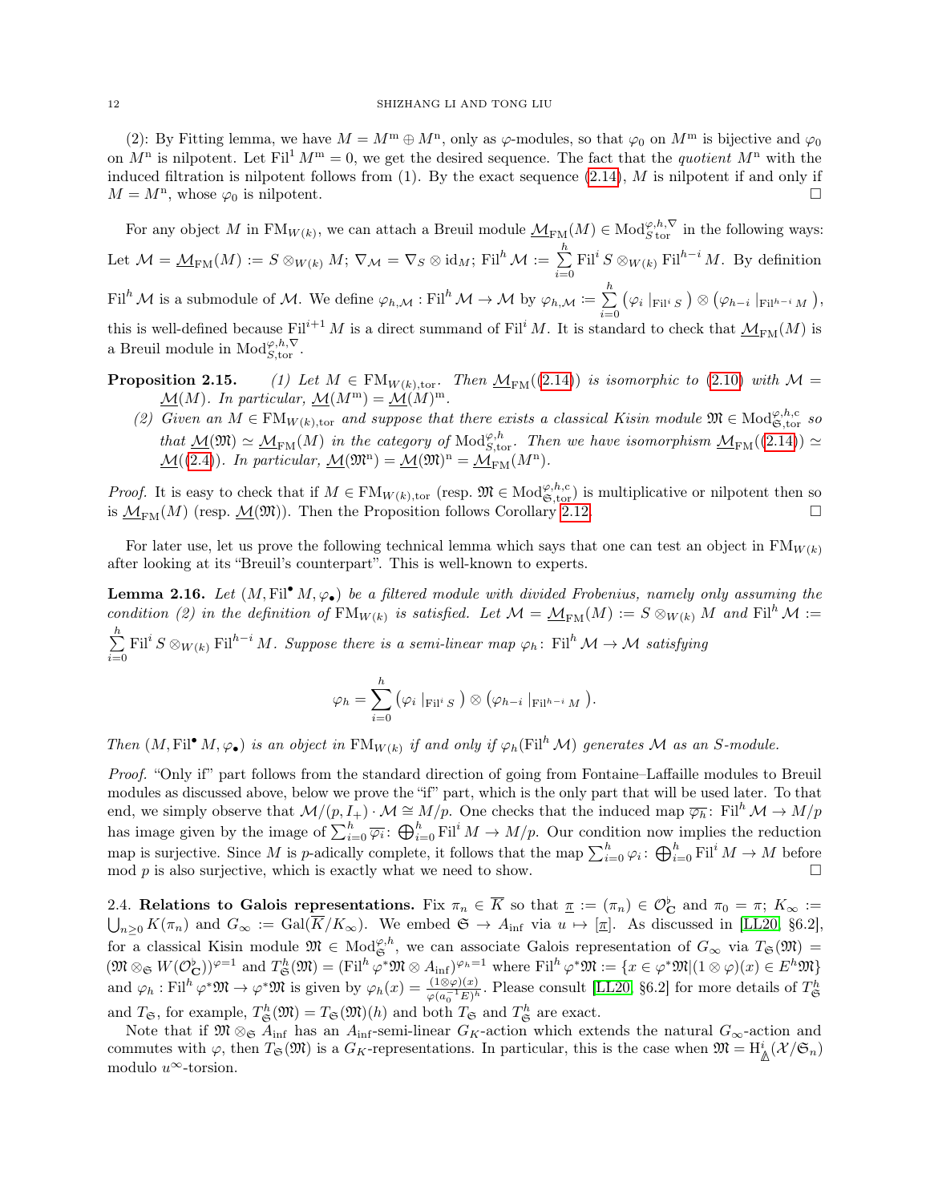(2): By Fitting lemma, we have $M = M^{\mathrm{m}} \oplus M^{\mathrm{n}}$, only as $\varphi$-modules, so that $\varphi_0$ on $M^{\mathrm{m}}$ is bijective and $\varphi_0$ on $M^{\mathrm{n}}$ is nilpotent. Let $\mathrm{Fil}^1 M^{\mathrm{m}} = 0$, we get the desired sequence. The fact that the *quotient* $M^{\mathrm{n}}$ with the induced filtration is nilpotent follows from (1). By the exact sequence (2.14), $M$ is nilpotent if and only if $M = M^{\mathrm{n}}$, whose $\varphi_0$ is nilpotent. $\square$

For any object $M$ in $\mathrm{FM}_{W(k)}$, we can attach a Breuil module $\underline{\mathcal{M}}_{\mathrm{FM}}(M) \in \mathrm{Mod}^{\varphi,h,\nabla}_{S\,\mathrm{tor}}$ in the following ways: Let $\mathcal{M} = \underline{\mathcal{M}}_{\mathrm{FM}}(M) := S \otimes_{W(k)} M$; $\nabla_{\mathcal{M}} = \nabla_S \otimes \mathrm{id}_M$; $\mathrm{Fil}^h \mathcal{M} := \sum_{i=0}^{h} \mathrm{Fil}^i S \otimes_{W(k)} \mathrm{Fil}^{h-i} M$. By definition $\mathrm{Fil}^h \mathcal{M}$ is a submodule of $\mathcal{M}$. We define $\varphi_{h,\mathcal{M}} : \mathrm{Fil}^h \mathcal{M} \to \mathcal{M}$ by $\varphi_{h,\mathcal{M}} := \sum_{i=0}^{h} \left(\varphi_i \mid_{\mathrm{Fil}^i S}\right) \otimes \left(\varphi_{h-i} \mid_{\mathrm{Fil}^{h-i} M}\right)$, this is well-defined because $\mathrm{Fil}^{i+1} M$ is a direct summand of $\mathrm{Fil}^i M$. It is standard to check that $\underline{\mathcal{M}}_{\mathrm{FM}}(M)$ is a Breuil module in $\mathrm{Mod}^{\varphi,h,\nabla}_{S,\mathrm{tor}}$.

**Proposition 2.15.** *(1) Let $M \in \mathrm{FM}_{W(k),\mathrm{tor}}$. Then $\underline{\mathcal{M}}_{\mathrm{FM}}((2.14))$ is isomorphic to (2.10) with $\mathcal{M} = \underline{\mathcal{M}}(M)$. In particular, $\underline{\mathcal{M}}(M^{\mathrm{m}}) = \underline{\mathcal{M}}(M)^{\mathrm{m}}$.*

*(2) Given an $M \in \mathrm{FM}_{W(k),\mathrm{tor}}$ and suppose that there exists a classical Kisin module $\mathfrak{M} \in \mathrm{Mod}^{\varphi,h,c}_{\mathfrak{S},\mathrm{tor}}$ so that $\underline{\mathcal{M}}(\mathfrak{M}) \simeq \underline{\mathcal{M}}_{\mathrm{FM}}(M)$ in the category of $\mathrm{Mod}^{\varphi,h}_{S,\mathrm{tor}}$. Then we have isomorphism $\underline{\mathcal{M}}_{\mathrm{FM}}((2.14)) \simeq \underline{\mathcal{M}}((2.4))$. In particular, $\underline{\mathcal{M}}(\mathfrak{M}^{\mathrm{n}}) = \underline{\mathcal{M}}(\mathfrak{M})^{\mathrm{n}} = \underline{\mathcal{M}}_{\mathrm{FM}}(M^{\mathrm{n}})$.*

*Proof.* It is easy to check that if $M \in \mathrm{FM}_{W(k),\mathrm{tor}}$ (resp. $\mathfrak{M} \in \mathrm{Mod}^{\varphi,h,c}_{\mathfrak{S},\mathrm{tor}}$) is multiplicative or nilpotent then so is $\underline{\mathcal{M}}_{\mathrm{FM}}(M)$ (resp. $\underline{\mathcal{M}}(\mathfrak{M})$). Then the Proposition follows Corollary 2.12. $\square$

For later use, let us prove the following technical lemma which says that one can test an object in $\mathrm{FM}_{W(k)}$ after looking at its "Breuil's counterpart". This is well-known to experts.

**Lemma 2.16.** *Let $(M, \mathrm{Fil}^\bullet M, \varphi_\bullet)$ be a filtered module with divided Frobenius, namely only assuming the condition (2) in the definition of $\mathrm{FM}_{W(k)}$ is satisfied. Let $\mathcal{M} = \underline{\mathcal{M}}_{\mathrm{FM}}(M) := S \otimes_{W(k)} M$ and $\mathrm{Fil}^h \mathcal{M} := \sum_{i=0}^{h} \mathrm{Fil}^i S \otimes_{W(k)} \mathrm{Fil}^{h-i} M$. Suppose there is a semi-linear map $\varphi_h \colon \mathrm{Fil}^h \mathcal{M} \to \mathcal{M}$ satisfying*

$$\varphi_h = \sum_{i=0}^{h} \left(\varphi_i \mid_{\mathrm{Fil}^i S}\right) \otimes \left(\varphi_{h-i} \mid_{\mathrm{Fil}^{h-i} M}\right).$$

*Then $(M, \mathrm{Fil}^\bullet M, \varphi_\bullet)$ is an object in $\mathrm{FM}_{W(k)}$ if and only if $\varphi_h(\mathrm{Fil}^h \mathcal{M})$ generates $\mathcal{M}$ as an $S$-module.*

*Proof.* "Only if" part follows from the standard direction of going from Fontaine–Laffaille modules to Breuil modules as discussed above, below we prove the "if" part, which is the only part that will be used later. To that end, we simply observe that $\mathcal{M}/(p, I_+) \cdot \mathcal{M} \cong M/p$. One checks that the induced map $\overline{\varphi_h} \colon \mathrm{Fil}^h \mathcal{M} \to M/p$ has image given by the image of $\sum_{i=0}^{h} \overline{\varphi_i} \colon \bigoplus_{i=0}^{h} \mathrm{Fil}^i M \to M/p$. Our condition now implies the reduction map is surjective. Since $M$ is $p$-adically complete, it follows that the map $\sum_{i=0}^{h} \varphi_i \colon \bigoplus_{i=0}^{h} \mathrm{Fil}^i M \to M$ before mod $p$ is also surjective, which is exactly what we need to show. $\square$

2.4. **Relations to Galois representations.** Fix $\pi_n \in \overline{K}$ so that $\underline{\pi} := (\pi_n) \in \mathcal{O}^\flat_{\mathbf{C}}$ and $\pi_0 = \pi$; $K_\infty := \bigcup_{n \geq 0} K(\pi_n)$ and $G_\infty := \mathrm{Gal}(\overline{K}/K_\infty)$. We embed $\mathfrak{S} \to A_{\mathrm{inf}}$ via $u \mapsto [\underline{\pi}]$. As discussed in [LL20, §6.2], for a classical Kisin module $\mathfrak{M} \in \mathrm{Mod}^{\varphi,h}_{\mathfrak{S}}$, we can associate Galois representation of $G_\infty$ via $T_{\mathfrak{S}}(\mathfrak{M}) = (\mathfrak{M} \otimes_{\mathfrak{S}} W(\mathcal{O}^\flat_{\mathbf{C}}))^{\varphi=1}$ and $T^h_{\mathfrak{S}}(\mathfrak{M}) = (\mathrm{Fil}^h \varphi^* \mathfrak{M} \otimes A_{\mathrm{inf}})^{\varphi_h=1}$ where $\mathrm{Fil}^h \varphi^* \mathfrak{M} := \{x \in \varphi^* \mathfrak{M} \mid (1 \otimes \varphi)(x) \in E^h \mathfrak{M}\}$ and $\varphi_h : \mathrm{Fil}^h \varphi^* \mathfrak{M} \to \varphi^* \mathfrak{M}$ is given by $\varphi_h(x) = \frac{(1 \otimes \varphi)(x)}{\varphi(a_0^{-1} E)^h}$. Please consult [LL20, §6.2] for more details of $T^h_{\mathfrak{S}}$ and $T_{\mathfrak{S}}$, for example, $T^h_{\mathfrak{S}}(\mathfrak{M}) = T_{\mathfrak{S}}(\mathfrak{M})(h)$ and both $T_{\mathfrak{S}}$ and $T^h_{\mathfrak{S}}$ are exact.

Note that if $\mathfrak{M} \otimes_{\mathfrak{S}} A_{\mathrm{inf}}$ has an $A_{\mathrm{inf}}$-semi-linear $G_K$-action which extends the natural $G_\infty$-action and commutes with $\varphi$, then $T_{\mathfrak{S}}(\mathfrak{M})$ is a $G_K$-representations. In particular, this is the case when $\mathfrak{M} = \mathrm{H}^i_{\mathbb{\Delta}}(\mathcal{X}/\mathfrak{S}_n)$ modulo $u^\infty$-torsion.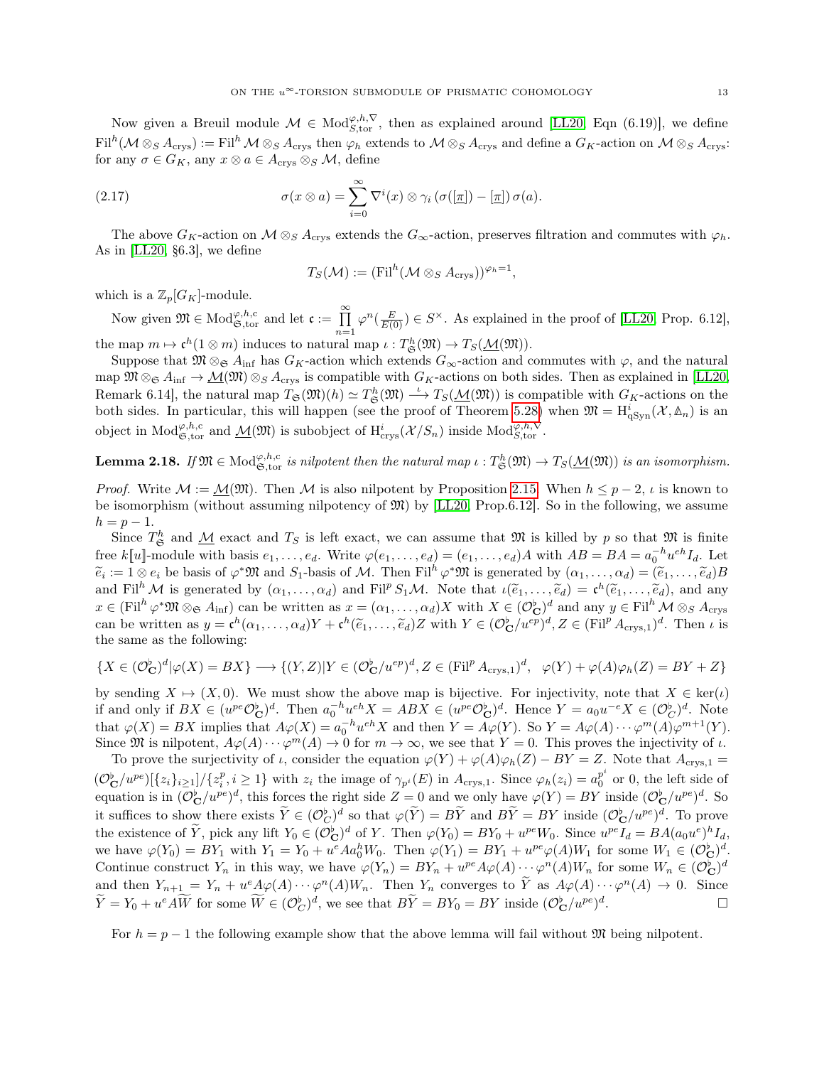Now given a Breuil module $\mathcal{M} \in \mathrm{Mod}_{S,\mathrm{tor}}^{\varphi,h,\nabla}$, then as explained around [LL20, Eqn (6.19)], we define $\mathrm{Fil}^h(\mathcal{M} \otimes_S A_{\mathrm{crys}}) := \mathrm{Fil}^h \mathcal{M} \otimes_S A_{\mathrm{crys}}$ then $\varphi_h$ extends to $\mathcal{M} \otimes_S A_{\mathrm{crys}}$ and define a $G_K$-action on $\mathcal{M} \otimes_S A_{\mathrm{crys}}$: for any $\sigma \in G_K$, any $x \otimes a \in A_{\mathrm{crys}} \otimes_S \mathcal{M}$, define

$$
\sigma(x \otimes a) = \sum_{i=0}^{\infty} \nabla^i(x) \otimes \gamma_i\left(\sigma([\underline{\pi}]) - [\underline{\pi}]\right) \sigma(a). \tag{2.17}
$$

The above $G_K$-action on $\mathcal{M} \otimes_S A_{\mathrm{crys}}$ extends the $G_\infty$-action, preserves filtration and commutes with $\varphi_h$. As in [LL20, §6.3], we define

$$
T_S(\mathcal{M}) := (\mathrm{Fil}^h(\mathcal{M} \otimes_S A_{\mathrm{crys}}))^{\varphi_h = 1},
$$

which is a $\mathbb{Z}_p[G_K]$-module.

Now given $\mathfrak{M} \in \mathrm{Mod}_{\mathfrak{S},\mathrm{tor}}^{\varphi,h,\mathrm{c}}$ and let $\mathfrak{c} := \prod_{n=1}^{\infty} \varphi^n(\frac{E}{E(0)}) \in S^\times$. As explained in the proof of [LL20, Prop. 6.12], the map $m \mapsto \mathfrak{c}^h(1 \otimes m)$ induces to natural map $\iota : T_{\mathfrak{S}}^h(\mathfrak{M}) \to T_S(\underline{\mathcal{M}}(\mathfrak{M}))$.

Suppose that $\mathfrak{M} \otimes_{\mathfrak{S}} A_{\mathrm{inf}}$ has $G_K$-action which extends $G_\infty$-action and commutes with $\varphi$, and the natural map $\mathfrak{M} \otimes_{\mathfrak{S}} A_{\mathrm{inf}} \to \underline{\mathcal{M}}(\mathfrak{M}) \otimes_S A_{\mathrm{crys}}$ is compatible with $G_K$-actions on both sides. Then as explained in [LL20, Remark 6.14], the natural map $T_{\mathfrak{S}}(\mathfrak{M})(h) \simeq T_{\mathfrak{S}}^h(\mathfrak{M}) \xrightarrow{\iota} T_S(\underline{\mathcal{M}}(\mathfrak{M}))$ is compatible with $G_K$-actions on the both sides. In particular, this will happen (see the proof of Theorem 5.28) when $\mathfrak{M} = \mathrm{H}^i_{\mathrm{qSyn}}(\mathcal{X}, \mathbb{A}_n)$ is an object in $\mathrm{Mod}_{\mathfrak{S},\mathrm{tor}}^{\varphi,h,\mathrm{c}}$ and $\underline{\mathcal{M}}(\mathfrak{M})$ is subobject of $\mathrm{H}^i_{\mathrm{crys}}(\mathcal{X}/S_n)$ inside $\mathrm{Mod}_{S,\mathrm{tor}}^{\varphi,h,\nabla}$.

**Lemma 2.18.** *If $\mathfrak{M} \in \mathrm{Mod}_{\mathfrak{S},\mathrm{tor}}^{\varphi,h,\mathrm{c}}$ is nilpotent then the natural map $\iota : T_{\mathfrak{S}}^h(\mathfrak{M}) \to T_S(\underline{\mathcal{M}}(\mathfrak{M}))$ is an isomorphism.*

*Proof.* Write $\mathcal{M} := \underline{\mathcal{M}}(\mathfrak{M})$. Then $\mathcal{M}$ is also nilpotent by Proposition 2.15. When $h \leq p-2$, $\iota$ is known to be isomorphism (without assuming nilpotency of $\mathfrak{M}$) by [LL20, Prop.6.12]. So in the following, we assume $h = p-1$.

Since $T_{\mathfrak{S}}^h$ and $\underline{\mathcal{M}}$ exact and $T_S$ is left exact, we can assume that $\mathfrak{M}$ is killed by $p$ so that $\mathfrak{M}$ is finite free $k[\![u]\!]$-module with basis $e_1, \dots, e_d$. Write $\varphi(e_1, \dots, e_d) = (e_1, \dots, e_d)A$ with $AB = BA = a_0^{-h} u^{eh} I_d$. Let $\widetilde{e}_i := 1 \otimes e_i$ be basis of $\varphi^* \mathfrak{M}$ and $S_1$-basis of $\mathcal{M}$. Then $\mathrm{Fil}^h \varphi^* \mathfrak{M}$ is generated by $(\alpha_1, \dots, \alpha_d) = (\widetilde{e}_1, \dots, \widetilde{e}_d)B$ and $\mathrm{Fil}^h \mathcal{M}$ is generated by $(\alpha_1, \dots, \alpha_d)$ and $\mathrm{Fil}^p S_1 \mathcal{M}$. Note that $\iota(\widetilde{e}_1, \dots, \widetilde{e}_d) = \mathfrak{c}^h(\widetilde{e}_1, \dots, \widetilde{e}_d)$, and any $x \in (\mathrm{Fil}^h \varphi^* \mathfrak{M} \otimes_{\mathfrak{S}} A_{\mathrm{inf}})$ can be written as $x = (\alpha_1, \dots, \alpha_d)X$ with $X \in (\mathcal{O}^\flat_{\mathbf{C}})^d$ and any $y \in \mathrm{Fil}^h \mathcal{M} \otimes_S A_{\mathrm{crys}}$ can be written as $y = \mathfrak{c}^h(\alpha_1, \dots, \alpha_d)Y + \mathfrak{c}^h(\widetilde{e}_1, \dots, \widetilde{e}_d)Z$ with $Y \in (\mathcal{O}^\flat_{\mathbf{C}}/u^{ep})^d, Z \in (\mathrm{Fil}^p A_{\mathrm{crys},1})^d$. Then $\iota$ is the same as the following:

$$
\{X \in (\mathcal{O}^\flat_{\mathbf{C}})^d | \varphi(X) = BX\} \longrightarrow \{(Y, Z) | Y \in (\mathcal{O}^\flat_{\mathbf{C}}/u^{ep})^d, Z \in (\mathrm{Fil}^p A_{\mathrm{crys},1})^d, \quad \varphi(Y) + \varphi(A)\varphi_h(Z) = BY + Z\}
$$

by sending $X \mapsto (X, 0)$. We must show the above map is bijective. For injectivity, note that $X \in \ker(\iota)$ if and only if $BX \in (u^{pe}\mathcal{O}^\flat_{\mathbf{C}})^d$. Then $a_0^{-h} u^{eh} X = ABX \in (u^{pe}\mathcal{O}^\flat_{\mathbf{C}})^d$. Hence $Y = a_0 u^{-e} X \in (\mathcal{O}^\flat_C)^d$. Note that $\varphi(X) = BX$ implies that $A\varphi(X) = a_0^{-h} u^{eh} X$ and then $Y = A\varphi(Y)$. So $Y = A\varphi(A) \cdots \varphi^m(A)\varphi^{m+1}(Y)$. Since $\mathfrak{M}$ is nilpotent, $A\varphi(A) \cdots \varphi^m(A) \to 0$ for $m \to \infty$, we see that $Y = 0$. This proves the injectivity of $\iota$.

To prove the surjectivity of $\iota$, consider the equation $\varphi(Y) + \varphi(A)\varphi_h(Z) - BY = Z$. Note that $A_{\mathrm{crys},1} = (\mathcal{O}^\flat_{\mathbf{C}}/u^{pe})[\{z_i\}_{i \geq 1}]/\{z_i^p, i \geq 1\}$ with $z_i$ the image of $\gamma_{p^i}(E)$ in $A_{\mathrm{crys},1}$. Since $\varphi_h(z_i) = a_0^{p^i}$ or 0, the left side of equation is in $(\mathcal{O}^\flat_{\mathbf{C}}/u^{pe})^d$, this forces the right side $Z = 0$ and we only have $\varphi(Y) = BY$ inside $(\mathcal{O}^\flat_{\mathbf{C}}/u^{pe})^d$. So it suffices to show there exists $\widetilde{Y} \in (\mathcal{O}^\flat_C)^d$ so that $\varphi(\widetilde{Y}) = B\widetilde{Y}$ and $B\widetilde{Y} = BY$ inside $(\mathcal{O}^\flat_{\mathbf{C}}/u^{pe})^d$. To prove the existence of $\widetilde{Y}$, pick any lift $Y_0 \in (\mathcal{O}^\flat_{\mathbf{C}})^d$ of $Y$. Then $\varphi(Y_0) = BY_0 + u^{pe}W_0$. Since $u^{pe}I_d = BA(a_0 u^e)^h I_d$, we have $\varphi(Y_0) = BY_1$ with $Y_1 = Y_0 + u^e A a_0^h W_0$. Then $\varphi(Y_1) = BY_1 + u^{pe}\varphi(A)W_1$ for some $W_1 \in (\mathcal{O}^\flat_{\mathbf{C}})^d$. Continue construct $Y_n$ in this way, we have $\varphi(Y_n) = BY_n + u^{pe}A\varphi(A) \cdots \varphi^n(A)W_n$ for some $W_n \in (\mathcal{O}^\flat_{\mathbf{C}})^d$ and then $Y_{n+1} = Y_n + u^e A\varphi(A) \cdots \varphi^n(A)W_n$. Then $Y_n$ converges to $\widetilde{Y}$ as $A\varphi(A) \cdots \varphi^n(A) \to 0$. Since $\widetilde{Y} = Y_0 + u^e A\widetilde{W}$ for some $\widetilde{W} \in (\mathcal{O}^\flat_C)^d$, we see that $B\widetilde{Y} = BY_0 = BY$ inside $(\mathcal{O}^\flat_{\mathbf{C}}/u^{pe})^d$. $\square$

For $h = p-1$ the following example show that the above lemma will fail without $\mathfrak{M}$ being nilpotent.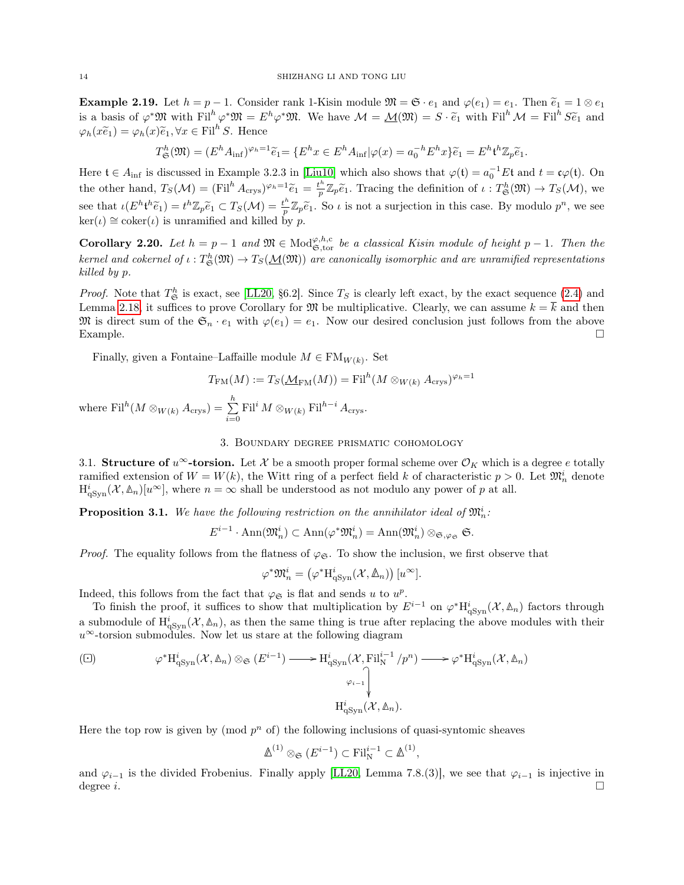**Example 2.19.** Let $h = p-1$. Consider rank 1-Kisin module $\mathfrak{M} = \mathfrak{S} \cdot e_1$ and $\varphi(e_1) = e_1$. Then $\widetilde{e}_1 = 1 \otimes e_1$ is a basis of $\varphi^*\mathfrak{M}$ with $\mathrm{Fil}^h \varphi^*\mathfrak{M} = E^h \varphi^*\mathfrak{M}$. We have $\mathcal{M} = \underline{\mathcal{M}}(\mathfrak{M}) = S \cdot \widetilde{e}_1$ with $\mathrm{Fil}^h \mathcal{M} = \mathrm{Fil}^h S\widetilde{e}_1$ and $\varphi_h(x\widetilde{e}_1) = \varphi_h(x)\widetilde{e}_1, \forall x \in \mathrm{Fil}^h S$. Hence

$$T^h_{\mathfrak{S}}(\mathfrak{M}) = (E^h A_{\mathrm{inf}})^{\varphi_h=1}\widetilde{e}_1 = \{E^h x \in E^h A_{\mathrm{inf}} | \varphi(x) = a_0^{-h} E^h x\}\widetilde{e}_1 = E^h \mathfrak{t}^h \mathbb{Z}_p \widetilde{e}_1.$$

Here $\mathfrak{t} \in A_{\mathrm{inf}}$ is discussed in Example 3.2.3 in [Liu10] which also shows that $\varphi(\mathfrak{t}) = a_0^{-1} E\mathfrak{t}$ and $t = \mathfrak{c}\varphi(\mathfrak{t})$. On the other hand, $T_S(\mathcal{M}) = (\mathrm{Fil}^h A_{\mathrm{crys}})^{\varphi_h=1}\widetilde{e}_1 = \frac{t^h}{p}\mathbb{Z}_p\widetilde{e}_1$. Tracing the definition of $\iota : T^h_{\mathfrak{S}}(\mathfrak{M}) \to T_S(\mathcal{M})$, we see that $\iota(E^h \mathfrak{t}^h \widetilde{e}_1) = t^h \mathbb{Z}_p \widetilde{e}_1 \subset T_S(\mathcal{M}) = \frac{t^h}{p}\mathbb{Z}_p \widetilde{e}_1$. So $\iota$ is not a surjection in this case. By modulo $p^n$, we see $\ker(\iota) \cong \mathrm{coker}(\iota)$ is unramified and killed by $p$.

**Corollary 2.20.** *Let $h = p-1$ and $\mathfrak{M} \in \mathrm{Mod}^{\varphi,h,c}_{\mathfrak{S},\mathrm{tor}}$ be a classical Kisin module of height $p-1$. Then the kernel and cokernel of $\iota : T^h_{\mathfrak{S}}(\mathfrak{M}) \to T_S(\underline{\mathcal{M}}(\mathfrak{M}))$ are canonically isomorphic and are unramified representations killed by $p$.*

*Proof.* Note that $T^h_{\mathfrak{S}}$ is exact, see [LL20, §6.2]. Since $T_S$ is clearly left exact, by the exact sequence (2.4) and Lemma 2.18, it suffices to prove Corollary for $\mathfrak{M}$ be multiplicative. Clearly, we can assume $k = \overline{k}$ and then $\mathfrak{M}$ is direct sum of the $\mathfrak{S}_n \cdot e_1$ with $\varphi(e_1) = e_1$. Now our desired conclusion just follows from the above Example. □

Finally, given a Fontaine–Laffaille module $M \in \mathrm{FM}_{W(k)}$. Set

$$T_{\mathrm{FM}}(M) := T_S(\underline{\mathcal{M}}_{\mathrm{FM}}(M)) = \mathrm{Fil}^h(M \otimes_{W(k)} A_{\mathrm{crys}})^{\varphi_h=1}$$

where $\mathrm{Fil}^h(M \otimes_{W(k)} A_{\mathrm{crys}}) = \sum_{i=0}^{h} \mathrm{Fil}^i M \otimes_{W(k)} \mathrm{Fil}^{h-i} A_{\mathrm{crys}}$.

## 3. Boundary degree prismatic cohomology

**3.1. Structure of $u^\infty$-torsion.** Let $\mathcal{X}$ be a smooth proper formal scheme over $\mathcal{O}_K$ which is a degree $e$ totally ramified extension of $W = W(k)$, the Witt ring of a perfect field $k$ of characteristic $p > 0$. Let $\mathfrak{M}^i_n$ denote $\mathrm{H}^i_{\mathrm{qSyn}}(\mathcal{X}, \Delta_n)[u^\infty]$, where $n = \infty$ shall be understood as not modulo any power of $p$ at all.

**Proposition 3.1.** *We have the following restriction on the annihilator ideal of $\mathfrak{M}^i_n$:*

$$E^{i-1} \cdot \mathrm{Ann}(\mathfrak{M}^i_n) \subset \mathrm{Ann}(\varphi^*\mathfrak{M}^i_n) = \mathrm{Ann}(\mathfrak{M}^i_n) \otimes_{\mathfrak{S},\varphi_{\mathfrak{S}}} \mathfrak{S}.$$

*Proof.* The equality follows from the flatness of $\varphi_{\mathfrak{S}}$. To show the inclusion, we first observe that

$$\varphi^*\mathfrak{M}^i_n = \left(\varphi^*\mathrm{H}^i_{\mathrm{qSyn}}(\mathcal{X}, \Delta_n)\right)[u^\infty].$$

Indeed, this follows from the fact that $\varphi_{\mathfrak{S}}$ is flat and sends $u$ to $u^p$.

To finish the proof, it suffices to show that multiplication by $E^{i-1}$ on $\varphi^*\mathrm{H}^i_{\mathrm{qSyn}}(\mathcal{X}, \Delta_n)$ factors through a submodule of $\mathrm{H}^i_{\mathrm{qSyn}}(\mathcal{X}, \Delta_n)$, as then the same thing is true after replacing the above modules with their $u^\infty$-torsion submodules. Now let us stare at the following diagram

$$(\boxdot) \qquad \begin{array}{ccccc} \varphi^*\mathrm{H}^i_{\mathrm{qSyn}}(\mathcal{X}, \Delta_n) \otimes_{\mathfrak{S}} (E^{i-1}) & \longrightarrow & \mathrm{H}^i_{\mathrm{qSyn}}(\mathcal{X}, \mathrm{Fil}^{i-1}_{\mathrm{N}}/p^n) & \longrightarrow & \varphi^*\mathrm{H}^i_{\mathrm{qSyn}}(\mathcal{X}, \Delta_n) \\ & & \Big\downarrow{\scriptstyle \varphi_{i-1}} & & \\ & & \mathrm{H}^i_{\mathrm{qSyn}}(\mathcal{X}, \Delta_n). & & \end{array}$$

Here the top row is given by (mod $p^n$ of) the following inclusions of quasi-syntomic sheaves

$$\Delta^{(1)} \otimes_{\mathfrak{S}} (E^{i-1}) \subset \mathrm{Fil}^{i-1}_{\mathrm{N}} \subset \Delta^{(1)},$$

and $\varphi_{i-1}$ is the divided Frobenius. Finally apply [LL20, Lemma 7.8.(3)], we see that $\varphi_{i-1}$ is injective in degree $i$. □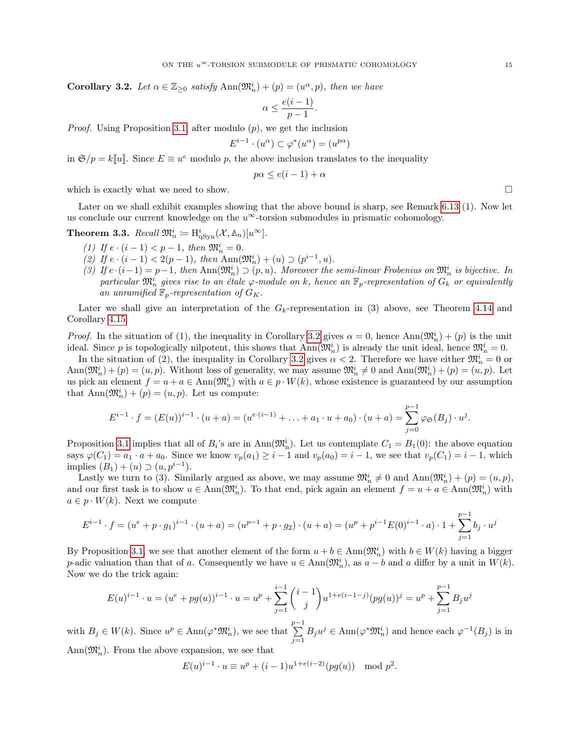**Corollary 3.2.** *Let $\alpha \in \mathbb{Z}_{\geq 0}$ satisfy $\mathrm{Ann}(\mathfrak{M}^i_n) + (p) = (u^\alpha, p)$, then we have*

$$\alpha \leq \frac{e(i-1)}{p-1}.$$

*Proof.* Using Proposition 3.1, after modulo $(p)$, we get the inclusion

$$E^{i-1} \cdot (u^\alpha) \subset \varphi^*(u^\alpha) = (u^{p\alpha})$$

in $\mathfrak{S}/p = k[\![u]\!]$. Since $E \equiv u^e$ modulo $p$, the above inclusion translates to the inequality

$$p\alpha \leq e(i-1) + \alpha$$

which is exactly what we need to show. $\square$

Later on we shall exhibit examples showing that the above bound is sharp, see Remark 6.13 (1). Now let us conclude our current knowledge on the $u^\infty$-torsion submodules in prismatic cohomology.

**Theorem 3.3.** *Recall $\mathfrak{M}^i_n \coloneqq \mathrm{H}^i_{\mathrm{qSyn}}(\mathcal{X}, {\mathbb{\Delta}}_n)[u^\infty]$.*

*(1) If $e \cdot (i-1) < p-1$, then $\mathfrak{M}^i_n = 0$.*
*(2) If $e \cdot (i-1) < 2(p-1)$, then $\mathrm{Ann}(\mathfrak{M}^i_n) + (u) \supset (p^{i-1}, u)$.*
*(3) If $e \cdot (i-1) = p-1$, then $\mathrm{Ann}(\mathfrak{M}^i_n) \supset (p, u)$. Moreover the semi-linear Frobenius on $\mathfrak{M}^i_n$ is bijective. In particular $\mathfrak{M}^i_n$ gives rise to an étale $\varphi$-module on $k$, hence an $\mathbb{F}_p$-representation of $G_k$ or equivalently an unramified $\mathbb{F}_p$-representation of $G_K$.*

Later we shall give an interpretation of the $G_k$-representation in (3) above, see Theorem 4.14 and Corollary 4.15.

*Proof.* In the situation of (1), the inequality in Corollary 3.2 gives $\alpha = 0$, hence $\mathrm{Ann}(\mathfrak{M}^i_n) + (p)$ is the unit ideal. Since $p$ is topologically nilpotent, this shows that $\mathrm{Ann}(\mathfrak{M}^i_n)$ is already the unit ideal, hence $\mathfrak{M}^i_n = 0$.

In the situation of (2), the inequality in Corollary 3.2 gives $\alpha < 2$. Therefore we have either $\mathfrak{M}^i_n = 0$ or $\mathrm{Ann}(\mathfrak{M}^i_n) + (p) = (u, p)$. Without loss of generality, we may assume $\mathfrak{M}^i_n \neq 0$ and $\mathrm{Ann}(\mathfrak{M}^i_n) + (p) = (u, p)$. Let us pick an element $f = u + a \in \mathrm{Ann}(\mathfrak{M}^i_n)$ with $a \in p \cdot W(k)$, whose existence is guaranteed by our assumption that $\mathrm{Ann}(\mathfrak{M}^i_n) + (p) = (u, p)$. Let us compute:

$$E^{i-1} \cdot f = (E(u))^{i-1} \cdot (u + a) = (u^{e \cdot (i-1)} + \ldots + a_1 \cdot u + a_0) \cdot (u + a) = \sum_{j=0}^{p-1} \varphi_{\mathfrak{S}}(B_j) \cdot u^j.$$

Proposition 3.1 implies that all of $B_i$'s are in $\mathrm{Ann}(\mathfrak{M}^i_n)$. Let us contemplate $C_1 = B_1(0)$: the above equation says $\varphi(C_1) = a_1 \cdot a + a_0$. Since we know $v_p(a_1) \geq i-1$ and $v_p(a_0) = i-1$, we see that $v_p(C_1) = i-1$, which implies $(B_1) + (u) \supset (u, p^{i-1})$.

Lastly we turn to (3). Similarly argued as above, we may assume $\mathfrak{M}^i_n \neq 0$ and $\mathrm{Ann}(\mathfrak{M}^i_n) + (p) = (u, p)$, and our first task is to show $u \in \mathrm{Ann}(\mathfrak{M}^i_n)$. To that end, pick again an element $f = u + a \in \mathrm{Ann}(\mathfrak{M}^i_n)$ with $a \in p \cdot W(k)$. Next we compute

$$E^{i-1} \cdot f = (u^e + p \cdot g_1)^{i-1} \cdot (u + a) = (u^{p-1} + p \cdot g_2) \cdot (u + a) = (u^p + p^{i-1} E(0)^{i-1} \cdot a) \cdot 1 + \sum_{j=1}^{p-1} b_j \cdot u^j$$

By Proposition 3.1, we see that another element of the form $u + b \in \mathrm{Ann}(\mathfrak{M}^i_n)$ with $b \in W(k)$ having a bigger $p$-adic valuation than that of $a$. Consequently we have $u \in \mathrm{Ann}(\mathfrak{M}^i_n)$, as $a - b$ and $a$ differ by a unit in $W(k)$. Now we do the trick again:

$$E(u)^{i-1} \cdot u = (u^e + pg(u))^{i-1} \cdot u = u^p + \sum_{j=1}^{i-1} \binom{i-1}{j} u^{1+e(i-1-j)} (pg(u))^j = u^p + \sum_{j=1}^{p-1} B_j u^j$$

with $B_j \in W(k)$. Since $u^p \in \mathrm{Ann}(\varphi^* \mathfrak{M}^i_n)$, we see that $\sum_{j=1}^{p-1} B_j u^j \in \mathrm{Ann}(\varphi^* \mathfrak{M}^i_n)$ and hence each $\varphi^{-1}(B_j)$ is in $\mathrm{Ann}(\mathfrak{M}^i_n)$. From the above expansion, we see that

$$E(u)^{i-1} \cdot u \equiv u^p + (i-1) u^{1+e(i-2)} (pg(u)) \mod p^2.$$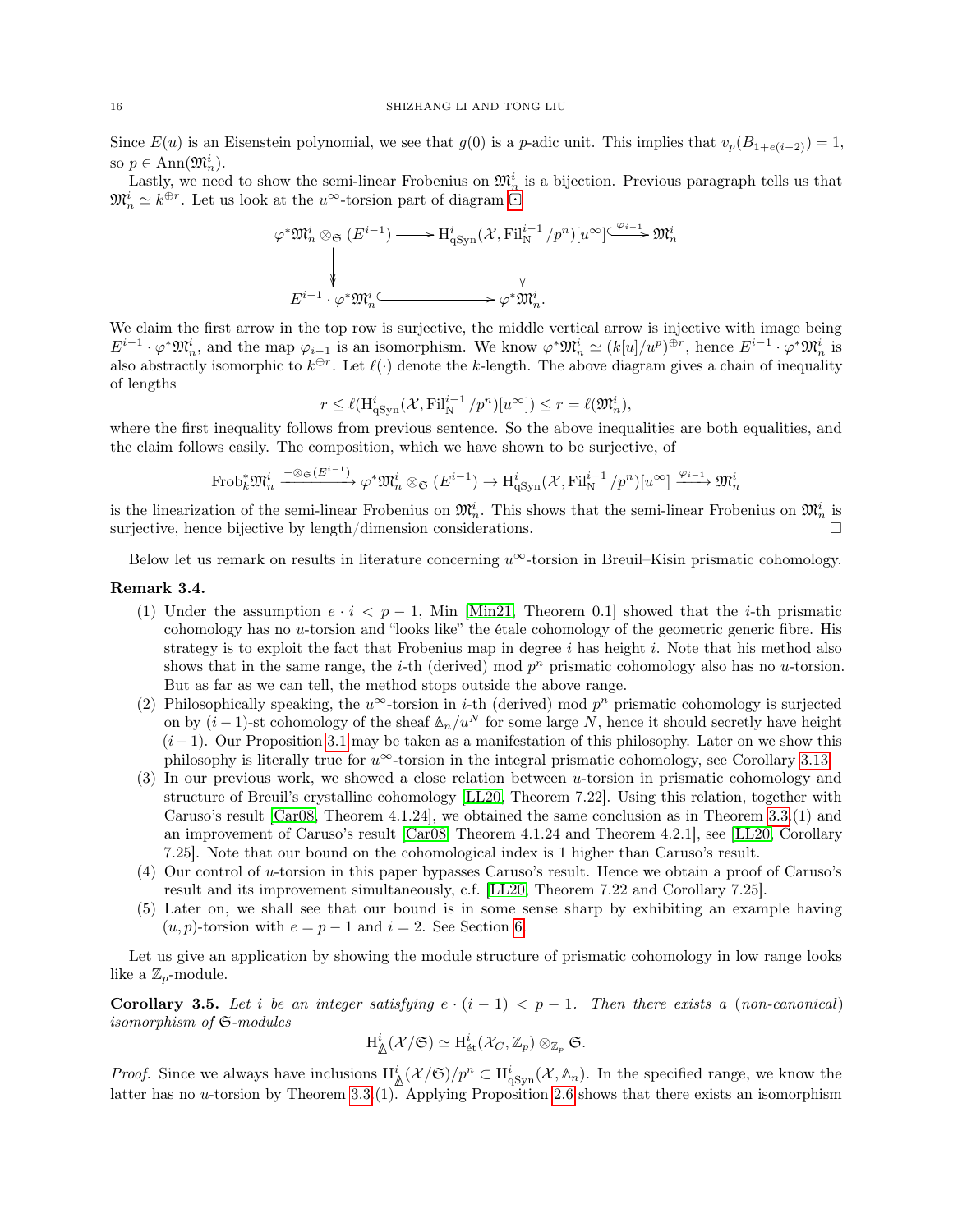Since $E(u)$ is an Eisenstein polynomial, we see that $g(0)$ is a $p$-adic unit. This implies that $v_p(B_{1+e(i-2)}) = 1$, so $p \in \mathrm{Ann}(\mathfrak{M}^i_n)$.

Lastly, we need to show the semi-linear Frobenius on $\mathfrak{M}^i_n$ is a bijection. Previous paragraph tells us that $\mathfrak{M}^i_n \simeq k^{\oplus r}$. Let us look at the $u^\infty$-torsion part of diagram $\boxdot$

$$
\begin{array}{ccccc}
\varphi^*\mathfrak{M}^i_n \otimes_{\mathfrak{S}} (E^{i-1}) & \longrightarrow & \mathrm{H}^i_{\mathrm{qSyn}}(\mathcal{X}, \mathrm{Fil}^{i-1}_{\mathrm{N}}/p^n)[u^\infty] & \xrightarrow{\varphi_{i-1}} & \mathfrak{M}^i_n \\
\downarrow & & \downarrow & & \\
E^{i-1}\cdot\varphi^*\mathfrak{M}^i_n & \hookrightarrow & \varphi^*\mathfrak{M}^i_n. & &
\end{array}
$$

We claim the first arrow in the top row is surjective, the middle vertical arrow is injective with image being $E^{i-1}\cdot\varphi^*\mathfrak{M}^i_n$, and the map $\varphi_{i-1}$ is an isomorphism. We know $\varphi^*\mathfrak{M}^i_n \simeq (k[u]/u^p)^{\oplus r}$, hence $E^{i-1}\cdot\varphi^*\mathfrak{M}^i_n$ is also abstractly isomorphic to $k^{\oplus r}$. Let $\ell(\cdot)$ denote the $k$-length. The above diagram gives a chain of inequality of lengths

$$r \leq \ell(\mathrm{H}^i_{\mathrm{qSyn}}(\mathcal{X}, \mathrm{Fil}^{i-1}_{\mathrm{N}}/p^n)[u^\infty]) \leq r = \ell(\mathfrak{M}^i_n),$$

where the first inequality follows from previous sentence. So the above inequalities are both equalities, and the claim follows easily. The composition, which we have shown to be surjective, of

$$\mathrm{Frob}_k^*\mathfrak{M}^i_n \xrightarrow{-\otimes_{\mathfrak{S}}(E^{i-1})} \varphi^*\mathfrak{M}^i_n \otimes_{\mathfrak{S}} (E^{i-1}) \to \mathrm{H}^i_{\mathrm{qSyn}}(\mathcal{X}, \mathrm{Fil}^{i-1}_{\mathrm{N}}/p^n)[u^\infty] \xrightarrow{\varphi_{i-1}} \mathfrak{M}^i_n$$

is the linearization of the semi-linear Frobenius on $\mathfrak{M}^i_n$. This shows that the semi-linear Frobenius on $\mathfrak{M}^i_n$ is surjective, hence bijective by length/dimension considerations. □

Below let us remark on results in literature concerning $u^\infty$-torsion in Breuil–Kisin prismatic cohomology.

**Remark 3.4.**

1. Under the assumption $e \cdot i < p-1$, Min [Min21, Theorem 0.1] showed that the $i$-th prismatic cohomology has no $u$-torsion and "looks like" the étale cohomology of the geometric generic fibre. His strategy is to exploit the fact that Frobenius map in degree $i$ has height $i$. Note that his method also shows that in the same range, the $i$-th (derived) mod $p^n$ prismatic cohomology also has no $u$-torsion. But as far as we can tell, the method stops outside the above range.
2. Philosophically speaking, the $u^\infty$-torsion in $i$-th (derived) mod $p^n$ prismatic cohomology is surjected on by $(i-1)$-st cohomology of the sheaf $\Delta_n/u^N$ for some large $N$, hence it should secretly have height $(i-1)$. Our Proposition 3.1 may be taken as a manifestation of this philosophy. Later on we show this philosophy is literally true for $u^\infty$-torsion in the integral prismatic cohomology, see Corollary 3.13.
3. In our previous work, we showed a close relation between $u$-torsion in prismatic cohomology and structure of Breuil's crystalline cohomology [LL20, Theorem 7.22]. Using this relation, together with Caruso's result [Car08, Theorem 4.1.24], we obtained the same conclusion as in Theorem 3.3.(1) and an improvement of Caruso's result [Car08, Theorem 4.1.24 and Theorem 4.2.1], see [LL20, Corollary 7.25]. Note that our bound on the cohomological index is 1 higher than Caruso's result.
4. Our control of $u$-torsion in this paper bypasses Caruso's result. Hence we obtain a proof of Caruso's result and its improvement simultaneously, c.f. [LL20, Theorem 7.22 and Corollary 7.25].
5. Later on, we shall see that our bound is in some sense sharp by exhibiting an example having $(u,p)$-torsion with $e = p-1$ and $i = 2$. See Section 6.

Let us give an application by showing the module structure of prismatic cohomology in low range looks like a $\mathbb{Z}_p$-module.

**Corollary 3.5.** *Let $i$ be an integer satisfying $e\cdot(i-1) < p-1$. Then there exists a (non-canonical) isomorphism of $\mathfrak{S}$-modules*

$$\mathrm{H}^i_{\Delta}(\mathcal{X}/\mathfrak{S}) \simeq \mathrm{H}^i_{\text{ét}}(\mathcal{X}_C, \mathbb{Z}_p)\otimes_{\mathbb{Z}_p}\mathfrak{S}.$$

*Proof.* Since we always have inclusions $\mathrm{H}^i_{\Delta}(\mathcal{X}/\mathfrak{S})/p^n \subset \mathrm{H}^i_{\mathrm{qSyn}}(\mathcal{X}, \Delta_n)$. In the specified range, we know the latter has no $u$-torsion by Theorem 3.3.(1). Applying Proposition 2.6 shows that there exists an isomorphism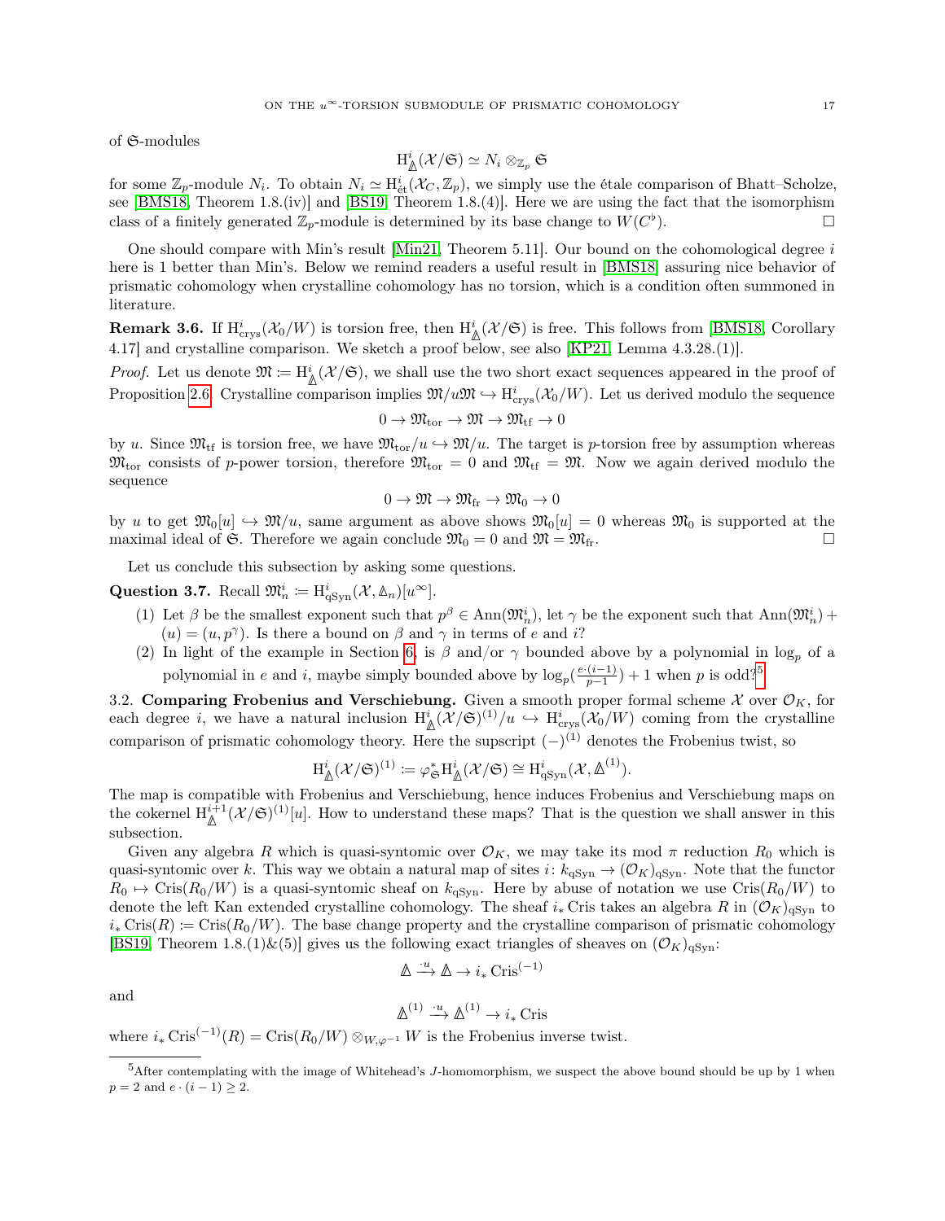of $\mathfrak{S}$-modules

$$\mathrm{H}^i_{\Delta}(\mathcal{X}/\mathfrak{S}) \simeq N_i \otimes_{\mathbb{Z}_p} \mathfrak{S}$$

for some $\mathbb{Z}_p$-module $N_i$. To obtain $N_i \simeq \mathrm{H}^i_{\text{ét}}(\mathcal{X}_C, \mathbb{Z}_p)$, we simply use the étale comparison of Bhatt–Scholze, see [BMS18, Theorem 1.8.(iv)] and [BS19, Theorem 1.8.(4)]. Here we are using the fact that the isomorphism class of a finitely generated $\mathbb{Z}_p$-module is determined by its base change to $W(C^\flat)$. $\square$

One should compare with Min's result [Min21, Theorem 5.11]. Our bound on the cohomological degree $i$ here is 1 better than Min's. Below we remind readers a useful result in [BMS18] assuring nice behavior of prismatic cohomology when crystalline cohomology has no torsion, which is a condition often summoned in literature.

**Remark 3.6.** If $\mathrm{H}^i_{\mathrm{crys}}(\mathcal{X}_0/W)$ is torsion free, then $\mathrm{H}^i_{\Delta}(\mathcal{X}/\mathfrak{S})$ is free. This follows from [BMS18, Corollary 4.17] and crystalline comparison. We sketch a proof below, see also [KP21, Lemma 4.3.28.(1)].

*Proof.* Let us denote $\mathfrak{M} := \mathrm{H}^i_{\Delta}(\mathcal{X}/\mathfrak{S})$, we shall use the two short exact sequences appeared in the proof of Proposition 2.6. Crystalline comparison implies $\mathfrak{M}/u\mathfrak{M} \hookrightarrow \mathrm{H}^i_{\mathrm{crys}}(\mathcal{X}_0/W)$. Let us derived modulo the sequence

$$0 \to \mathfrak{M}_{\mathrm{tor}} \to \mathfrak{M} \to \mathfrak{M}_{\mathrm{tf}} \to 0$$

by $u$. Since $\mathfrak{M}_{\mathrm{tf}}$ is torsion free, we have $\mathfrak{M}_{\mathrm{tor}}/u \hookrightarrow \mathfrak{M}/u$. The target is $p$-torsion free by assumption whereas $\mathfrak{M}_{\mathrm{tor}}$ consists of $p$-power torsion, therefore $\mathfrak{M}_{\mathrm{tor}} = 0$ and $\mathfrak{M}_{\mathrm{tf}} = \mathfrak{M}$. Now we again derived modulo the sequence

$$0 \to \mathfrak{M} \to \mathfrak{M}_{\mathrm{fr}} \to \mathfrak{M}_0 \to 0$$

by $u$ to get $\mathfrak{M}_0[u] \hookrightarrow \mathfrak{M}/u$, same argument as above shows $\mathfrak{M}_0[u] = 0$ whereas $\mathfrak{M}_0$ is supported at the maximal ideal of $\mathfrak{S}$. Therefore we again conclude $\mathfrak{M}_0 = 0$ and $\mathfrak{M} = \mathfrak{M}_{\mathrm{fr}}$. $\square$

Let us conclude this subsection by asking some questions.

**Question 3.7.** Recall $\mathfrak{M}^i_n := \mathrm{H}^i_{\mathrm{qSyn}}(\mathcal{X}, \Delta_n)[u^\infty]$.

(1) Let $\beta$ be the smallest exponent such that $p^\beta \in \mathrm{Ann}(\mathfrak{M}^i_n)$, let $\gamma$ be the exponent such that $\mathrm{Ann}(\mathfrak{M}^i_n) + (u) = (u, p^\gamma)$. Is there a bound on $\beta$ and $\gamma$ in terms of $e$ and $i$?

(2) In light of the example in Section 6, is $\beta$ and/or $\gamma$ bounded above by a polynomial in $\log_p$ of a polynomial in $e$ and $i$, maybe simply bounded above by $\log_p(\frac{e\cdot(i-1)}{p-1}) + 1$ when $p$ is odd?[5]

### 3.2. Comparing Frobenius and Verschiebung.

Given a smooth proper formal scheme $\mathcal{X}$ over $\mathcal{O}_K$, for each degree $i$, we have a natural inclusion $\mathrm{H}^i_{\Delta}(\mathcal{X}/\mathfrak{S})^{(1)}/u \hookrightarrow \mathrm{H}^i_{\mathrm{crys}}(\mathcal{X}_0/W)$ coming from the crystalline comparison of prismatic cohomology theory. Here the supscript $(-)^{(1)}$ denotes the Frobenius twist, so

$$\mathrm{H}^i_{\Delta}(\mathcal{X}/\mathfrak{S})^{(1)} := \varphi^*_{\mathfrak{S}} \mathrm{H}^i_{\Delta}(\mathcal{X}/\mathfrak{S}) \cong \mathrm{H}^i_{\mathrm{qSyn}}(\mathcal{X}, \Delta^{(1)}).$$

The map is compatible with Frobenius and Verschiebung, hence induces Frobenius and Verschiebung maps on the cokernel $\mathrm{H}^{i+1}_{\Delta}(\mathcal{X}/\mathfrak{S})^{(1)}[u]$. How to understand these maps? That is the question we shall answer in this subsection.

Given any algebra $R$ which is quasi-syntomic over $\mathcal{O}_K$, we may take its mod $\pi$ reduction $R_0$ which is quasi-syntomic over $k$. This way we obtain a natural map of sites $i\colon k_{\mathrm{qSyn}} \to (\mathcal{O}_K)_{\mathrm{qSyn}}$. Note that the functor $R_0 \mapsto \mathrm{Cris}(R_0/W)$ is a quasi-syntomic sheaf on $k_{\mathrm{qSyn}}$. Here by abuse of notation we use $\mathrm{Cris}(R_0/W)$ to denote the left Kan extended crystalline cohomology. The sheaf $i_* \mathrm{Cris}$ takes an algebra $R$ in $(\mathcal{O}_K)_{\mathrm{qSyn}}$ to $i_* \mathrm{Cris}(R) := \mathrm{Cris}(R_0/W)$. The base change property and the crystalline comparison of prismatic cohomology [BS19, Theorem 1.8.(1)&(5)] gives us the following exact triangles of sheaves on $(\mathcal{O}_K)_{\mathrm{qSyn}}$:

$$\Delta \xrightarrow{\cdot u} \Delta \to i_* \mathrm{Cris}^{(-1)}$$

and

$$\Delta^{(1)} \xrightarrow{\cdot u} \Delta^{(1)} \to i_* \mathrm{Cris}$$

where $i_* \mathrm{Cris}^{(-1)}(R) = \mathrm{Cris}(R_0/W) \otimes_{W,\varphi^{-1}} W$ is the Frobenius inverse twist.

---

[5] After contemplating with the image of Whitehead's $J$-homomorphism, we suspect the above bound should be up by 1 when $p = 2$ and $e \cdot (i-1) \geq 2$.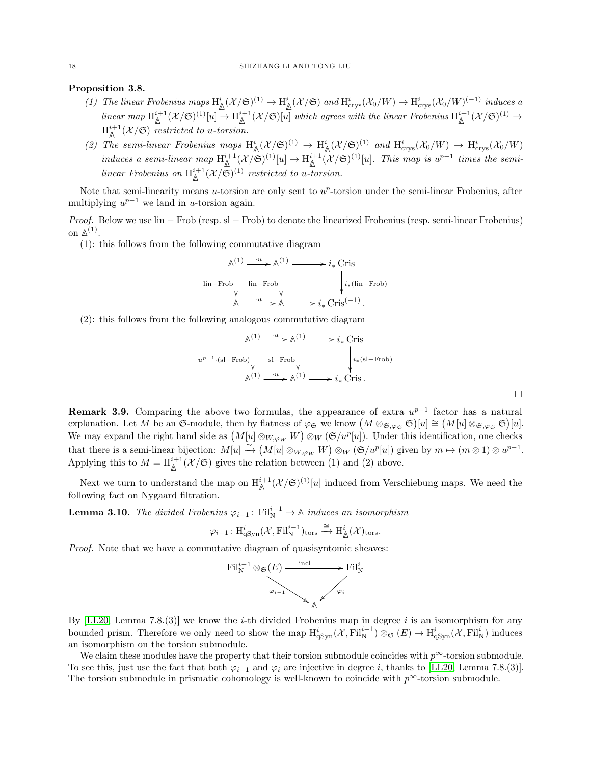**Proposition 3.8.**

*(1) The linear Frobenius maps $\mathrm{H}^i_{\Delta}(\mathcal{X}/\mathfrak{S})^{(1)} \to \mathrm{H}^i_{\Delta}(\mathcal{X}/\mathfrak{S})$ and $\mathrm{H}^i_{\mathrm{crys}}(\mathcal{X}_0/W) \to \mathrm{H}^i_{\mathrm{crys}}(\mathcal{X}_0/W)^{(-1)}$ induces a linear map $\mathrm{H}^{i+1}_{\Delta}(\mathcal{X}/\mathfrak{S})^{(1)}[u] \to \mathrm{H}^{i+1}_{\Delta}(\mathcal{X}/\mathfrak{S})[u]$ which agrees with the linear Frobenius $\mathrm{H}^{i+1}_{\Delta}(\mathcal{X}/\mathfrak{S})^{(1)} \to \mathrm{H}^{i+1}_{\Delta}(\mathcal{X}/\mathfrak{S})$ restricted to $u$-torsion.*

*(2) The semi-linear Frobenius maps $\mathrm{H}^i_{\Delta}(\mathcal{X}/\mathfrak{S})^{(1)} \to \mathrm{H}^i_{\Delta}(\mathcal{X}/\mathfrak{S})^{(1)}$ and $\mathrm{H}^i_{\mathrm{crys}}(\mathcal{X}_0/W) \to \mathrm{H}^i_{\mathrm{crys}}(\mathcal{X}_0/W)$ induces a semi-linear map $\mathrm{H}^{i+1}_{\Delta}(\mathcal{X}/\mathfrak{S})^{(1)}[u] \to \mathrm{H}^{i+1}_{\Delta}(\mathcal{X}/\mathfrak{S})^{(1)}[u]$. This map is $u^{p-1}$ times the semi-linear Frobenius on $\mathrm{H}^{i+1}_{\Delta}(\mathcal{X}/\mathfrak{S})^{(1)}$ restricted to $u$-torsion.*

Note that semi-linearity means $u$-torsion are only sent to $u^p$-torsion under the semi-linear Frobenius, after multiplying $u^{p-1}$ we land in $u$-torsion again.

*Proof.* Below we use $\mathrm{lin}-\mathrm{Frob}$ (resp. $\mathrm{sl}-\mathrm{Frob}$) to denote the linearized Frobenius (resp. semi-linear Frobenius) on $\Delta^{(1)}$.

(1): this follows from the following commutative diagram

$$\begin{array}{ccccc}
\Delta^{(1)} & \xrightarrow{\cdot u} & \Delta^{(1)} & \longrightarrow & i_* \,\mathrm{Cris} \\
\Big\downarrow{\scriptstyle \mathrm{lin}-\mathrm{Frob}} & & \Big\downarrow{\scriptstyle \mathrm{lin}-\mathrm{Frob}} & & \Big\downarrow{\scriptstyle i_*(\mathrm{lin}-\mathrm{Frob})} \\
\Delta & \xrightarrow{\cdot u} & \Delta & \longrightarrow & i_* \,\mathrm{Cris}^{(-1)}.
\end{array}$$

(2): this follows from the following analogous commutative diagram

$$\begin{array}{ccccc}
\Delta^{(1)} & \xrightarrow{\cdot u} & \Delta^{(1)} & \longrightarrow & i_* \,\mathrm{Cris} \\
\Big\downarrow{\scriptstyle u^{p-1}\cdot(\mathrm{sl}-\mathrm{Frob})} & & \Big\downarrow{\scriptstyle \mathrm{sl}-\mathrm{Frob}} & & \Big\downarrow{\scriptstyle i_*(\mathrm{sl}-\mathrm{Frob})} \\
\Delta^{(1)} & \xrightarrow{\cdot u} & \Delta^{(1)} & \longrightarrow & i_* \,\mathrm{Cris}.
\end{array}$$

$\square$

**Remark 3.9.** Comparing the above two formulas, the appearance of extra $u^{p-1}$ factor has a natural explanation. Let $M$ be an $\mathfrak{S}$-module, then by flatness of $\varphi_{\mathfrak{S}}$ we know $\big(M \otimes_{\mathfrak{S},\varphi_{\mathfrak{S}}} \mathfrak{S}\big)[u] \cong \big(M[u] \otimes_{\mathfrak{S},\varphi_{\mathfrak{S}}} \mathfrak{S}\big)[u]$. We may expand the right hand side as $\big(M[u] \otimes_{W,\varphi_W} W\big) \otimes_W (\mathfrak{S}/u^p[u])$. Under this identification, one checks that there is a semi-linear bijection: $M[u] \xrightarrow{\cong} \big(M[u] \otimes_{W,\varphi_W} W\big) \otimes_W (\mathfrak{S}/u^p[u])$ given by $m \mapsto (m \otimes 1) \otimes u^{p-1}$. Applying this to $M = \mathrm{H}^{i+1}_{\Delta}(\mathcal{X}/\mathfrak{S})$ gives the relation between (1) and (2) above.

Next we turn to understand the map on $\mathrm{H}^{i+1}_{\Delta}(\mathcal{X}/\mathfrak{S})^{(1)}[u]$ induced from Verschiebung maps. We need the following fact on Nygaard filtration.

**Lemma 3.10.** *The divided Frobenius $\varphi_{i-1} \colon \mathrm{Fil}^{i-1}_{\mathrm{N}} \to \Delta$ induces an isomorphism*

$$\varphi_{i-1} \colon \mathrm{H}^i_{\mathrm{qSyn}}(\mathcal{X}, \mathrm{Fil}^{i-1}_{\mathrm{N}})_{\mathrm{tors}} \xrightarrow{\cong} \mathrm{H}^i_{\Delta}(\mathcal{X})_{\mathrm{tors}}.$$

*Proof.* Note that we have a commutative diagram of quasisyntomic sheaves:

$$\begin{array}{ccc}
\mathrm{Fil}^{i-1}_{\mathrm{N}} \otimes_{\mathfrak{S}} (E) & \xrightarrow{\mathrm{incl}} & \mathrm{Fil}^{i}_{\mathrm{N}} \\
& {\scriptstyle \varphi_{i-1}} \searrow \quad \swarrow {\scriptstyle \varphi_i} & \\
& \Delta &
\end{array}$$

By [LL20, Lemma 7.8.(3)] we know the $i$-th divided Frobenius map in degree $i$ is an isomorphism for any bounded prism. Therefore we only need to show the map $\mathrm{H}^i_{\mathrm{qSyn}}(\mathcal{X}, \mathrm{Fil}^{i-1}_{\mathrm{N}}) \otimes_{\mathfrak{S}} (E) \to \mathrm{H}^i_{\mathrm{qSyn}}(\mathcal{X}, \mathrm{Fil}^{i}_{\mathrm{N}})$ induces an isomorphism on the torsion submodule.

We claim these modules have the property that their torsion submodule coincides with $p^\infty$-torsion submodule. To see this, just use the fact that both $\varphi_{i-1}$ and $\varphi_i$ are injective in degree $i$, thanks to [LL20, Lemma 7.8.(3)]. The torsion submodule in prismatic cohomology is well-known to coincide with $p^\infty$-torsion submodule.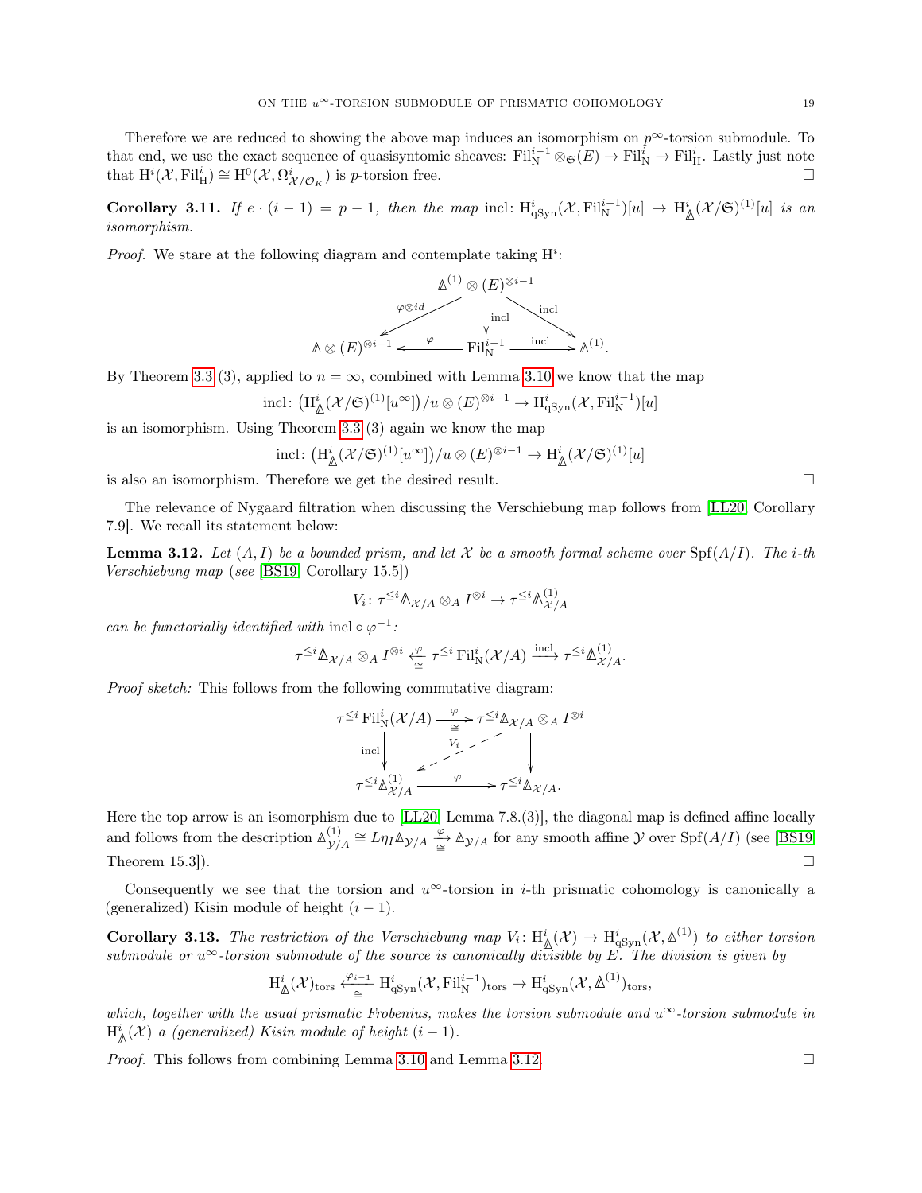Therefore we are reduced to showing the above map induces an isomorphism on $p^\infty$-torsion submodule. To that end, we use the exact sequence of quasisyntomic sheaves: $\mathrm{Fil}_{\mathrm{N}}^{i-1} \otimes_{\mathfrak{S}} (E) \to \mathrm{Fil}_{\mathrm{N}}^{i} \to \mathrm{Fil}_{\mathrm{H}}^{i}$. Lastly just note that $\mathrm{H}^i(\mathcal{X}, \mathrm{Fil}_{\mathrm{H}}^i) \cong \mathrm{H}^0(\mathcal{X}, \Omega^i_{\mathcal{X}/\mathcal{O}_K})$ is $p$-torsion free. □

**Corollary 3.11.** *If $e \cdot (i-1) = p-1$, then the map* $\mathrm{incl} \colon \mathrm{H}^i_{\mathrm{qSyn}}(\mathcal{X}, \mathrm{Fil}_{\mathrm{N}}^{i-1})[u] \to \mathrm{H}^i_{\Delta}(\mathcal{X}/\mathfrak{S})^{(1)}[u]$ *is an isomorphism.*

*Proof.* We stare at the following diagram and contemplate taking $\mathrm{H}^i$:

$$\begin{array}{ccccc} & & \Delta^{(1)} \otimes (E)^{\otimes i-1} & & \\ & \swarrow^{\varphi \otimes id} & \downarrow^{\mathrm{incl}} & \searrow^{\mathrm{incl}} & \\ \Delta \otimes (E)^{\otimes i-1} & \xleftarrow{\varphi} & \mathrm{Fil}_{\mathrm{N}}^{i-1} & \xrightarrow{\mathrm{incl}} & \Delta^{(1)}. \end{array}$$

By Theorem 3.3 (3), applied to $n = \infty$, combined with Lemma 3.10 we know that the map

$$\mathrm{incl} \colon \left(\mathrm{H}^i_{\Delta}(\mathcal{X}/\mathfrak{S})^{(1)}[u^\infty]\right)/u \otimes (E)^{\otimes i-1} \to \mathrm{H}^i_{\mathrm{qSyn}}(\mathcal{X}, \mathrm{Fil}_{\mathrm{N}}^{i-1})[u]$$

is an isomorphism. Using Theorem 3.3 (3) again we know the map

$$\mathrm{incl} \colon \left(\mathrm{H}^i_{\Delta}(\mathcal{X}/\mathfrak{S})^{(1)}[u^\infty]\right)/u \otimes (E)^{\otimes i-1} \to \mathrm{H}^i_{\Delta}(\mathcal{X}/\mathfrak{S})^{(1)}[u]$$

is also an isomorphism. Therefore we get the desired result. □

The relevance of Nygaard filtration when discussing the Verschiebung map follows from [LL20, Corollary 7.9]. We recall its statement below:

**Lemma 3.12.** *Let $(A, I)$ be a bounded prism, and let $\mathcal{X}$ be a smooth formal scheme over $\mathrm{Spf}(A/I)$. The $i$-th Verschiebung map (see [BS19, Corollary 15.5])*

$$V_i \colon \tau^{\leq i}\Delta_{\mathcal{X}/A} \otimes_A I^{\otimes i} \to \tau^{\leq i}\Delta^{(1)}_{\mathcal{X}/A}$$

*can be functorially identified with $\mathrm{incl} \circ \varphi^{-1}$:*

$$\tau^{\leq i}\Delta_{\mathcal{X}/A} \otimes_A I^{\otimes i} \xleftarrow[\cong]{\varphi} \tau^{\leq i}\,\mathrm{Fil}^i_{\mathrm{N}}(\mathcal{X}/A) \xrightarrow{\mathrm{incl}} \tau^{\leq i}\Delta^{(1)}_{\mathcal{X}/A}.$$

*Proof sketch:* This follows from the following commutative diagram:

$$\begin{array}{ccc} \tau^{\leq i}\,\mathrm{Fil}^i_{\mathrm{N}}(\mathcal{X}/A) & \xrightarrow[\cong]{\varphi} & \tau^{\leq i}\Delta_{\mathcal{X}/A} \otimes_A I^{\otimes i} \\ \downarrow^{\mathrm{incl}} & \swarrow_{V_i} & \downarrow \\ \tau^{\leq i}\Delta^{(1)}_{\mathcal{X}/A} & \xrightarrow{\varphi} & \tau^{\leq i}\Delta_{\mathcal{X}/A}. \end{array}$$

Here the top arrow is an isomorphism due to [LL20, Lemma 7.8.(3)], the diagonal map is defined affine locally and follows from the description $\Delta^{(1)}_{\mathcal{Y}/A} \cong L\eta_I \Delta_{\mathcal{Y}/A} \xrightarrow[\cong]{\varphi} \Delta_{\mathcal{Y}/A}$ for any smooth affine $\mathcal{Y}$ over $\mathrm{Spf}(A/I)$ (see [BS19, Theorem 15.3]). □

Consequently we see that the torsion and $u^\infty$-torsion in $i$-th prismatic cohomology is canonically a (generalized) Kisin module of height $(i-1)$.

**Corollary 3.13.** *The restriction of the Verschiebung map $V_i \colon \mathrm{H}^i_{\Delta}(\mathcal{X}) \to \mathrm{H}^i_{\mathrm{qSyn}}(\mathcal{X}, \Delta^{(1)})$ to either torsion submodule or $u^\infty$-torsion submodule of the source is canonically divisible by $E$. The division is given by*

$$\mathrm{H}^i_{\Delta}(\mathcal{X})_{\mathrm{tors}} \xleftarrow[\cong]{\varphi_{i-1}} \mathrm{H}^i_{\mathrm{qSyn}}(\mathcal{X}, \mathrm{Fil}^{i-1}_{\mathrm{N}})_{\mathrm{tors}} \to \mathrm{H}^i_{\mathrm{qSyn}}(\mathcal{X}, \Delta^{(1)})_{\mathrm{tors}},$$

*which, together with the usual prismatic Frobenius, makes the torsion submodule and $u^\infty$-torsion submodule in $\mathrm{H}^i_{\Delta}(\mathcal{X})$ a (generalized) Kisin module of height $(i-1)$.*

*Proof.* This follows from combining Lemma 3.10 and Lemma 3.12. □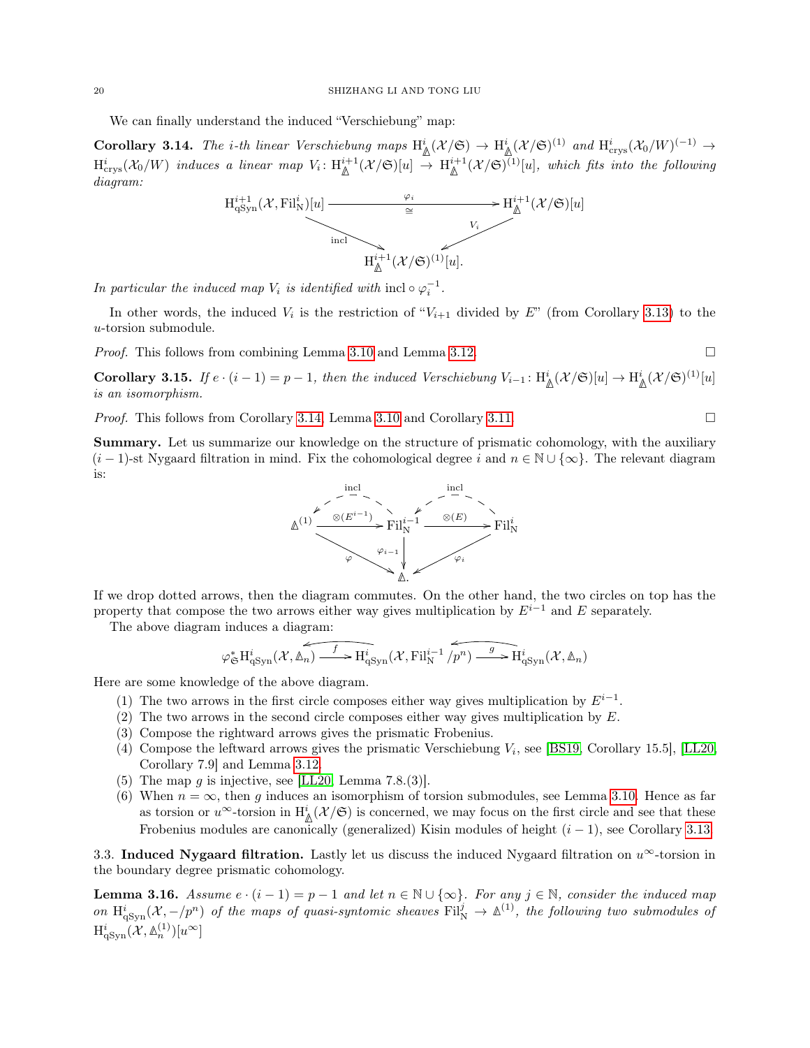We can finally understand the induced "Verschiebung" map:

**Corollary 3.14.** *The $i$-th linear Verschiebung maps $\mathrm{H}^i_{\Delta}(\mathcal{X}/\mathfrak{S}) \to \mathrm{H}^i_{\Delta}(\mathcal{X}/\mathfrak{S})^{(1)}$ and $\mathrm{H}^i_{\mathrm{crys}}(\mathcal{X}_0/W)^{(-1)} \to \mathrm{H}^i_{\mathrm{crys}}(\mathcal{X}_0/W)$ induces a linear map $V_i\colon \mathrm{H}^{i+1}_{\Delta}(\mathcal{X}/\mathfrak{S})[u] \to \mathrm{H}^{i+1}_{\Delta}(\mathcal{X}/\mathfrak{S})^{(1)}[u]$, which fits into the following diagram:*

$$
\begin{array}{ccc}
\mathrm{H}^{i+1}_{\mathrm{qSyn}}(\mathcal{X}, \mathrm{Fil}^i_{\mathrm{N}})[u] & \xrightarrow[\cong]{\varphi_i} & \mathrm{H}^{i+1}_{\Delta}(\mathcal{X}/\mathfrak{S})[u] \\
& \searrow^{\mathrm{incl}} \quad \swarrow_{V_i} & \\
& \mathrm{H}^{i+1}_{\Delta}(\mathcal{X}/\mathfrak{S})^{(1)}[u]. &
\end{array}
$$

*In particular the induced map $V_i$ is identified with $\mathrm{incl} \circ \varphi_i^{-1}$.*

In other words, the induced $V_i$ is the restriction of "$V_{i+1}$ divided by $E$" (from Corollary 3.13) to the $u$-torsion submodule.

*Proof.* This follows from combining Lemma 3.10 and Lemma 3.12. □

**Corollary 3.15.** *If $e \cdot (i-1) = p-1$, then the induced Verschiebung $V_{i-1}\colon \mathrm{H}^i_{\Delta}(\mathcal{X}/\mathfrak{S})[u] \to \mathrm{H}^i_{\Delta}(\mathcal{X}/\mathfrak{S})^{(1)}[u]$ is an isomorphism.*

*Proof.* This follows from Corollary 3.14, Lemma 3.10 and Corollary 3.11. □

**Summary.** Let us summarize our knowledge on the structure of prismatic cohomology, with the auxiliary $(i-1)$-st Nygaard filtration in mind. Fix the cohomological degree $i$ and $n \in \mathbb{N} \cup \{\infty\}$. The relevant diagram is:

$$
\begin{array}{ccccc}
\Delta^{(1)} & \xrightarrow{\otimes(E^{i-1})} & \mathrm{Fil}^{i-1}_{\mathrm{N}} & \xrightarrow{\otimes(E)} & \mathrm{Fil}^i_{\mathrm{N}} \\
& \searrow^{\varphi} & \downarrow^{\varphi_{i-1}} & \swarrow_{\varphi_i} & \\
& & \Delta. & &
\end{array}
$$

(with dashed arrows $\mathrm{incl}\colon \mathrm{Fil}^{i-1}_{\mathrm{N}} \dashrightarrow \Delta^{(1)}$ and $\mathrm{incl}\colon \mathrm{Fil}^{i}_{\mathrm{N}} \dashrightarrow \mathrm{Fil}^{i-1}_{\mathrm{N}}$ on top.)

If we drop dotted arrows, then the diagram commutes. On the other hand, the two circles on top has the property that compose the two arrows either way gives multiplication by $E^{i-1}$ and $E$ separately.

The above diagram induces a diagram:

$$
\varphi^*_{\mathfrak{S}} \mathrm{H}^i_{\mathrm{qSyn}}(\mathcal{X}, \Delta_n) \xrightarrow{f} \mathrm{H}^i_{\mathrm{qSyn}}(\mathcal{X}, \mathrm{Fil}^{i-1}_{\mathrm{N}}/p^n) \xrightarrow{g} \mathrm{H}^i_{\mathrm{qSyn}}(\mathcal{X}, \Delta_n)
$$

(with leftward arrows forming circles over $f$ and over $g$.)

Here are some knowledge of the above diagram.

1. The two arrows in the first circle composes either way gives multiplication by $E^{i-1}$.
2. The two arrows in the second circle composes either way gives multiplication by $E$.
3. Compose the rightward arrows gives the prismatic Frobenius.
4. Compose the leftward arrows gives the prismatic Verschiebung $V_i$, see [BS19, Corollary 15.5], [LL20, Corollary 7.9] and Lemma 3.12.
5. The map $g$ is injective, see [LL20, Lemma 7.8.(3)].
6. When $n = \infty$, then $g$ induces an isomorphism of torsion submodules, see Lemma 3.10. Hence as far as torsion or $u^\infty$-torsion in $\mathrm{H}^i_{\Delta}(\mathcal{X}/\mathfrak{S})$ is concerned, we may focus on the first circle and see that these Frobenius modules are canonically (generalized) Kisin modules of height $(i-1)$, see Corollary 3.13.

### 3.3. Induced Nygaard filtration.

Lastly let us discuss the induced Nygaard filtration on $u^\infty$-torsion in the boundary degree prismatic cohomology.

**Lemma 3.16.** *Assume $e \cdot (i-1) = p-1$ and let $n \in \mathbb{N} \cup \{\infty\}$. For any $j \in \mathbb{N}$, consider the induced map on $\mathrm{H}^i_{\mathrm{qSyn}}(\mathcal{X}, -/p^n)$ of the maps of quasi-syntomic sheaves $\mathrm{Fil}^j_{\mathrm{N}} \to \Delta^{(1)}$, the following two submodules of $\mathrm{H}^i_{\mathrm{qSyn}}(\mathcal{X}, \Delta^{(1)}_n)[u^\infty]$*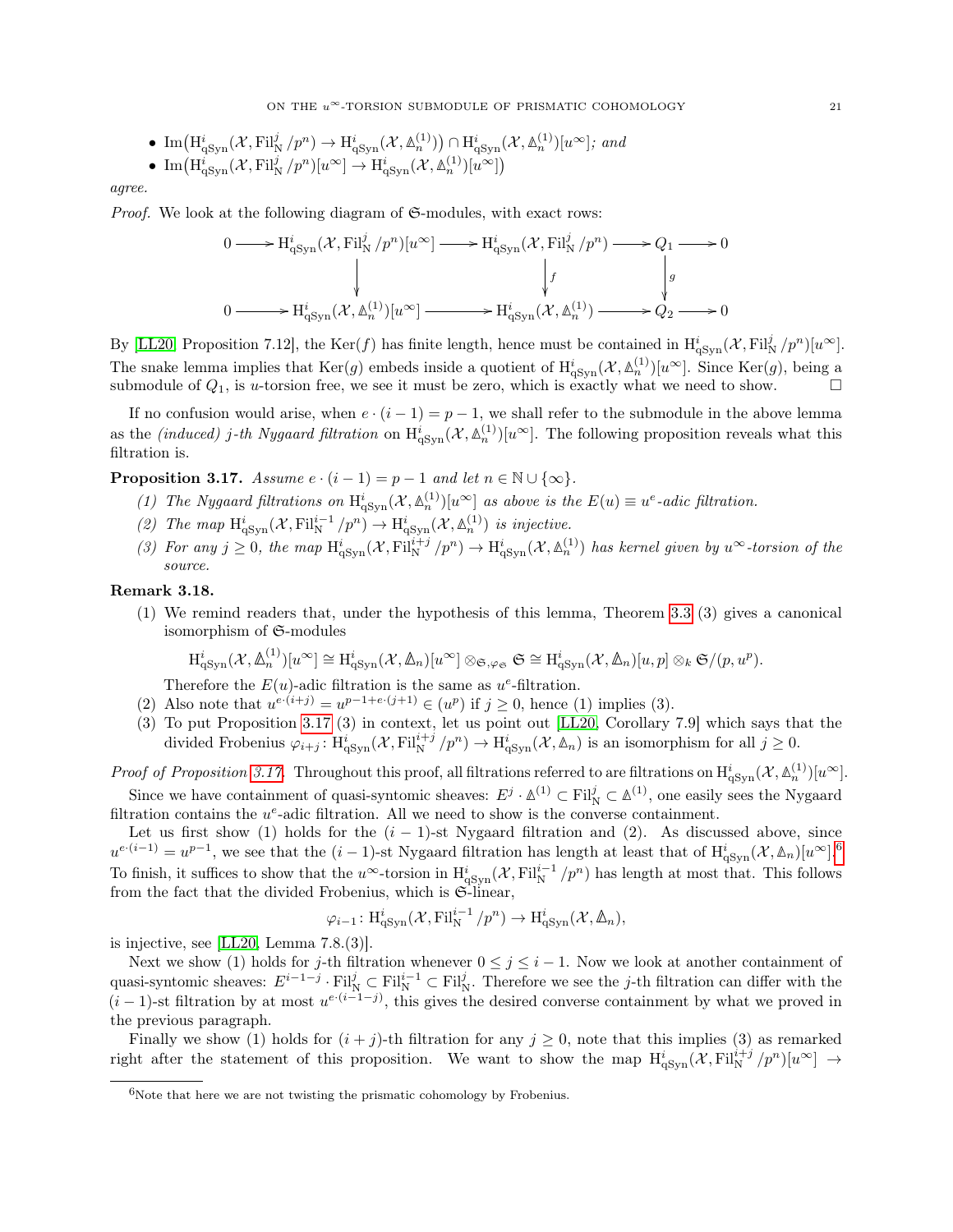- $\mathrm{Im}\big(\mathrm{H}^i_{\mathrm{qSyn}}(\mathcal{X}, \mathrm{Fil}^j_{\mathrm{N}}/p^n) \to \mathrm{H}^i_{\mathrm{qSyn}}(\mathcal{X}, \Delta^{(1)}_n)\big) \cap \mathrm{H}^i_{\mathrm{qSyn}}(\mathcal{X}, \Delta^{(1)}_n)[u^\infty]$; *and*
- $\mathrm{Im}\big(\mathrm{H}^i_{\mathrm{qSyn}}(\mathcal{X}, \mathrm{Fil}^j_{\mathrm{N}}/p^n)[u^\infty] \to \mathrm{H}^i_{\mathrm{qSyn}}(\mathcal{X}, \Delta^{(1)}_n)[u^\infty]\big)$

*agree.*

*Proof.* We look at the following diagram of $\mathfrak{S}$-modules, with exact rows:

$$\begin{array}{ccccccccc}
0 & \longrightarrow & \mathrm{H}^i_{\mathrm{qSyn}}(\mathcal{X}, \mathrm{Fil}^j_{\mathrm{N}}/p^n)[u^\infty] & \longrightarrow & \mathrm{H}^i_{\mathrm{qSyn}}(\mathcal{X}, \mathrm{Fil}^j_{\mathrm{N}}/p^n) & \longrightarrow & Q_1 & \longrightarrow & 0 \\
 & & \downarrow & & \downarrow f & & \downarrow g & & \\
0 & \longrightarrow & \mathrm{H}^i_{\mathrm{qSyn}}(\mathcal{X}, \Delta^{(1)}_n)[u^\infty] & \longrightarrow & \mathrm{H}^i_{\mathrm{qSyn}}(\mathcal{X}, \Delta^{(1)}_n) & \longrightarrow & Q_2 & \longrightarrow & 0
\end{array}$$

By [LL20, Proposition 7.12], the $\mathrm{Ker}(f)$ has finite length, hence must be contained in $\mathrm{H}^i_{\mathrm{qSyn}}(\mathcal{X}, \mathrm{Fil}^j_{\mathrm{N}}/p^n)[u^\infty]$. The snake lemma implies that $\mathrm{Ker}(g)$ embeds inside a quotient of $\mathrm{H}^i_{\mathrm{qSyn}}(\mathcal{X}, \Delta^{(1)}_n)[u^\infty]$. Since $\mathrm{Ker}(g)$, being a submodule of $Q_1$, is $u$-torsion free, we see it must be zero, which is exactly what we need to show. $\square$

If no confusion would arise, when $e \cdot (i-1) = p-1$, we shall refer to the submodule in the above lemma as the *(induced) $j$-th Nygaard filtration* on $\mathrm{H}^i_{\mathrm{qSyn}}(\mathcal{X}, \Delta^{(1)}_n)[u^\infty]$. The following proposition reveals what this filtration is.

**Proposition 3.17.** *Assume $e \cdot (i-1) = p-1$ and let $n \in \mathbb{N} \cup \{\infty\}$.*

*(1) The Nygaard filtrations on $\mathrm{H}^i_{\mathrm{qSyn}}(\mathcal{X}, \Delta^{(1)}_n)[u^\infty]$ as above is the $E(u) \equiv u^e$-adic filtration.*
*(2) The map $\mathrm{H}^i_{\mathrm{qSyn}}(\mathcal{X}, \mathrm{Fil}^{i-1}_{\mathrm{N}}/p^n) \to \mathrm{H}^i_{\mathrm{qSyn}}(\mathcal{X}, \Delta^{(1)}_n)$ is injective.*
*(3) For any $j \geq 0$, the map $\mathrm{H}^i_{\mathrm{qSyn}}(\mathcal{X}, \mathrm{Fil}^{i+j}_{\mathrm{N}}/p^n) \to \mathrm{H}^i_{\mathrm{qSyn}}(\mathcal{X}, \Delta^{(1)}_n)$ has kernel given by $u^\infty$-torsion of the source.*

**Remark 3.18.**

(1) We remind readers that, under the hypothesis of this lemma, Theorem 3.3 (3) gives a canonical isomorphism of $\mathfrak{S}$-modules
$$\mathrm{H}^i_{\mathrm{qSyn}}(\mathcal{X}, \Delta^{(1)}_n)[u^\infty] \cong \mathrm{H}^i_{\mathrm{qSyn}}(\mathcal{X}, \Delta_n)[u^\infty] \otimes_{\mathfrak{S}, \varphi_{\mathfrak{S}}} \mathfrak{S} \cong \mathrm{H}^i_{\mathrm{qSyn}}(\mathcal{X}, \Delta_n)[u, p] \otimes_k \mathfrak{S}/(p, u^p).$$
Therefore the $E(u)$-adic filtration is the same as $u^e$-filtration.

(2) Also note that $u^{e \cdot (i+j)} = u^{p-1+e\cdot(j+1)} \in (u^p)$ if $j \geq 0$, hence (1) implies (3).

(3) To put Proposition 3.17 (3) in context, let us point out [LL20, Corollary 7.9] which says that the divided Frobenius $\varphi_{i+j} \colon \mathrm{H}^i_{\mathrm{qSyn}}(\mathcal{X}, \mathrm{Fil}^{i+j}_{\mathrm{N}}/p^n) \to \mathrm{H}^i_{\mathrm{qSyn}}(\mathcal{X}, \Delta_n)$ is an isomorphism for all $j \geq 0$.

*Proof of Proposition 3.17.* Throughout this proof, all filtrations referred to are filtrations on $\mathrm{H}^i_{\mathrm{qSyn}}(\mathcal{X}, \Delta^{(1)}_n)[u^\infty]$.

Since we have containment of quasi-syntomic sheaves: $E^j \cdot \Delta^{(1)} \subset \mathrm{Fil}^j_{\mathrm{N}} \subset \Delta^{(1)}$, one easily sees the Nygaard filtration contains the $u^e$-adic filtration. All we need to show is the converse containment.

Let us first show (1) holds for the $(i-1)$-st Nygaard filtration and (2). As discussed above, since $u^{e\cdot(i-1)} = u^{p-1}$, we see that the $(i-1)$-st Nygaard filtration has length at least that of $\mathrm{H}^i_{\mathrm{qSyn}}(\mathcal{X}, \Delta_n)[u^\infty]$.[6] To finish, it suffices to show that the $u^\infty$-torsion in $\mathrm{H}^i_{\mathrm{qSyn}}(\mathcal{X}, \mathrm{Fil}^{i-1}_{\mathrm{N}}/p^n)$ has length at most that. This follows from the fact that the divided Frobenius, which is $\mathfrak{S}$-linear,
$$\varphi_{i-1} \colon \mathrm{H}^i_{\mathrm{qSyn}}(\mathcal{X}, \mathrm{Fil}^{i-1}_{\mathrm{N}}/p^n) \to \mathrm{H}^i_{\mathrm{qSyn}}(\mathcal{X}, \Delta_n),$$
is injective, see [LL20, Lemma 7.8.(3)].

Next we show (1) holds for $j$-th filtration whenever $0 \leq j \leq i-1$. Now we look at another containment of quasi-syntomic sheaves: $E^{i-1-j} \cdot \mathrm{Fil}^j_{\mathrm{N}} \subset \mathrm{Fil}^{i-1}_{\mathrm{N}} \subset \mathrm{Fil}^j_{\mathrm{N}}$. Therefore we see the $j$-th filtration can differ with the $(i-1)$-st filtration by at most $u^{e\cdot(i-1-j)}$, this gives the desired converse containment by what we proved in the previous paragraph.

Finally we show (1) holds for $(i+j)$-th filtration for any $j \geq 0$, note that this implies (3) as remarked right after the statement of this proposition. We want to show the map $\mathrm{H}^i_{\mathrm{qSyn}}(\mathcal{X}, \mathrm{Fil}^{i+j}_{\mathrm{N}}/p^n)[u^\infty] \to$

[6] Note that here we are not twisting the prismatic cohomology by Frobenius.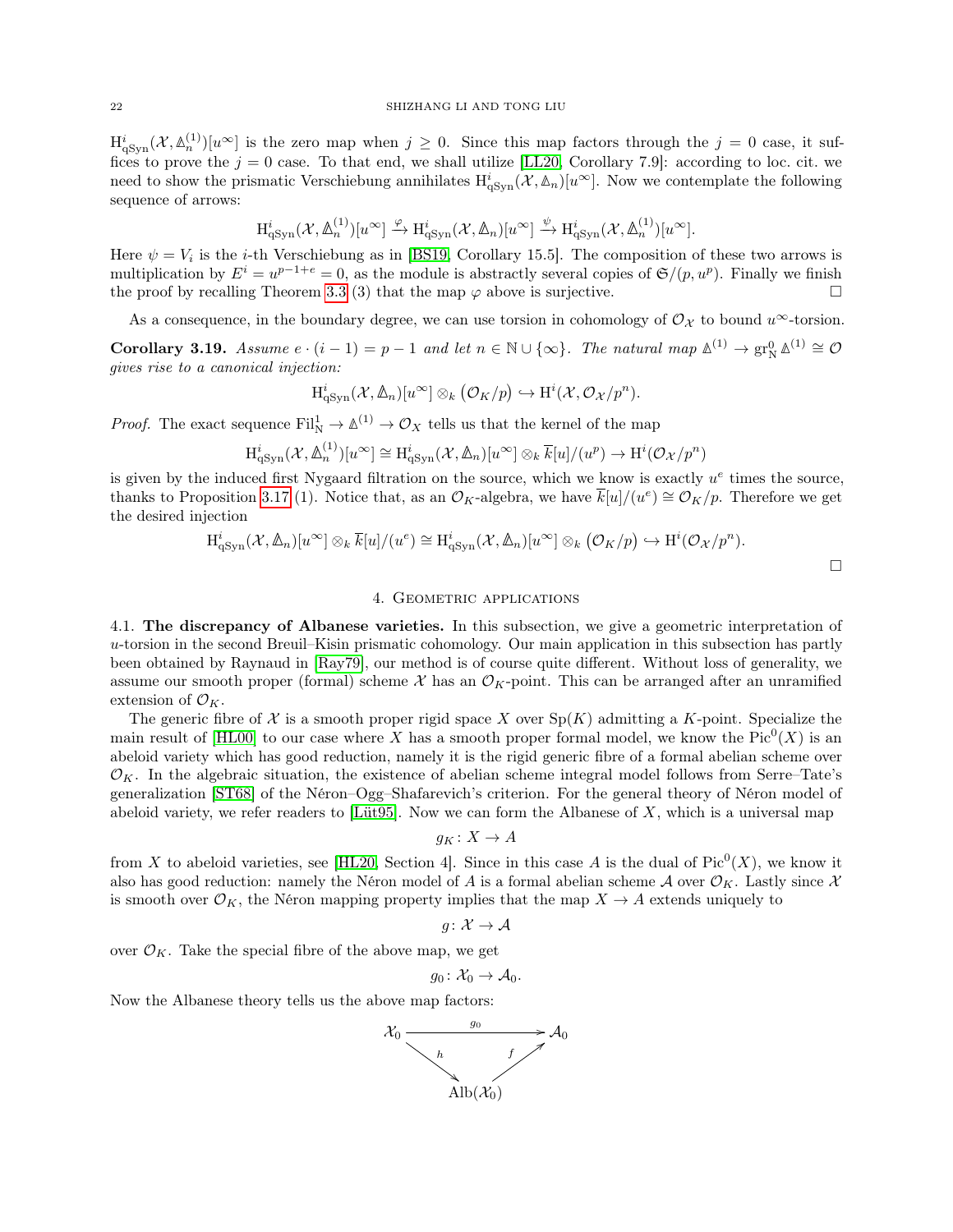$\mathrm{H}^i_{\mathrm{qSyn}}(\mathcal{X}, {\mathbb{\Delta}}^{(1)}_n)[u^\infty]$ is the zero map when $j \geq 0$. Since this map factors through the $j = 0$ case, it suffices to prove the $j = 0$ case. To that end, we shall utilize [LL20, Corollary 7.9]: according to loc. cit. we need to show the prismatic Verschiebung annihilates $\mathrm{H}^i_{\mathrm{qSyn}}(\mathcal{X}, {\mathbb{\Delta}}_n)[u^\infty]$. Now we contemplate the following sequence of arrows:

$$\mathrm{H}^i_{\mathrm{qSyn}}(\mathcal{X}, {\mathbb{\Delta}}^{(1)}_n)[u^\infty] \xrightarrow{\varphi} \mathrm{H}^i_{\mathrm{qSyn}}(\mathcal{X}, {\mathbb{\Delta}}_n)[u^\infty] \xrightarrow{\psi} \mathrm{H}^i_{\mathrm{qSyn}}(\mathcal{X}, {\mathbb{\Delta}}^{(1)}_n)[u^\infty].$$

Here $\psi = V_i$ is the $i$-th Verschiebung as in [BS19, Corollary 15.5]. The composition of these two arrows is multiplication by $E^i = u^{p-1+e} = 0$, as the module is abstractly several copies of $\mathfrak{S}/(p, u^p)$. Finally we finish the proof by recalling Theorem 3.3 (3) that the map $\varphi$ above is surjective. $\square$

As a consequence, in the boundary degree, we can use torsion in cohomology of $\mathcal{O}_{\mathcal{X}}$ to bound $u^\infty$-torsion.

**Corollary 3.19.** *Assume $e \cdot (i-1) = p-1$ and let $n \in \mathbb{N} \cup \{\infty\}$. The natural map ${\mathbb{\Delta}}^{(1)} \to \mathrm{gr}^0_{\mathrm{N}} {\mathbb{\Delta}}^{(1)} \cong \mathcal{O}$ gives rise to a canonical injection:*

$$\mathrm{H}^i_{\mathrm{qSyn}}(\mathcal{X}, {\mathbb{\Delta}}_n)[u^\infty] \otimes_k \left(\mathcal{O}_K/p\right) \hookrightarrow \mathrm{H}^i(\mathcal{X}, \mathcal{O}_{\mathcal{X}}/p^n).$$

*Proof.* The exact sequence $\mathrm{Fil}^1_{\mathrm{N}} \to {\mathbb{\Delta}}^{(1)} \to \mathcal{O}_X$ tells us that the kernel of the map

$$\mathrm{H}^i_{\mathrm{qSyn}}(\mathcal{X}, {\mathbb{\Delta}}^{(1)}_n)[u^\infty] \cong \mathrm{H}^i_{\mathrm{qSyn}}(\mathcal{X}, {\mathbb{\Delta}}_n)[u^\infty] \otimes_k \overline{k}[u]/(u^p) \to \mathrm{H}^i(\mathcal{O}_{\mathcal{X}}/p^n)$$

is given by the induced first Nygaard filtration on the source, which we know is exactly $u^e$ times the source, thanks to Proposition 3.17 (1). Notice that, as an $\mathcal{O}_K$-algebra, we have $\overline{k}[u]/(u^e) \cong \mathcal{O}_K/p$. Therefore we get the desired injection

$$\mathrm{H}^i_{\mathrm{qSyn}}(\mathcal{X}, {\mathbb{\Delta}}_n)[u^\infty] \otimes_k \overline{k}[u]/(u^e) \cong \mathrm{H}^i_{\mathrm{qSyn}}(\mathcal{X}, {\mathbb{\Delta}}_n)[u^\infty] \otimes_k \left(\mathcal{O}_K/p\right) \hookrightarrow \mathrm{H}^i(\mathcal{O}_{\mathcal{X}}/p^n).$$

$\square$

## 4. Geometric applications

**4.1. The discrepancy of Albanese varieties.** In this subsection, we give a geometric interpretation of $u$-torsion in the second Breuil–Kisin prismatic cohomology. Our main application in this subsection has partly been obtained by Raynaud in [Ray79], our method is of course quite different. Without loss of generality, we assume our smooth proper (formal) scheme $\mathcal{X}$ has an $\mathcal{O}_K$-point. This can be arranged after an unramified extension of $\mathcal{O}_K$.

The generic fibre of $\mathcal{X}$ is a smooth proper rigid space $X$ over $\mathrm{Sp}(K)$ admitting a $K$-point. Specialize the main result of [HL00] to our case where $X$ has a smooth proper formal model, we know the $\mathrm{Pic}^0(X)$ is an abeloid variety which has good reduction, namely it is the rigid generic fibre of a formal abelian scheme over $\mathcal{O}_K$. In the algebraic situation, the existence of abelian scheme integral model follows from Serre–Tate's generalization [ST68] of the Néron–Ogg–Shafarevich's criterion. For the general theory of Néron model of abeloid variety, we refer readers to [Lüt95]. Now we can form the Albanese of $X$, which is a universal map

$$g_K \colon X \to A$$

from $X$ to abeloid varieties, see [HL20, Section 4]. Since in this case $A$ is the dual of $\mathrm{Pic}^0(X)$, we know it also has good reduction: namely the Néron model of $A$ is a formal abelian scheme $\mathcal{A}$ over $\mathcal{O}_K$. Lastly since $\mathcal{X}$ is smooth over $\mathcal{O}_K$, the Néron mapping property implies that the map $X \to A$ extends uniquely to

$$g \colon \mathcal{X} \to \mathcal{A}$$

over $\mathcal{O}_K$. Take the special fibre of the above map, we get

$$g_0 \colon \mathcal{X}_0 \to \mathcal{A}_0.$$

Now the Albanese theory tells us the above map factors:

$$\begin{array}{ccc} \mathcal{X}_0 & \xrightarrow{\quad g_0 \quad} & \mathcal{A}_0 \\ & {\scriptstyle h}\searrow \quad \nearrow{\scriptstyle f} & \\ & \mathrm{Alb}(\mathcal{X}_0) & \end{array}$$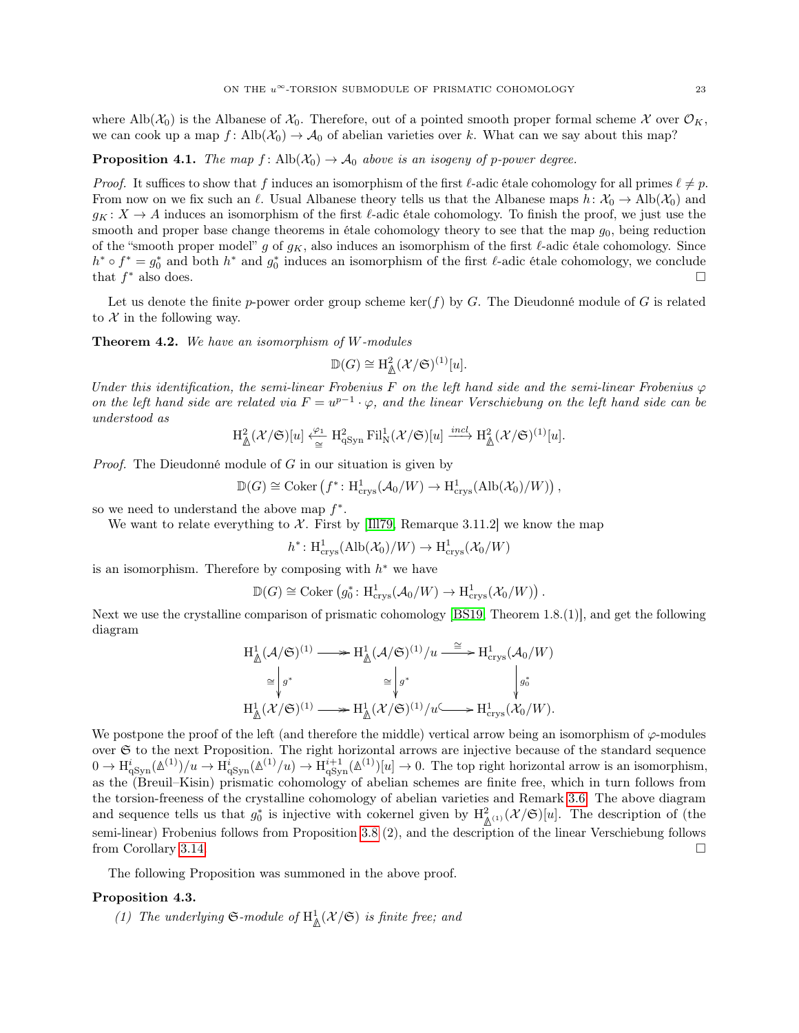where $\mathrm{Alb}(\mathcal{X}_0)$ is the Albanese of $\mathcal{X}_0$. Therefore, out of a pointed smooth proper formal scheme $\mathcal{X}$ over $\mathcal{O}_K$, we can cook up a map $f\colon \mathrm{Alb}(\mathcal{X}_0) \to \mathcal{A}_0$ of abelian varieties over $k$. What can we say about this map?

**Proposition 4.1.** *The map $f\colon \mathrm{Alb}(\mathcal{X}_0) \to \mathcal{A}_0$ above is an isogeny of $p$-power degree.*

*Proof.* It suffices to show that $f$ induces an isomorphism of the first $\ell$-adic étale cohomology for all primes $\ell \neq p$. From now on we fix such an $\ell$. Usual Albanese theory tells us that the Albanese maps $h\colon \mathcal{X}_0 \to \mathrm{Alb}(\mathcal{X}_0)$ and $g_K\colon X \to A$ induces an isomorphism of the first $\ell$-adic étale cohomology. To finish the proof, we just use the smooth and proper base change theorems in étale cohomology theory to see that the map $g_0$, being reduction of the "smooth proper model" $g$ of $g_K$, also induces an isomorphism of the first $\ell$-adic étale cohomology. Since $h^* \circ f^* = g_0^*$ and both $h^*$ and $g_0^*$ induces an isomorphism of the first $\ell$-adic étale cohomology, we conclude that $f^*$ also does. $\square$

Let us denote the finite $p$-power order group scheme $\ker(f)$ by $G$. The Dieudonné module of $G$ is related to $\mathcal{X}$ in the following way.

**Theorem 4.2.** *We have an isomorphism of $W$-modules*

$$\mathbb{D}(G) \cong \mathrm{H}^2_{\Delta}(\mathcal{X}/\mathfrak{S})^{(1)}[u].$$

*Under this identification, the semi-linear Frobenius $F$ on the left hand side and the semi-linear Frobenius $\varphi$ on the left hand side are related via $F = u^{p-1} \cdot \varphi$, and the linear Verschiebung on the left hand side can be understood as*

$$\mathrm{H}^2_{\Delta}(\mathcal{X}/\mathfrak{S})[u] \xleftarrow[\cong]{\varphi_1} \mathrm{H}^2_{\mathrm{qSyn}} \mathrm{Fil}^1_{\mathrm{N}}(\mathcal{X}/\mathfrak{S})[u] \xrightarrow{incl} \mathrm{H}^2_{\Delta}(\mathcal{X}/\mathfrak{S})^{(1)}[u].$$

*Proof.* The Dieudonné module of $G$ in our situation is given by

$$\mathbb{D}(G) \cong \mathrm{Coker}\left(f^*\colon \mathrm{H}^1_{\mathrm{crys}}(\mathcal{A}_0/W) \to \mathrm{H}^1_{\mathrm{crys}}(\mathrm{Alb}(\mathcal{X}_0)/W)\right),$$

so we need to understand the above map $f^*$.

We want to relate everything to $\mathcal{X}$. First by [Ill79, Remarque 3.11.2] we know the map

$$h^*\colon \mathrm{H}^1_{\mathrm{crys}}(\mathrm{Alb}(\mathcal{X}_0)/W) \to \mathrm{H}^1_{\mathrm{crys}}(\mathcal{X}_0/W)$$

is an isomorphism. Therefore by composing with $h^*$ we have

$$\mathbb{D}(G) \cong \mathrm{Coker}\left(g_0^*\colon \mathrm{H}^1_{\mathrm{crys}}(\mathcal{A}_0/W) \to \mathrm{H}^1_{\mathrm{crys}}(\mathcal{X}_0/W)\right).$$

Next we use the crystalline comparison of prismatic cohomology [BS19, Theorem 1.8.(1)], and get the following diagram

$$\begin{array}{ccccc}
\mathrm{H}^1_{\Delta}(\mathcal{A}/\mathfrak{S})^{(1)} & \twoheadrightarrow & \mathrm{H}^1_{\Delta}(\mathcal{A}/\mathfrak{S})^{(1)}/u & \xrightarrow{\cong} & \mathrm{H}^1_{\mathrm{crys}}(\mathcal{A}_0/W) \\
\cong \downarrow g^* & & \cong \downarrow g^* & & \downarrow g_0^* \\
\mathrm{H}^1_{\Delta}(\mathcal{X}/\mathfrak{S})^{(1)} & \twoheadrightarrow & \mathrm{H}^1_{\Delta}(\mathcal{X}/\mathfrak{S})^{(1)}/u & \hookrightarrow & \mathrm{H}^1_{\mathrm{crys}}(\mathcal{X}_0/W).
\end{array}$$

We postpone the proof of the left (and therefore the middle) vertical arrow being an isomorphism of $\varphi$-modules over $\mathfrak{S}$ to the next Proposition. The right horizontal arrows are injective because of the standard sequence $0 \to \mathrm{H}^i_{\mathrm{qSyn}}(\Delta^{(1)})/u \to \mathrm{H}^i_{\mathrm{qSyn}}(\Delta^{(1)}/u) \to \mathrm{H}^{i+1}_{\mathrm{qSyn}}(\Delta^{(1)})[u] \to 0$. The top right horizontal arrow is an isomorphism, as the (Breuil–Kisin) prismatic cohomology of abelian schemes are finite free, which in turn follows from the torsion-freeness of the crystalline cohomology of abelian varieties and Remark 3.6. The above diagram and sequence tells us that $g_0^*$ is injective with cokernel given by $\mathrm{H}^2_{\Delta^{(1)}}(\mathcal{X}/\mathfrak{S})[u]$. The description of (the semi-linear) Frobenius follows from Proposition 3.8 (2), and the description of the linear Verschiebung follows from Corollary 3.14. $\square$

The following Proposition was summoned in the above proof.

**Proposition 4.3.**

1. *The underlying $\mathfrak{S}$-module of $\mathrm{H}^1_{\Delta}(\mathcal{X}/\mathfrak{S})$ is finite free; and*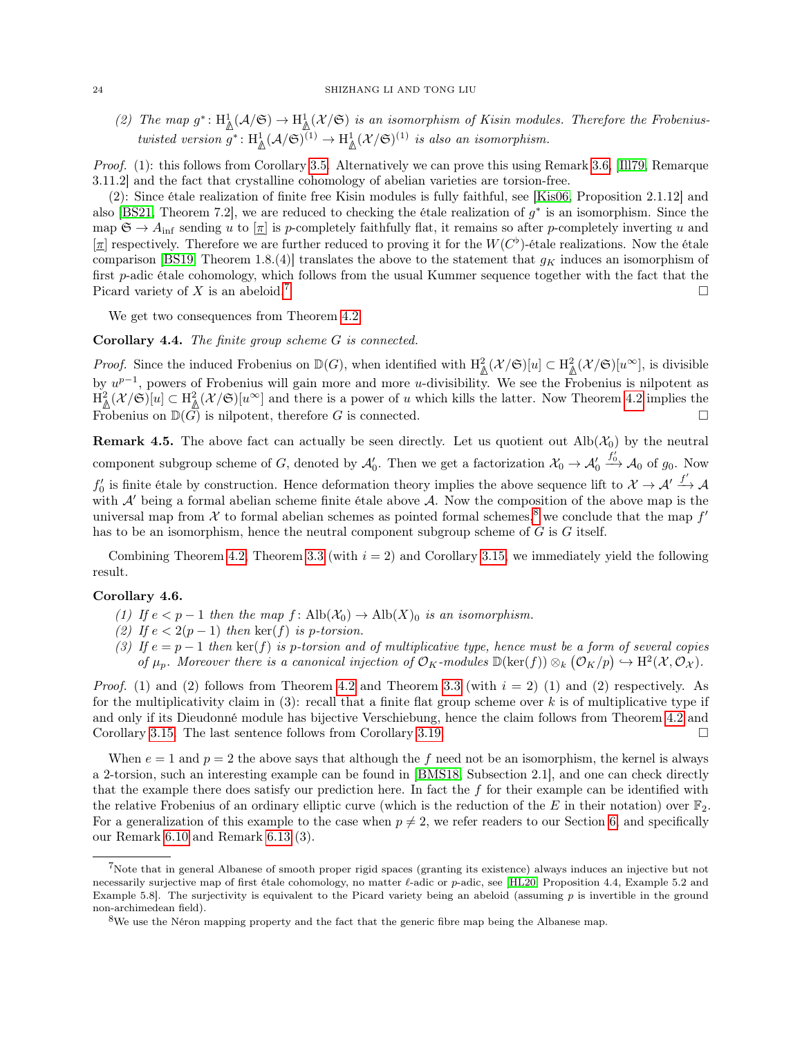(2) *The map $g^*\colon \mathrm{H}^1_{\Delta}(\mathcal{A}/\mathfrak{S}) \to \mathrm{H}^1_{\Delta}(\mathcal{X}/\mathfrak{S})$ is an isomorphism of Kisin modules. Therefore the Frobenius-twisted version $g^*\colon \mathrm{H}^1_{\Delta}(\mathcal{A}/\mathfrak{S})^{(1)} \to \mathrm{H}^1_{\Delta}(\mathcal{X}/\mathfrak{S})^{(1)}$ is also an isomorphism.*

*Proof.* (1): this follows from Corollary 3.5. Alternatively we can prove this using Remark 3.6, [Ill79, Remarque 3.11.2] and the fact that crystalline cohomology of abelian varieties are torsion-free.

(2): Since étale realization of finite free Kisin modules is fully faithful, see [Kis06, Proposition 2.1.12] and also [BS21, Theorem 7.2], we are reduced to checking the étale realization of $g^*$ is an isomorphism. Since the map $\mathfrak{S} \to A_{\mathrm{inf}}$ sending $u$ to $[\underline{\pi}]$ is $p$-completely faithfully flat, it remains so after $p$-completely inverting $u$ and $[\underline{\pi}]$ respectively. Therefore we are further reduced to proving it for the $W(C^\flat)$-étale realizations. Now the étale comparison [BS19, Theorem 1.8.(4)] translates the above to the statement that $g_K$ induces an isomorphism of first $p$-adic étale cohomology, which follows from the usual Kummer sequence together with the fact that the Picard variety of $X$ is an abeloid.[7] □

We get two consequences from Theorem 4.2.

**Corollary 4.4.** *The finite group scheme $G$ is connected.*

*Proof.* Since the induced Frobenius on $\mathbb{D}(G)$, when identified with $\mathrm{H}^2_{\Delta}(\mathcal{X}/\mathfrak{S})[u] \subset \mathrm{H}^2_{\Delta}(\mathcal{X}/\mathfrak{S})[u^\infty]$, is divisible by $u^{p-1}$, powers of Frobenius will gain more and more $u$-divisibility. We see the Frobenius is nilpotent as $\mathrm{H}^2_{\Delta}(\mathcal{X}/\mathfrak{S})[u] \subset \mathrm{H}^2_{\Delta}(\mathcal{X}/\mathfrak{S})[u^\infty]$ and there is a power of $u$ which kills the latter. Now Theorem 4.2 implies the Frobenius on $\mathbb{D}(G)$ is nilpotent, therefore $G$ is connected. □

**Remark 4.5.** The above fact can actually be seen directly. Let us quotient out $\mathrm{Alb}(\mathcal{X}_0)$ by the neutral component subgroup scheme of $G$, denoted by $\mathcal{A}'_0$. Then we get a factorization $\mathcal{X}_0 \to \mathcal{A}'_0 \xrightarrow{f'_0} \mathcal{A}_0$ of $g_0$. Now $f'_0$ is finite étale by construction. Hence deformation theory implies the above sequence lift to $\mathcal{X} \to \mathcal{A}' \xrightarrow{f'} \mathcal{A}$ with $\mathcal{A}'$ being a formal abelian scheme finite étale above $\mathcal{A}$. Now the composition of the above map is the universal map from $\mathcal{X}$ to formal abelian schemes as pointed formal schemes,[8] we conclude that the map $f'$ has to be an isomorphism, hence the neutral component subgroup scheme of $G$ is $G$ itself.

Combining Theorem 4.2, Theorem 3.3 (with $i = 2$) and Corollary 3.15, we immediately yield the following result.

**Corollary 4.6.**

(1) *If $e < p - 1$ then the map $f\colon \mathrm{Alb}(\mathcal{X}_0) \to \mathrm{Alb}(X)_0$ is an isomorphism.*

(2) *If $e < 2(p - 1)$ then $\ker(f)$ is $p$-torsion.*

(3) *If $e = p - 1$ then $\ker(f)$ is $p$-torsion and of multiplicative type, hence must be a form of several copies of $\mu_p$. Moreover there is a canonical injection of $\mathcal{O}_K$-modules $\mathbb{D}(\ker(f)) \otimes_k (\mathcal{O}_K/p) \hookrightarrow \mathrm{H}^2(\mathcal{X}, \mathcal{O}_{\mathcal{X}})$.*

*Proof.* (1) and (2) follows from Theorem 4.2 and Theorem 3.3 (with $i = 2$) (1) and (2) respectively. As for the multiplicativity claim in (3): recall that a finite flat group scheme over $k$ is of multiplicative type if and only if its Dieudonné module has bijective Verschiebung, hence the claim follows from Theorem 4.2 and Corollary 3.15. The last sentence follows from Corollary 3.19. □

When $e = 1$ and $p = 2$ the above says that although the $f$ need not be an isomorphism, the kernel is always a 2-torsion, such an interesting example can be found in [BMS18, Subsection 2.1], and one can check directly that the example there does satisfy our prediction here. In fact the $f$ for their example can be identified with the relative Frobenius of an ordinary elliptic curve (which is the reduction of the $E$ in their notation) over $\mathbb{F}_2$. For a generalization of this example to the case when $p \neq 2$, we refer readers to our Section 6, and specifically our Remark 6.10 and Remark 6.13 (3).

---

[7] Note that in general Albanese of smooth proper rigid spaces (granting its existence) always induces an injective but not necessarily surjective map of first étale cohomology, no matter $\ell$-adic or $p$-adic, see [HL20, Proposition 4.4, Example 5.2 and Example 5.8]. The surjectivity is equivalent to the Picard variety being an abeloid (assuming $p$ is invertible in the ground non-archimedean field).

[8] We use the Néron mapping property and the fact that the generic fibre map being the Albanese map.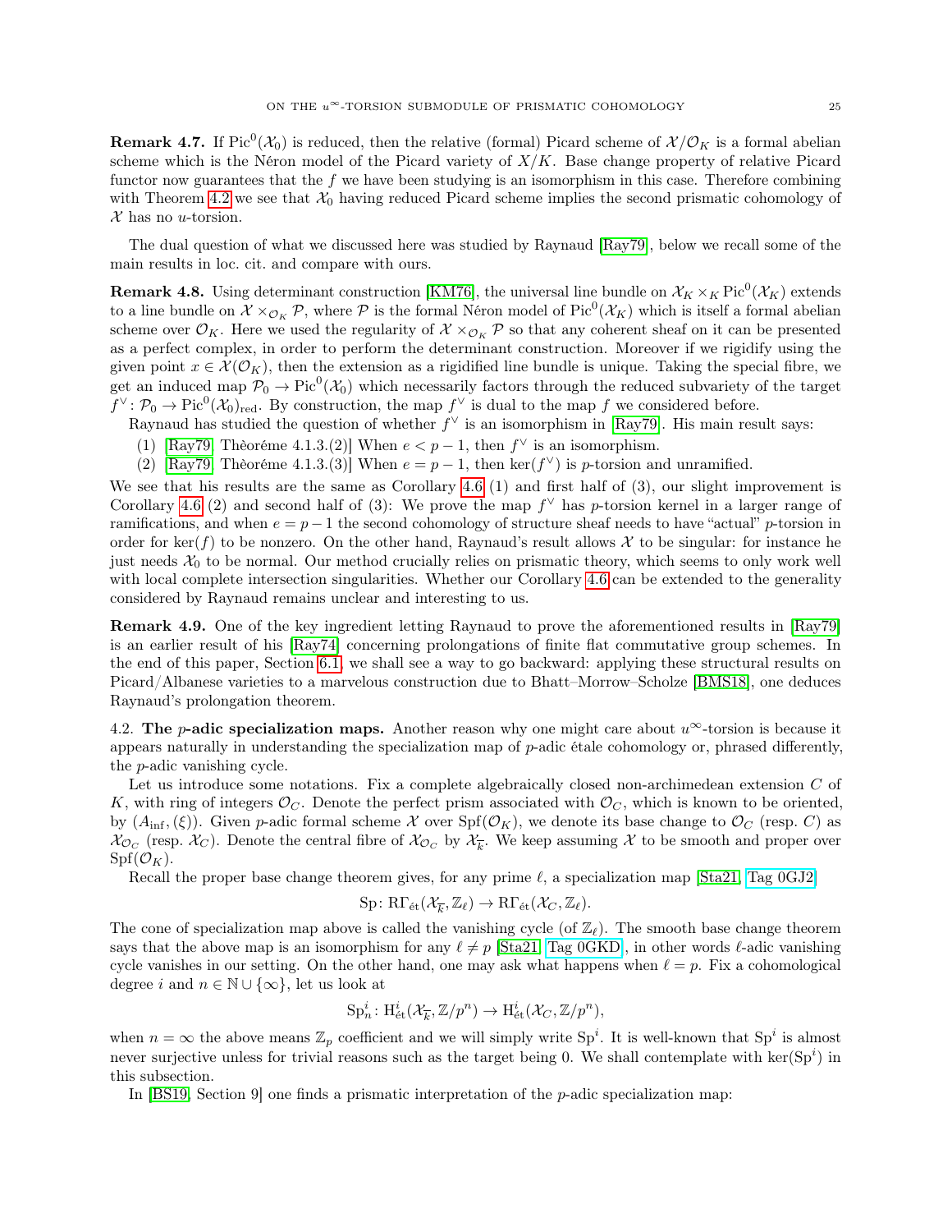**Remark 4.7.** If $\mathrm{Pic}^0(\mathcal{X}_0)$ is reduced, then the relative (formal) Picard scheme of $\mathcal{X}/\mathcal{O}_K$ is a formal abelian scheme which is the Néron model of the Picard variety of $X/K$. Base change property of relative Picard functor now guarantees that the $f$ we have been studying is an isomorphism in this case. Therefore combining with Theorem 4.2 we see that $\mathcal{X}_0$ having reduced Picard scheme implies the second prismatic cohomology of $\mathcal{X}$ has no $u$-torsion.

The dual question of what we discussed here was studied by Raynaud [Ray79], below we recall some of the main results in loc. cit. and compare with ours.

**Remark 4.8.** Using determinant construction [KM76], the universal line bundle on $\mathcal{X}_K \times_K \mathrm{Pic}^0(\mathcal{X}_K)$ extends to a line bundle on $\mathcal{X} \times_{\mathcal{O}_K} \mathcal{P}$, where $\mathcal{P}$ is the formal Néron model of $\mathrm{Pic}^0(\mathcal{X}_K)$ which is itself a formal abelian scheme over $\mathcal{O}_K$. Here we used the regularity of $\mathcal{X} \times_{\mathcal{O}_K} \mathcal{P}$ so that any coherent sheaf on it can be presented as a perfect complex, in order to perform the determinant construction. Moreover if we rigidify using the given point $x \in \mathcal{X}(\mathcal{O}_K)$, then the extension as a rigidified line bundle is unique. Taking the special fibre, we get an induced map $\mathcal{P}_0 \to \mathrm{Pic}^0(\mathcal{X}_0)$ which necessarily factors through the reduced subvariety of the target $f^\vee \colon \mathcal{P}_0 \to \mathrm{Pic}^0(\mathcal{X}_0)_{\mathrm{red}}$. By construction, the map $f^\vee$ is dual to the map $f$ we considered before.

Raynaud has studied the question of whether $f^\vee$ is an isomorphism in [Ray79]. His main result says:

1. [Ray79, Thèoréme 4.1.3.(2)] When $e < p - 1$, then $f^\vee$ is an isomorphism.
2. [Ray79, Thèoréme 4.1.3.(3)] When $e = p - 1$, then $\ker(f^\vee)$ is $p$-torsion and unramified.

We see that his results are the same as Corollary 4.6 (1) and first half of (3), our slight improvement is Corollary 4.6 (2) and second half of (3): We prove the map $f^\vee$ has $p$-torsion kernel in a larger range of ramifications, and when $e = p - 1$ the second cohomology of structure sheaf needs to have "actual" $p$-torsion in order for $\ker(f)$ to be nonzero. On the other hand, Raynaud's result allows $\mathcal{X}$ to be singular: for instance he just needs $\mathcal{X}_0$ to be normal. Our method crucially relies on prismatic theory, which seems to only work well with local complete intersection singularities. Whether our Corollary 4.6 can be extended to the generality considered by Raynaud remains unclear and interesting to us.

**Remark 4.9.** One of the key ingredient letting Raynaud to prove the aforementioned results in [Ray79] is an earlier result of his [Ray74] concerning prolongations of finite flat commutative group schemes. In the end of this paper, Section 6.1 we shall see a way to go backward: applying these structural results on Picard/Albanese varieties to a marvelous construction due to Bhatt–Morrow–Scholze [BMS18], one deduces Raynaud's prolongation theorem.

4.2. **The $p$-adic specialization maps.** Another reason why one might care about $u^\infty$-torsion is because it appears naturally in understanding the specialization map of $p$-adic étale cohomology or, phrased differently, the $p$-adic vanishing cycle.

Let us introduce some notations. Fix a complete algebraically closed non-archimedean extension $C$ of $K$, with ring of integers $\mathcal{O}_C$. Denote the perfect prism associated with $\mathcal{O}_C$, which is known to be oriented, by $(A_{\mathrm{inf}}, (\xi))$. Given $p$-adic formal scheme $\mathcal{X}$ over $\mathrm{Spf}(\mathcal{O}_K)$, we denote its base change to $\mathcal{O}_C$ (resp. $C$) as $\mathcal{X}_{\mathcal{O}_C}$ (resp. $\mathcal{X}_C$). Denote the central fibre of $\mathcal{X}_{\mathcal{O}_C}$ by $\mathcal{X}_{\overline{k}}$. We keep assuming $\mathcal{X}$ to be smooth and proper over $\mathrm{Spf}(\mathcal{O}_K)$.

Recall the proper base change theorem gives, for any prime $\ell$, a specialization map [Sta21, Tag 0GJ2]

$$\mathrm{Sp}\colon \mathrm{R\Gamma}_{\text{ét}}(\mathcal{X}_{\overline{k}}, \mathbb{Z}_\ell) \to \mathrm{R\Gamma}_{\text{ét}}(\mathcal{X}_C, \mathbb{Z}_\ell).$$

The cone of specialization map above is called the vanishing cycle (of $\mathbb{Z}_\ell$). The smooth base change theorem says that the above map is an isomorphism for any $\ell \neq p$ [Sta21, Tag 0GKD], in other words $\ell$-adic vanishing cycle vanishes in our setting. On the other hand, one may ask what happens when $\ell = p$. Fix a cohomological degree $i$ and $n \in \mathbb{N} \cup \{\infty\}$, let us look at

$$\mathrm{Sp}^i_n\colon \mathrm{H}^i_{\text{ét}}(\mathcal{X}_{\overline{k}}, \mathbb{Z}/p^n) \to \mathrm{H}^i_{\text{ét}}(\mathcal{X}_C, \mathbb{Z}/p^n),$$

when $n = \infty$ the above means $\mathbb{Z}_p$ coefficient and we will simply write $\mathrm{Sp}^i$. It is well-known that $\mathrm{Sp}^i$ is almost never surjective unless for trivial reasons such as the target being 0. We shall contemplate with $\ker(\mathrm{Sp}^i)$ in this subsection.

In [BS19, Section 9] one finds a prismatic interpretation of the $p$-adic specialization map: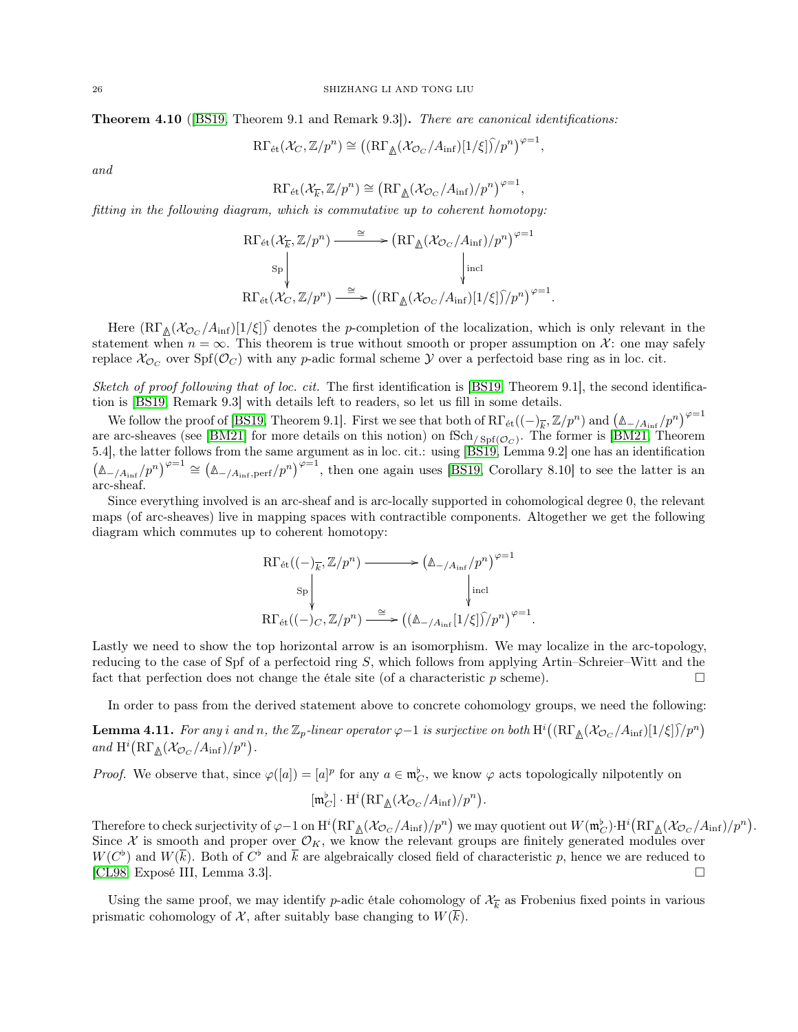**Theorem 4.10** ([BS19, Theorem 9.1 and Remark 9.3])**.** *There are canonical identifications:*

$$\mathrm{R\Gamma}_{\text{ét}}(\mathcal{X}_C, \mathbb{Z}/p^n) \cong \big((\mathrm{R\Gamma}_{\Delta}(\mathcal{X}_{\mathcal{O}_C}/A_{\mathrm{inf}})[1/\xi])^{\widehat{}}/p^n\big)^{\varphi=1},$$

*and*

$$\mathrm{R\Gamma}_{\text{ét}}(\mathcal{X}_{\overline{k}}, \mathbb{Z}/p^n) \cong \big(\mathrm{R\Gamma}_{\Delta}(\mathcal{X}_{\mathcal{O}_C}/A_{\mathrm{inf}})/p^n\big)^{\varphi=1},$$

*fitting in the following diagram, which is commutative up to coherent homotopy:*

$$\begin{array}{ccc}
\mathrm{R\Gamma}_{\text{ét}}(\mathcal{X}_{\overline{k}}, \mathbb{Z}/p^n) & \xrightarrow{\cong} & \big(\mathrm{R\Gamma}_{\Delta}(\mathcal{X}_{\mathcal{O}_C}/A_{\mathrm{inf}})/p^n\big)^{\varphi=1} \\
\Big\downarrow{\scriptstyle \mathrm{Sp}} & & \Big\downarrow{\scriptstyle \mathrm{incl}} \\
\mathrm{R\Gamma}_{\text{ét}}(\mathcal{X}_C, \mathbb{Z}/p^n) & \xrightarrow{\cong} & \big((\mathrm{R\Gamma}_{\Delta}(\mathcal{X}_{\mathcal{O}_C}/A_{\mathrm{inf}})[1/\xi])^{\widehat{}}/p^n\big)^{\varphi=1}.
\end{array}$$

Here $(\mathrm{R\Gamma}_{\Delta}(\mathcal{X}_{\mathcal{O}_C}/A_{\mathrm{inf}})[1/\xi])^{\widehat{}}$ denotes the $p$-completion of the localization, which is only relevant in the statement when $n = \infty$. This theorem is true without smooth or proper assumption on $\mathcal{X}$: one may safely replace $\mathcal{X}_{\mathcal{O}_C}$ over $\mathrm{Spf}(\mathcal{O}_C)$ with any $p$-adic formal scheme $\mathcal{Y}$ over a perfectoid base ring as in loc. cit.

*Sketch of proof following that of loc. cit.* The first identification is [BS19, Theorem 9.1], the second identification is [BS19, Remark 9.3] with details left to readers, so let us fill in some details.

We follow the proof of [BS19, Theorem 9.1]. First we see that both of $\mathrm{R\Gamma}_{\text{ét}}((-)_{\overline{k}}, \mathbb{Z}/p^n)$ and $\big(\Delta_{-/A_{\mathrm{inf}}}/p^n\big)^{\varphi=1}$ are arc-sheaves (see [BM21] for more details on this notion) on $\mathrm{fSch}_{/\mathrm{Spf}(\mathcal{O}_C)}$. The former is [BM21, Theorem 5.4], the latter follows from the same argument as in loc. cit.: using [BS19, Lemma 9.2] one has an identification $\big(\Delta_{-/A_{\mathrm{inf}}}/p^n\big)^{\varphi=1} \cong \big(\Delta_{-/A_{\mathrm{inf}},\mathrm{perf}}/p^n\big)^{\varphi=1}$, then one again uses [BS19, Corollary 8.10] to see the latter is an arc-sheaf.

Since everything involved is an arc-sheaf and is arc-locally supported in cohomological degree 0, the relevant maps (of arc-sheaves) live in mapping spaces with contractible components. Altogether we get the following diagram which commutes up to coherent homotopy:

$$\begin{array}{ccc}
\mathrm{R\Gamma}_{\text{ét}}((-)_{\overline{k}}, \mathbb{Z}/p^n) & \longrightarrow & \big(\Delta_{-/A_{\mathrm{inf}}}/p^n\big)^{\varphi=1} \\
\Big\downarrow{\scriptstyle \mathrm{Sp}} & & \Big\downarrow{\scriptstyle \mathrm{incl}} \\
\mathrm{R\Gamma}_{\text{ét}}((-)_C, \mathbb{Z}/p^n) & \xrightarrow{\cong} & \big((\Delta_{-/A_{\mathrm{inf}}}[1/\xi])^{\widehat{}}/p^n\big)^{\varphi=1}.
\end{array}$$

Lastly we need to show the top horizontal arrow is an isomorphism. We may localize in the arc-topology, reducing to the case of Spf of a perfectoid ring $S$, which follows from applying Artin–Schreier–Witt and the fact that perfection does not change the étale site (of a characteristic $p$ scheme). $\square$

In order to pass from the derived statement above to concrete cohomology groups, we need the following:

**Lemma 4.11.** *For any $i$ and $n$, the $\mathbb{Z}_p$-linear operator $\varphi-1$ is surjective on both $\mathrm{H}^i\big((\mathrm{R\Gamma}_{\Delta}(\mathcal{X}_{\mathcal{O}_C}/A_{\mathrm{inf}})[1/\xi])^{\widehat{}}/p^n\big)$ and $\mathrm{H}^i\big(\mathrm{R\Gamma}_{\Delta}(\mathcal{X}_{\mathcal{O}_C}/A_{\mathrm{inf}})/p^n\big)$.*

*Proof.* We observe that, since $\varphi([a]) = [a]^p$ for any $a \in \mathfrak{m}_C^{\flat}$, we know $\varphi$ acts topologically nilpotently on

$$[\mathfrak{m}_C^{\flat}] \cdot \mathrm{H}^i\big(\mathrm{R\Gamma}_{\Delta}(\mathcal{X}_{\mathcal{O}_C}/A_{\mathrm{inf}})/p^n\big).$$

Therefore to check surjectivity of $\varphi-1$ on $\mathrm{H}^i\big(\mathrm{R\Gamma}_{\Delta}(\mathcal{X}_{\mathcal{O}_C}/A_{\mathrm{inf}})/p^n\big)$ we may quotient out $W(\mathfrak{m}_C^{\flat})\cdot\mathrm{H}^i\big(\mathrm{R\Gamma}_{\Delta}(\mathcal{X}_{\mathcal{O}_C}/A_{\mathrm{inf}})/p^n\big)$. Since $\mathcal{X}$ is smooth and proper over $\mathcal{O}_K$, we know the relevant groups are finitely generated modules over $W(C^{\flat})$ and $W(\overline{k})$. Both of $C^{\flat}$ and $\overline{k}$ are algebraically closed field of characteristic $p$, hence we are reduced to [CL98, Exposé III, Lemma 3.3]. $\square$

Using the same proof, we may identify $p$-adic étale cohomology of $\mathcal{X}_{\overline{k}}$ as Frobenius fixed points in various prismatic cohomology of $\mathcal{X}$, after suitably base changing to $W(\overline{k})$.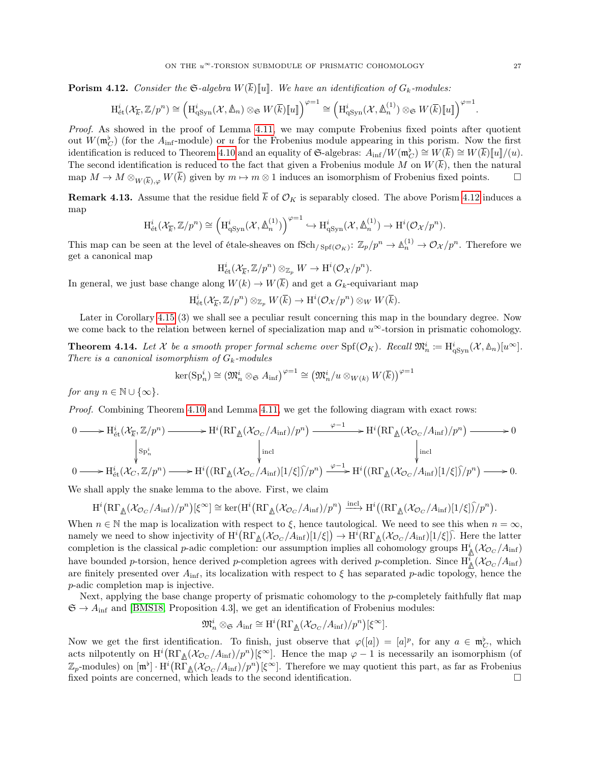**Porism 4.12.** *Consider the $\mathfrak{S}$-algebra $W(\overline{k})[\![u]\!]$. We have an identification of $G_k$-modules:*

$$\mathrm{H}^i_{\text{ét}}(\mathcal{X}_{\overline{k}}, \mathbb{Z}/p^n) \cong \Big(\mathrm{H}^i_{\mathrm{qSyn}}(\mathcal{X}, \mathbb{\Delta}_n) \otimes_{\mathfrak{S}} W(\overline{k})[\![u]\!]\Big)^{\varphi=1} \cong \Big(\mathrm{H}^i_{\mathrm{qSyn}}(\mathcal{X}, \mathbb{\Delta}^{(1)}_n) \otimes_{\mathfrak{S}} W(\overline{k})[\![u]\!]\Big)^{\varphi=1}.$$

*Proof.* As showed in the proof of Lemma 4.11, we may compute Frobenius fixed points after quotient out $W(\mathfrak{m}_C^\flat)$ (for the $A_{\mathrm{inf}}$-module) or $u$ for the Frobenius module appearing in this porism. Now the first identification is reduced to Theorem 4.10 and an equality of $\mathfrak{S}$-algebras: $A_{\mathrm{inf}}/W(\mathfrak{m}_C^\flat) \cong W(\overline{k}) \cong W(\overline{k})[\![u]\!]/(u)$. The second identification is reduced to the fact that given a Frobenius module $M$ on $W(\overline{k})$, then the natural map $M \to M \otimes_{W(\overline{k}),\varphi} W(\overline{k})$ given by $m \mapsto m \otimes 1$ induces an isomorphism of Frobenius fixed points. $\square$

**Remark 4.13.** Assume that the residue field $\overline{k}$ of $\mathcal{O}_K$ is separably closed. The above Porism 4.12 induces a map

$$\mathrm{H}^i_{\text{ét}}(\mathcal{X}_{\overline{k}}, \mathbb{Z}/p^n) \cong \Big(\mathrm{H}^i_{\mathrm{qSyn}}(\mathcal{X}, \mathbb{\Delta}^{(1)}_n)\Big)^{\varphi=1} \hookrightarrow \mathrm{H}^i_{\mathrm{qSyn}}(\mathcal{X}, \mathbb{\Delta}^{(1)}_n) \to \mathrm{H}^i(\mathcal{O}_{\mathcal{X}}/p^n).$$

This map can be seen at the level of étale-sheaves on $\mathrm{fSch}_{/\mathrm{Spf}(\mathcal{O}_K)}$: $\mathbb{Z}_p/p^n \to \mathbb{\Delta}^{(1)}_n \to \mathcal{O}_{\mathcal{X}}/p^n$. Therefore we get a canonical map

$$\mathrm{H}^i_{\text{ét}}(\mathcal{X}_{\overline{k}}, \mathbb{Z}/p^n) \otimes_{\mathbb{Z}_p} W \to \mathrm{H}^i(\mathcal{O}_{\mathcal{X}}/p^n).$$

In general, we just base change along $W(k) \to W(\overline{k})$ and get a $G_k$-equivariant map

$$\mathrm{H}^i_{\text{ét}}(\mathcal{X}_{\overline{k}}, \mathbb{Z}/p^n) \otimes_{\mathbb{Z}_p} W(\overline{k}) \to \mathrm{H}^i(\mathcal{O}_{\mathcal{X}}/p^n) \otimes_W W(\overline{k}).$$

Later in Corollary 4.15 (3) we shall see a peculiar result concerning this map in the boundary degree. Now we come back to the relation between kernel of specialization map and $u^\infty$-torsion in prismatic cohomology.

**Theorem 4.14.** *Let $\mathcal{X}$ be a smooth proper formal scheme over $\mathrm{Spf}(\mathcal{O}_K)$. Recall $\mathfrak{M}^i_n := \mathrm{H}^i_{\mathrm{qSyn}}(\mathcal{X}, \mathbb{\Delta}_n)[u^\infty]$. There is a canonical isomorphism of $G_k$-modules*

$$\ker(\mathrm{Sp}^i_n) \cong \big(\mathfrak{M}^i_n \otimes_{\mathfrak{S}} A_{\mathrm{inf}}\big)^{\varphi=1} \cong \big(\mathfrak{M}^i_n/u \otimes_{W(k)} W(\overline{k})\big)^{\varphi=1}$$

*for any $n \in \mathbb{N} \cup \{\infty\}$.*

*Proof.* Combining Theorem 4.10 and Lemma 4.11, we get the following diagram with exact rows:

$$\begin{array}{ccccccccc}
0 & \to & \mathrm{H}^i_{\text{ét}}(\mathcal{X}_{\overline{k}}, \mathbb{Z}/p^n) & \to & \mathrm{H}^i\big(\mathrm{R}\Gamma_{\mathbb{\Delta}}(\mathcal{X}_{\mathcal{O}_C}/A_{\mathrm{inf}})/p^n\big) & \xrightarrow{\varphi-1} & \mathrm{H}^i\big(\mathrm{R}\Gamma_{\mathbb{\Delta}}(\mathcal{X}_{\mathcal{O}_C}/A_{\mathrm{inf}})/p^n\big) & \to & 0 \\
 & & \downarrow{\scriptstyle \mathrm{Sp}^i_n} & & \downarrow{\scriptstyle \mathrm{incl}} & & \downarrow{\scriptstyle \mathrm{incl}} & & \\
0 & \to & \mathrm{H}^i_{\text{ét}}(\mathcal{X}_C, \mathbb{Z}/p^n) & \to & \mathrm{H}^i\big((\mathrm{R}\Gamma_{\mathbb{\Delta}}(\mathcal{X}_{\mathcal{O}_C}/A_{\mathrm{inf}})[1/\xi])^\wedge/p^n\big) & \xrightarrow{\varphi-1} & \mathrm{H}^i\big((\mathrm{R}\Gamma_{\mathbb{\Delta}}(\mathcal{X}_{\mathcal{O}_C}/A_{\mathrm{inf}})[1/\xi])^\wedge/p^n\big) & \to & 0.
\end{array}$$

We shall apply the snake lemma to the above. First, we claim

$$\mathrm{H}^i\big(\mathrm{R}\Gamma_{\mathbb{\Delta}}(\mathcal{X}_{\mathcal{O}_C}/A_{\mathrm{inf}})/p^n\big)[\xi^\infty] \cong \ker(\mathrm{H}^i\big(\mathrm{R}\Gamma_{\mathbb{\Delta}}(\mathcal{X}_{\mathcal{O}_C}/A_{\mathrm{inf}})/p^n\big) \xrightarrow{\mathrm{incl}} \mathrm{H}^i\big((\mathrm{R}\Gamma_{\mathbb{\Delta}}(\mathcal{X}_{\mathcal{O}_C}/A_{\mathrm{inf}})[1/\xi])^\wedge/p^n\big).$$

When $n \in \mathbb{N}$ the map is localization with respect to $\xi$, hence tautological. We need to see this when $n = \infty$, namely we need to show injectivity of $\mathrm{H}^i\big(\mathrm{R}\Gamma_{\mathbb{\Delta}}(\mathcal{X}_{\mathcal{O}_C}/A_{\mathrm{inf}})[1/\xi]\big) \to \mathrm{H}^i(\mathrm{R}\Gamma_{\mathbb{\Delta}}(\mathcal{X}_{\mathcal{O}_C}/A_{\mathrm{inf}})[1/\xi])^\wedge$. Here the latter completion is the classical $p$-adic completion: our assumption implies all cohomology groups $\mathrm{H}^i_{\mathbb{\Delta}}(\mathcal{X}_{\mathcal{O}_C}/A_{\mathrm{inf}})$ have bounded $p$-torsion, hence derived $p$-completion agrees with derived $p$-completion. Since $\mathrm{H}^i_{\mathbb{\Delta}}(\mathcal{X}_{\mathcal{O}_C}/A_{\mathrm{inf}})$ are finitely presented over $A_{\mathrm{inf}}$, its localization with respect to $\xi$ has separated $p$-adic topology, hence the $p$-adic completion map is injective.

Next, applying the base change property of prismatic cohomology to the $p$-completely faithfully flat map $\mathfrak{S} \to A_{\mathrm{inf}}$ and [BMS18, Proposition 4.3], we get an identification of Frobenius modules:

$$\mathfrak{M}^i_n \otimes_{\mathfrak{S}} A_{\mathrm{inf}} \cong \mathrm{H}^i\big(\mathrm{R}\Gamma_{\mathbb{\Delta}}(\mathcal{X}_{\mathcal{O}_C}/A_{\mathrm{inf}})/p^n\big)[\xi^\infty].$$

Now we get the first identification. To finish, just observe that $\varphi([a]) = [a]^p$, for any $a \in \mathfrak{m}_C^\flat$, which acts nilpotently on $\mathrm{H}^i\big(\mathrm{R}\Gamma_{\mathbb{\Delta}}(\mathcal{X}_{\mathcal{O}_C}/A_{\mathrm{inf}})/p^n\big)[\xi^\infty]$. Hence the map $\varphi - 1$ is necessarily an isomorphism (of $\mathbb{Z}_p$-modules) on $[\mathfrak{m}^\flat] \cdot \mathrm{H}^i\big(\mathrm{R}\Gamma_{\mathbb{\Delta}}(\mathcal{X}_{\mathcal{O}_C}/A_{\mathrm{inf}})/p^n\big)[\xi^\infty]$. Therefore we may quotient this part, as far as Frobenius fixed points are concerned, which leads to the second identification. $\square$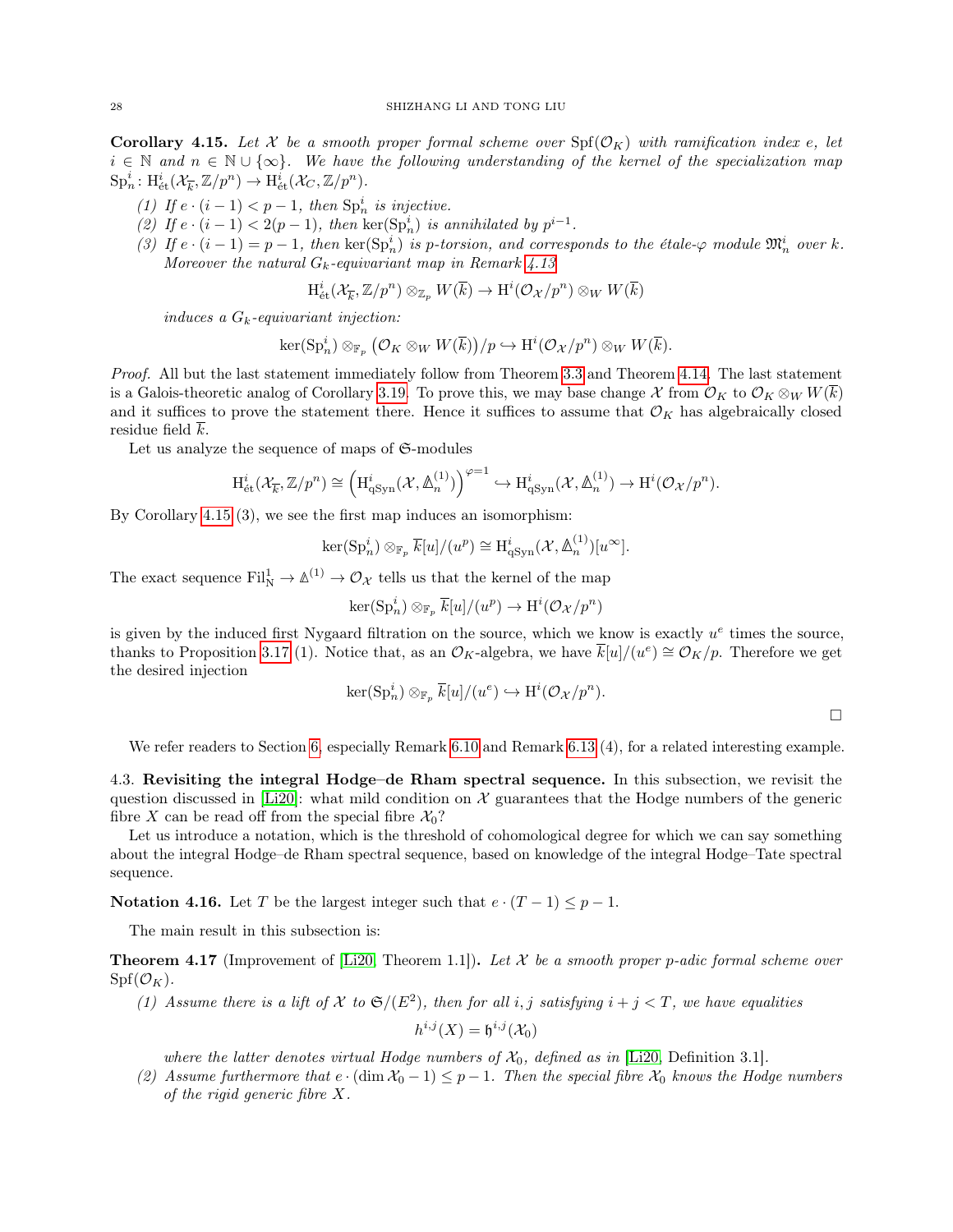**Corollary 4.15.** *Let $\mathcal{X}$ be a smooth proper formal scheme over $\mathrm{Spf}(\mathcal{O}_K)$ with ramification index $e$, let $i \in \mathbb{N}$ and $n \in \mathbb{N} \cup \{\infty\}$. We have the following understanding of the kernel of the specialization map $\mathrm{Sp}^i_n \colon \mathrm{H}^i_{\text{ét}}(\mathcal{X}_{\overline{k}}, \mathbb{Z}/p^n) \to \mathrm{H}^i_{\text{ét}}(\mathcal{X}_C, \mathbb{Z}/p^n)$.*

1. *If $e \cdot (i-1) < p-1$, then $\mathrm{Sp}^i_n$ is injective.*
2. *If $e \cdot (i-1) < 2(p-1)$, then $\ker(\mathrm{Sp}^i_n)$ is annihilated by $p^{i-1}$.*
3. *If $e \cdot (i-1) = p-1$, then $\ker(\mathrm{Sp}^i_n)$ is $p$-torsion, and corresponds to the étale-$\varphi$ module $\mathfrak{M}^i_n$ over $k$. Moreover the natural $G_k$-equivariant map in Remark 4.13*
$$\mathrm{H}^i_{\text{ét}}(\mathcal{X}_{\overline{k}}, \mathbb{Z}/p^n) \otimes_{\mathbb{Z}_p} W(\overline{k}) \to \mathrm{H}^i(\mathcal{O}_{\mathcal{X}}/p^n) \otimes_W W(\overline{k})$$
*induces a $G_k$-equivariant injection:*
$$\ker(\mathrm{Sp}^i_n) \otimes_{\mathbb{F}_p} \left(\mathcal{O}_K \otimes_W W(\overline{k})\right)/p \hookrightarrow \mathrm{H}^i(\mathcal{O}_{\mathcal{X}}/p^n) \otimes_W W(\overline{k}).$$

*Proof.* All but the last statement immediately follow from Theorem 3.3 and Theorem 4.14. The last statement is a Galois-theoretic analog of Corollary 3.19. To prove this, we may base change $\mathcal{X}$ from $\mathcal{O}_K$ to $\mathcal{O}_K \otimes_W W(\overline{k})$ and it suffices to prove the statement there. Hence it suffices to assume that $\mathcal{O}_K$ has algebraically closed residue field $\overline{k}$.

Let us analyze the sequence of maps of $\mathfrak{S}$-modules
$$\mathrm{H}^i_{\text{ét}}(\mathcal{X}_{\overline{k}}, \mathbb{Z}/p^n) \cong \left(\mathrm{H}^i_{\mathrm{qSyn}}(\mathcal{X}, \mathbb{\Delta}^{(1)}_n)\right)^{\varphi=1} \hookrightarrow \mathrm{H}^i_{\mathrm{qSyn}}(\mathcal{X}, \mathbb{\Delta}^{(1)}_n) \to \mathrm{H}^i(\mathcal{O}_{\mathcal{X}}/p^n).$$
By Corollary 4.15 (3), we see the first map induces an isomorphism:
$$\ker(\mathrm{Sp}^i_n) \otimes_{\mathbb{F}_p} \overline{k}[u]/(u^p) \cong \mathrm{H}^i_{\mathrm{qSyn}}(\mathcal{X}, \mathbb{\Delta}^{(1)}_n)[u^\infty].$$
The exact sequence $\mathrm{Fil}^1_{\mathrm{N}} \to \mathbb{\Delta}^{(1)} \to \mathcal{O}_{\mathcal{X}}$ tells us that the kernel of the map
$$\ker(\mathrm{Sp}^i_n) \otimes_{\mathbb{F}_p} \overline{k}[u]/(u^p) \to \mathrm{H}^i(\mathcal{O}_{\mathcal{X}}/p^n)$$
is given by the induced first Nygaard filtration on the source, which we know is exactly $u^e$ times the source, thanks to Proposition 3.17 (1). Notice that, as an $\mathcal{O}_K$-algebra, we have $\overline{k}[u]/(u^e) \cong \mathcal{O}_K/p$. Therefore we get the desired injection
$$\ker(\mathrm{Sp}^i_n) \otimes_{\mathbb{F}_p} \overline{k}[u]/(u^e) \hookrightarrow \mathrm{H}^i(\mathcal{O}_{\mathcal{X}}/p^n).$$
$\square$

We refer readers to Section 6, especially Remark 6.10 and Remark 6.13 (4), for a related interesting example.

### 4.3. Revisiting the integral Hodge–de Rham spectral sequence.

In this subsection, we revisit the question discussed in [Li20]: what mild condition on $\mathcal{X}$ guarantees that the Hodge numbers of the generic fibre $X$ can be read off from the special fibre $\mathcal{X}_0$?

Let us introduce a notation, which is the threshold of cohomological degree for which we can say something about the integral Hodge–de Rham spectral sequence, based on knowledge of the integral Hodge–Tate spectral sequence.

**Notation 4.16.** Let $T$ be the largest integer such that $e \cdot (T-1) \leq p-1$.

The main result in this subsection is:

**Theorem 4.17** (Improvement of [Li20, Theorem 1.1])**.** *Let $\mathcal{X}$ be a smooth proper $p$-adic formal scheme over $\mathrm{Spf}(\mathcal{O}_K)$.*

1. *Assume there is a lift of $\mathcal{X}$ to $\mathfrak{S}/(E^2)$, then for all $i, j$ satisfying $i + j < T$, we have equalities*
$$h^{i,j}(X) = \mathfrak{h}^{i,j}(\mathcal{X}_0)$$
*where the latter denotes virtual Hodge numbers of $\mathcal{X}_0$, defined as in [Li20, Definition 3.1].*
2. *Assume furthermore that $e \cdot (\dim \mathcal{X}_0 - 1) \leq p-1$. Then the special fibre $\mathcal{X}_0$ knows the Hodge numbers of the rigid generic fibre $X$.*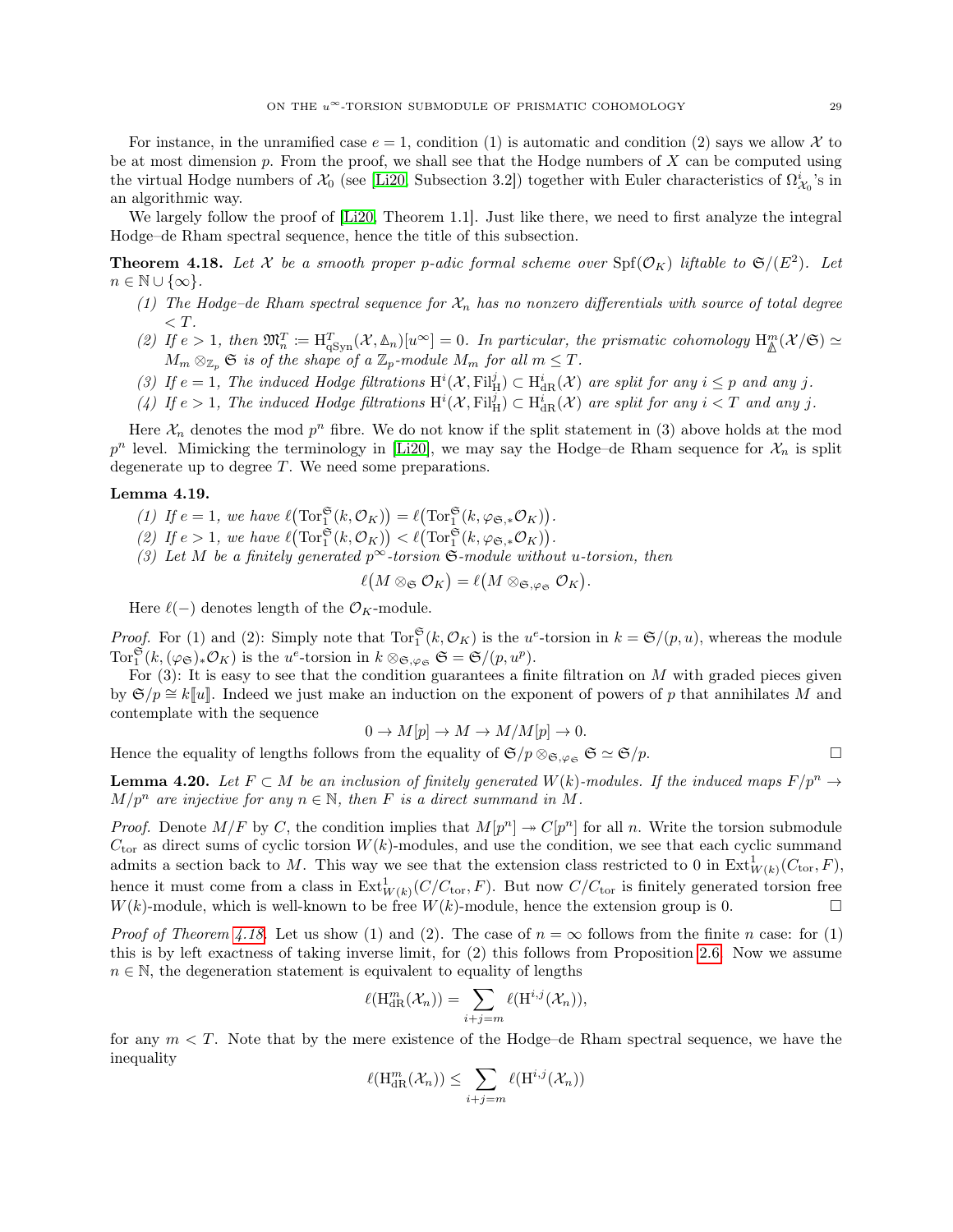For instance, in the unramified case $e = 1$, condition (1) is automatic and condition (2) says we allow $\mathcal{X}$ to be at most dimension $p$. From the proof, we shall see that the Hodge numbers of $X$ can be computed using the virtual Hodge numbers of $\mathcal{X}_0$ (see [Li20, Subsection 3.2]) together with Euler characteristics of $\Omega^i_{\mathcal{X}_0}$'s in an algorithmic way.

We largely follow the proof of [Li20, Theorem 1.1]. Just like there, we need to first analyze the integral Hodge–de Rham spectral sequence, hence the title of this subsection.

**Theorem 4.18.** *Let $\mathcal{X}$ be a smooth proper $p$-adic formal scheme over $\mathrm{Spf}(\mathcal{O}_K)$ liftable to $\mathfrak{S}/(E^2)$. Let $n \in \mathbb{N} \cup \{\infty\}$.*

*(1) The Hodge–de Rham spectral sequence for $\mathcal{X}_n$ has no nonzero differentials with source of total degree $< T$.*

*(2) If $e > 1$, then $\mathfrak{M}^T_n := \mathrm{H}^T_{\mathrm{qSyn}}(\mathcal{X}, {\mathbb{\Delta}}_n)[u^\infty] = 0$. In particular, the prismatic cohomology $\mathrm{H}^m_{\mathbb{\Delta}}(\mathcal{X}/\mathfrak{S}) \simeq M_m \otimes_{\mathbb{Z}_p} \mathfrak{S}$ is of the shape of a $\mathbb{Z}_p$-module $M_m$ for all $m \leq T$.*

*(3) If $e = 1$, The induced Hodge filtrations $\mathrm{H}^i(\mathcal{X}, \mathrm{Fil}^j_{\mathrm{H}}) \subset \mathrm{H}^i_{\mathrm{dR}}(\mathcal{X})$ are split for any $i \leq p$ and any $j$.*

*(4) If $e > 1$, The induced Hodge filtrations $\mathrm{H}^i(\mathcal{X}, \mathrm{Fil}^j_{\mathrm{H}}) \subset \mathrm{H}^i_{\mathrm{dR}}(\mathcal{X})$ are split for any $i < T$ and any $j$.*

Here $\mathcal{X}_n$ denotes the mod $p^n$ fibre. We do not know if the split statement in (3) above holds at the mod $p^n$ level. Mimicking the terminology in [Li20], we may say the Hodge–de Rham sequence for $\mathcal{X}_n$ is split degenerate up to degree $T$. We need some preparations.

**Lemma 4.19.**

*(1) If $e = 1$, we have $\ell\big(\mathrm{Tor}^{\mathfrak{S}}_1(k, \mathcal{O}_K)\big) = \ell\big(\mathrm{Tor}^{\mathfrak{S}}_1(k, \varphi_{\mathfrak{S},*}\mathcal{O}_K)\big)$.*

*(2) If $e > 1$, we have $\ell\big(\mathrm{Tor}^{\mathfrak{S}}_1(k, \mathcal{O}_K)\big) < \ell\big(\mathrm{Tor}^{\mathfrak{S}}_1(k, \varphi_{\mathfrak{S},*}\mathcal{O}_K)\big)$.*

*(3) Let $M$ be a finitely generated $p^\infty$-torsion $\mathfrak{S}$-module without $u$-torsion, then*

$$\ell\big(M \otimes_{\mathfrak{S}} \mathcal{O}_K\big) = \ell\big(M \otimes_{\mathfrak{S},\varphi_{\mathfrak{S}}} \mathcal{O}_K\big).$$

Here $\ell(-)$ denotes length of the $\mathcal{O}_K$-module.

*Proof.* For (1) and (2): Simply note that $\mathrm{Tor}^{\mathfrak{S}}_1(k, \mathcal{O}_K)$ is the $u^e$-torsion in $k = \mathfrak{S}/(p, u)$, whereas the module $\mathrm{Tor}^{\mathfrak{S}}_1(k, (\varphi_{\mathfrak{S}})_*\mathcal{O}_K)$ is the $u^e$-torsion in $k \otimes_{\mathfrak{S},\varphi_{\mathfrak{S}}} \mathfrak{S} = \mathfrak{S}/(p, u^p)$.

For (3): It is easy to see that the condition guarantees a finite filtration on $M$ with graded pieces given by $\mathfrak{S}/p \cong k[\![u]\!]$. Indeed we just make an induction on the exponent of powers of $p$ that annihilates $M$ and contemplate with the sequence

$$0 \to M[p] \to M \to M/M[p] \to 0.$$

Hence the equality of lengths follows from the equality of $\mathfrak{S}/p \otimes_{\mathfrak{S},\varphi_{\mathfrak{S}}} \mathfrak{S} \simeq \mathfrak{S}/p$. $\square$

**Lemma 4.20.** *Let $F \subset M$ be an inclusion of finitely generated $W(k)$-modules. If the induced maps $F/p^n \to M/p^n$ are injective for any $n \in \mathbb{N}$, then $F$ is a direct summand in $M$.*

*Proof.* Denote $M/F$ by $C$, the condition implies that $M[p^n] \twoheadrightarrow C[p^n]$ for all $n$. Write the torsion submodule $C_{\mathrm{tor}}$ as direct sums of cyclic torsion $W(k)$-modules, and use the condition, we see that each cyclic summand admits a section back to $M$. This way we see that the extension class restricted to 0 in $\mathrm{Ext}^1_{W(k)}(C_{\mathrm{tor}}, F)$, hence it must come from a class in $\mathrm{Ext}^1_{W(k)}(C/C_{\mathrm{tor}}, F)$. But now $C/C_{\mathrm{tor}}$ is finitely generated torsion free $W(k)$-module, which is well-known to be free $W(k)$-module, hence the extension group is 0. $\square$

*Proof of Theorem 4.18.* Let us show (1) and (2). The case of $n = \infty$ follows from the finite $n$ case: for (1) this is by left exactness of taking inverse limit, for (2) this follows from Proposition 2.6. Now we assume $n \in \mathbb{N}$, the degeneration statement is equivalent to equality of lengths

$$\ell(\mathrm{H}^m_{\mathrm{dR}}(\mathcal{X}_n)) = \sum_{i+j=m} \ell(\mathrm{H}^{i,j}(\mathcal{X}_n)),$$

for any $m < T$. Note that by the mere existence of the Hodge–de Rham spectral sequence, we have the inequality

$$\ell(\mathrm{H}^m_{\mathrm{dR}}(\mathcal{X}_n)) \leq \sum_{i+j=m} \ell(\mathrm{H}^{i,j}(\mathcal{X}_n))$$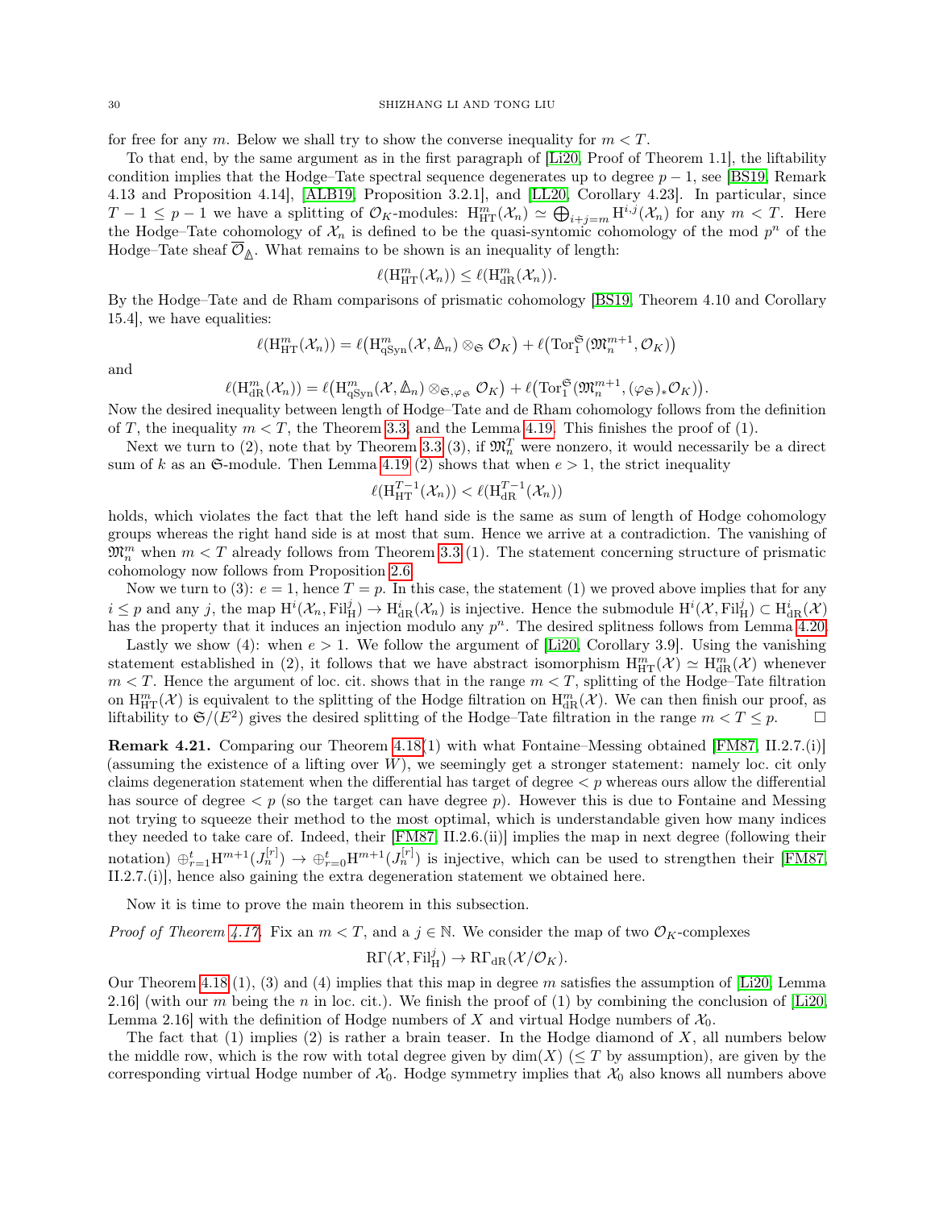for free for any $m$. Below we shall try to show the converse inequality for $m < T$.

To that end, by the same argument as in the first paragraph of [Li20, Proof of Theorem 1.1], the liftability condition implies that the Hodge–Tate spectral sequence degenerates up to degree $p-1$, see [BS19, Remark 4.13 and Proposition 4.14], [ALB19, Proposition 3.2.1], and [LL20, Corollary 4.23]. In particular, since $T-1 \leq p-1$ we have a splitting of $\mathcal{O}_K$-modules: $\mathrm{H}^m_{\mathrm{HT}}(\mathcal{X}_n) \simeq \bigoplus_{i+j=m} \mathrm{H}^{i,j}(\mathcal{X}_n)$ for any $m < T$. Here the Hodge–Tate cohomology of $\mathcal{X}_n$ is defined to be the quasi-syntomic cohomology of the mod $p^n$ of the Hodge–Tate sheaf $\overline{\mathcal{O}}_{\mathbb{\Delta}}$. What remains to be shown is an inequality of length:

$$\ell(\mathrm{H}^m_{\mathrm{HT}}(\mathcal{X}_n)) \leq \ell(\mathrm{H}^m_{\mathrm{dR}}(\mathcal{X}_n)).$$

By the Hodge–Tate and de Rham comparisons of prismatic cohomology [BS19, Theorem 4.10 and Corollary 15.4], we have equalities:

$$\ell(\mathrm{H}^m_{\mathrm{HT}}(\mathcal{X}_n)) = \ell\big(\mathrm{H}^m_{\mathrm{qSyn}}(\mathcal{X}, \mathbb{\Delta}_n) \otimes_{\mathfrak{S}} \mathcal{O}_K\big) + \ell\big(\mathrm{Tor}_1^{\mathfrak{S}}(\mathfrak{M}^{m+1}_n, \mathcal{O}_K)\big)$$

and

$$\ell(\mathrm{H}^m_{\mathrm{dR}}(\mathcal{X}_n)) = \ell\big(\mathrm{H}^m_{\mathrm{qSyn}}(\mathcal{X}, \mathbb{\Delta}_n) \otimes_{\mathfrak{S}, \varphi_{\mathfrak{S}}} \mathcal{O}_K\big) + \ell\big(\mathrm{Tor}_1^{\mathfrak{S}}(\mathfrak{M}^{m+1}_n, (\varphi_{\mathfrak{S}})_* \mathcal{O}_K)\big).$$

Now the desired inequality between length of Hodge–Tate and de Rham cohomology follows from the definition of $T$, the inequality $m < T$, the Theorem 3.3, and the Lemma 4.19. This finishes the proof of (1).

Next we turn to (2), note that by Theorem 3.3 (3), if $\mathfrak{M}^T_n$ were nonzero, it would necessarily be a direct sum of $k$ as an $\mathfrak{S}$-module. Then Lemma 4.19 (2) shows that when $e > 1$, the strict inequality

$$\ell(\mathrm{H}^{T-1}_{\mathrm{HT}}(\mathcal{X}_n)) < \ell(\mathrm{H}^{T-1}_{\mathrm{dR}}(\mathcal{X}_n))$$

holds, which violates the fact that the left hand side is the same as sum of length of Hodge cohomology groups whereas the right hand side is at most that sum. Hence we arrive at a contradiction. The vanishing of $\mathfrak{M}^m_n$ when $m < T$ already follows from Theorem 3.3 (1). The statement concerning structure of prismatic cohomology now follows from Proposition 2.6.

Now we turn to (3): $e = 1$, hence $T = p$. In this case, the statement (1) we proved above implies that for any $i \leq p$ and any $j$, the map $\mathrm{H}^i(\mathcal{X}_n, \mathrm{Fil}^j_{\mathrm{H}}) \to \mathrm{H}^i_{\mathrm{dR}}(\mathcal{X}_n)$ is injective. Hence the submodule $\mathrm{H}^i(\mathcal{X}, \mathrm{Fil}^j_{\mathrm{H}}) \subset \mathrm{H}^i_{\mathrm{dR}}(\mathcal{X})$ has the property that it induces an injection modulo any $p^n$. The desired splitness follows from Lemma 4.20.

Lastly we show (4): when $e > 1$. We follow the argument of [Li20, Corollary 3.9]. Using the vanishing statement established in (2), it follows that we have abstract isomorphism $\mathrm{H}^m_{\mathrm{HT}}(\mathcal{X}) \simeq \mathrm{H}^m_{\mathrm{dR}}(\mathcal{X})$ whenever $m < T$. Hence the argument of loc. cit. shows that in the range $m < T$, splitting of the Hodge–Tate filtration on $\mathrm{H}^m_{\mathrm{HT}}(\mathcal{X})$ is equivalent to the splitting of the Hodge filtration on $\mathrm{H}^m_{\mathrm{dR}}(\mathcal{X})$. We can then finish our proof, as liftability to $\mathfrak{S}/(E^2)$ gives the desired splitting of the Hodge–Tate filtration in the range $m < T \leq p$. $\square$

**Remark 4.21.** Comparing our Theorem 4.18(1) with what Fontaine–Messing obtained [FM87, II.2.7.(i)] (assuming the existence of a lifting over $W$), we seemingly get a stronger statement: namely loc. cit only claims degeneration statement when the differential has target of degree $< p$ whereas ours allow the differential has source of degree $< p$ (so the target can have degree $p$). However this is due to Fontaine and Messing not trying to squeeze their method to the most optimal, which is understandable given how many indices they needed to take care of. Indeed, their [FM87, II.2.6.(ii)] implies the map in next degree (following their notation) $\oplus_{r=1}^t \mathrm{H}^{m+1}(J_n^{[r]}) \to \oplus_{r=0}^t \mathrm{H}^{m+1}(J_n^{[r]})$ is injective, which can be used to strengthen their [FM87, II.2.7.(i)], hence also gaining the extra degeneration statement we obtained here.

Now it is time to prove the main theorem in this subsection.

*Proof of Theorem 4.17.* Fix an $m < T$, and a $j \in \mathbb{N}$. We consider the map of two $\mathcal{O}_K$-complexes

$$\mathrm{R}\Gamma(\mathcal{X}, \mathrm{Fil}^j_{\mathrm{H}}) \to \mathrm{R}\Gamma_{\mathrm{dR}}(\mathcal{X}/\mathcal{O}_K).$$

Our Theorem 4.18 (1), (3) and (4) implies that this map in degree $m$ satisfies the assumption of [Li20, Lemma 2.16] (with our $m$ being the $n$ in loc. cit.). We finish the proof of (1) by combining the conclusion of [Li20, Lemma 2.16] with the definition of Hodge numbers of $X$ and virtual Hodge numbers of $\mathcal{X}_0$.

The fact that (1) implies (2) is rather a brain teaser. In the Hodge diamond of $X$, all numbers below the middle row, which is the row with total degree given by $\dim(X)$ ($\leq T$ by assumption), are given by the corresponding virtual Hodge number of $\mathcal{X}_0$. Hodge symmetry implies that $\mathcal{X}_0$ also knows all numbers above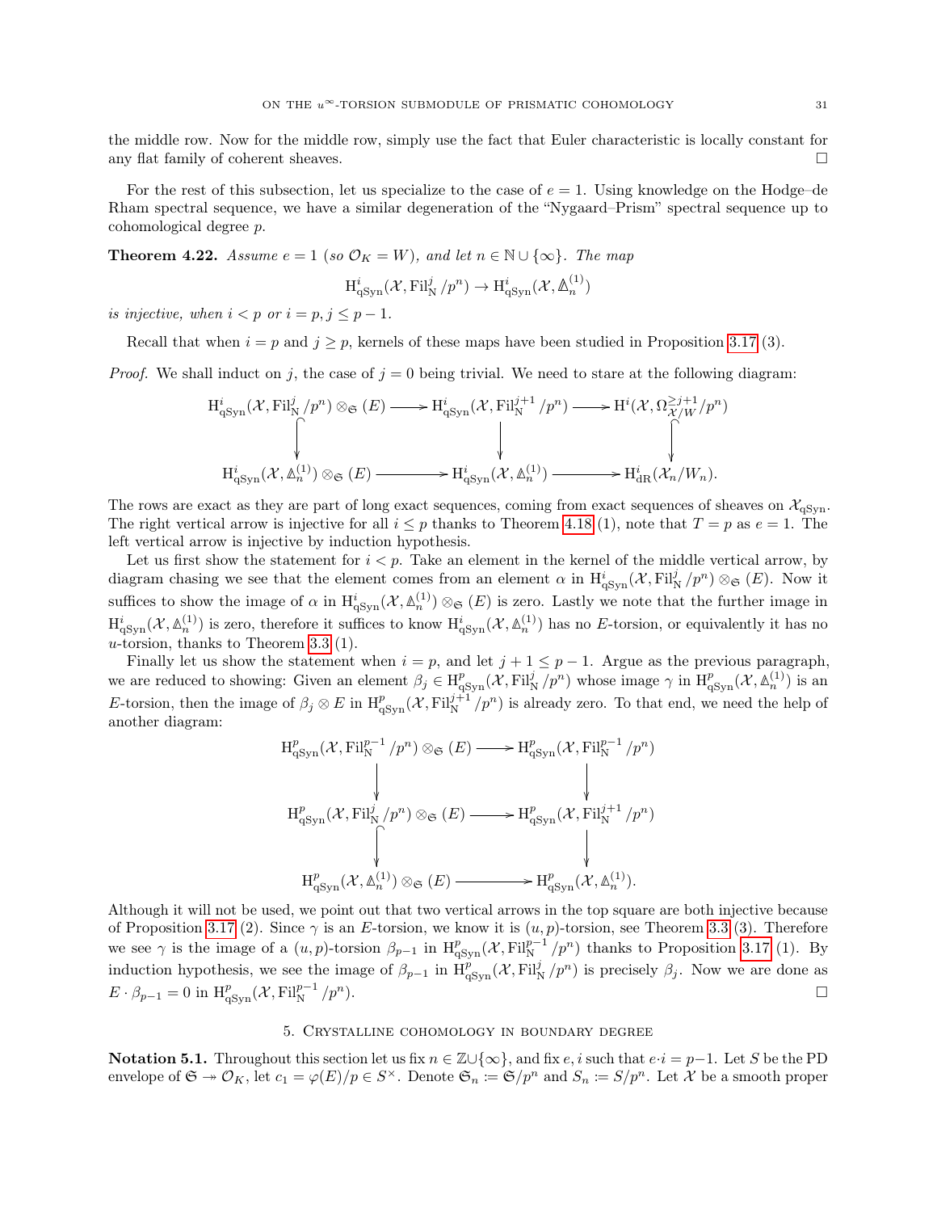the middle row. Now for the middle row, simply use the fact that Euler characteristic is locally constant for any flat family of coherent sheaves. □

For the rest of this subsection, let us specialize to the case of $e = 1$. Using knowledge on the Hodge–de Rham spectral sequence, we have a similar degeneration of the "Nygaard–Prism" spectral sequence up to cohomological degree $p$.

**Theorem 4.22.** *Assume $e = 1$ (so $\mathcal{O}_K = W$), and let $n \in \mathbb{N} \cup \{\infty\}$. The map*

$$\mathrm{H}^i_{\mathrm{qSyn}}(\mathcal{X}, \mathrm{Fil}^j_{\mathrm{N}}/p^n) \to \mathrm{H}^i_{\mathrm{qSyn}}(\mathcal{X}, {\mathbb{\Delta}}^{(1)}_n)$$

*is injective, when $i < p$ or $i = p, j \leq p-1$.*

Recall that when $i = p$ and $j \geq p$, kernels of these maps have been studied in Proposition 3.17 (3).

*Proof.* We shall induct on $j$, the case of $j = 0$ being trivial. We need to stare at the following diagram:

$$\begin{array}{ccccc}
\mathrm{H}^i_{\mathrm{qSyn}}(\mathcal{X}, \mathrm{Fil}^j_{\mathrm{N}}/p^n) \otimes_{\mathfrak{S}} (E) & \longrightarrow & \mathrm{H}^i_{\mathrm{qSyn}}(\mathcal{X}, \mathrm{Fil}^{j+1}_{\mathrm{N}}/p^n) & \longrightarrow & \mathrm{H}^i(\mathcal{X}, \Omega^{\geq j+1}_{\mathcal{X}/W}/p^n) \\
\downarrow & & \downarrow & & \downarrow \\
\mathrm{H}^i_{\mathrm{qSyn}}(\mathcal{X}, {\mathbb{\Delta}}^{(1)}_n) \otimes_{\mathfrak{S}} (E) & \longrightarrow & \mathrm{H}^i_{\mathrm{qSyn}}(\mathcal{X}, {\mathbb{\Delta}}^{(1)}_n) & \longrightarrow & \mathrm{H}^i_{\mathrm{dR}}(\mathcal{X}_n/W_n).
\end{array}$$

The rows are exact as they are part of long exact sequences, coming from exact sequences of sheaves on $\mathcal{X}_{\mathrm{qSyn}}$. The right vertical arrow is injective for all $i \leq p$ thanks to Theorem 4.18 (1), note that $T = p$ as $e = 1$. The left vertical arrow is injective by induction hypothesis.

Let us first show the statement for $i < p$. Take an element in the kernel of the middle vertical arrow, by diagram chasing we see that the element comes from an element $\alpha$ in $\mathrm{H}^i_{\mathrm{qSyn}}(\mathcal{X}, \mathrm{Fil}^j_{\mathrm{N}}/p^n) \otimes_{\mathfrak{S}} (E)$. Now it suffices to show the image of $\alpha$ in $\mathrm{H}^i_{\mathrm{qSyn}}(\mathcal{X}, {\mathbb{\Delta}}^{(1)}_n) \otimes_{\mathfrak{S}} (E)$ is zero. Lastly we note that the further image in $\mathrm{H}^i_{\mathrm{qSyn}}(\mathcal{X}, {\mathbb{\Delta}}^{(1)}_n)$ is zero, therefore it suffices to know $\mathrm{H}^i_{\mathrm{qSyn}}(\mathcal{X}, {\mathbb{\Delta}}^{(1)}_n)$ has no $E$-torsion, or equivalently it has no $u$-torsion, thanks to Theorem 3.3 (1).

Finally let us show the statement when $i = p$, and let $j + 1 \leq p - 1$. Argue as the previous paragraph, we are reduced to showing: Given an element $\beta_j \in \mathrm{H}^p_{\mathrm{qSyn}}(\mathcal{X}, \mathrm{Fil}^j_{\mathrm{N}}/p^n)$ whose image $\gamma$ in $\mathrm{H}^p_{\mathrm{qSyn}}(\mathcal{X}, {\mathbb{\Delta}}^{(1)}_n)$ is an $E$-torsion, then the image of $\beta_j \otimes E$ in $\mathrm{H}^p_{\mathrm{qSyn}}(\mathcal{X}, \mathrm{Fil}^{j+1}_{\mathrm{N}}/p^n)$ is already zero. To that end, we need the help of another diagram:

$$\begin{array}{ccc}
\mathrm{H}^p_{\mathrm{qSyn}}(\mathcal{X}, \mathrm{Fil}^{p-1}_{\mathrm{N}}/p^n) \otimes_{\mathfrak{S}} (E) & \longrightarrow & \mathrm{H}^p_{\mathrm{qSyn}}(\mathcal{X}, \mathrm{Fil}^{p-1}_{\mathrm{N}}/p^n) \\
\downarrow & & \downarrow \\
\mathrm{H}^p_{\mathrm{qSyn}}(\mathcal{X}, \mathrm{Fil}^j_{\mathrm{N}}/p^n) \otimes_{\mathfrak{S}} (E) & \longrightarrow & \mathrm{H}^p_{\mathrm{qSyn}}(\mathcal{X}, \mathrm{Fil}^{j+1}_{\mathrm{N}}/p^n) \\
\downarrow & & \downarrow \\
\mathrm{H}^p_{\mathrm{qSyn}}(\mathcal{X}, {\mathbb{\Delta}}^{(1)}_n) \otimes_{\mathfrak{S}} (E) & \longrightarrow & \mathrm{H}^p_{\mathrm{qSyn}}(\mathcal{X}, {\mathbb{\Delta}}^{(1)}_n).
\end{array}$$

Although it will not be used, we point out that two vertical arrows in the top square are both injective because of Proposition 3.17 (2). Since $\gamma$ is an $E$-torsion, we know it is $(u, p)$-torsion, see Theorem 3.3 (3). Therefore we see $\gamma$ is the image of a $(u, p)$-torsion $\beta_{p-1}$ in $\mathrm{H}^p_{\mathrm{qSyn}}(\mathcal{X}, \mathrm{Fil}^{p-1}_{\mathrm{N}}/p^n)$ thanks to Proposition 3.17 (1). By induction hypothesis, we see the image of $\beta_{p-1}$ in $\mathrm{H}^p_{\mathrm{qSyn}}(\mathcal{X}, \mathrm{Fil}^j_{\mathrm{N}}/p^n)$ is precisely $\beta_j$. Now we are done as $E \cdot \beta_{p-1} = 0$ in $\mathrm{H}^p_{\mathrm{qSyn}}(\mathcal{X}, \mathrm{Fil}^{p-1}_{\mathrm{N}}/p^n)$. □

## 5. Crystalline cohomology in boundary degree

**Notation 5.1.** Throughout this section let us fix $n \in \mathbb{Z} \cup \{\infty\}$, and fix $e, i$ such that $e \cdot i = p - 1$. Let $S$ be the PD envelope of $\mathfrak{S} \twoheadrightarrow \mathcal{O}_K$, let $c_1 = \varphi(E)/p \in S^\times$. Denote $\mathfrak{S}_n := \mathfrak{S}/p^n$ and $S_n := S/p^n$. Let $\mathcal{X}$ be a smooth proper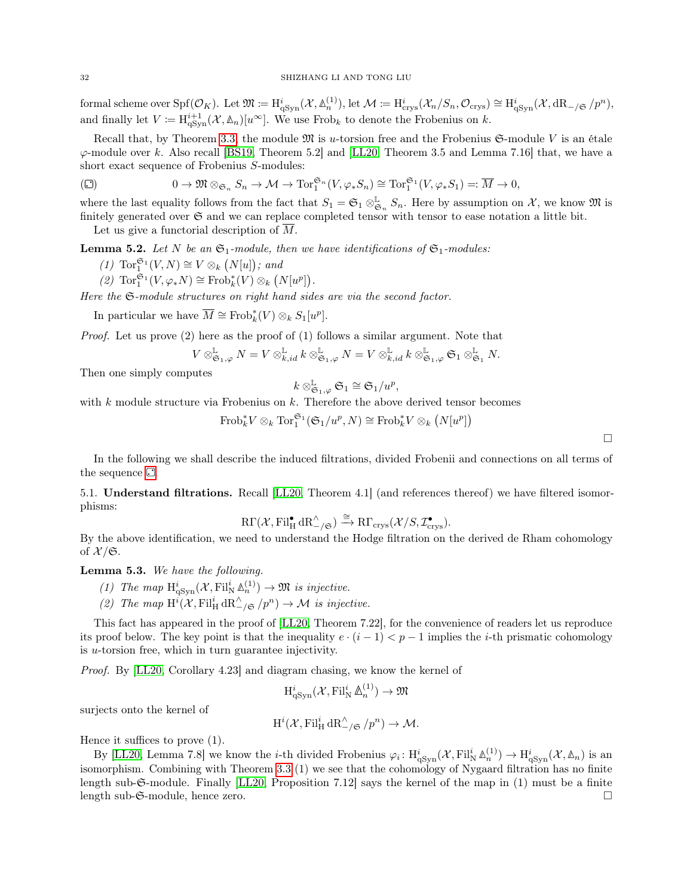formal scheme over $\mathrm{Spf}(\mathcal{O}_K)$. Let $\mathfrak{M} := \mathrm{H}^i_{\mathrm{qSyn}}(\mathcal{X}, \mathbb{A}^{(1)}_n)$, let $\mathcal{M} := \mathrm{H}^i_{\mathrm{crys}}(\mathcal{X}_n/S_n, \mathcal{O}_{\mathrm{crys}}) \cong \mathrm{H}^i_{\mathrm{qSyn}}(\mathcal{X}, \mathrm{dR}_{-/\mathfrak{S}}/p^n)$, and finally let $V := \mathrm{H}^{i+1}_{\mathrm{qSyn}}(\mathcal{X}, \mathbb{A}_n)[u^\infty]$. We use $\mathrm{Frob}_k$ to denote the Frobenius on $k$.

Recall that, by Theorem 3.3, the module $\mathfrak{M}$ is $u$-torsion free and the Frobenius $\mathfrak{S}$-module $V$ is an étale $\varphi$-module over $k$. Also recall [BS19, Theorem 5.2] and [LL20, Theorem 3.5 and Lemma 7.16] that, we have a short exact sequence of Frobenius $S$-modules:

$$(\boxdot) \qquad 0 \to \mathfrak{M} \otimes_{\mathfrak{S}_n} S_n \to \mathcal{M} \to \mathrm{Tor}_1^{\mathfrak{S}_n}(V, \varphi_* S_n) \cong \mathrm{Tor}_1^{\mathfrak{S}_1}(V, \varphi_* S_1) =: \overline{M} \to 0,$$

where the last equality follows from the fact that $S_1 = \mathfrak{S}_1 \otimes^{\mathbb{L}}_{\mathfrak{S}_n} S_n$. Here by assumption on $\mathcal{X}$, we know $\mathfrak{M}$ is finitely generated over $\mathfrak{S}$ and we can replace completed tensor with tensor to ease notation a little bit.

Let us give a functorial description of $\overline{M}$.

**Lemma 5.2.** *Let $N$ be an $\mathfrak{S}_1$-module, then we have identifications of $\mathfrak{S}_1$-modules:*

*(1) $\mathrm{Tor}_1^{\mathfrak{S}_1}(V, N) \cong V \otimes_k \big(N[u]\big)$; and*

*(2) $\mathrm{Tor}_1^{\mathfrak{S}_1}(V, \varphi_* N) \cong \mathrm{Frob}_k^*(V) \otimes_k \big(N[u^p]\big)$.*

*Here the $\mathfrak{S}$-module structures on right hand sides are via the second factor.*

In particular we have $\overline{M} \cong \mathrm{Frob}_k^*(V) \otimes_k S_1[u^p]$.

*Proof.* Let us prove (2) here as the proof of (1) follows a similar argument. Note that

$$V \otimes^{\mathbb{L}}_{\mathfrak{S}_1, \varphi} N = V \otimes^{\mathbb{L}}_{k, id} k \otimes^{\mathbb{L}}_{\mathfrak{S}_1, \varphi} N = V \otimes^{\mathbb{L}}_{k, id} k \otimes^{\mathbb{L}}_{\mathfrak{S}_1, \varphi} \mathfrak{S}_1 \otimes^{\mathbb{L}}_{\mathfrak{S}_1} N.$$

Then one simply computes

$$k \otimes^{\mathbb{L}}_{\mathfrak{S}_1, \varphi} \mathfrak{S}_1 \cong \mathfrak{S}_1/u^p,$$

with $k$ module structure via Frobenius on $k$. Therefore the above derived tensor becomes

$$\mathrm{Frob}_k^* V \otimes_k \mathrm{Tor}_1^{\mathfrak{S}_1}(\mathfrak{S}_1/u^p, N) \cong \mathrm{Frob}_k^* V \otimes_k \big(N[u^p]\big)$$

$\square$

In the following we shall describe the induced filtrations, divided Frobenii and connections on all terms of the sequence $\boxdot$.

## 5.1. Understand filtrations.

Recall [LL20, Theorem 4.1] (and references thereof) we have filtered isomorphisms:

$$\mathrm{R}\Gamma(\mathcal{X}, \mathrm{Fil}^\bullet_{\mathrm{H}} \mathrm{dR}^\wedge_{-/\mathfrak{S}}) \xrightarrow{\cong} \mathrm{R}\Gamma_{\mathrm{crys}}(\mathcal{X}/S, \mathcal{I}^\bullet_{\mathrm{crys}}).$$

By the above identification, we need to understand the Hodge filtration on the derived de Rham cohomology of $\mathcal{X}/\mathfrak{S}$.

**Lemma 5.3.** *We have the following.*

*(1) The map $\mathrm{H}^i_{\mathrm{qSyn}}(\mathcal{X}, \mathrm{Fil}^i_{\mathrm{N}} \mathbb{A}^{(1)}_n) \to \mathfrak{M}$ is injective.*

*(2) The map $\mathrm{H}^i(\mathcal{X}, \mathrm{Fil}^i_{\mathrm{H}} \mathrm{dR}^\wedge_{-/\mathfrak{S}}/p^n) \to \mathcal{M}$ is injective.*

This fact has appeared in the proof of [LL20, Theorem 7.22], for the convenience of readers let us reproduce its proof below. The key point is that the inequality $e \cdot (i-1) < p-1$ implies the $i$-th prismatic cohomology is $u$-torsion free, which in turn guarantee injectivity.

*Proof.* By [LL20, Corollary 4.23] and diagram chasing, we know the kernel of

$$\mathrm{H}^i_{\mathrm{qSyn}}(\mathcal{X}, \mathrm{Fil}^i_{\mathrm{N}} \mathbb{A}^{(1)}_n) \to \mathfrak{M}$$

surjects onto the kernel of

$$\mathrm{H}^i(\mathcal{X}, \mathrm{Fil}^i_{\mathrm{H}} \mathrm{dR}^\wedge_{-/\mathfrak{S}}/p^n) \to \mathcal{M}.$$

Hence it suffices to prove (1).

By [LL20, Lemma 7.8] we know the $i$-th divided Frobenius $\varphi_i \colon \mathrm{H}^i_{\mathrm{qSyn}}(\mathcal{X}, \mathrm{Fil}^i_{\mathrm{N}} \mathbb{A}^{(1)}_n) \to \mathrm{H}^i_{\mathrm{qSyn}}(\mathcal{X}, \mathbb{A}_n)$ is an isomorphism. Combining with Theorem 3.3 (1) we see that the cohomology of Nygaard filtration has no finite length sub-$\mathfrak{S}$-module. Finally [LL20, Proposition 7.12] says the kernel of the map in (1) must be a finite length sub-$\mathfrak{S}$-module, hence zero. $\square$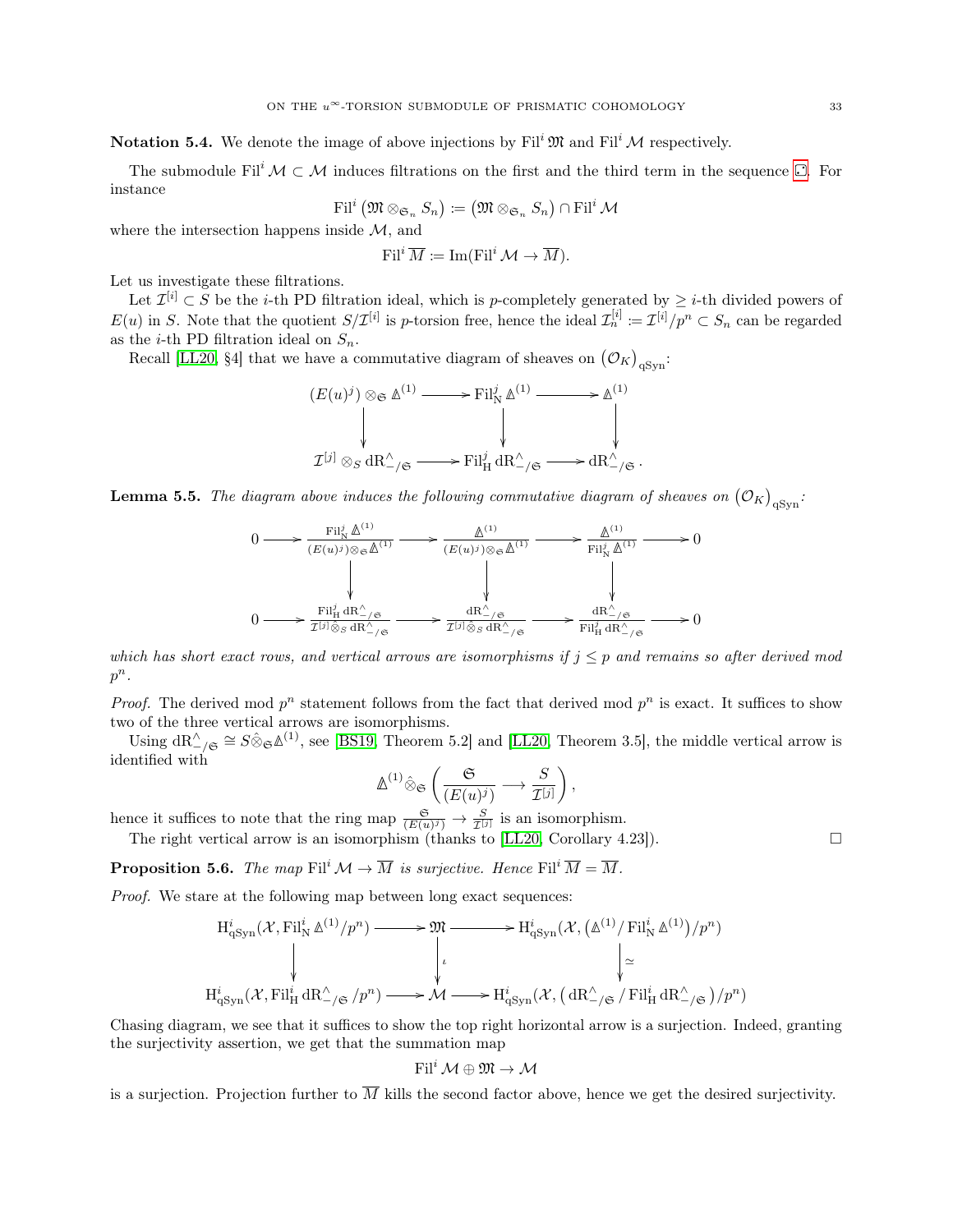**Notation 5.4.** We denote the image of above injections by $\mathrm{Fil}^i \mathfrak{M}$ and $\mathrm{Fil}^i \mathcal{M}$ respectively.

The submodule $\mathrm{Fil}^i \mathcal{M} \subset \mathcal{M}$ induces filtrations on the first and the third term in the sequence ⚀. For instance

$$\mathrm{Fil}^i \left(\mathfrak{M} \otimes_{\mathfrak{S}_n} S_n\right) := \left(\mathfrak{M} \otimes_{\mathfrak{S}_n} S_n\right) \cap \mathrm{Fil}^i \mathcal{M}$$

where the intersection happens inside $\mathcal{M}$, and

$$\mathrm{Fil}^i \overline{M} := \mathrm{Im}(\mathrm{Fil}^i \mathcal{M} \to \overline{M}).$$

Let us investigate these filtrations.

Let $\mathcal{I}^{[i]} \subset S$ be the $i$-th PD filtration ideal, which is $p$-completely generated by $\geq i$-th divided powers of $E(u)$ in $S$. Note that the quotient $S/\mathcal{I}^{[i]}$ is $p$-torsion free, hence the ideal $\mathcal{I}_n^{[i]} := \mathcal{I}^{[i]}/p^n \subset S_n$ can be regarded as the $i$-th PD filtration ideal on $S_n$.

Recall [LL20, §4] that we have a commutative diagram of sheaves on $\left(\mathcal{O}_K\right)_{\mathrm{qSyn}}$:

$$\begin{array}{ccccc}
(E(u)^j) \otimes_{\mathfrak{S}} \Delta^{(1)} & \longrightarrow & \mathrm{Fil}^j_{\mathrm{N}} \Delta^{(1)} & \longrightarrow & \Delta^{(1)} \\
\downarrow & & \downarrow & & \downarrow \\
\mathcal{I}^{[j]} \otimes_S \mathrm{dR}^\wedge_{-/\mathfrak{S}} & \longrightarrow & \mathrm{Fil}^j_{\mathrm{H}} \mathrm{dR}^\wedge_{-/\mathfrak{S}} & \longrightarrow & \mathrm{dR}^\wedge_{-/\mathfrak{S}}.
\end{array}$$

**Lemma 5.5.** *The diagram above induces the following commutative diagram of sheaves on* $\left(\mathcal{O}_K\right)_{\mathrm{qSyn}}$*:*

$$\begin{array}{ccccccccc}
0 & \longrightarrow & \frac{\mathrm{Fil}^j_{\mathrm{N}} \Delta^{(1)}}{(E(u)^j) \otimes_{\mathfrak{S}} \Delta^{(1)}} & \longrightarrow & \frac{\Delta^{(1)}}{(E(u)^j) \otimes_{\mathfrak{S}} \Delta^{(1)}} & \longrightarrow & \frac{\Delta^{(1)}}{\mathrm{Fil}^j_{\mathrm{N}} \Delta^{(1)}} & \longrightarrow & 0 \\
 & & \downarrow & & \downarrow & & \downarrow & & \\
0 & \longrightarrow & \frac{\mathrm{Fil}^j_{\mathrm{H}} \mathrm{dR}^\wedge_{-/\mathfrak{S}}}{\mathcal{I}^{[j]} \hat{\otimes}_S \mathrm{dR}^\wedge_{-/\mathfrak{S}}} & \longrightarrow & \frac{\mathrm{dR}^\wedge_{-/\mathfrak{S}}}{\mathcal{I}^{[j]} \hat{\otimes}_S \mathrm{dR}^\wedge_{-/\mathfrak{S}}} & \longrightarrow & \frac{\mathrm{dR}^\wedge_{-/\mathfrak{S}}}{\mathrm{Fil}^j_{\mathrm{H}} \mathrm{dR}^\wedge_{-/\mathfrak{S}}} & \longrightarrow & 0
\end{array}$$

*which has short exact rows, and vertical arrows are isomorphisms if $j \leq p$ and remains so after derived mod $p^n$.*

*Proof.* The derived mod $p^n$ statement follows from the fact that derived mod $p^n$ is exact. It suffices to show two of the three vertical arrows are isomorphisms.

Using $\mathrm{dR}^\wedge_{-/\mathfrak{S}} \cong S \hat{\otimes}_{\mathfrak{S}} \Delta^{(1)}$, see [BS19, Theorem 5.2] and [LL20, Theorem 3.5], the middle vertical arrow is identified with

$$\Delta^{(1)} \hat{\otimes}_{\mathfrak{S}} \left(\frac{\mathfrak{S}}{(E(u)^j)} \longrightarrow \frac{S}{\mathcal{I}^{[j]}}\right),$$

hence it suffices to note that the ring map $\frac{\mathfrak{S}}{(E(u)^j)} \to \frac{S}{\mathcal{I}^{[j]}}$ is an isomorphism.

The right vertical arrow is an isomorphism (thanks to [LL20, Corollary 4.23]). $\square$

**Proposition 5.6.** *The map $\mathrm{Fil}^i \mathcal{M} \to \overline{M}$ is surjective. Hence $\mathrm{Fil}^i \overline{M} = \overline{M}$.*

*Proof.* We stare at the following map between long exact sequences:

$$\begin{array}{ccccc}
\mathrm{H}^i_{\mathrm{qSyn}}(\mathcal{X}, \mathrm{Fil}^i_{\mathrm{N}} \Delta^{(1)}/p^n) & \longrightarrow & \mathfrak{M} & \longrightarrow & \mathrm{H}^i_{\mathrm{qSyn}}(\mathcal{X}, \left(\Delta^{(1)}/\mathrm{Fil}^i_{\mathrm{N}} \Delta^{(1)}\right)/p^n) \\
\downarrow & & \downarrow \iota & & \downarrow \simeq \\
\mathrm{H}^i_{\mathrm{qSyn}}(\mathcal{X}, \mathrm{Fil}^i_{\mathrm{H}} \mathrm{dR}^\wedge_{-/\mathfrak{S}}/p^n) & \longrightarrow & \mathcal{M} & \longrightarrow & \mathrm{H}^i_{\mathrm{qSyn}}(\mathcal{X}, \left(\mathrm{dR}^\wedge_{-/\mathfrak{S}}/\mathrm{Fil}^i_{\mathrm{H}} \mathrm{dR}^\wedge_{-/\mathfrak{S}}\right)/p^n)
\end{array}$$

Chasing diagram, we see that it suffices to show the top right horizontal arrow is a surjection. Indeed, granting the surjectivity assertion, we get that the summation map

$$\mathrm{Fil}^i \mathcal{M} \oplus \mathfrak{M} \to \mathcal{M}$$

is a surjection. Projection further to $\overline{M}$ kills the second factor above, hence we get the desired surjectivity.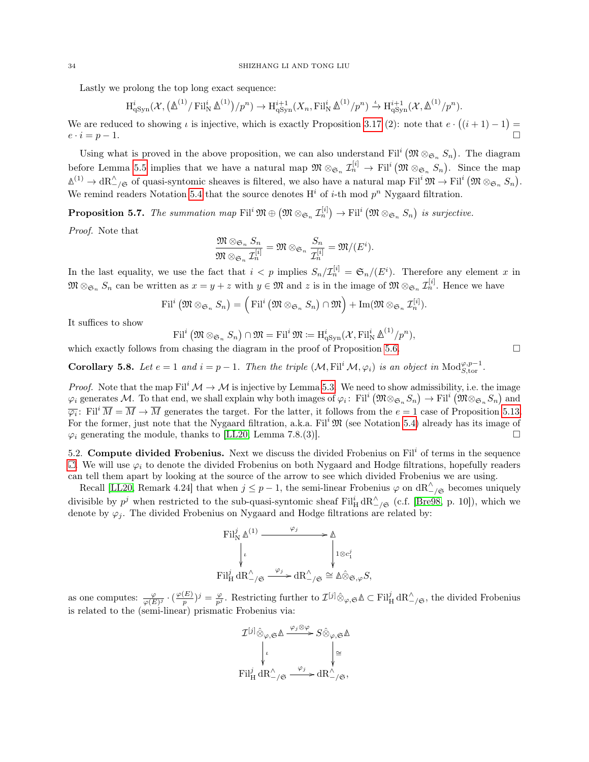Lastly we prolong the top long exact sequence:

$$\mathrm{H}^i_{\mathrm{qSyn}}(\mathcal{X}, \big(\Delta^{(1)}/\operatorname{Fil}^i_{\mathrm{N}} \Delta^{(1)}\big)/p^n) \to \mathrm{H}^{i+1}_{\mathrm{qSyn}}(X_n, \operatorname{Fil}^i_{\mathrm{N}} \Delta^{(1)}/p^n) \xrightarrow{\iota} \mathrm{H}^{i+1}_{\mathrm{qSyn}}(\mathcal{X}, \Delta^{(1)}/p^n).$$

We are reduced to showing $\iota$ is injective, which is exactly Proposition 3.17 (2): note that $e \cdot \big((i+1)-1\big) = e \cdot i = p-1$. □

Using what is proved in the above proposition, we can also understand $\operatorname{Fil}^i\big(\mathfrak{M} \otimes_{\mathfrak{S}_n} S_n\big)$. The diagram before Lemma 5.5 implies that we have a natural map $\mathfrak{M} \otimes_{\mathfrak{S}_n} \mathcal{I}^{[i]}_n \to \operatorname{Fil}^i\big(\mathfrak{M} \otimes_{\mathfrak{S}_n} S_n\big)$. Since the map $\Delta^{(1)} \to \mathrm{dR}^{\wedge}_{-/\mathfrak{S}}$ of quasi-syntomic sheaves is filtered, we also have a natural map $\operatorname{Fil}^i \mathfrak{M} \to \operatorname{Fil}^i\big(\mathfrak{M} \otimes_{\mathfrak{S}_n} S_n\big)$. We remind readers Notation 5.4 that the source denotes $\mathrm{H}^i$ of $i$-th mod $p^n$ Nygaard filtration.

**Proposition 5.7.** *The summation map* $\operatorname{Fil}^i \mathfrak{M} \oplus \big(\mathfrak{M} \otimes_{\mathfrak{S}_n} \mathcal{I}^{[i]}_n\big) \to \operatorname{Fil}^i\big(\mathfrak{M} \otimes_{\mathfrak{S}_n} S_n\big)$ *is surjective.*

*Proof.* Note that

$$\frac{\mathfrak{M} \otimes_{\mathfrak{S}_n} S_n}{\mathfrak{M} \otimes_{\mathfrak{S}_n} \mathcal{I}^{[i]}_n} = \mathfrak{M} \otimes_{\mathfrak{S}_n} \frac{S_n}{\mathcal{I}^{[i]}_n} = \mathfrak{M}/(E^i).$$

In the last equality, we use the fact that $i < p$ implies $S_n/\mathcal{I}^{[i]}_n = \mathfrak{S}_n/(E^i)$. Therefore any element $x$ in $\mathfrak{M} \otimes_{\mathfrak{S}_n} S_n$ can be written as $x = y + z$ with $y \in \mathfrak{M}$ and $z$ is in the image of $\mathfrak{M} \otimes_{\mathfrak{S}_n} \mathcal{I}^{[i]}_n$. Hence we have

$$\operatorname{Fil}^i\big(\mathfrak{M} \otimes_{\mathfrak{S}_n} S_n\big) = \Big(\operatorname{Fil}^i\big(\mathfrak{M} \otimes_{\mathfrak{S}_n} S_n\big) \cap \mathfrak{M}\Big) + \operatorname{Im}(\mathfrak{M} \otimes_{\mathfrak{S}_n} \mathcal{I}^{[i]}_n).$$

It suffices to show

$$\operatorname{Fil}^i\big(\mathfrak{M} \otimes_{\mathfrak{S}_n} S_n\big) \cap \mathfrak{M} = \operatorname{Fil}^i \mathfrak{M} := \mathrm{H}^i_{\mathrm{qSyn}}(\mathcal{X}, \operatorname{Fil}^i_{\mathrm{N}} \Delta^{(1)}/p^n),$$

which exactly follows from chasing the diagram in the proof of Proposition 5.6. □

**Corollary 5.8.** *Let $e = 1$ and $i = p-1$. Then the triple $(\mathcal{M}, \operatorname{Fil}^i \mathcal{M}, \varphi_i)$ is an object in* $\mathrm{Mod}^{\varphi, p-1}_{S,\mathrm{tor}}$.

*Proof.* Note that the map $\operatorname{Fil}^i \mathcal{M} \to \mathcal{M}$ is injective by Lemma 5.3. We need to show admissibility, i.e. the image $\varphi_i$ generates $\mathcal{M}$. To that end, we shall explain why both images of $\varphi_i\colon \operatorname{Fil}^i\big(\mathfrak{M} \otimes_{\mathfrak{S}_n} S_n\big) \to \operatorname{Fil}^i\big(\mathfrak{M} \otimes_{\mathfrak{S}_n} S_n\big)$ and $\overline{\varphi_i}\colon \operatorname{Fil}^i \overline{M} = \overline{M} \to \overline{M}$ generates the target. For the latter, it follows from the $e = 1$ case of Proposition 5.13. For the former, just note that the Nygaard filtration, a.k.a. $\operatorname{Fil}^i \mathfrak{M}$ (see Notation 5.4) already has its image of $\varphi_i$ generating the module, thanks to [LL20, Lemma 7.8.(3)]. □

## 5.2. Compute divided Frobenius.

Next we discuss the divided Frobenius on $\operatorname{Fil}^i$ of terms in the sequence ☐. We will use $\varphi_i$ to denote the divided Frobenius on both Nygaard and Hodge filtrations, hopefully readers can tell them apart by looking at the source of the arrow to see which divided Frobenius we are using.

Recall [LL20, Remark 4.24] that when $j \leq p-1$, the semi-linear Frobenius $\varphi$ on $\mathrm{dR}^{\wedge}_{-/\mathfrak{S}}$ becomes uniquely divisible by $p^j$ when restricted to the sub-quasi-syntomic sheaf $\operatorname{Fil}^j_{\mathrm{H}} \mathrm{dR}^{\wedge}_{-/\mathfrak{S}}$ (c.f. [Bre98, p. 10]), which we denote by $\varphi_j$. The divided Frobenius on Nygaard and Hodge filtrations are related by:

$$\begin{array}{ccc}
\operatorname{Fil}^j_{\mathrm{N}} \Delta^{(1)} & \xrightarrow{\ \varphi_j\ } & \Delta \\
\Big\downarrow{\scriptstyle \iota} & & \Big\downarrow{\scriptstyle 1 \otimes c_1^j} \\
\operatorname{Fil}^j_{\mathrm{H}} \mathrm{dR}^{\wedge}_{-/\mathfrak{S}} & \xrightarrow{\ \varphi_j\ } & \mathrm{dR}^{\wedge}_{-/\mathfrak{S}} \cong \Delta \hat{\otimes}_{\mathfrak{S}, \varphi} S,
\end{array}$$

as one computes: $\frac{\varphi}{\varphi(E)^j} \cdot (\frac{\varphi(E)}{p})^j = \frac{\varphi}{p^j}$. Restricting further to $\mathcal{I}^{[j]} \hat{\otimes}_{\varphi, \mathfrak{S}} \Delta \subset \operatorname{Fil}^j_{\mathrm{H}} \mathrm{dR}^{\wedge}_{-/\mathfrak{S}}$, the divided Frobenius is related to the (semi-linear) prismatic Frobenius via:

$$\begin{array}{ccc}
\mathcal{I}^{[j]} \hat{\otimes}_{\varphi, \mathfrak{S}} \Delta & \xrightarrow{\ \varphi_j \otimes \varphi\ } & S \hat{\otimes}_{\varphi, \mathfrak{S}} \Delta \\
\Big\downarrow{\scriptstyle \iota} & & \Big\downarrow{\scriptstyle \cong} \\
\operatorname{Fil}^j_{\mathrm{H}} \mathrm{dR}^{\wedge}_{-/\mathfrak{S}} & \xrightarrow{\ \varphi_j\ } & \mathrm{dR}^{\wedge}_{-/\mathfrak{S}},
\end{array}$$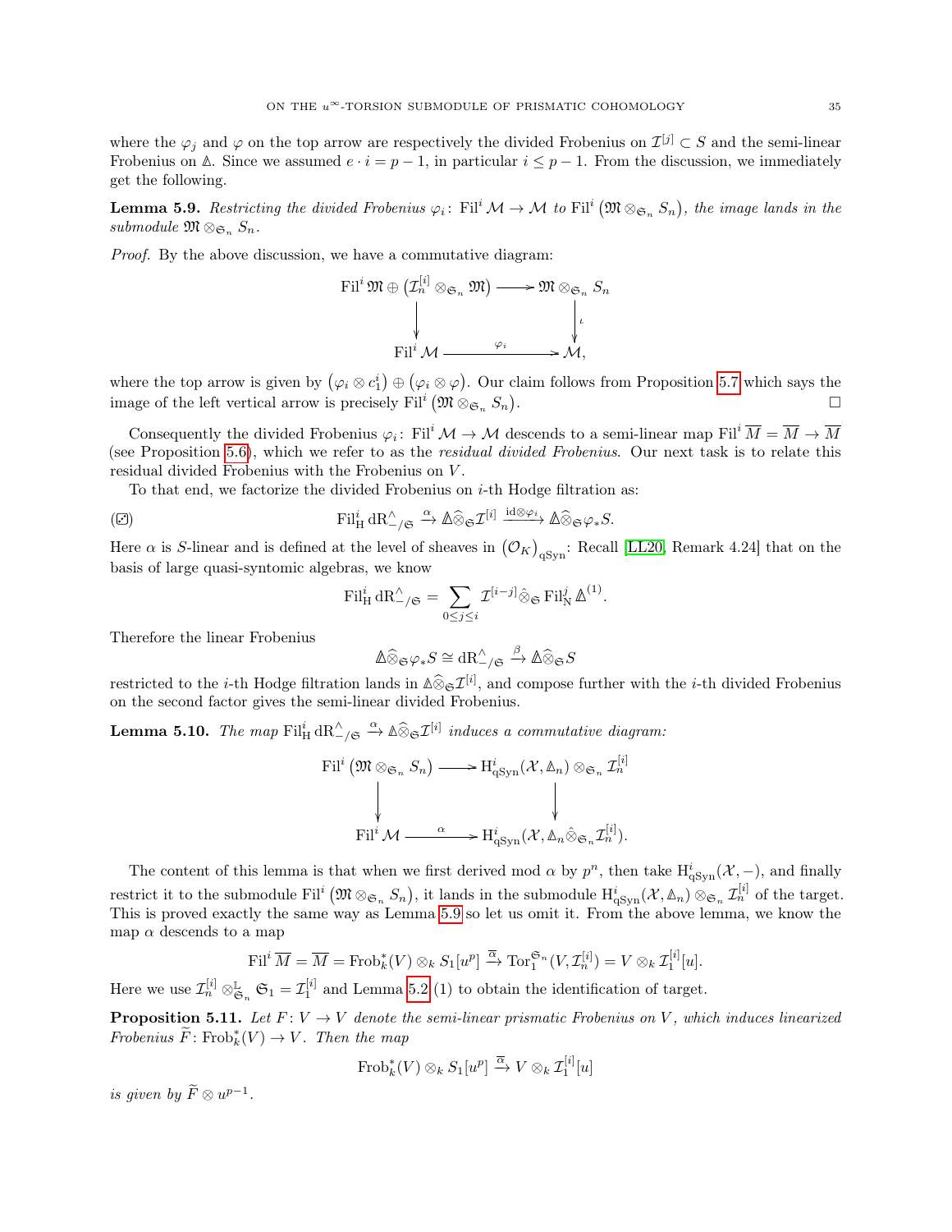where the $\varphi_j$ and $\varphi$ on the top arrow are respectively the divided Frobenius on $\mathcal{I}^{[j]} \subset S$ and the semi-linear Frobenius on $\Delta$. Since we assumed $e \cdot i = p-1$, in particular $i \leq p-1$. From the discussion, we immediately get the following.

**Lemma 5.9.** *Restricting the divided Frobenius $\varphi_i \colon \mathrm{Fil}^i \mathcal{M} \to \mathcal{M}$ to $\mathrm{Fil}^i\left(\mathfrak{M} \otimes_{\mathfrak{S}_n} S_n\right)$, the image lands in the submodule $\mathfrak{M} \otimes_{\mathfrak{S}_n} S_n$.*

*Proof.* By the above discussion, we have a commutative diagram:

$$\begin{array}{ccc} \mathrm{Fil}^i \mathfrak{M} \oplus \left(\mathcal{I}_n^{[i]} \otimes_{\mathfrak{S}_n} \mathfrak{M}\right) & \longrightarrow & \mathfrak{M} \otimes_{\mathfrak{S}_n} S_n \\ \big\downarrow & & \big\downarrow \iota \\ \mathrm{Fil}^i \mathcal{M} & \xrightarrow{\quad \varphi_i \quad} & \mathcal{M}, \end{array}$$

where the top arrow is given by $\left(\varphi_i \otimes c_1^i\right) \oplus \left(\varphi_i \otimes \varphi\right)$. Our claim follows from Proposition 5.7 which says the image of the left vertical arrow is precisely $\mathrm{Fil}^i\left(\mathfrak{M} \otimes_{\mathfrak{S}_n} S_n\right)$. $\square$

Consequently the divided Frobenius $\varphi_i \colon \mathrm{Fil}^i \mathcal{M} \to \mathcal{M}$ descends to a semi-linear map $\mathrm{Fil}^i \overline{M} = \overline{M} \to \overline{M}$ (see Proposition 5.6), which we refer to as the *residual divided Frobenius*. Our next task is to relate this residual divided Frobenius with the Frobenius on $V$.

To that end, we factorize the divided Frobenius on $i$-th Hodge filtration as:

$$(\boxdot) \qquad \mathrm{Fil}^i_{\mathrm{H}} \mathrm{dR}^{\wedge}_{-/\mathfrak{S}} \xrightarrow{\alpha} \Delta \widehat{\otimes}_{\mathfrak{S}} \mathcal{I}^{[i]} \xrightarrow{\mathrm{id} \otimes \varphi_i} \Delta \widehat{\otimes}_{\mathfrak{S}} \varphi_* S.$$

Here $\alpha$ is $S$-linear and is defined at the level of sheaves in $\left(\mathcal{O}_K\right)_{\mathrm{qSyn}}$: Recall [LL20, Remark 4.24] that on the basis of large quasi-syntomic algebras, we know

$$\mathrm{Fil}^i_{\mathrm{H}} \mathrm{dR}^{\wedge}_{-/\mathfrak{S}} = \sum_{0 \leq j \leq i} \mathcal{I}^{[i-j]} \hat{\otimes}_{\mathfrak{S}} \mathrm{Fil}^j_{\mathrm{N}} \Delta^{(1)}.$$

Therefore the linear Frobenius

$$\Delta \widehat{\otimes}_{\mathfrak{S}} \varphi_* S \cong \mathrm{dR}^{\wedge}_{-/\mathfrak{S}} \xrightarrow{\beta} \Delta \widehat{\otimes}_{\mathfrak{S}} S$$

restricted to the $i$-th Hodge filtration lands in $\Delta \widehat{\otimes}_{\mathfrak{S}} \mathcal{I}^{[i]}$, and compose further with the $i$-th divided Frobenius on the second factor gives the semi-linear divided Frobenius.

**Lemma 5.10.** *The map $\mathrm{Fil}^i_{\mathrm{H}} \mathrm{dR}^{\wedge}_{-/\mathfrak{S}} \xrightarrow{\alpha} \Delta \widehat{\otimes}_{\mathfrak{S}} \mathcal{I}^{[i]}$ induces a commutative diagram:*

$$\begin{array}{ccc} \mathrm{Fil}^i\left(\mathfrak{M} \otimes_{\mathfrak{S}_n} S_n\right) & \longrightarrow & \mathrm{H}^i_{\mathrm{qSyn}}(\mathcal{X}, \Delta_n) \otimes_{\mathfrak{S}_n} \mathcal{I}_n^{[i]} \\ \big\downarrow & & \big\downarrow \\ \mathrm{Fil}^i \mathcal{M} & \xrightarrow{\quad \alpha \quad} & \mathrm{H}^i_{\mathrm{qSyn}}(\mathcal{X}, \Delta_n \hat{\otimes}_{\mathfrak{S}_n} \mathcal{I}_n^{[i]}). \end{array}$$

The content of this lemma is that when we first derived mod $\alpha$ by $p^n$, then take $\mathrm{H}^i_{\mathrm{qSyn}}(\mathcal{X}, -)$, and finally restrict it to the submodule $\mathrm{Fil}^i\left(\mathfrak{M} \otimes_{\mathfrak{S}_n} S_n\right)$, it lands in the submodule $\mathrm{H}^i_{\mathrm{qSyn}}(\mathcal{X}, \Delta_n) \otimes_{\mathfrak{S}_n} \mathcal{I}_n^{[i]}$ of the target. This is proved exactly the same way as Lemma 5.9 so let us omit it. From the above lemma, we know the map $\alpha$ descends to a map

$$\mathrm{Fil}^i \overline{M} = \overline{M} = \mathrm{Frob}_k^*(V) \otimes_k S_1[u^p] \xrightarrow{\overline{\alpha}} \mathrm{Tor}_1^{\mathfrak{S}_n}(V, \mathcal{I}_n^{[i]}) = V \otimes_k \mathcal{I}_1^{[i]}[u].$$

Here we use $\mathcal{I}_n^{[i]} \otimes^{\mathbb{L}}_{\mathfrak{S}_n} \mathfrak{S}_1 = \mathcal{I}_1^{[i]}$ and Lemma 5.2 (1) to obtain the identification of target.

**Proposition 5.11.** *Let $F \colon V \to V$ denote the semi-linear prismatic Frobenius on $V$, which induces linearized Frobenius $\widetilde{F} \colon \mathrm{Frob}_k^*(V) \to V$. Then the map*

$$\mathrm{Frob}_k^*(V) \otimes_k S_1[u^p] \xrightarrow{\overline{\alpha}} V \otimes_k \mathcal{I}_1^{[i]}[u]$$

*is given by $\widetilde{F} \otimes u^{p-1}$.*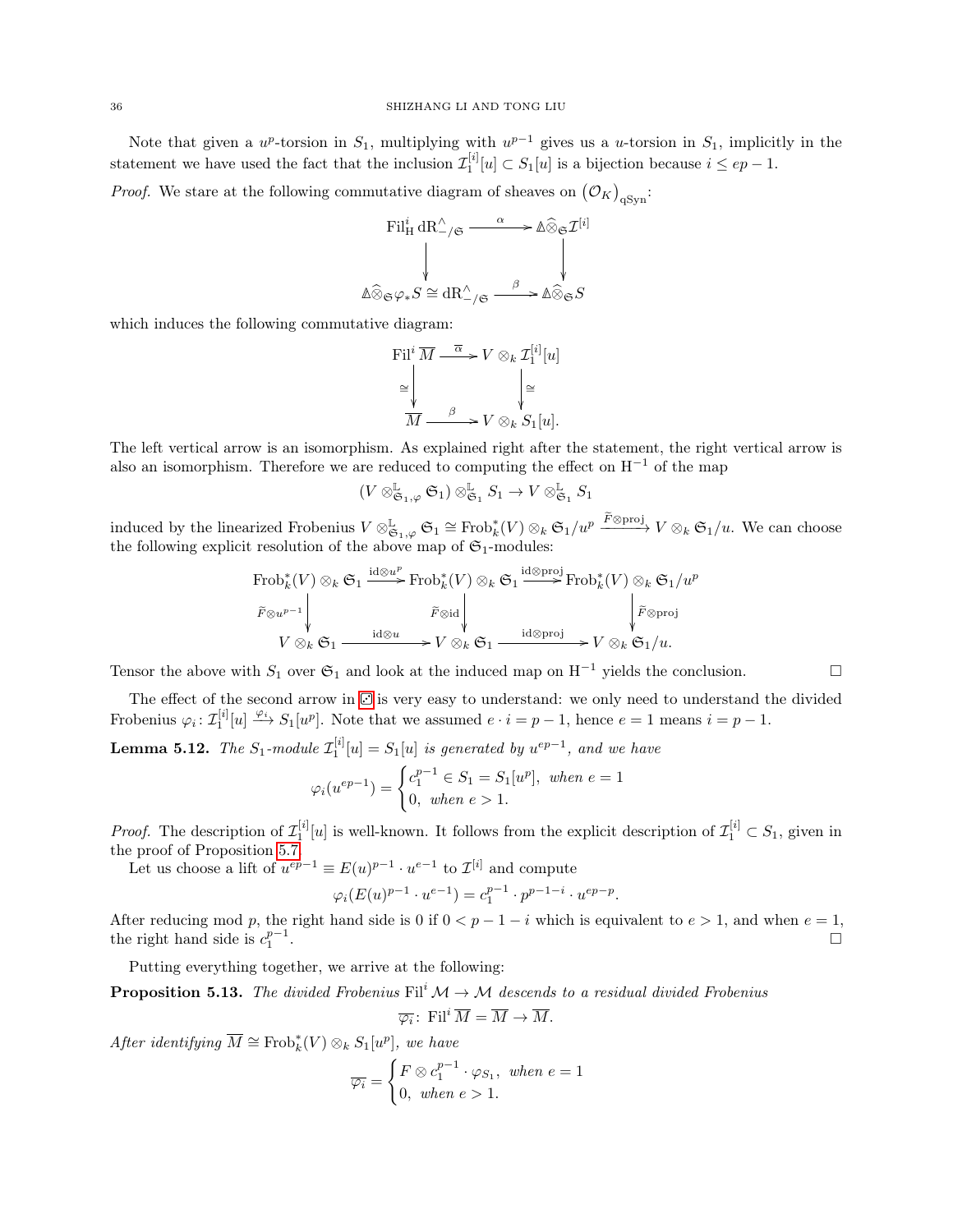Note that given a $u^p$-torsion in $S_1$, multiplying with $u^{p-1}$ gives us a $u$-torsion in $S_1$, implicitly in the statement we have used the fact that the inclusion $\mathcal{I}_1^{[i]}[u] \subset S_1[u]$ is a bijection because $i \leq ep-1$.

*Proof.* We stare at the following commutative diagram of sheaves on $(\mathcal{O}_K)_{\mathrm{qSyn}}$:

$$\begin{array}{ccc} \mathrm{Fil}^i_{\mathrm{H}} \mathrm{dR}^\wedge_{-/\mathfrak{S}} & \xrightarrow{\alpha} & \Delta \widehat{\otimes}_{\mathfrak{S}} \mathcal{I}^{[i]} \\ \downarrow & & \downarrow \\ \Delta \widehat{\otimes}_{\mathfrak{S}} \varphi_* S \cong \mathrm{dR}^\wedge_{-/\mathfrak{S}} & \xrightarrow{\beta} & \Delta \widehat{\otimes}_{\mathfrak{S}} S \end{array}$$

which induces the following commutative diagram:

$$\begin{array}{ccc} \mathrm{Fil}^i \overline{M} & \xrightarrow{\overline{\alpha}} & V \otimes_k \mathcal{I}_1^{[i]}[u] \\ \cong \downarrow & & \downarrow \cong \\ \overline{M} & \xrightarrow{\beta} & V \otimes_k S_1[u]. \end{array}$$

The left vertical arrow is an isomorphism. As explained right after the statement, the right vertical arrow is also an isomorphism. Therefore we are reduced to computing the effect on $\mathrm{H}^{-1}$ of the map

$$(V \otimes^{\mathbb{L}}_{\mathfrak{S}_1, \varphi} \mathfrak{S}_1) \otimes^{\mathbb{L}}_{\mathfrak{S}_1} S_1 \to V \otimes^{\mathbb{L}}_{\mathfrak{S}_1} S_1$$

induced by the linearized Frobenius $V \otimes^{\mathbb{L}}_{\mathfrak{S}_1, \varphi} \mathfrak{S}_1 \cong \mathrm{Frob}_k^*(V) \otimes_k \mathfrak{S}_1/u^p \xrightarrow{\widetilde{F} \otimes \mathrm{proj}} V \otimes_k \mathfrak{S}_1/u$. We can choose the following explicit resolution of the above map of $\mathfrak{S}_1$-modules:

$$\begin{array}{ccccc} \mathrm{Frob}_k^*(V) \otimes_k \mathfrak{S}_1 & \xrightarrow{\mathrm{id} \otimes u^p} & \mathrm{Frob}_k^*(V) \otimes_k \mathfrak{S}_1 & \xrightarrow{\mathrm{id} \otimes \mathrm{proj}} & \mathrm{Frob}_k^*(V) \otimes_k \mathfrak{S}_1/u^p \\ \downarrow {\scriptstyle \widetilde{F} \otimes u^{p-1}} & & \downarrow {\scriptstyle \widetilde{F} \otimes \mathrm{id}} & & \downarrow {\scriptstyle \widetilde{F} \otimes \mathrm{proj}} \\ V \otimes_k \mathfrak{S}_1 & \xrightarrow{\mathrm{id} \otimes u} & V \otimes_k \mathfrak{S}_1 & \xrightarrow{\mathrm{id} \otimes \mathrm{proj}} & V \otimes_k \mathfrak{S}_1/u. \end{array}$$

Tensor the above with $S_1$ over $\mathfrak{S}_1$ and look at the induced map on $\mathrm{H}^{-1}$ yields the conclusion. $\square$

The effect of the second arrow in [?] is very easy to understand: we only need to understand the divided Frobenius $\varphi_i \colon \mathcal{I}_1^{[i]}[u] \xrightarrow{\varphi_i} S_1[u^p]$. Note that we assumed $e \cdot i = p-1$, hence $e = 1$ means $i = p-1$.

**Lemma 5.12.** *The $S_1$-module $\mathcal{I}_1^{[i]}[u] = S_1[u]$ is generated by $u^{ep-1}$, and we have*

$$\varphi_i(u^{ep-1}) = \begin{cases} c_1^{p-1} \in S_1 = S_1[u^p], & \text{when } e = 1 \\ 0, & \text{when } e > 1. \end{cases}$$

*Proof.* The description of $\mathcal{I}_1^{[i]}[u]$ is well-known. It follows from the explicit description of $\mathcal{I}_1^{[i]} \subset S_1$, given in the proof of Proposition 5.7.

Let us choose a lift of $u^{ep-1} \equiv E(u)^{p-1} \cdot u^{e-1}$ to $\mathcal{I}^{[i]}$ and compute

$$\varphi_i(E(u)^{p-1} \cdot u^{e-1}) = c_1^{p-1} \cdot p^{p-1-i} \cdot u^{ep-p}.$$

After reducing mod $p$, the right hand side is 0 if $0 < p-1-i$ which is equivalent to $e > 1$, and when $e = 1$, the right hand side is $c_1^{p-1}$. $\square$

Putting everything together, we arrive at the following:

**Proposition 5.13.** *The divided Frobenius $\mathrm{Fil}^i \mathcal{M} \to \mathcal{M}$ descends to a residual divided Frobenius*

$$\overline{\varphi_i} \colon \mathrm{Fil}^i \overline{M} = \overline{M} \to \overline{M}.$$

*After identifying $\overline{M} \cong \mathrm{Frob}_k^*(V) \otimes_k S_1[u^p]$, we have*

$$\overline{\varphi_i} = \begin{cases} F \otimes c_1^{p-1} \cdot \varphi_{S_1}, & \text{when } e = 1 \\ 0, & \text{when } e > 1. \end{cases}$$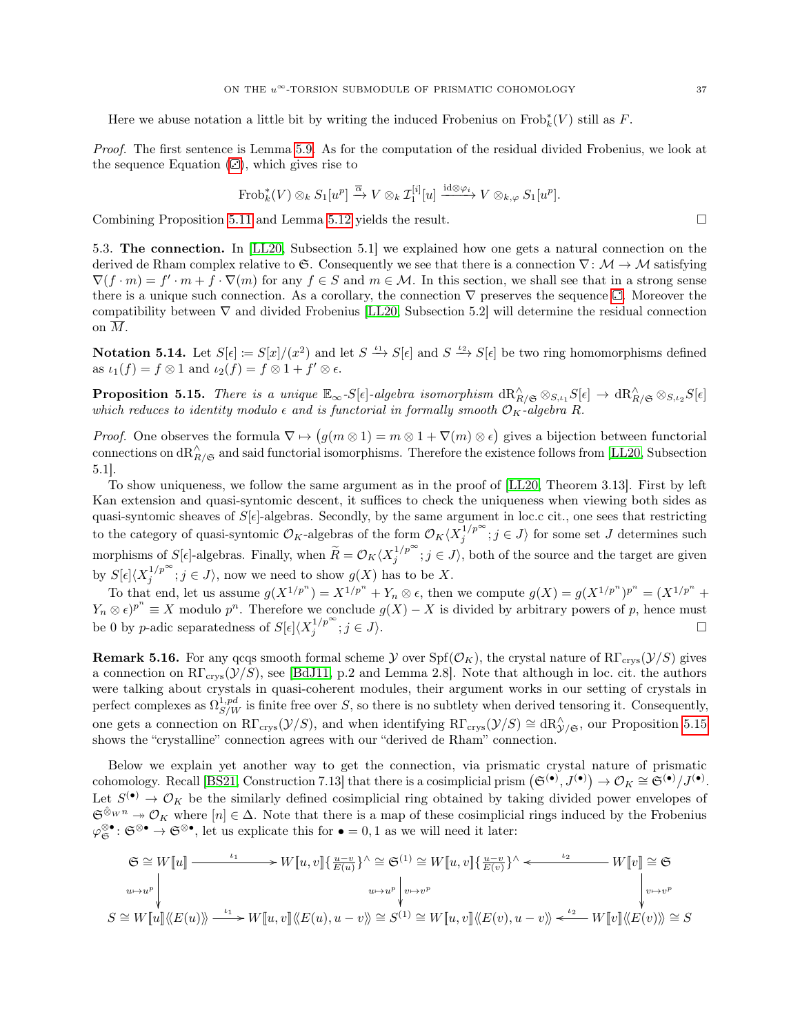Here we abuse notation a little bit by writing the induced Frobenius on $\mathrm{Frob}_k^*(V)$ still as $F$.

*Proof.* The first sentence is Lemma 5.9. As for the computation of the residual divided Frobenius, we look at the sequence Equation (⚂), which gives rise to

$$\mathrm{Frob}_k^*(V) \otimes_k S_1[u^p] \xrightarrow{\overline{\alpha}} V \otimes_k \mathcal{I}_1^{[i]}[u] \xrightarrow{\mathrm{id}\otimes\varphi_i} V \otimes_{k,\varphi} S_1[u^p].$$

Combining Proposition 5.11 and Lemma 5.12 yields the result. $\square$

5.3. **The connection.** In [LL20, Subsection 5.1] we explained how one gets a natural connection on the derived de Rham complex relative to $\mathfrak{S}$. Consequently we see that there is a connection $\nabla\colon \mathcal{M} \to \mathcal{M}$ satisfying $\nabla(f \cdot m) = f' \cdot m + f \cdot \nabla(m)$ for any $f \in S$ and $m \in \mathcal{M}$. In this section, we shall see that in a strong sense there is a unique such connection. As a corollary, the connection $\nabla$ preserves the sequence ⚂. Moreover the compatibility between $\nabla$ and divided Frobenius [LL20, Subsection 5.2] will determine the residual connection on $\overline{M}$.

**Notation 5.14.** Let $S[\epsilon] := S[x]/(x^2)$ and let $S \xrightarrow{\iota_1} S[\epsilon]$ and $S \xrightarrow{\iota_2} S[\epsilon]$ be two ring homomorphisms defined as $\iota_1(f) = f \otimes 1$ and $\iota_2(f) = f \otimes 1 + f' \otimes \epsilon$.

**Proposition 5.15.** *There is a unique $\mathbb{E}_\infty$-$S[\epsilon]$-algebra isomorphism $\mathrm{dR}^\wedge_{R/\mathfrak{S}} \otimes_{S,\iota_1} S[\epsilon] \to \mathrm{dR}^\wedge_{R/\mathfrak{S}} \otimes_{S,\iota_2} S[\epsilon]$ which reduces to identity modulo $\epsilon$ and is functorial in formally smooth $\mathcal{O}_K$-algebra $R$.*

*Proof.* One observes the formula $\nabla \mapsto \big(g(m \otimes 1) = m \otimes 1 + \nabla(m) \otimes \epsilon\big)$ gives a bijection between functorial connections on $\mathrm{dR}^\wedge_{R/\mathfrak{S}}$ and said functorial isomorphisms. Therefore the existence follows from [LL20, Subsection 5.1].

To show uniqueness, we follow the same argument as in the proof of [LL20, Theorem 3.13]. First by left Kan extension and quasi-syntomic descent, it suffices to check the uniqueness when viewing both sides as quasi-syntomic sheaves of $S[\epsilon]$-algebras. Secondly, by the same argument in loc.c cit., one sees that restricting to the category of quasi-syntomic $\mathcal{O}_K$-algebras of the form $\mathcal{O}_K\langle X_j^{1/p^\infty}; j \in J\rangle$ for some set $J$ determines such morphisms of $S[\epsilon]$-algebras. Finally, when $\widetilde{R} = \mathcal{O}_K\langle X_j^{1/p^\infty}; j \in J\rangle$, both of the source and the target are given by $S[\epsilon]\langle X_j^{1/p^\infty}; j \in J\rangle$, now we need to show $g(X)$ has to be $X$.

To that end, let us assume $g(X^{1/p^n}) = X^{1/p^n} + Y_n \otimes \epsilon$, then we compute $g(X) = g(X^{1/p^n})^{p^n} = (X^{1/p^n} + Y_n \otimes \epsilon)^{p^n} \equiv X$ modulo $p^n$. Therefore we conclude $g(X) - X$ is divided by arbitrary powers of $p$, hence must be 0 by $p$-adic separatedness of $S[\epsilon]\langle X_j^{1/p^\infty}; j \in J\rangle$. $\square$

**Remark 5.16.** For any qcqs smooth formal scheme $\mathcal{Y}$ over $\mathrm{Spf}(\mathcal{O}_K)$, the crystal nature of $\mathrm{R\Gamma}_{\mathrm{crys}}(\mathcal{Y}/S)$ gives a connection on $\mathrm{R\Gamma}_{\mathrm{crys}}(\mathcal{Y}/S)$, see [BdJ11, p.2 and Lemma 2.8]. Note that although in loc. cit. the authors were talking about crystals in quasi-coherent modules, their argument works in our setting of crystals in perfect complexes as $\Omega^{1,pd}_{S/W}$ is finite free over $S$, so there is no subtlety when derived tensoring it. Consequently, one gets a connection on $\mathrm{R\Gamma}_{\mathrm{crys}}(\mathcal{Y}/S)$, and when identifying $\mathrm{R\Gamma}_{\mathrm{crys}}(\mathcal{Y}/S) \cong \mathrm{dR}^\wedge_{\mathcal{Y}/\mathfrak{S}}$, our Proposition 5.15 shows the "crystalline" connection agrees with our "derived de Rham" connection.

Below we explain yet another way to get the connection, via prismatic crystal nature of prismatic cohomology. Recall [BS21, Construction 7.13] that there is a cosimplicial prism $\big(\mathfrak{S}^{(\bullet)}, J^{(\bullet)}\big) \to \mathcal{O}_K \cong \mathfrak{S}^{(\bullet)}/J^{(\bullet)}$. Let $S^{(\bullet)} \to \mathcal{O}_K$ be the similarly defined cosimplicial ring obtained by taking divided power envelopes of $\mathfrak{S}^{\hat{\otimes} W n} \twoheadrightarrow \mathcal{O}_K$ where $[n] \in \Delta$. Note that there is a map of these cosimplicial rings induced by the Frobenius $\varphi_{\mathfrak{S}}^{\otimes \bullet}\colon \mathfrak{S}^{\otimes \bullet} \to \mathfrak{S}^{\otimes \bullet}$, let us explicate this for $\bullet = 0, 1$ as we will need it later:

$$\begin{array}{ccccc}
\mathfrak{S} \cong W[\![u]\!] & \xrightarrow{\iota_1} & W[\![u,v]\!]\{\frac{u-v}{E(u)}\}^\wedge \cong \mathfrak{S}^{(1)} \cong W[\![u,v]\!]\{\frac{u-v}{E(v)}\}^\wedge & \xleftarrow{\iota_2} & W[\![v]\!] \cong \mathfrak{S} \\
\Big\downarrow {\scriptstyle u\mapsto u^p} & & \Big\downarrow {\scriptstyle u\mapsto u^p,\ v\mapsto v^p} & & \Big\downarrow {\scriptstyle v\mapsto v^p} \\
S \cong W[\![u]\!]\langle\!\langle E(u)\rangle\!\rangle & \xrightarrow{\iota_1} & W[\![u,v]\!]\langle\!\langle E(u), u-v\rangle\!\rangle \cong S^{(1)} \cong W[\![u,v]\!]\langle\!\langle E(v), u-v\rangle\!\rangle & \xleftarrow{\iota_2} & W[\![v]\!]\langle\!\langle E(v)\rangle\!\rangle \cong S
\end{array}$$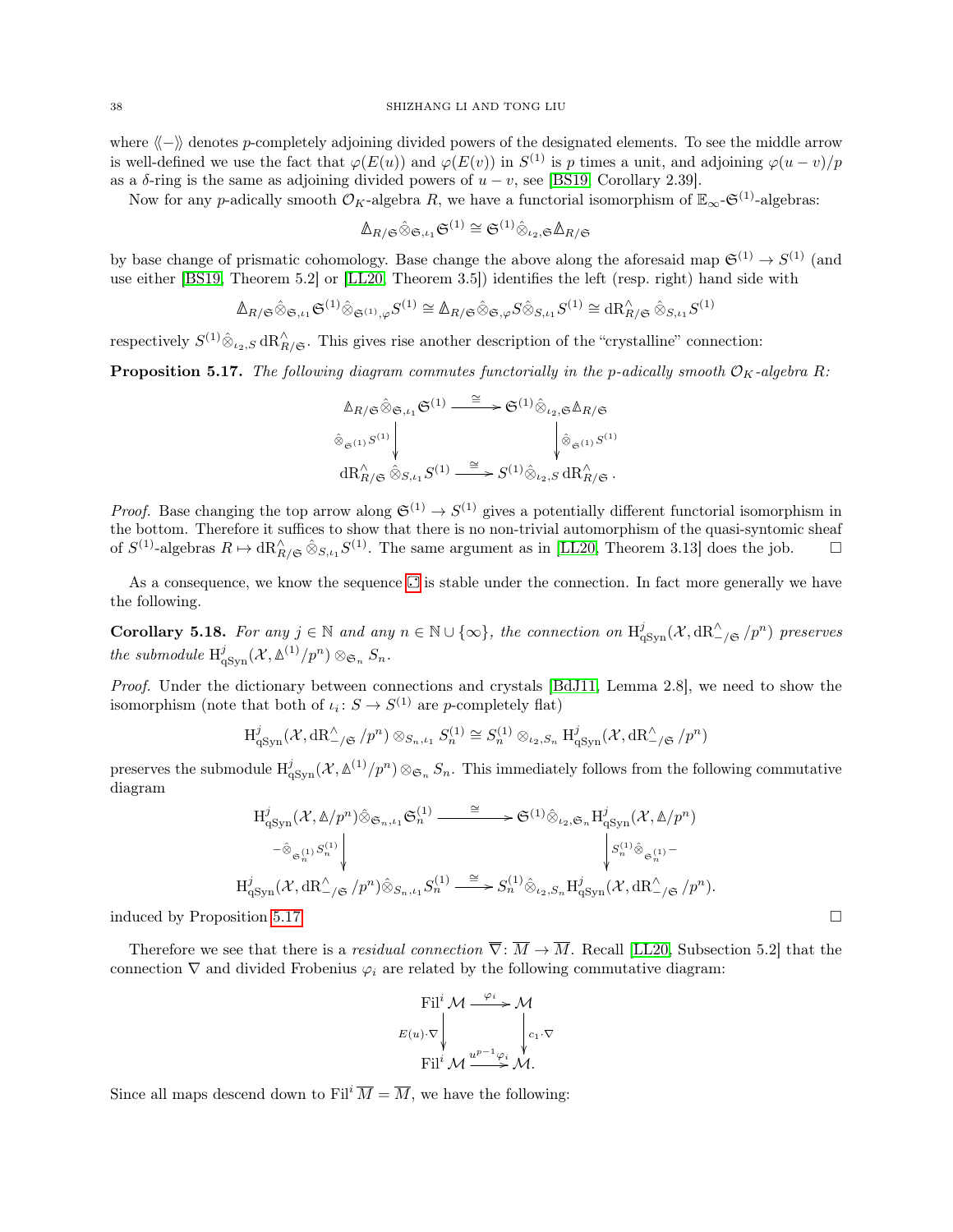where $\langle\!\langle - \rangle\!\rangle$ denotes $p$-completely adjoining divided powers of the designated elements. To see the middle arrow is well-defined we use the fact that $\varphi(E(u))$ and $\varphi(E(v))$ in $S^{(1)}$ is $p$ times a unit, and adjoining $\varphi(u-v)/p$ as a $\delta$-ring is the same as adjoining divided powers of $u - v$, see [BS19, Corollary 2.39].

Now for any $p$-adically smooth $\mathcal{O}_K$-algebra $R$, we have a functorial isomorphism of $\mathbb{E}_\infty$-$\mathfrak{S}^{(1)}$-algebras:

$$\Delta_{R/\mathfrak{S}} \hat{\otimes}_{\mathfrak{S},\iota_1} \mathfrak{S}^{(1)} \cong \mathfrak{S}^{(1)} \hat{\otimes}_{\iota_2,\mathfrak{S}} \Delta_{R/\mathfrak{S}}$$

by base change of prismatic cohomology. Base change the above along the aforesaid map $\mathfrak{S}^{(1)} \to S^{(1)}$ (and use either [BS19, Theorem 5.2] or [LL20, Theorem 3.5]) identifies the left (resp. right) hand side with

$$\Delta_{R/\mathfrak{S}} \hat{\otimes}_{\mathfrak{S},\iota_1} \mathfrak{S}^{(1)} \hat{\otimes}_{\mathfrak{S}^{(1)},\varphi} S^{(1)} \cong \Delta_{R/\mathfrak{S}} \hat{\otimes}_{\mathfrak{S},\varphi} S \hat{\otimes}_{S,\iota_1} S^{(1)} \cong \mathrm{dR}^\wedge_{R/\mathfrak{S}} \hat{\otimes}_{S,\iota_1} S^{(1)}$$

respectively $S^{(1)} \hat{\otimes}_{\iota_2,S} \mathrm{dR}^\wedge_{R/\mathfrak{S}}$. This gives rise another description of the "crystalline" connection:

**Proposition 5.17.** *The following diagram commutes functorially in the $p$-adically smooth $\mathcal{O}_K$-algebra $R$:*

$$\begin{array}{ccc}
\Delta_{R/\mathfrak{S}} \hat{\otimes}_{\mathfrak{S},\iota_1} \mathfrak{S}^{(1)} & \xrightarrow{\cong} & \mathfrak{S}^{(1)} \hat{\otimes}_{\iota_2,\mathfrak{S}} \Delta_{R/\mathfrak{S}} \\
\downarrow{\scriptstyle \hat{\otimes}_{\mathfrak{S}^{(1)}} S^{(1)}} & & \downarrow{\scriptstyle \hat{\otimes}_{\mathfrak{S}^{(1)}} S^{(1)}} \\
\mathrm{dR}^\wedge_{R/\mathfrak{S}} \hat{\otimes}_{S,\iota_1} S^{(1)} & \xrightarrow{\cong} & S^{(1)} \hat{\otimes}_{\iota_2,S} \mathrm{dR}^\wedge_{R/\mathfrak{S}}.
\end{array}$$

*Proof.* Base changing the top arrow along $\mathfrak{S}^{(1)} \to S^{(1)}$ gives a potentially different functorial isomorphism in the bottom. Therefore it suffices to show that there is no non-trivial automorphism of the quasi-syntomic sheaf of $S^{(1)}$-algebras $R \mapsto \mathrm{dR}^\wedge_{R/\mathfrak{S}} \hat{\otimes}_{S,\iota_1} S^{(1)}$. The same argument as in [LL20, Theorem 3.13] does the job. $\square$

As a consequence, we know the sequence ⊡ is stable under the connection. In fact more generally we have the following.

**Corollary 5.18.** *For any $j \in \mathbb{N}$ and any $n \in \mathbb{N} \cup \{\infty\}$, the connection on $\mathrm{H}^j_{\mathrm{qSyn}}(\mathcal{X}, \mathrm{dR}^\wedge_{-/\mathfrak{S}}/p^n)$ preserves the submodule $\mathrm{H}^j_{\mathrm{qSyn}}(\mathcal{X}, \Delta^{(1)}/p^n) \otimes_{\mathfrak{S}_n} S_n$.*

*Proof.* Under the dictionary between connections and crystals [BdJ11, Lemma 2.8], we need to show the isomorphism (note that both of $\iota_i \colon S \to S^{(1)}$ are $p$-completely flat)

$$\mathrm{H}^j_{\mathrm{qSyn}}(\mathcal{X}, \mathrm{dR}^\wedge_{-/\mathfrak{S}}/p^n) \otimes_{S_n,\iota_1} S^{(1)}_n \cong S^{(1)}_n \otimes_{\iota_2,S_n} \mathrm{H}^j_{\mathrm{qSyn}}(\mathcal{X}, \mathrm{dR}^\wedge_{-/\mathfrak{S}}/p^n)$$

preserves the submodule $\mathrm{H}^j_{\mathrm{qSyn}}(\mathcal{X}, \Delta^{(1)}/p^n) \otimes_{\mathfrak{S}_n} S_n$. This immediately follows from the following commutative diagram

$$\begin{array}{ccc}
\mathrm{H}^j_{\mathrm{qSyn}}(\mathcal{X}, \Delta/p^n) \hat{\otimes}_{\mathfrak{S}_n,\iota_1} \mathfrak{S}^{(1)}_n & \xrightarrow{\cong} & \mathfrak{S}^{(1)} \hat{\otimes}_{\iota_2,\mathfrak{S}_n} \mathrm{H}^j_{\mathrm{qSyn}}(\mathcal{X}, \Delta/p^n) \\
\downarrow{\scriptstyle - \hat{\otimes}_{\mathfrak{S}^{(1)}_n} S^{(1)}_n} & & \downarrow{\scriptstyle S^{(1)}_n \hat{\otimes}_{\mathfrak{S}^{(1)}_n} -} \\
\mathrm{H}^j_{\mathrm{qSyn}}(\mathcal{X}, \mathrm{dR}^\wedge_{-/\mathfrak{S}}/p^n) \hat{\otimes}_{S_n,\iota_1} S^{(1)}_n & \xrightarrow{\cong} & S^{(1)}_n \hat{\otimes}_{\iota_2,S_n} \mathrm{H}^j_{\mathrm{qSyn}}(\mathcal{X}, \mathrm{dR}^\wedge_{-/\mathfrak{S}}/p^n).
\end{array}$$

induced by Proposition 5.17. $\square$

Therefore we see that there is a *residual connection* $\overline{\nabla} \colon \overline{M} \to \overline{M}$. Recall [LL20, Subsection 5.2] that the connection $\nabla$ and divided Frobenius $\varphi_i$ are related by the following commutative diagram:

$$\begin{array}{ccc}
\mathrm{Fil}^i \mathcal{M} & \xrightarrow{\varphi_i} & \mathcal{M} \\
\downarrow{\scriptstyle E(u)\cdot\nabla} & & \downarrow{\scriptstyle c_1 \cdot \nabla} \\
\mathrm{Fil}^i \mathcal{M} & \xrightarrow{u^{p-1}\varphi_i} & \mathcal{M}.
\end{array}$$

Since all maps descend down to $\mathrm{Fil}^i \overline{M} = \overline{M}$, we have the following: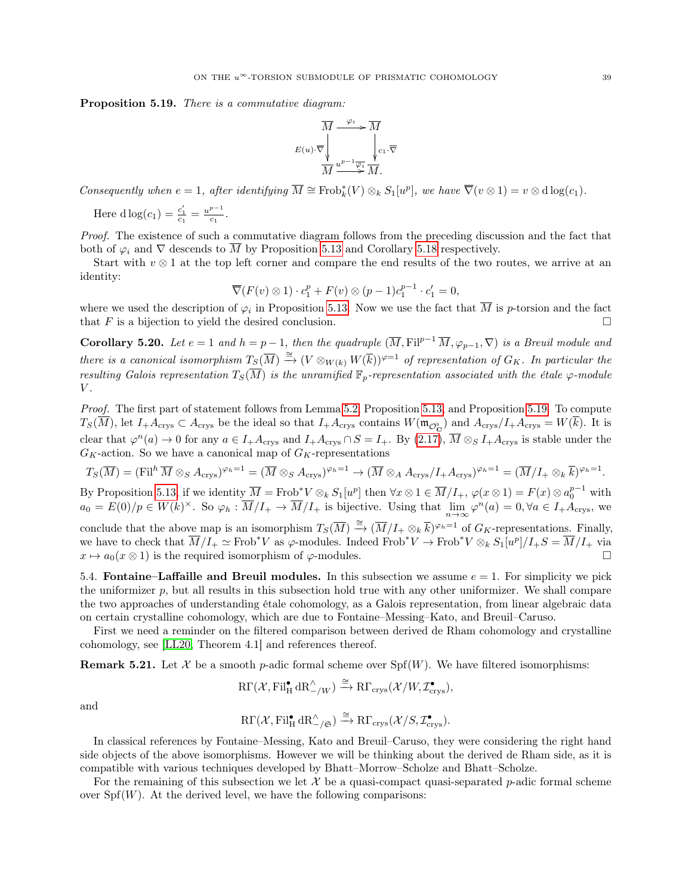**Proposition 5.19.** *There is a commutative diagram:*

$$\begin{array}{ccc} \overline{M} & \xrightarrow{\varphi_i} & \overline{M} \\ {\scriptstyle E(u)\cdot\overline{\nabla}}\downarrow & & \downarrow{\scriptstyle c_1\cdot\overline{\nabla}} \\ \overline{M} & \xrightarrow{u^{p-1}\overline{\varphi_i}} & \overline{M}. \end{array}$$

*Consequently when $e = 1$, after identifying $\overline{M} \cong \mathrm{Frob}_k^*(V) \otimes_k S_1[u^p]$, we have $\overline{\nabla}(v \otimes 1) = v \otimes \mathrm{d}\log(c_1)$.*

Here $\mathrm{d}\log(c_1) = \frac{c_1'}{c_1} = \frac{u^{p-1}}{c_1}$.

*Proof.* The existence of such a commutative diagram follows from the preceding discussion and the fact that both of $\varphi_i$ and $\nabla$ descends to $\overline{M}$ by Proposition 5.13 and Corollary 5.18 respectively.

Start with $v \otimes 1$ at the top left corner and compare the end results of the two routes, we arrive at an identity:

$$\overline{\nabla}(F(v) \otimes 1) \cdot c_1^p + F(v) \otimes (p-1)c_1^{p-1} \cdot c_1' = 0,$$

where we used the description of $\varphi_i$ in Proposition 5.13. Now we use the fact that $\overline{M}$ is $p$-torsion and the fact that $F$ is a bijection to yield the desired conclusion. □

**Corollary 5.20.** *Let $e = 1$ and $h = p-1$, then the quadruple $(\overline{M}, \mathrm{Fil}^{p-1}\overline{M}, \varphi_{p-1}, \nabla)$ is a Breuil module and there is a canonical isomorphism $T_S(\overline{M}) \xrightarrow{\cong} (V \otimes_{W(k)} W(\overline{k}))^{\varphi=1}$ of representation of $G_K$. In particular the resulting Galois representation $T_S(\overline{M})$ is the unramified $\mathbb{F}_p$-representation associated with the étale $\varphi$-module $V$.*

*Proof.* The first part of statement follows from Lemma 5.2, Proposition 5.13, and Proposition 5.19. To compute $T_S(\overline{M})$, let $I_+A_{\mathrm{crys}} \subset A_{\mathrm{crys}}$ be the ideal so that $I_+A_{\mathrm{crys}}$ contains $W(\mathfrak{m}_{\mathcal{O}_{\mathbb{C}}^\flat})$ and $A_{\mathrm{crys}}/I_+A_{\mathrm{crys}} = W(\overline{k})$. It is clear that $\varphi^n(a) \to 0$ for any $a \in I_+A_{\mathrm{crys}}$ and $I_+A_{\mathrm{crys}} \cap S = I_+$. By (2.17), $\overline{M} \otimes_S I_+A_{\mathrm{crys}}$ is stable under the $G_K$-action. So we have a canonical map of $G_K$-representations

$$T_S(\overline{M}) = (\mathrm{Fil}^h\,\overline{M} \otimes_S A_{\mathrm{crys}})^{\varphi_h=1} = (\overline{M} \otimes_S A_{\mathrm{crys}})^{\varphi_h=1} \to (\overline{M} \otimes_A A_{\mathrm{crys}}/I_+A_{\mathrm{crys}})^{\varphi_h=1} = (\overline{M}/I_+ \otimes_k \overline{k})^{\varphi_h=1}.$$

By Proposition 5.13, if we identity $\overline{M} = \mathrm{Frob}^*V \otimes_k S_1[u^p]$ then $\forall x \otimes 1 \in \overline{M}/I_+$, $\varphi(x \otimes 1) = F(x) \otimes a_0^{p-1}$ with $a_0 = E(0)/p \in W(k)^\times$. So $\varphi_h : \overline{M}/I_+ \to \overline{M}/I_+$ is bijective. Using that $\lim_{n\to\infty} \varphi^n(a) = 0, \forall a \in I_+A_{\mathrm{crys}}$, we conclude that the above map is an isomorphism $T_S(\overline{M}) \xrightarrow{\cong} (\overline{M}/I_+ \otimes_k \overline{k})^{\varphi_h=1}$ of $G_K$-representations. Finally, we have to check that $\overline{M}/I_+ \simeq \mathrm{Frob}^*V$ as $\varphi$-modules. Indeed $\mathrm{Frob}^*V \to \mathrm{Frob}^*V \otimes_k S_1[u^p]/I_+S = \overline{M}/I_+$ via $x \mapsto a_0(x \otimes 1)$ is the required isomorphism of $\varphi$-modules. □

5.4. **Fontaine–Laffaille and Breuil modules.** In this subsection we assume $e = 1$. For simplicity we pick the uniformizer $p$, but all results in this subsection hold true with any other uniformizer. We shall compare the two approaches of understanding étale cohomology, as a Galois representation, from linear algebraic data on certain crystalline cohomology, which are due to Fontaine–Messing–Kato, and Breuil–Caruso.

First we need a reminder on the filtered comparison between derived de Rham cohomology and crystalline cohomology, see [LL20, Theorem 4.1] and references thereof.

**Remark 5.21.** Let $\mathcal{X}$ be a smooth $p$-adic formal scheme over $\mathrm{Spf}(W)$. We have filtered isomorphisms:

$$\mathrm{R\Gamma}(\mathcal{X}, \mathrm{Fil}^\bullet_{\mathrm{H}}\,\mathrm{dR}^\wedge_{-/W}) \xrightarrow{\cong} \mathrm{R\Gamma}_{\mathrm{crys}}(\mathcal{X}/W, \mathcal{I}^\bullet_{\mathrm{crys}}),$$

and

$$\mathrm{R\Gamma}(\mathcal{X}, \mathrm{Fil}^\bullet_{\mathrm{H}}\,\mathrm{dR}^\wedge_{-/\mathfrak{S}}) \xrightarrow{\cong} \mathrm{R\Gamma}_{\mathrm{crys}}(\mathcal{X}/S, \mathcal{I}^\bullet_{\mathrm{crys}}).$$

In classical references by Fontaine–Messing, Kato and Breuil–Caruso, they were considering the right hand side objects of the above isomorphisms. However we will be thinking about the derived de Rham side, as it is compatible with various techniques developed by Bhatt–Morrow–Scholze and Bhatt–Scholze.

For the remaining of this subsection we let $\mathcal{X}$ be a quasi-compact quasi-separated $p$-adic formal scheme over $\mathrm{Spf}(W)$. At the derived level, we have the following comparisons: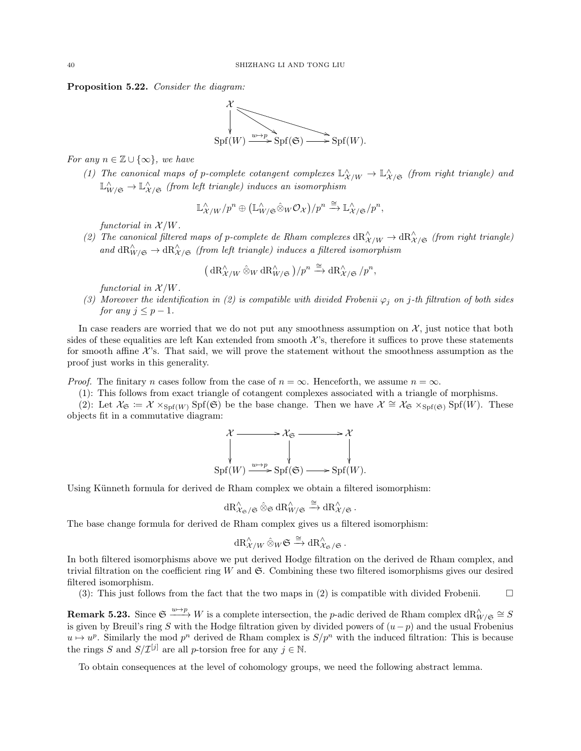**Proposition 5.22.** *Consider the diagram:*

$$\begin{array}{ccccc} \mathcal{X} & & & & \\ \downarrow & \searrow & & \searrow & \\ \mathrm{Spf}(W) & \xrightarrow{u\mapsto p} & \mathrm{Spf}(\mathfrak{S}) & \longrightarrow & \mathrm{Spf}(W). \end{array}$$

*For any $n \in \mathbb{Z} \cup \{\infty\}$, we have*

1. *The canonical maps of $p$-complete cotangent complexes $\mathbb{L}^\wedge_{\mathcal{X}/W} \to \mathbb{L}^\wedge_{\mathcal{X}/\mathfrak{S}}$ (from right triangle) and $\mathbb{L}^\wedge_{W/\mathfrak{S}} \to \mathbb{L}^\wedge_{\mathcal{X}/\mathfrak{S}}$ (from left triangle) induces an isomorphism*
$$\mathbb{L}^\wedge_{\mathcal{X}/W}/p^n \oplus \big(\mathbb{L}^\wedge_{W/\mathfrak{S}} \hat{\otimes}_W \mathcal{O}_{\mathcal{X}}\big)/p^n \xrightarrow{\cong} \mathbb{L}^\wedge_{\mathcal{X}/\mathfrak{S}}/p^n,$$
*functorial in $\mathcal{X}/W$.*
2. *The canonical filtered maps of $p$-complete de Rham complexes $\mathrm{dR}^\wedge_{\mathcal{X}/W} \to \mathrm{dR}^\wedge_{\mathcal{X}/\mathfrak{S}}$ (from right triangle) and $\mathrm{dR}^\wedge_{W/\mathfrak{S}} \to \mathrm{dR}^\wedge_{\mathcal{X}/\mathfrak{S}}$ (from left triangle) induces a filtered isomorphism*
$$\big(\mathrm{dR}^\wedge_{\mathcal{X}/W} \hat{\otimes}_W \mathrm{dR}^\wedge_{W/\mathfrak{S}}\big)/p^n \xrightarrow{\cong} \mathrm{dR}^\wedge_{\mathcal{X}/\mathfrak{S}}/p^n,$$
*functorial in $\mathcal{X}/W$.*
3. *Moreover the identification in (2) is compatible with divided Frobenii $\varphi_j$ on $j$-th filtration of both sides for any $j \leq p-1$.*

In case readers are worried that we do not put any smoothness assumption on $\mathcal{X}$, just notice that both sides of these equalities are left Kan extended from smooth $\mathcal{X}$'s, therefore it suffices to prove these statements for smooth affine $\mathcal{X}$'s. That said, we will prove the statement without the smoothness assumption as the proof just works in this generality.

*Proof.* The finitary $n$ cases follow from the case of $n = \infty$. Henceforth, we assume $n = \infty$.

(1): This follows from exact triangle of cotangent complexes associated with a triangle of morphisms.

(2): Let $\mathcal{X}_{\mathfrak{S}} := \mathcal{X} \times_{\mathrm{Spf}(W)} \mathrm{Spf}(\mathfrak{S})$ be the base change. Then we have $\mathcal{X} \cong \mathcal{X}_{\mathfrak{S}} \times_{\mathrm{Spf}(\mathfrak{S})} \mathrm{Spf}(W)$. These objects fit in a commutative diagram:

$$\begin{array}{ccccc} \mathcal{X} & \longrightarrow & \mathcal{X}_{\mathfrak{S}} & \longrightarrow & \mathcal{X} \\ \downarrow & & \downarrow & & \downarrow \\ \mathrm{Spf}(W) & \xrightarrow{u\mapsto p} & \mathrm{Spf}(\mathfrak{S}) & \longrightarrow & \mathrm{Spf}(W). \end{array}$$

Using Künneth formula for derived de Rham complex we obtain a filtered isomorphism:

$$\mathrm{dR}^\wedge_{\mathcal{X}_{\mathfrak{S}}/\mathfrak{S}} \hat{\otimes}_{\mathfrak{S}} \mathrm{dR}^\wedge_{W/\mathfrak{S}} \xrightarrow{\cong} \mathrm{dR}^\wedge_{\mathcal{X}/\mathfrak{S}}.$$

The base change formula for derived de Rham complex gives us a filtered isomorphism:

$$\mathrm{dR}^\wedge_{\mathcal{X}/W} \hat{\otimes}_W \mathfrak{S} \xrightarrow{\cong} \mathrm{dR}^\wedge_{\mathcal{X}_{\mathfrak{S}}/\mathfrak{S}}.$$

In both filtered isomorphisms above we put derived Hodge filtration on the derived de Rham complex, and trivial filtration on the coefficient ring $W$ and $\mathfrak{S}$. Combining these two filtered isomorphisms gives our desired filtered isomorphism.

(3): This just follows from the fact that the two maps in (2) is compatible with divided Frobenii. $\square$

**Remark 5.23.** Since $\mathfrak{S} \xrightarrow{u\mapsto p} W$ is a complete intersection, the $p$-adic derived de Rham complex $\mathrm{dR}^\wedge_{W/\mathfrak{S}} \cong S$ is given by Breuil's ring $S$ with the Hodge filtration given by divided powers of $(u-p)$ and the usual Frobenius $u \mapsto u^p$. Similarly the mod $p^n$ derived de Rham complex is $S/p^n$ with the induced filtration: This is because the rings $S$ and $S/\mathcal{I}^{[j]}$ are all $p$-torsion free for any $j \in \mathbb{N}$.

To obtain consequences at the level of cohomology groups, we need the following abstract lemma.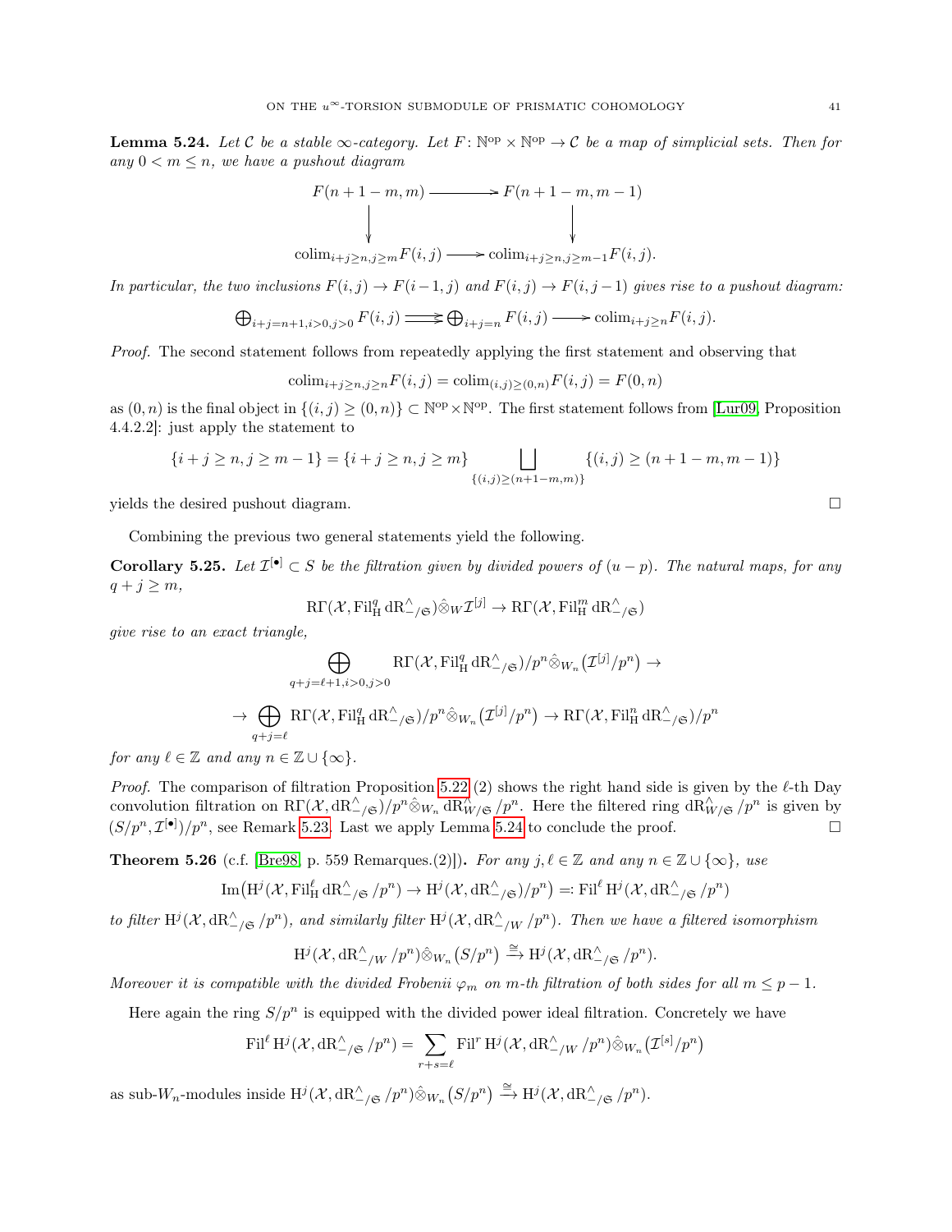**Lemma 5.24.** *Let $\mathcal{C}$ be a stable $\infty$-category. Let $F\colon \mathbb{N}^{\mathrm{op}} \times \mathbb{N}^{\mathrm{op}} \to \mathcal{C}$ be a map of simplicial sets. Then for any $0 < m \leq n$, we have a pushout diagram*

$$\begin{array}{ccc}
F(n+1-m, m) & \longrightarrow & F(n+1-m, m-1) \\
\downarrow & & \downarrow \\
\mathrm{colim}_{i+j\geq n, j\geq m} F(i,j) & \longrightarrow & \mathrm{colim}_{i+j\geq n, j\geq m-1} F(i,j).
\end{array}$$

*In particular, the two inclusions $F(i,j) \to F(i-1,j)$ and $F(i,j) \to F(i,j-1)$ gives rise to a pushout diagram:*

$$\bigoplus_{i+j=n+1, i>0, j>0} F(i,j) \rightrightarrows \bigoplus_{i+j=n} F(i,j) \longrightarrow \mathrm{colim}_{i+j\geq n} F(i,j).$$

*Proof.* The second statement follows from repeatedly applying the first statement and observing that

$$\mathrm{colim}_{i+j\geq n, j\geq n} F(i,j) = \mathrm{colim}_{(i,j)\geq(0,n)} F(i,j) = F(0,n)$$

as $(0,n)$ is the final object in $\{(i,j) \geq (0,n)\} \subset \mathbb{N}^{\mathrm{op}} \times \mathbb{N}^{\mathrm{op}}$. The first statement follows from [Lur09, Proposition 4.4.2.2]: just apply the statement to

$$\{i+j\geq n, j\geq m-1\} = \{i+j\geq n, j\geq m\} \coprod_{\{(i,j)\geq(n+1-m,m)\}} \{(i,j)\geq(n+1-m, m-1)\}$$

yields the desired pushout diagram. $\square$

Combining the previous two general statements yield the following.

**Corollary 5.25.** *Let $\mathcal{I}^{[\bullet]} \subset S$ be the filtration given by divided powers of $(u-p)$. The natural maps, for any $q+j \geq m$,*

$$\mathrm{R\Gamma}(\mathcal{X}, \mathrm{Fil}^q_{\mathrm{H}} \mathrm{dR}^{\wedge}_{-/\mathfrak{S}}) \hat{\otimes}_W \mathcal{I}^{[j]} \to \mathrm{R\Gamma}(\mathcal{X}, \mathrm{Fil}^m_{\mathrm{H}} \mathrm{dR}^{\wedge}_{-/\mathfrak{S}})$$

*give rise to an exact triangle,*

$$\bigoplus_{q+j=\ell+1, i>0, j>0} \mathrm{R\Gamma}(\mathcal{X}, \mathrm{Fil}^q_{\mathrm{H}} \mathrm{dR}^{\wedge}_{-/\mathfrak{S}})/p^n \hat{\otimes}_{W_n} \big(\mathcal{I}^{[j]}/p^n\big) \to$$

$$\to \bigoplus_{q+j=\ell} \mathrm{R\Gamma}(\mathcal{X}, \mathrm{Fil}^q_{\mathrm{H}} \mathrm{dR}^{\wedge}_{-/\mathfrak{S}})/p^n \hat{\otimes}_{W_n} \big(\mathcal{I}^{[j]}/p^n\big) \to \mathrm{R\Gamma}(\mathcal{X}, \mathrm{Fil}^n_{\mathrm{H}} \mathrm{dR}^{\wedge}_{-/\mathfrak{S}})/p^n$$

*for any $\ell \in \mathbb{Z}$ and any $n \in \mathbb{Z} \cup \{\infty\}$.*

*Proof.* The comparison of filtration Proposition 5.22 (2) shows the right hand side is given by the $\ell$-th Day convolution filtration on $\mathrm{R\Gamma}(\mathcal{X}, \mathrm{dR}^{\wedge}_{-/\mathfrak{S}})/p^n \hat{\otimes}_{W_n} \mathrm{dR}^{\wedge}_{W/\mathfrak{S}}/p^n$. Here the filtered ring $\mathrm{dR}^{\wedge}_{W/\mathfrak{S}}/p^n$ is given by $(S/p^n, \mathcal{I}^{[\bullet]})/p^n$, see Remark 5.23. Last we apply Lemma 5.24 to conclude the proof. $\square$

**Theorem 5.26** (c.f. [Bre98, p. 559 Remarques.(2)])**.** *For any $j, \ell \in \mathbb{Z}$ and any $n \in \mathbb{Z} \cup \{\infty\}$, use*

$$\mathrm{Im}\big(\mathrm{H}^j(\mathcal{X}, \mathrm{Fil}^{\ell}_{\mathrm{H}} \mathrm{dR}^{\wedge}_{-/\mathfrak{S}}/p^n) \to \mathrm{H}^j(\mathcal{X}, \mathrm{dR}^{\wedge}_{-/\mathfrak{S}})/p^n\big) =: \mathrm{Fil}^{\ell}\, \mathrm{H}^j(\mathcal{X}, \mathrm{dR}^{\wedge}_{-/\mathfrak{S}}/p^n)$$

*to filter $\mathrm{H}^j(\mathcal{X}, \mathrm{dR}^{\wedge}_{-/\mathfrak{S}}/p^n)$, and similarly filter $\mathrm{H}^j(\mathcal{X}, \mathrm{dR}^{\wedge}_{-/W}/p^n)$. Then we have a filtered isomorphism*

$$\mathrm{H}^j(\mathcal{X}, \mathrm{dR}^{\wedge}_{-/W}/p^n) \hat{\otimes}_{W_n} \big(S/p^n\big) \xrightarrow{\cong} \mathrm{H}^j(\mathcal{X}, \mathrm{dR}^{\wedge}_{-/\mathfrak{S}}/p^n).$$

*Moreover it is compatible with the divided Frobenii $\varphi_m$ on $m$-th filtration of both sides for all $m \leq p-1$.*

Here again the ring $S/p^n$ is equipped with the divided power ideal filtration. Concretely we have

$$\mathrm{Fil}^{\ell}\, \mathrm{H}^j(\mathcal{X}, \mathrm{dR}^{\wedge}_{-/\mathfrak{S}}/p^n) = \sum_{r+s=\ell} \mathrm{Fil}^r\, \mathrm{H}^j(\mathcal{X}, \mathrm{dR}^{\wedge}_{-/W}/p^n) \hat{\otimes}_{W_n} \big(\mathcal{I}^{[s]}/p^n\big)$$

as sub-$W_n$-modules inside $\mathrm{H}^j(\mathcal{X}, \mathrm{dR}^{\wedge}_{-/\mathfrak{S}}/p^n) \hat{\otimes}_{W_n} \big(S/p^n\big) \xrightarrow{\cong} \mathrm{H}^j(\mathcal{X}, \mathrm{dR}^{\wedge}_{-/\mathfrak{S}}/p^n)$.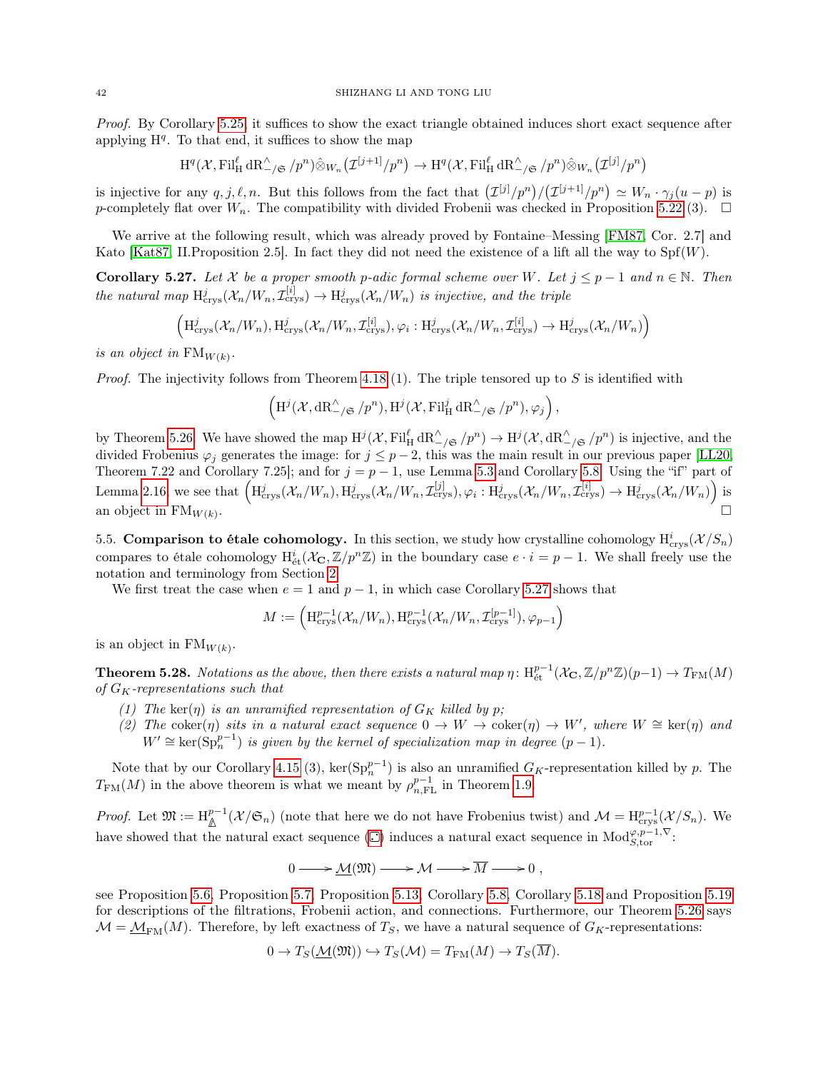*Proof.* By Corollary 5.25, it suffices to show the exact triangle obtained induces short exact sequence after applying $\mathrm{H}^q$. To that end, it suffices to show the map

$$\mathrm{H}^q(\mathcal{X}, \mathrm{Fil}^\ell_{\mathrm{H}} \mathrm{dR}^\wedge_{-/\mathfrak{S}}/p^n) \hat{\otimes}_{W_n} \left(\mathcal{I}^{[j+1]}/p^n\right) \to \mathrm{H}^q(\mathcal{X}, \mathrm{Fil}^\ell_{\mathrm{H}} \mathrm{dR}^\wedge_{-/\mathfrak{S}}/p^n) \hat{\otimes}_{W_n} \left(\mathcal{I}^{[j]}/p^n\right)$$

is injective for any $q, j, \ell, n$. But this follows from the fact that $\left(\mathcal{I}^{[j]}/p^n\right)/\left(\mathcal{I}^{[j+1]}/p^n\right) \simeq W_n \cdot \gamma_j(u-p)$ is $p$-completely flat over $W_n$. The compatibility with divided Frobenii was checked in Proposition 5.22 (3). $\square$

We arrive at the following result, which was already proved by Fontaine–Messing [FM87, Cor. 2.7] and Kato [Kat87, II.Proposition 2.5]. In fact they did not need the existence of a lift all the way to $\mathrm{Spf}(W)$.

**Corollary 5.27.** *Let $\mathcal{X}$ be a proper smooth $p$-adic formal scheme over $W$. Let $j \leq p-1$ and $n \in \mathbb{N}$. Then the natural map $\mathrm{H}^j_{\mathrm{crys}}(\mathcal{X}_n/W_n, \mathcal{I}^{[i]}_{\mathrm{crys}}) \to \mathrm{H}^j_{\mathrm{crys}}(\mathcal{X}_n/W_n)$ is injective, and the triple*

$$\left(\mathrm{H}^j_{\mathrm{crys}}(\mathcal{X}_n/W_n), \mathrm{H}^j_{\mathrm{crys}}(\mathcal{X}_n/W_n, \mathcal{I}^{[i]}_{\mathrm{crys}}), \varphi_i \colon \mathrm{H}^j_{\mathrm{crys}}(\mathcal{X}_n/W_n, \mathcal{I}^{[i]}_{\mathrm{crys}}) \to \mathrm{H}^j_{\mathrm{crys}}(\mathcal{X}_n/W_n)\right)$$

*is an object in $\mathrm{FM}_{W(k)}$.*

*Proof.* The injectivity follows from Theorem 4.18 (1). The triple tensored up to $S$ is identified with

$$\left(\mathrm{H}^j(\mathcal{X}, \mathrm{dR}^\wedge_{-/\mathfrak{S}}/p^n), \mathrm{H}^j(\mathcal{X}, \mathrm{Fil}^j_{\mathrm{H}} \mathrm{dR}^\wedge_{-/\mathfrak{S}}/p^n), \varphi_j\right),$$

by Theorem 5.26. We have showed the map $\mathrm{H}^j(\mathcal{X}, \mathrm{Fil}^j_{\mathrm{H}} \mathrm{dR}^\wedge_{-/\mathfrak{S}}/p^n) \to \mathrm{H}^j(\mathcal{X}, \mathrm{dR}^\wedge_{-/\mathfrak{S}}/p^n)$ is injective, and the divided Frobenius $\varphi_j$ generates the image: for $j \leq p-2$, this was the main result in our previous paper [LL20, Theorem 7.22 and Corollary 7.25]; and for $j = p-1$, use Lemma 5.3 and Corollary 5.8. Using the "if" part of Lemma 2.16, we see that $\left(\mathrm{H}^j_{\mathrm{crys}}(\mathcal{X}_n/W_n), \mathrm{H}^j_{\mathrm{crys}}(\mathcal{X}_n/W_n, \mathcal{I}^{[j]}_{\mathrm{crys}}), \varphi_i \colon \mathrm{H}^j_{\mathrm{crys}}(\mathcal{X}_n/W_n, \mathcal{I}^{[i]}_{\mathrm{crys}}) \to \mathrm{H}^j_{\mathrm{crys}}(\mathcal{X}_n/W_n)\right)$ is an object in $\mathrm{FM}_{W(k)}$. $\square$

5.5. **Comparison to étale cohomology.** In this section, we study how crystalline cohomology $\mathrm{H}^i_{\mathrm{crys}}(\mathcal{X}/S_n)$ compares to étale cohomology $\mathrm{H}^i_{\text{ét}}(\mathcal{X}_{\mathbf{C}}, \mathbb{Z}/p^n\mathbb{Z})$ in the boundary case $e \cdot i = p-1$. We shall freely use the notation and terminology from Section 2.

We first treat the case when $e = 1$ and $p-1$, in which case Corollary 5.27 shows that

$$M := \left(\mathrm{H}^{p-1}_{\mathrm{crys}}(\mathcal{X}_n/W_n), \mathrm{H}^{p-1}_{\mathrm{crys}}(\mathcal{X}_n/W_n, \mathcal{I}^{[p-1]}_{\mathrm{crys}}), \varphi_{p-1}\right)$$

is an object in $\mathrm{FM}_{W(k)}$.

**Theorem 5.28.** *Notations as the above, then there exists a natural map $\eta \colon \mathrm{H}^{p-1}_{\text{ét}}(\mathcal{X}_{\mathbf{C}}, \mathbb{Z}/p^n\mathbb{Z})(p-1) \to T_{\mathrm{FM}}(M)$ of $G_K$-representations such that*

*(1) The $\ker(\eta)$ is an unramified representation of $G_K$ killed by $p$;*
*(2) The $\mathrm{coker}(\eta)$ sits in a natural exact sequence $0 \to W \to \mathrm{coker}(\eta) \to W'$, where $W \cong \ker(\eta)$ and $W' \cong \ker(\mathrm{Sp}^{p-1}_n)$ is given by the kernel of specialization map in degree $(p-1)$.*

Note that by our Corollary 4.15 (3), $\ker(\mathrm{Sp}^{p-1}_n)$ is also an unramified $G_K$-representation killed by $p$. The $T_{\mathrm{FM}}(M)$ in the above theorem is what we meant by $\rho^{p-1}_{n,\mathrm{FL}}$ in Theorem 1.9.

*Proof.* Let $\mathfrak{M} := \mathrm{H}^{p-1}_{\mathbb{\Delta}}(\mathcal{X}/\mathfrak{S}_n)$ (note that here we do not have Frobenius twist) and $\mathcal{M} = \mathrm{H}^{p-1}_{\mathrm{crys}}(\mathcal{X}/S_n)$. We have showed that the natural exact sequence (♡) induces a natural exact sequence in $\mathrm{Mod}^{\varphi,p-1,\nabla}_{S,\mathrm{tor}}$:

$$0 \longrightarrow \underline{\mathcal{M}}(\mathfrak{M}) \longrightarrow \mathcal{M} \longrightarrow \overline{M} \longrightarrow 0\,,$$

see Proposition 5.6, Proposition 5.7, Proposition 5.13, Corollary 5.8, Corollary 5.18 and Proposition 5.19 for descriptions of the filtrations, Frobenii action, and connections. Furthermore, our Theorem 5.26 says $\mathcal{M} = \underline{\mathcal{M}}_{\mathrm{FM}}(M)$. Therefore, by left exactness of $T_S$, we have a natural sequence of $G_K$-representations:

$$0 \to T_S(\underline{\mathcal{M}}(\mathfrak{M})) \hookrightarrow T_S(\mathcal{M}) = T_{\mathrm{FM}}(M) \to T_S(\overline{M}).$$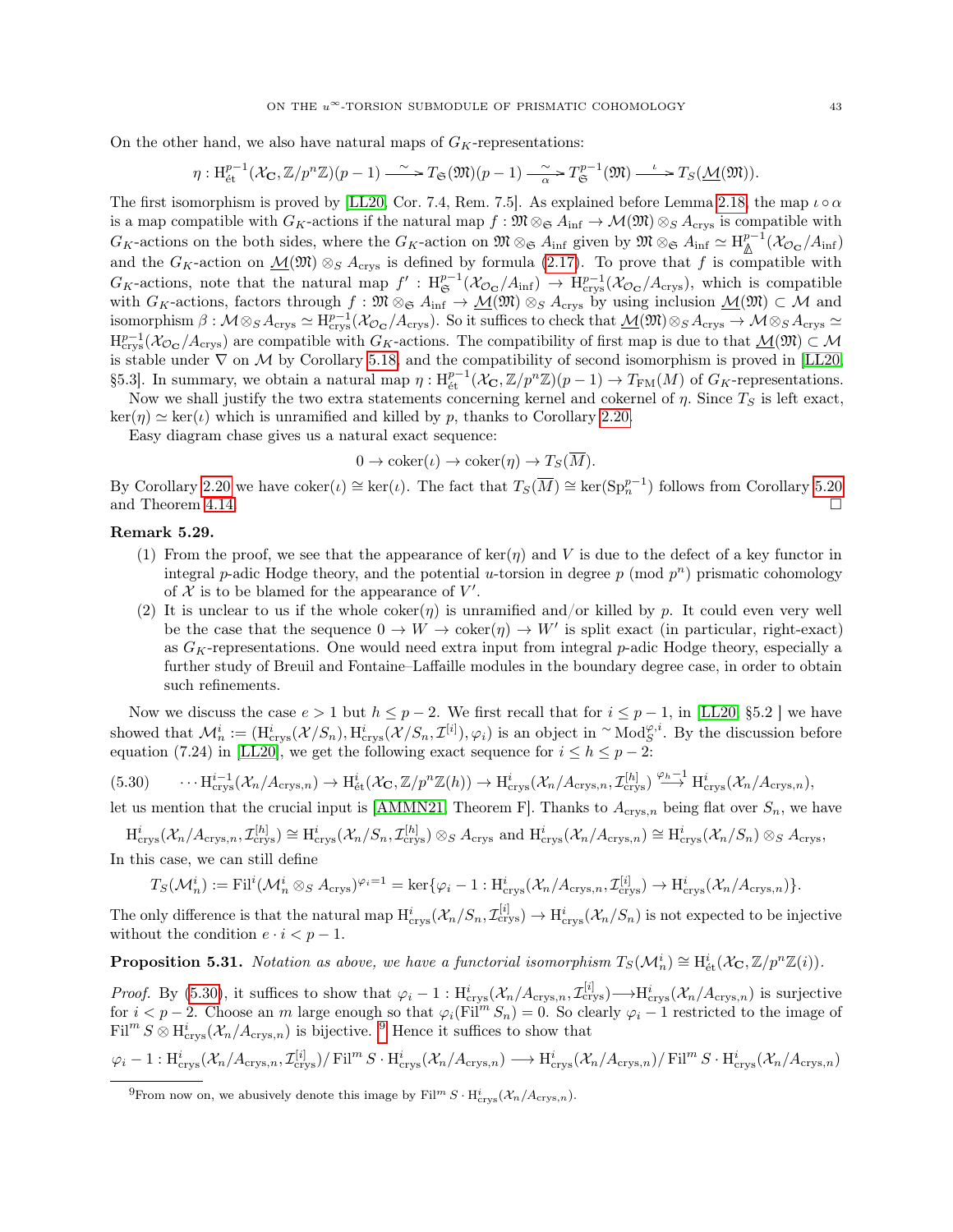On the other hand, we also have natural maps of $G_K$-representations:

$$\eta : \mathrm{H}^{p-1}_{\text{ét}}(\mathcal{X}_{\mathbf{C}}, \mathbb{Z}/p^n\mathbb{Z})(p-1) \xrightarrow{\sim} T_{\mathfrak{S}}(\mathfrak{M})(p-1) \xrightarrow[\alpha]{\sim} T^{p-1}_{\mathfrak{S}}(\mathfrak{M}) \xrightarrow{\iota} T_S(\underline{\mathcal{M}}(\mathfrak{M})).$$

The first isomorphism is proved by [LL20, Cor. 7.4, Rem. 7.5]. As explained before Lemma 2.18, the map $\iota \circ \alpha$ is a map compatible with $G_K$-actions if the natural map $f : \mathfrak{M} \otimes_{\mathfrak{S}} A_{\inf} \to \mathcal{M}(\mathfrak{M}) \otimes_S A_{\mathrm{crys}}$ is compatible with $G_K$-actions on the both sides, where the $G_K$-action on $\mathfrak{M} \otimes_{\mathfrak{S}} A_{\inf}$ given by $\mathfrak{M} \otimes_{\mathfrak{S}} A_{\inf} \simeq \mathrm{H}^{p-1}_{\Delta}(\mathcal{X}_{\mathcal{O}_{\mathbf{C}}}/A_{\inf})$ and the $G_K$-action on $\underline{\mathcal{M}}(\mathfrak{M}) \otimes_S A_{\mathrm{crys}}$ is defined by formula (2.17). To prove that $f$ is compatible with $G_K$-actions, note that the natural map $f' : \mathrm{H}^{p-1}_{\mathfrak{S}}(\mathcal{X}_{\mathcal{O}_{\mathbf{C}}}/A_{\inf}) \to \mathrm{H}^{p-1}_{\mathrm{crys}}(\mathcal{X}_{\mathcal{O}_{\mathbf{C}}}/A_{\mathrm{crys}})$, which is compatible with $G_K$-actions, factors through $f : \mathfrak{M} \otimes_{\mathfrak{S}} A_{\inf} \to \underline{\mathcal{M}}(\mathfrak{M}) \otimes_S A_{\mathrm{crys}}$ by using inclusion $\underline{\mathcal{M}}(\mathfrak{M}) \subset \mathcal{M}$ and isomorphism $\beta : \mathcal{M} \otimes_S A_{\mathrm{crys}} \simeq \mathrm{H}^{p-1}_{\mathrm{crys}}(\mathcal{X}_{\mathcal{O}_{\mathbf{C}}}/A_{\mathrm{crys}})$. So it suffices to check that $\underline{\mathcal{M}}(\mathfrak{M}) \otimes_S A_{\mathrm{crys}} \to \mathcal{M} \otimes_S A_{\mathrm{crys}} \simeq \mathrm{H}^{p-1}_{\mathrm{crys}}(\mathcal{X}_{\mathcal{O}_{\mathbf{C}}}/A_{\mathrm{crys}})$ are compatible with $G_K$-actions. The compatibility of first map is due to that $\underline{\mathcal{M}}(\mathfrak{M}) \subset \mathcal{M}$ is stable under $\nabla$ on $\mathcal{M}$ by Corollary 5.18, and the compatibility of second isomorphism is proved in [LL20, §5.3]. In summary, we obtain a natural map $\eta : \mathrm{H}^{p-1}_{\text{ét}}(\mathcal{X}_{\mathbf{C}}, \mathbb{Z}/p^n\mathbb{Z})(p-1) \to T_{\mathrm{FM}}(M)$ of $G_K$-representations.

Now we shall justify the two extra statements concerning kernel and cokernel of $\eta$. Since $T_S$ is left exact, $\ker(\eta) \simeq \ker(\iota)$ which is unramified and killed by $p$, thanks to Corollary 2.20.

Easy diagram chase gives us a natural exact sequence:

$$0 \to \mathrm{coker}(\iota) \to \mathrm{coker}(\eta) \to T_S(\overline{M}).$$

By Corollary 2.20 we have $\mathrm{coker}(\iota) \cong \ker(\iota)$. The fact that $T_S(\overline{M}) \cong \ker(\mathrm{Sp}^{p-1}_n)$ follows from Corollary 5.20 and Theorem 4.14. $\square$

**Remark 5.29.**

1. From the proof, we see that the appearance of $\ker(\eta)$ and $V$ is due to the defect of a key functor in integral $p$-adic Hodge theory, and the potential $u$-torsion in degree $p$ (mod $p^n$) prismatic cohomology of $\mathcal{X}$ is to be blamed for the appearance of $V'$.
2. It is unclear to us if the whole $\mathrm{coker}(\eta)$ is unramified and/or killed by $p$. It could even very well be the case that the sequence $0 \to W \to \mathrm{coker}(\eta) \to W'$ is split exact (in particular, right-exact) as $G_K$-representations. One would need extra input from integral $p$-adic Hodge theory, especially a further study of Breuil and Fontaine–Laffaille modules in the boundary degree case, in order to obtain such refinements.

Now we discuss the case $e > 1$ but $h \le p-2$. We first recall that for $i \le p-1$, in [LL20, §5.2 ] we have showed that $\mathcal{M}^i_n := (\mathrm{H}^i_{\mathrm{crys}}(\mathcal{X}/S_n), \mathrm{H}^i_{\mathrm{crys}}(\mathcal{X}/S_n, \mathcal{I}^{[i]}), \varphi_i)$ is an object in ${}^{\sim}\mathrm{Mod}^{\varphi,i}_S$. By the discussion before equation (7.24) in [LL20], we get the following exact sequence for $i \le h \le p-2$:

$$\cdots \mathrm{H}^{i-1}_{\mathrm{crys}}(\mathcal{X}_n/A_{\mathrm{crys},n}) \to \mathrm{H}^i_{\text{ét}}(\mathcal{X}_{\mathbf{C}}, \mathbb{Z}/p^n\mathbb{Z}(h)) \to \mathrm{H}^i_{\mathrm{crys}}(\mathcal{X}_n/A_{\mathrm{crys},n}, \mathcal{I}^{[h]}_{\mathrm{crys}}) \xrightarrow{\varphi_h - 1} \mathrm{H}^i_{\mathrm{crys}}(\mathcal{X}_n/A_{\mathrm{crys},n}), \tag{5.30}$$

let us mention that the crucial input is [AMMN21, Theorem F]. Thanks to $A_{\mathrm{crys},n}$ being flat over $S_n$, we have

$$\mathrm{H}^i_{\mathrm{crys}}(\mathcal{X}_n/A_{\mathrm{crys},n}, \mathcal{I}^{[h]}_{\mathrm{crys}}) \cong \mathrm{H}^i_{\mathrm{crys}}(\mathcal{X}_n/S_n, \mathcal{I}^{[h]}_{\mathrm{crys}}) \otimes_S A_{\mathrm{crys}} \text{ and } \mathrm{H}^i_{\mathrm{crys}}(\mathcal{X}_n/A_{\mathrm{crys},n}) \cong \mathrm{H}^i_{\mathrm{crys}}(\mathcal{X}_n/S_n) \otimes_S A_{\mathrm{crys}},$$

In this case, we can still define

$$T_S(\mathcal{M}^i_n) := \mathrm{Fil}^i(\mathcal{M}^i_n \otimes_S A_{\mathrm{crys}})^{\varphi_i = 1} = \ker\{\varphi_i - 1 : \mathrm{H}^i_{\mathrm{crys}}(\mathcal{X}_n/A_{\mathrm{crys},n}, \mathcal{I}^{[i]}_{\mathrm{crys}}) \to \mathrm{H}^i_{\mathrm{crys}}(\mathcal{X}_n/A_{\mathrm{crys},n})\}.$$

The only difference is that the natural map $\mathrm{H}^i_{\mathrm{crys}}(\mathcal{X}_n/S_n, \mathcal{I}^{[i]}_{\mathrm{crys}}) \to \mathrm{H}^i_{\mathrm{crys}}(\mathcal{X}_n/S_n)$ is not expected to be injective without the condition $e \cdot i < p-1$.

**Proposition 5.31.** *Notation as above, we have a functorial isomorphism $T_S(\mathcal{M}^i_n) \cong \mathrm{H}^i_{\text{ét}}(\mathcal{X}_{\mathbf{C}}, \mathbb{Z}/p^n\mathbb{Z}(i))$.*

*Proof.* By (5.30), it suffices to show that $\varphi_i - 1 : \mathrm{H}^i_{\mathrm{crys}}(\mathcal{X}_n/A_{\mathrm{crys},n}, \mathcal{I}^{[i]}_{\mathrm{crys}}) \longrightarrow \mathrm{H}^i_{\mathrm{crys}}(\mathcal{X}_n/A_{\mathrm{crys},n})$ is surjective for $i < p-2$. Choose an $m$ large enough so that $\varphi_i(\mathrm{Fil}^m S_n) = 0$. So clearly $\varphi_i - 1$ restricted to the image of $\mathrm{Fil}^m S \otimes \mathrm{H}^i_{\mathrm{crys}}(\mathcal{X}_n/A_{\mathrm{crys},n})$ is bijective. [9] Hence it suffices to show that

$$\varphi_i - 1 : \mathrm{H}^i_{\mathrm{crys}}(\mathcal{X}_n/A_{\mathrm{crys},n}, \mathcal{I}^{[i]}_{\mathrm{crys}}) / \mathrm{Fil}^m S \cdot \mathrm{H}^i_{\mathrm{crys}}(\mathcal{X}_n/A_{\mathrm{crys},n}) \longrightarrow \mathrm{H}^i_{\mathrm{crys}}(\mathcal{X}_n/A_{\mathrm{crys},n}) / \mathrm{Fil}^m S \cdot \mathrm{H}^i_{\mathrm{crys}}(\mathcal{X}_n/A_{\mathrm{crys},n})$$

[9] From now on, we abusively denote this image by $\mathrm{Fil}^m S \cdot \mathrm{H}^i_{\mathrm{crys}}(\mathcal{X}_n/A_{\mathrm{crys},n})$.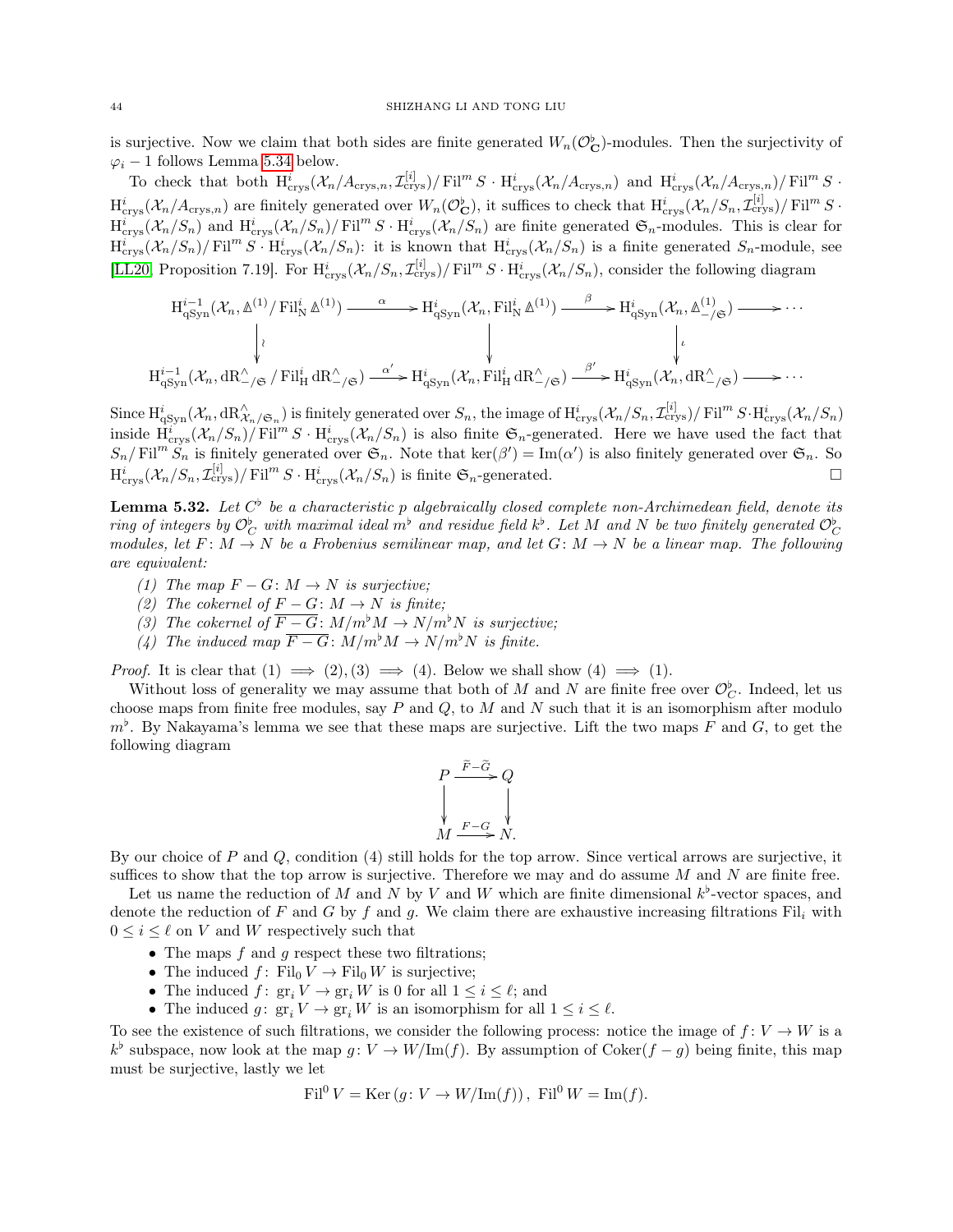is surjective. Now we claim that both sides are finite generated $W_n(\mathcal{O}^\flat_{\mathbf{C}})$-modules. Then the surjectivity of $\varphi_i - 1$ follows Lemma 5.34 below.

To check that both $\mathrm{H}^i_{\mathrm{crys}}(\mathcal{X}_n/A_{\mathrm{crys},n}, \mathcal{I}^{[i]}_{\mathrm{crys}})/\operatorname{Fil}^m S \cdot \mathrm{H}^i_{\mathrm{crys}}(\mathcal{X}_n/A_{\mathrm{crys},n})$ and $\mathrm{H}^i_{\mathrm{crys}}(\mathcal{X}_n/A_{\mathrm{crys},n})/\operatorname{Fil}^m S \cdot \mathrm{H}^i_{\mathrm{crys}}(\mathcal{X}_n/A_{\mathrm{crys},n})$ are finitely generated over $W_n(\mathcal{O}^\flat_{\mathbf{C}})$, it suffices to check that $\mathrm{H}^i_{\mathrm{crys}}(\mathcal{X}_n/S_n, \mathcal{I}^{[i]}_{\mathrm{crys}})/\operatorname{Fil}^m S \cdot \mathrm{H}^i_{\mathrm{crys}}(\mathcal{X}_n/S_n)$ and $\mathrm{H}^i_{\mathrm{crys}}(\mathcal{X}_n/S_n)/\operatorname{Fil}^m S \cdot \mathrm{H}^i_{\mathrm{crys}}(\mathcal{X}_n/S_n)$ are finite generated $\mathfrak{S}_n$-modules. This is clear for $\mathrm{H}^i_{\mathrm{crys}}(\mathcal{X}_n/S_n)/\operatorname{Fil}^m S \cdot \mathrm{H}^i_{\mathrm{crys}}(\mathcal{X}_n/S_n)$: it is known that $\mathrm{H}^i_{\mathrm{crys}}(\mathcal{X}_n/S_n)$ is a finite generated $S_n$-module, see [LL20, Proposition 7.19]. For $\mathrm{H}^i_{\mathrm{crys}}(\mathcal{X}_n/S_n, \mathcal{I}^{[i]}_{\mathrm{crys}})/\operatorname{Fil}^m S \cdot \mathrm{H}^i_{\mathrm{crys}}(\mathcal{X}_n/S_n)$, consider the following diagram

$$
\begin{array}{ccccccc}
\mathrm{H}^{i-1}_{\mathrm{qSyn}}(\mathcal{X}_n, {\mathbb{\Delta}}^{(1)}/\operatorname{Fil}^i_{\mathrm{N}} {\mathbb{\Delta}}^{(1)}) & \xrightarrow{\alpha} & \mathrm{H}^i_{\mathrm{qSyn}}(\mathcal{X}_n, \operatorname{Fil}^i_{\mathrm{N}} {\mathbb{\Delta}}^{(1)}) & \xrightarrow{\beta} & \mathrm{H}^i_{\mathrm{qSyn}}(\mathcal{X}_n, {\mathbb{\Delta}}^{(1)}_{-/\mathfrak{S}}) & \longrightarrow & \cdots \\
\downarrow \wr & & \downarrow & & \downarrow \iota & & \\
\mathrm{H}^{i-1}_{\mathrm{qSyn}}(\mathcal{X}_n, \mathrm{dR}^\wedge_{-/\mathfrak{S}}/\operatorname{Fil}^i_{\mathrm{H}} \mathrm{dR}^\wedge_{-/\mathfrak{S}}) & \xrightarrow{\alpha'} & \mathrm{H}^i_{\mathrm{qSyn}}(\mathcal{X}_n, \operatorname{Fil}^i_{\mathrm{H}} \mathrm{dR}^\wedge_{-/\mathfrak{S}}) & \xrightarrow{\beta'} & \mathrm{H}^i_{\mathrm{qSyn}}(\mathcal{X}_n, \mathrm{dR}^\wedge_{-/\mathfrak{S}}) & \longrightarrow & \cdots
\end{array}
$$

Since $\mathrm{H}^i_{\mathrm{qSyn}}(\mathcal{X}_n, \mathrm{dR}^\wedge_{\mathcal{X}_n/\mathfrak{S}_n})$ is finitely generated over $S_n$, the image of $\mathrm{H}^i_{\mathrm{crys}}(\mathcal{X}_n/S_n, \mathcal{I}^{[i]}_{\mathrm{crys}})/\operatorname{Fil}^m S \cdot \mathrm{H}^i_{\mathrm{crys}}(\mathcal{X}_n/S_n)$ inside $\mathrm{H}^i_{\mathrm{crys}}(\mathcal{X}_n/S_n)/\operatorname{Fil}^m S \cdot \mathrm{H}^i_{\mathrm{crys}}(\mathcal{X}_n/S_n)$ is also finite $\mathfrak{S}_n$-generated. Here we have used the fact that $S_n/\operatorname{Fil}^m S_n$ is finitely generated over $\mathfrak{S}_n$. Note that $\ker(\beta') = \operatorname{Im}(\alpha')$ is also finitely generated over $\mathfrak{S}_n$. So $\mathrm{H}^i_{\mathrm{crys}}(\mathcal{X}_n/S_n, \mathcal{I}^{[i]}_{\mathrm{crys}})/\operatorname{Fil}^m S \cdot \mathrm{H}^i_{\mathrm{crys}}(\mathcal{X}_n/S_n)$ is finite $\mathfrak{S}_n$-generated. □

**Lemma 5.32.** *Let $C^\flat$ be a characteristic $p$ algebraically closed complete non-Archimedean field, denote its ring of integers by $\mathcal{O}^\flat_C$ with maximal ideal $m^\flat$ and residue field $k^\flat$. Let $M$ and $N$ be two finitely generated $\mathcal{O}^\flat_C$ modules, let $F\colon M \to N$ be a Frobenius semilinear map, and let $G\colon M \to N$ be a linear map. The following are equivalent:*

1. *The map $F - G\colon M \to N$ is surjective;*
2. *The cokernel of $F - G\colon M \to N$ is finite;*
3. *The cokernel of $\overline{F - G}\colon M/m^\flat M \to N/m^\flat N$ is surjective;*
4. *The induced map $\overline{F-G}\colon M/m^\flat M \to N/m^\flat N$ is finite.*

*Proof.* It is clear that $(1) \implies (2), (3) \implies (4)$. Below we shall show $(4) \implies (1)$.

Without loss of generality we may assume that both of $M$ and $N$ are finite free over $\mathcal{O}^\flat_C$. Indeed, let us choose maps from finite free modules, say $P$ and $Q$, to $M$ and $N$ such that it is an isomorphism after modulo $m^\flat$. By Nakayama's lemma we see that these maps are surjective. Lift the two maps $F$ and $G$, to get the following diagram

$$
\begin{array}{ccc}
P & \xrightarrow{\widetilde{F} - \widetilde{G}} & Q \\
\downarrow & & \downarrow \\
M & \xrightarrow{F - G} & N.
\end{array}
$$

By our choice of $P$ and $Q$, condition (4) still holds for the top arrow. Since vertical arrows are surjective, it suffices to show that the top arrow is surjective. Therefore we may and do assume $M$ and $N$ are finite free.

Let us name the reduction of $M$ and $N$ by $V$ and $W$ which are finite dimensional $k^\flat$-vector spaces, and denote the reduction of $F$ and $G$ by $f$ and $g$. We claim there are exhaustive increasing filtrations $\operatorname{Fil}_i$ with $0 \le i \le \ell$ on $V$ and $W$ respectively such that

- The maps $f$ and $g$ respect these two filtrations;
- The induced $f\colon \operatorname{Fil}_0 V \to \operatorname{Fil}_0 W$ is surjective;
- The induced $f\colon \operatorname{gr}_i V \to \operatorname{gr}_i W$ is 0 for all $1 \le i \le \ell$; and
- The induced $g\colon \operatorname{gr}_i V \to \operatorname{gr}_i W$ is an isomorphism for all $1 \le i \le \ell$.

To see the existence of such filtrations, we consider the following process: notice the image of $f\colon V \to W$ is a $k^\flat$ subspace, now look at the map $g\colon V \to W/\operatorname{Im}(f)$. By assumption of $\operatorname{Coker}(f-g)$ being finite, this map must be surjective, lastly we let

$$
\operatorname{Fil}^0 V = \operatorname{Ker}\left(g\colon V \to W/\operatorname{Im}(f)\right),\ \operatorname{Fil}^0 W = \operatorname{Im}(f).
$$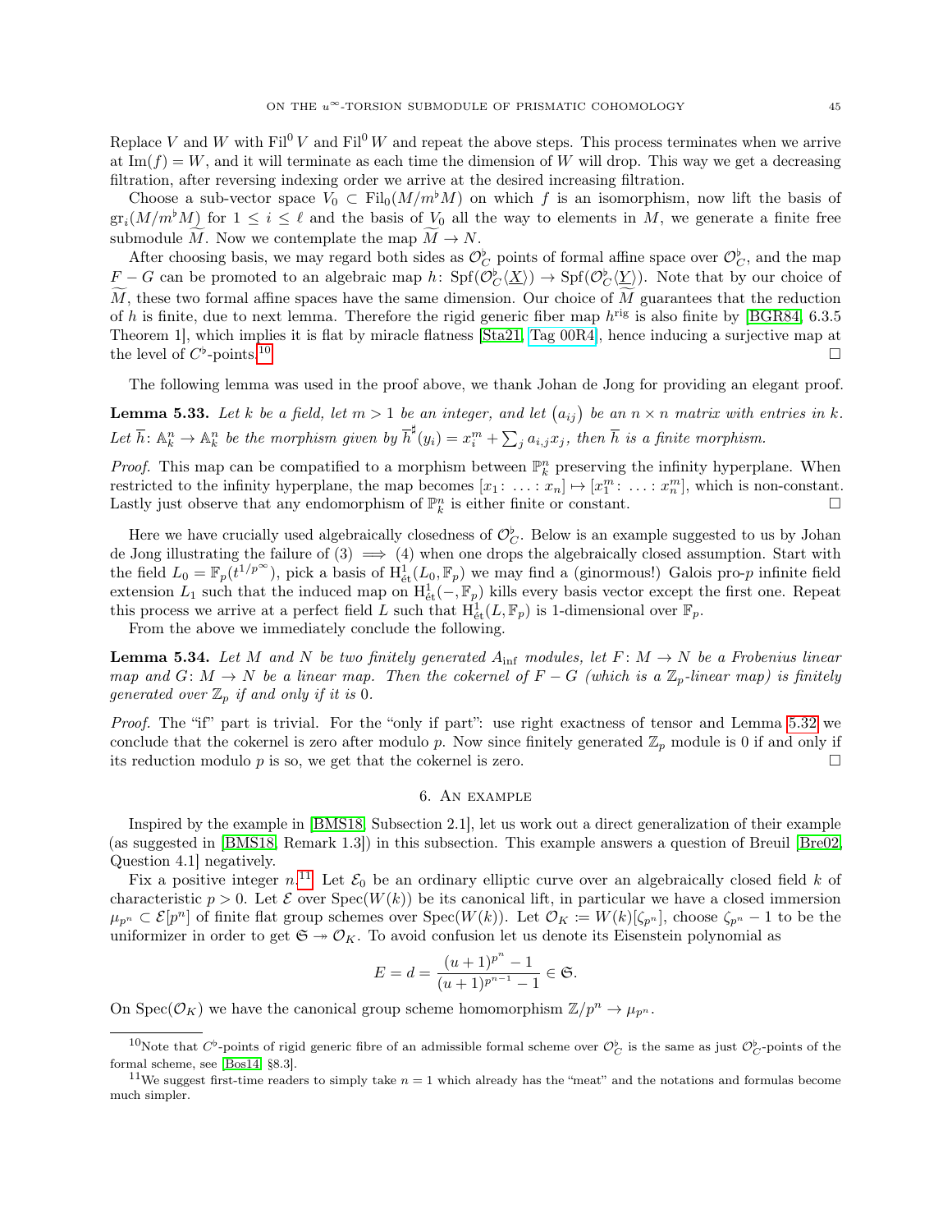Replace $V$ and $W$ with $\mathrm{Fil}^0 V$ and $\mathrm{Fil}^0 W$ and repeat the above steps. This process terminates when we arrive at $\mathrm{Im}(f) = W$, and it will terminate as each time the dimension of $W$ will drop. This way we get a decreasing filtration, after reversing indexing order we arrive at the desired increasing filtration.

Choose a sub-vector space $V_0 \subset \mathrm{Fil}_0(M/m^\flat M)$ on which $f$ is an isomorphism, now lift the basis of $\mathrm{gr}_i(M/m^\flat M)$ for $1 \leq i \leq \ell$ and the basis of $V_0$ all the way to elements in $M$, we generate a finite free submodule $\widetilde{M}$. Now we contemplate the map $\widetilde{M} \to N$.

After choosing basis, we may regard both sides as $\mathcal{O}_C^\flat$ points of formal affine space over $\mathcal{O}_C^\flat$, and the map $F - G$ can be promoted to an algebraic map $h\colon \mathrm{Spf}(\mathcal{O}_C^\flat\langle \underline{X}\rangle) \to \mathrm{Spf}(\mathcal{O}_C^\flat\langle \underline{Y}\rangle)$. Note that by our choice of $\widetilde{M}$, these two formal affine spaces have the same dimension. Our choice of $\widetilde{M}$ guarantees that the reduction of $h$ is finite, due to next lemma. Therefore the rigid generic fiber map $h^{\mathrm{rig}}$ is also finite by [BGR84, 6.3.5 Theorem 1], which implies it is flat by miracle flatness [Sta21, Tag 00R4], hence inducing a surjective map at the level of $C^\flat$-points.[10] $\square$

The following lemma was used in the proof above, we thank Johan de Jong for providing an elegant proof.

**Lemma 5.33.** *Let $k$ be a field, let $m > 1$ be an integer, and let $(a_{ij})$ be an $n \times n$ matrix with entries in $k$. Let $\overline{h}\colon \mathbb{A}^n_k \to \mathbb{A}^n_k$ be the morphism given by $\overline{h}^\sharp(y_i) = x_i^m + \sum_j a_{i,j} x_j$, then $\overline{h}$ is a finite morphism.*

*Proof.* This map can be compatified to a morphism between $\mathbb{P}^n_k$ preserving the infinity hyperplane. When restricted to the infinity hyperplane, the map becomes $[x_1\colon \ldots \colon x_n] \mapsto [x_1^m\colon \ldots \colon x_n^m]$, which is non-constant. Lastly just observe that any endomorphism of $\mathbb{P}^n_k$ is either finite or constant. $\square$

Here we have crucially used algebraically closedness of $\mathcal{O}_C^\flat$. Below is an example suggested to us by Johan de Jong illustrating the failure of (3) $\implies$ (4) when one drops the algebraically closed assumption. Start with the field $L_0 = \mathbb{F}_p(t^{1/p^\infty})$, pick a basis of $\mathrm{H}^1_{\text{ét}}(L_0, \mathbb{F}_p)$ we may find a (ginormous!) Galois pro-$p$ infinite field extension $L_1$ such that the induced map on $\mathrm{H}^1_{\text{ét}}(-, \mathbb{F}_p)$ kills every basis vector except the first one. Repeat this process we arrive at a perfect field $L$ such that $\mathrm{H}^1_{\text{ét}}(L, \mathbb{F}_p)$ is 1-dimensional over $\mathbb{F}_p$.

From the above we immediately conclude the following.

**Lemma 5.34.** *Let $M$ and $N$ be two finitely generated $A_{\mathrm{inf}}$ modules, let $F\colon M \to N$ be a Frobenius linear map and $G\colon M \to N$ be a linear map. Then the cokernel of $F - G$ (which is a $\mathbb{Z}_p$-linear map) is finitely generated over $\mathbb{Z}_p$ if and only if it is 0.*

*Proof.* The "if" part is trivial. For the "only if part": use right exactness of tensor and Lemma 5.32 we conclude that the cokernel is zero after modulo $p$. Now since finitely generated $\mathbb{Z}_p$ module is 0 if and only if its reduction modulo $p$ is so, we get that the cokernel is zero. $\square$

## 6. An example

Inspired by the example in [BMS18, Subsection 2.1], let us work out a direct generalization of their example (as suggested in [BMS18, Remark 1.3]) in this subsection. This example answers a question of Breuil [Bre02, Question 4.1] negatively.

Fix a positive integer $n$.[11] Let $\mathcal{E}_0$ be an ordinary elliptic curve over an algebraically closed field $k$ of characteristic $p > 0$. Let $\mathcal{E}$ over $\mathrm{Spec}(W(k))$ be its canonical lift, in particular we have a closed immersion $\mu_{p^n} \subset \mathcal{E}[p^n]$ of finite flat group schemes over $\mathrm{Spec}(W(k))$. Let $\mathcal{O}_K := W(k)[\zeta_{p^n}]$, choose $\zeta_{p^n} - 1$ to be the uniformizer in order to get $\mathfrak{S} \twoheadrightarrow \mathcal{O}_K$. To avoid confusion let us denote its Eisenstein polynomial as

$$E = d = \frac{(u+1)^{p^n} - 1}{(u+1)^{p^{n-1}} - 1} \in \mathfrak{S}.$$

On $\mathrm{Spec}(\mathcal{O}_K)$ we have the canonical group scheme homomorphism $\mathbb{Z}/p^n \to \mu_{p^n}$.

---

[10] Note that $C^\flat$-points of rigid generic fibre of an admissible formal scheme over $\mathcal{O}_C^\flat$ is the same as just $\mathcal{O}_C^\flat$-points of the formal scheme, see [Bos14, §8.3].

[11] We suggest first-time readers to simply take $n = 1$ which already has the "meat" and the notations and formulas become much simpler.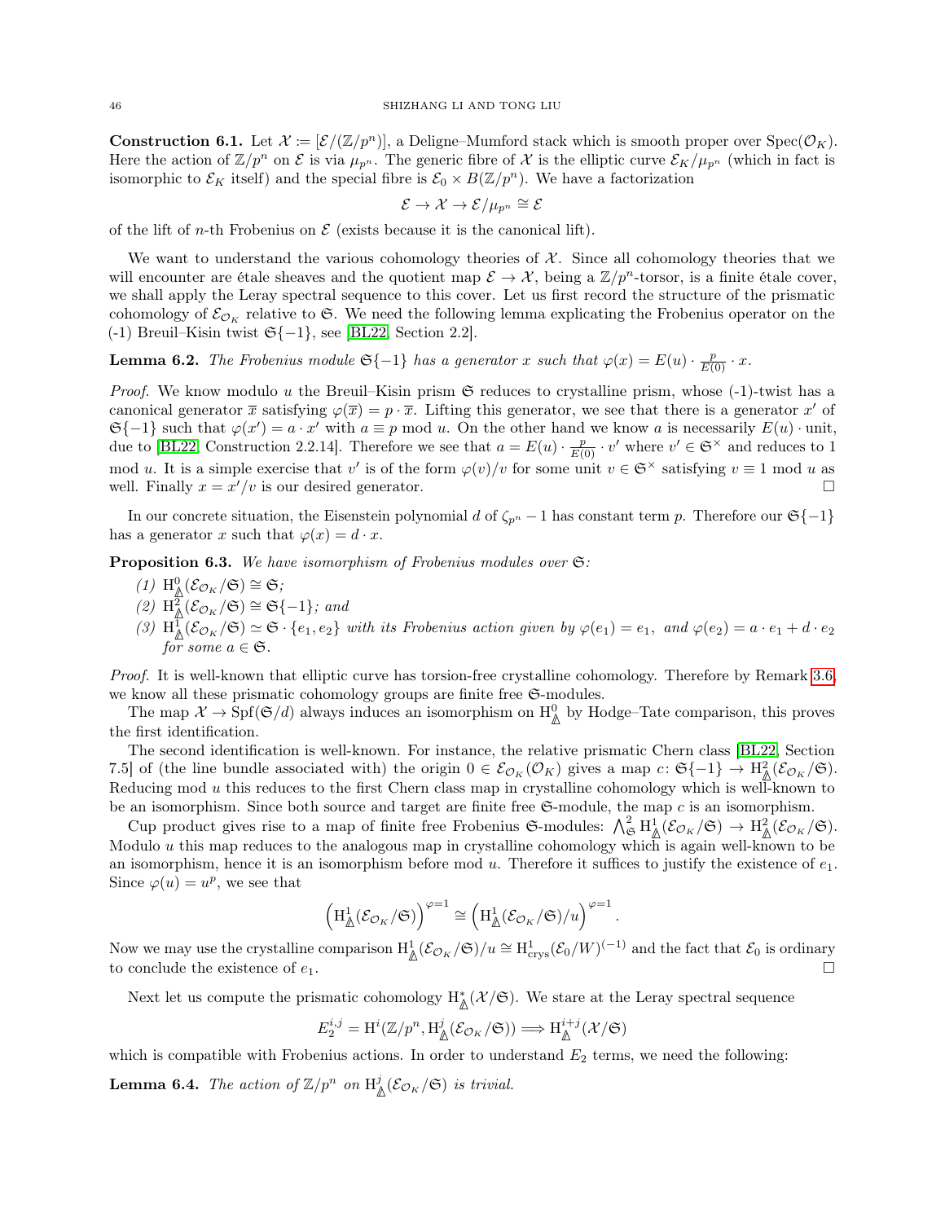**Construction 6.1.** Let $\mathcal{X} := [\mathcal{E}/(\mathbb{Z}/p^n)]$, a Deligne–Mumford stack which is smooth proper over $\mathrm{Spec}(\mathcal{O}_K)$. Here the action of $\mathbb{Z}/p^n$ on $\mathcal{E}$ is via $\mu_{p^n}$. The generic fibre of $\mathcal{X}$ is the elliptic curve $\mathcal{E}_K/\mu_{p^n}$ (which in fact is isomorphic to $\mathcal{E}_K$ itself) and the special fibre is $\mathcal{E}_0 \times B(\mathbb{Z}/p^n)$. We have a factorization

$$\mathcal{E} \to \mathcal{X} \to \mathcal{E}/\mu_{p^n} \cong \mathcal{E}$$

of the lift of $n$-th Frobenius on $\mathcal{E}$ (exists because it is the canonical lift).

We want to understand the various cohomology theories of $\mathcal{X}$. Since all cohomology theories that we will encounter are étale sheaves and the quotient map $\mathcal{E} \to \mathcal{X}$, being a $\mathbb{Z}/p^n$-torsor, is a finite étale cover, we shall apply the Leray spectral sequence to this cover. Let us first record the structure of the prismatic cohomology of $\mathcal{E}_{\mathcal{O}_K}$ relative to $\mathfrak{S}$. We need the following lemma explicating the Frobenius operator on the (-1) Breuil–Kisin twist $\mathfrak{S}\{-1\}$, see [BL22, Section 2.2].

**Lemma 6.2.** *The Frobenius module $\mathfrak{S}\{-1\}$ has a generator $x$ such that $\varphi(x) = E(u) \cdot \frac{p}{E(0)} \cdot x$.*

*Proof.* We know modulo $u$ the Breuil–Kisin prism $\mathfrak{S}$ reduces to crystalline prism, whose (-1)-twist has a canonical generator $\overline{x}$ satisfying $\varphi(\overline{x}) = p \cdot \overline{x}$. Lifting this generator, we see that there is a generator $x'$ of $\mathfrak{S}\{-1\}$ such that $\varphi(x') = a \cdot x'$ with $a \equiv p \bmod u$. On the other hand we know $a$ is necessarily $E(u) \cdot$ unit, due to [BL22, Construction 2.2.14]. Therefore we see that $a = E(u) \cdot \frac{p}{E(0)} \cdot v'$ where $v' \in \mathfrak{S}^\times$ and reduces to 1 mod $u$. It is a simple exercise that $v'$ is of the form $\varphi(v)/v$ for some unit $v \in \mathfrak{S}^\times$ satisfying $v \equiv 1 \bmod u$ as well. Finally $x = x'/v$ is our desired generator. $\square$

In our concrete situation, the Eisenstein polynomial $d$ of $\zeta_{p^n} - 1$ has constant term $p$. Therefore our $\mathfrak{S}\{-1\}$ has a generator $x$ such that $\varphi(x) = d \cdot x$.

**Proposition 6.3.** *We have isomorphism of Frobenius modules over $\mathfrak{S}$:*

*(1) $\mathrm{H}^0_{\Delta}(\mathcal{E}_{\mathcal{O}_K}/\mathfrak{S}) \cong \mathfrak{S}$;*

*(2) $\mathrm{H}^2_{\Delta}(\mathcal{E}_{\mathcal{O}_K}/\mathfrak{S}) \cong \mathfrak{S}\{-1\}$; and*

*(3) $\mathrm{H}^1_{\Delta}(\mathcal{E}_{\mathcal{O}_K}/\mathfrak{S}) \simeq \mathfrak{S} \cdot \{e_1, e_2\}$ with its Frobenius action given by $\varphi(e_1) = e_1$, and $\varphi(e_2) = a \cdot e_1 + d \cdot e_2$ for some $a \in \mathfrak{S}$.*

*Proof.* It is well-known that elliptic curve has torsion-free crystalline cohomology. Therefore by Remark 3.6, we know all these prismatic cohomology groups are finite free $\mathfrak{S}$-modules.

The map $\mathcal{X} \to \mathrm{Spf}(\mathfrak{S}/d)$ always induces an isomorphism on $\mathrm{H}^0_{\Delta}$ by Hodge–Tate comparison, this proves the first identification.

The second identification is well-known. For instance, the relative prismatic Chern class [BL22, Section 7.5] of (the line bundle associated with) the origin $0 \in \mathcal{E}_{\mathcal{O}_K}(\mathcal{O}_K)$ gives a map $c \colon \mathfrak{S}\{-1\} \to \mathrm{H}^2_{\Delta}(\mathcal{E}_{\mathcal{O}_K}/\mathfrak{S})$. Reducing mod $u$ this reduces to the first Chern class map in crystalline cohomology which is well-known to be an isomorphism. Since both source and target are finite free $\mathfrak{S}$-module, the map $c$ is an isomorphism.

Cup product gives rise to a map of finite free Frobenius $\mathfrak{S}$-modules: $\bigwedge^2_{\mathfrak{S}} \mathrm{H}^1_{\Delta}(\mathcal{E}_{\mathcal{O}_K}/\mathfrak{S}) \to \mathrm{H}^2_{\Delta}(\mathcal{E}_{\mathcal{O}_K}/\mathfrak{S})$. Modulo $u$ this map reduces to the analogous map in crystalline cohomology which is again well-known to be an isomorphism, hence it is an isomorphism before mod $u$. Therefore it suffices to justify the existence of $e_1$. Since $\varphi(u) = u^p$, we see that

$$\left(\mathrm{H}^1_{\Delta}(\mathcal{E}_{\mathcal{O}_K}/\mathfrak{S})\right)^{\varphi=1} \cong \left(\mathrm{H}^1_{\Delta}(\mathcal{E}_{\mathcal{O}_K}/\mathfrak{S})/u\right)^{\varphi=1}.$$

Now we may use the crystalline comparison $\mathrm{H}^1_{\Delta}(\mathcal{E}_{\mathcal{O}_K}/\mathfrak{S})/u \cong \mathrm{H}^1_{\mathrm{crys}}(\mathcal{E}_0/W)^{(-1)}$ and the fact that $\mathcal{E}_0$ is ordinary to conclude the existence of $e_1$. $\square$

Next let us compute the prismatic cohomology $\mathrm{H}^*_{\Delta}(\mathcal{X}/\mathfrak{S})$. We stare at the Leray spectral sequence

$$E_2^{i,j} = \mathrm{H}^i(\mathbb{Z}/p^n, \mathrm{H}^j_{\Delta}(\mathcal{E}_{\mathcal{O}_K}/\mathfrak{S})) \Longrightarrow \mathrm{H}^{i+j}_{\Delta}(\mathcal{X}/\mathfrak{S})$$

which is compatible with Frobenius actions. In order to understand $E_2$ terms, we need the following:

**Lemma 6.4.** *The action of $\mathbb{Z}/p^n$ on $\mathrm{H}^j_{\Delta}(\mathcal{E}_{\mathcal{O}_K}/\mathfrak{S})$ is trivial.*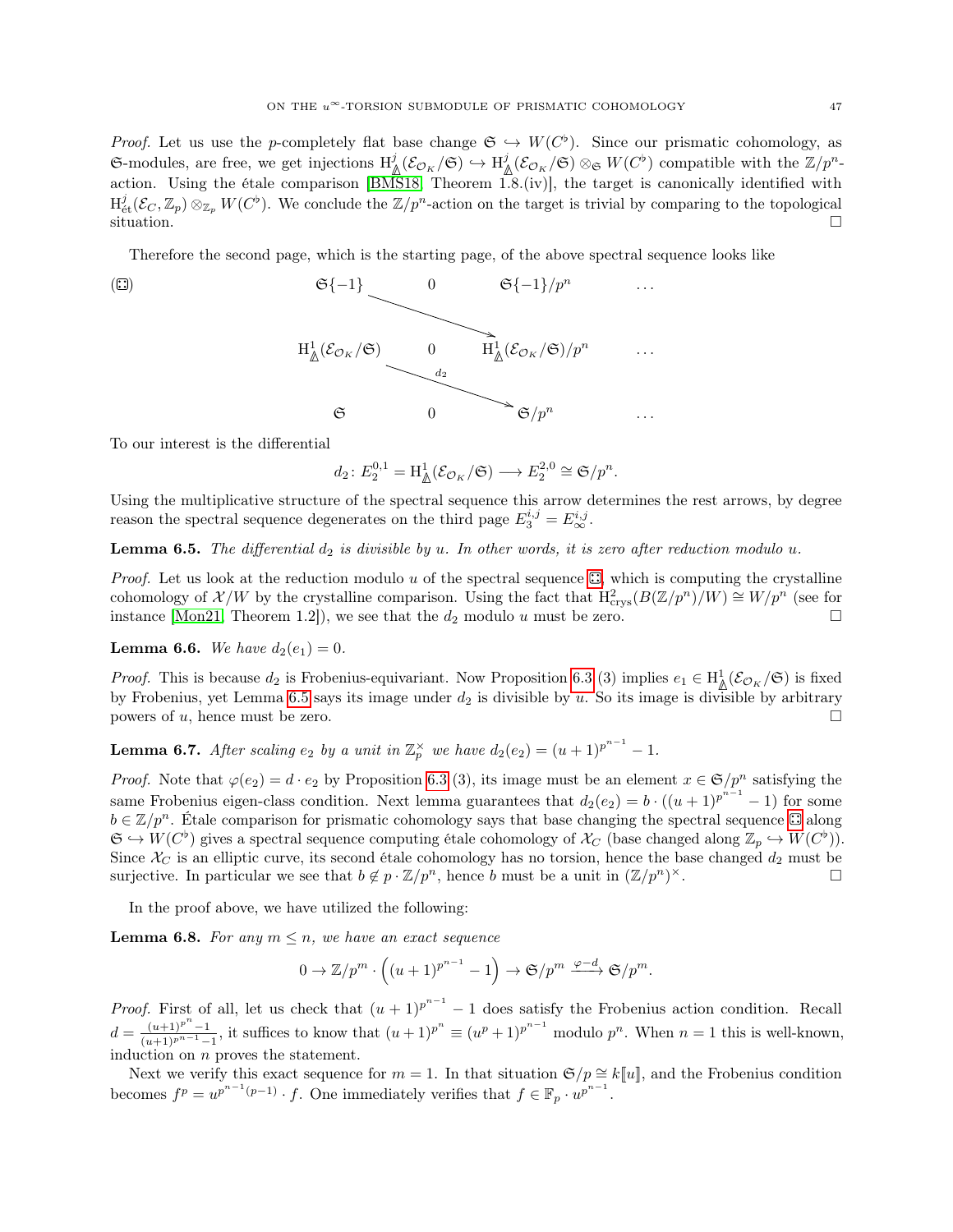*Proof.* Let us use the $p$-completely flat base change $\mathfrak{S} \hookrightarrow W(C^\flat)$. Since our prismatic cohomology, as $\mathfrak{S}$-modules, are free, we get injections $\mathrm{H}^j_{\Delta}(\mathcal{E}_{\mathcal{O}_K}/\mathfrak{S}) \hookrightarrow \mathrm{H}^j_{\Delta}(\mathcal{E}_{\mathcal{O}_K}/\mathfrak{S}) \otimes_{\mathfrak{S}} W(C^\flat)$ compatible with the $\mathbb{Z}/p^n$-action. Using the étale comparison [BMS18, Theorem 1.8.(iv)], the target is canonically identified with $\mathrm{H}^j_{\text{ét}}(\mathcal{E}_C, \mathbb{Z}_p) \otimes_{\mathbb{Z}_p} W(C^\flat)$. We conclude the $\mathbb{Z}/p^n$-action on the target is trivial by comparing to the topological situation. $\square$

Therefore the second page, which is the starting page, of the above spectral sequence looks like

$$(\boxdot) \qquad \begin{array}{cccc}
\mathfrak{S}\{-1\} & 0 & \mathfrak{S}\{-1\}/p^n & \cdots \\
\mathrm{H}^1_{\Delta}(\mathcal{E}_{\mathcal{O}_K}/\mathfrak{S}) & 0 & \mathrm{H}^1_{\Delta}(\mathcal{E}_{\mathcal{O}_K}/\mathfrak{S})/p^n & \cdots \\
\mathfrak{S} & 0 & \mathfrak{S}/p^n & \cdots
\end{array}$$

(with differentials $d_2$ going from $\mathfrak{S}\{-1\}$ to $\mathrm{H}^1_{\Delta}(\mathcal{E}_{\mathcal{O}_K}/\mathfrak{S})/p^n$ and from $\mathrm{H}^1_{\Delta}(\mathcal{E}_{\mathcal{O}_K}/\mathfrak{S})$ to $\mathfrak{S}/p^n$)

To our interest is the differential

$$d_2 \colon E_2^{0,1} = \mathrm{H}^1_{\Delta}(\mathcal{E}_{\mathcal{O}_K}/\mathfrak{S}) \longrightarrow E_2^{2,0} \cong \mathfrak{S}/p^n.$$

Using the multiplicative structure of the spectral sequence this arrow determines the rest arrows, by degree reason the spectral sequence degenerates on the third page $E_3^{i,j} = E_\infty^{i,j}$.

**Lemma 6.5.** *The differential $d_2$ is divisible by $u$. In other words, it is zero after reduction modulo $u$.*

*Proof.* Let us look at the reduction modulo $u$ of the spectral sequence $\boxdot$, which is computing the crystalline cohomology of $\mathcal{X}/W$ by the crystalline comparison. Using the fact that $\mathrm{H}^2_{\mathrm{crys}}(B(\mathbb{Z}/p^n)/W) \cong W/p^n$ (see for instance [Mon21, Theorem 1.2]), we see that the $d_2$ modulo $u$ must be zero. $\square$

**Lemma 6.6.** *We have $d_2(e_1) = 0$.*

*Proof.* This is because $d_2$ is Frobenius-equivariant. Now Proposition 6.3 (3) implies $e_1 \in \mathrm{H}^1_{\Delta}(\mathcal{E}_{\mathcal{O}_K}/\mathfrak{S})$ is fixed by Frobenius, yet Lemma 6.5 says its image under $d_2$ is divisible by $u$. So its image is divisible by arbitrary powers of $u$, hence must be zero. $\square$

**Lemma 6.7.** *After scaling $e_2$ by a unit in $\mathbb{Z}_p^\times$ we have $d_2(e_2) = (u+1)^{p^{n-1}} - 1$.*

*Proof.* Note that $\varphi(e_2) = d \cdot e_2$ by Proposition 6.3 (3), its image must be an element $x \in \mathfrak{S}/p^n$ satisfying the same Frobenius eigen-class condition. Next lemma guarantees that $d_2(e_2) = b \cdot ((u+1)^{p^{n-1}} - 1)$ for some $b \in \mathbb{Z}/p^n$. Étale comparison for prismatic cohomology says that base changing the spectral sequence $\boxdot$ along $\mathfrak{S} \hookrightarrow W(C^\flat)$ gives a spectral sequence computing étale cohomology of $\mathcal{X}_C$ (base changed along $\mathbb{Z}_p \hookrightarrow W(C^\flat)$). Since $\mathcal{X}_C$ is an elliptic curve, its second étale cohomology has no torsion, hence the base changed $d_2$ must be surjective. In particular we see that $b \notin p \cdot \mathbb{Z}/p^n$, hence $b$ must be a unit in $(\mathbb{Z}/p^n)^\times$. $\square$

In the proof above, we have utilized the following:

**Lemma 6.8.** *For any $m \leq n$, we have an exact sequence*

$$0 \to \mathbb{Z}/p^m \cdot \left((u+1)^{p^{n-1}} - 1\right) \to \mathfrak{S}/p^m \xrightarrow{\varphi - d} \mathfrak{S}/p^m.$$

*Proof.* First of all, let us check that $(u+1)^{p^{n-1}} - 1$ does satisfy the Frobenius action condition. Recall $d = \frac{(u+1)^{p^n} - 1}{(u+1)^{p^{n-1}} - 1}$, it suffices to know that $(u+1)^{p^n} \equiv (u^p + 1)^{p^{n-1}}$ modulo $p^n$. When $n = 1$ this is well-known, induction on $n$ proves the statement.

Next we verify this exact sequence for $m = 1$. In that situation $\mathfrak{S}/p \cong k[\![u]\!]$, and the Frobenius condition becomes $f^p = u^{p^{n-1}(p-1)} \cdot f$. One immediately verifies that $f \in \mathbb{F}_p \cdot u^{p^{n-1}}$.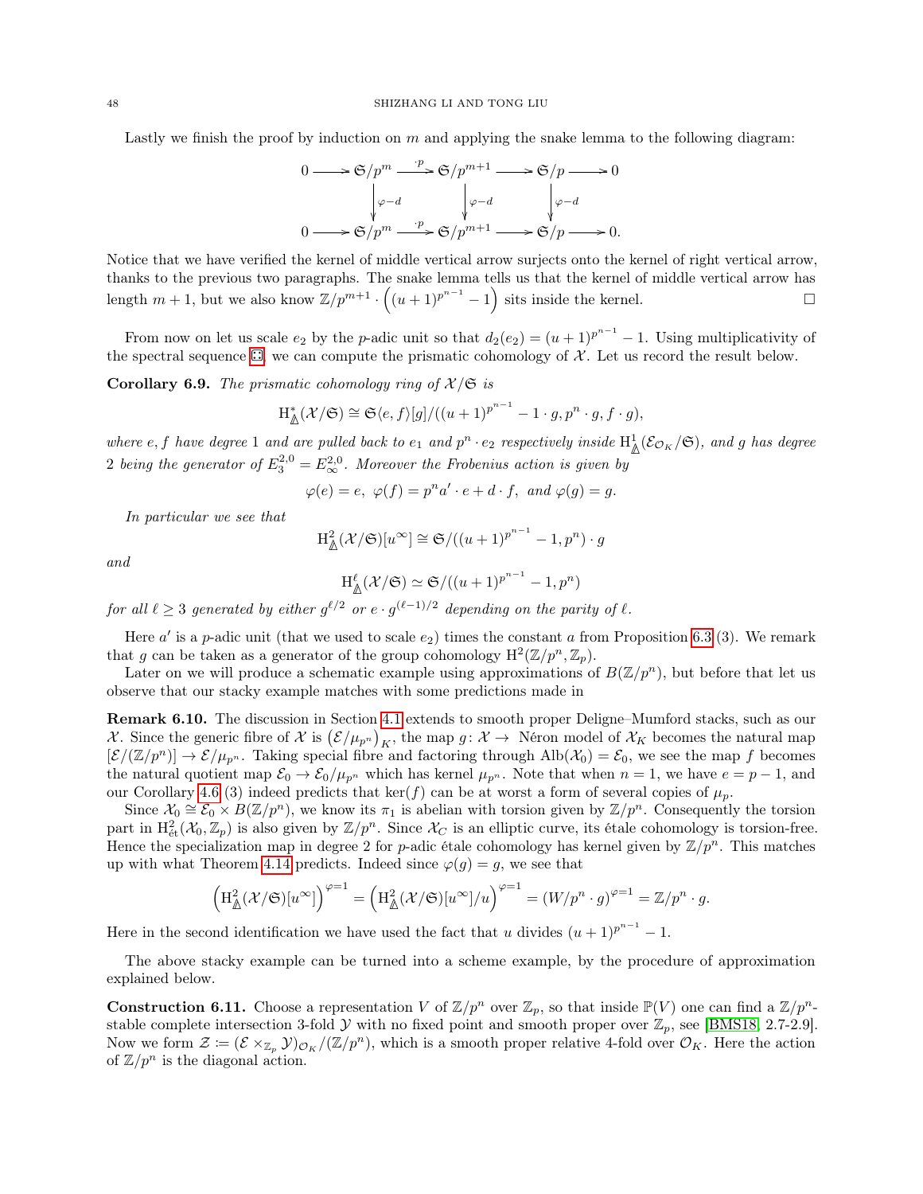Lastly we finish the proof by induction on $m$ and applying the snake lemma to the following diagram:

$$\begin{array}{ccccccccc}
0 & \longrightarrow & \mathfrak{S}/p^m & \xrightarrow{\cdot p} & \mathfrak{S}/p^{m+1} & \longrightarrow & \mathfrak{S}/p & \longrightarrow & 0 \\
 & & \downarrow{\scriptstyle \varphi-d} & & \downarrow{\scriptstyle \varphi-d} & & \downarrow{\scriptstyle \varphi-d} & & \\
0 & \longrightarrow & \mathfrak{S}/p^m & \xrightarrow{\cdot p} & \mathfrak{S}/p^{m+1} & \longrightarrow & \mathfrak{S}/p & \longrightarrow & 0.
\end{array}$$

Notice that we have verified the kernel of middle vertical arrow surjects onto the kernel of right vertical arrow, thanks to the previous two paragraphs. The snake lemma tells us that the kernel of middle vertical arrow has length $m+1$, but we also know $\mathbb{Z}/p^{m+1} \cdot \left((u+1)^{p^{n-1}} - 1\right)$ sits inside the kernel. $\square$

From now on let us scale $e_2$ by the $p$-adic unit so that $d_2(e_2) = (u+1)^{p^{n-1}} - 1$. Using multiplicativity of the spectral sequence ⊡, we can compute the prismatic cohomology of $\mathcal{X}$. Let us record the result below.

**Corollary 6.9.** *The prismatic cohomology ring of $\mathcal{X}/\mathfrak{S}$ is*

$$\mathrm{H}^*_{\Delta}(\mathcal{X}/\mathfrak{S}) \cong \mathfrak{S}\langle e, f\rangle[g]/((u+1)^{p^{n-1}} - 1 \cdot g, p^n \cdot g, f \cdot g),$$

*where $e, f$ have degree 1 and are pulled back to $e_1$ and $p^n \cdot e_2$ respectively inside $\mathrm{H}^1_{\Delta}(\mathcal{E}_{\mathcal{O}_K}/\mathfrak{S})$, and $g$ has degree 2 being the generator of $E_3^{2,0} = E_\infty^{2,0}$. Moreover the Frobenius action is given by*

$$\varphi(e) = e,\ \varphi(f) = p^n a' \cdot e + d \cdot f,\ \text{and}\ \varphi(g) = g.$$

*In particular we see that*

$$\mathrm{H}^2_{\Delta}(\mathcal{X}/\mathfrak{S})[u^\infty] \cong \mathfrak{S}/((u+1)^{p^{n-1}} - 1, p^n) \cdot g$$

*and*

$$\mathrm{H}^\ell_{\Delta}(\mathcal{X}/\mathfrak{S}) \simeq \mathfrak{S}/((u+1)^{p^{n-1}} - 1, p^n)$$

*for all $\ell \geq 3$ generated by either $g^{\ell/2}$ or $e \cdot g^{(\ell-1)/2}$ depending on the parity of $\ell$.*

Here $a'$ is a $p$-adic unit (that we used to scale $e_2$) times the constant $a$ from Proposition 6.3 (3). We remark that $g$ can be taken as a generator of the group cohomology $\mathrm{H}^2(\mathbb{Z}/p^n, \mathbb{Z}_p)$.

Later on we will produce a schematic example using approximations of $B(\mathbb{Z}/p^n)$, but before that let us observe that our stacky example matches with some predictions made in

**Remark 6.10.** The discussion in Section 4.1 extends to smooth proper Deligne–Mumford stacks, such as our $\mathcal{X}$. Since the generic fibre of $\mathcal{X}$ is $\left(\mathcal{E}/\mu_{p^n}\right)_K$, the map $g \colon \mathcal{X} \to$ Néron model of $\mathcal{X}_K$ becomes the natural map $[\mathcal{E}/(\mathbb{Z}/p^n)] \to \mathcal{E}/\mu_{p^n}$. Taking special fibre and factoring through $\mathrm{Alb}(\mathcal{X}_0) = \mathcal{E}_0$, we see the map $f$ becomes the natural quotient map $\mathcal{E}_0 \to \mathcal{E}_0/\mu_{p^n}$ which has kernel $\mu_{p^n}$. Note that when $n = 1$, we have $e = p - 1$, and our Corollary 4.6 (3) indeed predicts that $\ker(f)$ can be at worst a form of several copies of $\mu_p$.

Since $\mathcal{X}_0 \cong \mathcal{E}_0 \times B(\mathbb{Z}/p^n)$, we know its $\pi_1$ is abelian with torsion given by $\mathbb{Z}/p^n$. Consequently the torsion part in $\mathrm{H}^2_{\text{ét}}(\mathcal{X}_0, \mathbb{Z}_p)$ is also given by $\mathbb{Z}/p^n$. Since $\mathcal{X}_C$ is an elliptic curve, its étale cohomology is torsion-free. Hence the specialization map in degree 2 for $p$-adic étale cohomology has kernel given by $\mathbb{Z}/p^n$. This matches up with what Theorem 4.14 predicts. Indeed since $\varphi(g) = g$, we see that

$$\left(\mathrm{H}^2_{\Delta}(\mathcal{X}/\mathfrak{S})[u^\infty]\right)^{\varphi=1} = \left(\mathrm{H}^2_{\Delta}(\mathcal{X}/\mathfrak{S})[u^\infty]/u\right)^{\varphi=1} = (W/p^n \cdot g)^{\varphi=1} = \mathbb{Z}/p^n \cdot g.$$

Here in the second identification we have used the fact that $u$ divides $(u+1)^{p^{n-1}} - 1$.

The above stacky example can be turned into a scheme example, by the procedure of approximation explained below.

**Construction 6.11.** Choose a representation $V$ of $\mathbb{Z}/p^n$ over $\mathbb{Z}_p$, so that inside $\mathbb{P}(V)$ one can find a $\mathbb{Z}/p^n$-stable complete intersection 3-fold $\mathcal{Y}$ with no fixed point and smooth proper over $\mathbb{Z}_p$, see [BMS18, 2.7-2.9]. Now we form $\mathcal{Z} \coloneqq (\mathcal{E} \times_{\mathbb{Z}_p} \mathcal{Y})_{\mathcal{O}_K}/(\mathbb{Z}/p^n)$, which is a smooth proper relative 4-fold over $\mathcal{O}_K$. Here the action of $\mathbb{Z}/p^n$ is the diagonal action.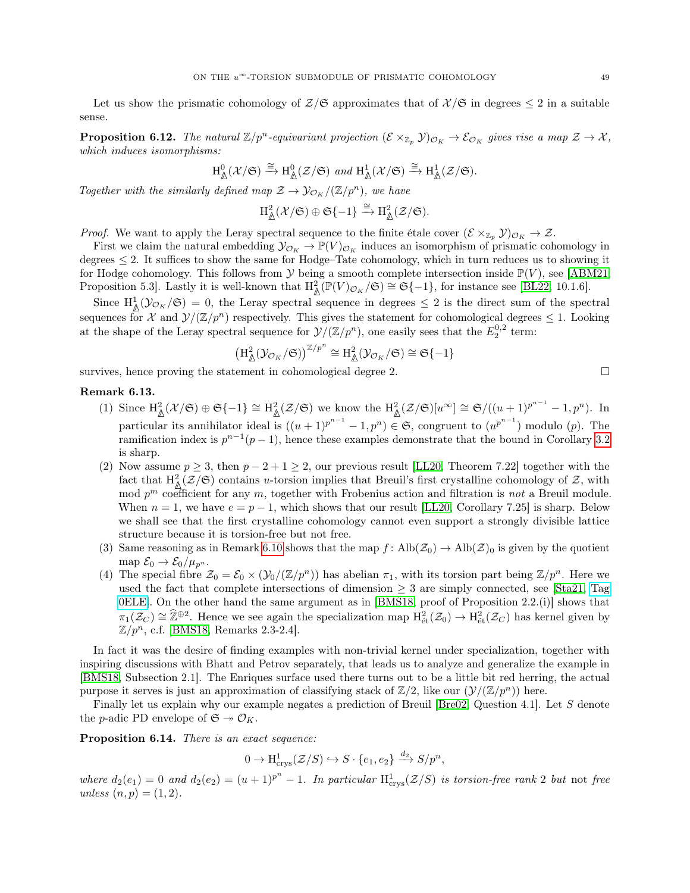Let us show the prismatic cohomology of $\mathcal{Z}/\mathfrak{S}$ approximates that of $\mathcal{X}/\mathfrak{S}$ in degrees $\leq 2$ in a suitable sense.

**Proposition 6.12.** *The natural $\mathbb{Z}/p^n$-equivariant projection $(\mathcal{E} \times_{\mathbb{Z}_p} \mathcal{Y})_{\mathcal{O}_K} \to \mathcal{E}_{\mathcal{O}_K}$ gives rise a map $\mathcal{Z} \to \mathcal{X}$, which induces isomorphisms:*

$$\mathrm{H}^0_{\Delta}(\mathcal{X}/\mathfrak{S}) \xrightarrow{\cong} \mathrm{H}^0_{\Delta}(\mathcal{Z}/\mathfrak{S}) \text{ and } \mathrm{H}^1_{\Delta}(\mathcal{X}/\mathfrak{S}) \xrightarrow{\cong} \mathrm{H}^1_{\Delta}(\mathcal{Z}/\mathfrak{S}).$$

*Together with the similarly defined map $\mathcal{Z} \to \mathcal{Y}_{\mathcal{O}_K}/(\mathbb{Z}/p^n)$, we have*

$$\mathrm{H}^2_{\Delta}(\mathcal{X}/\mathfrak{S}) \oplus \mathfrak{S}\{-1\} \xrightarrow{\cong} \mathrm{H}^2_{\Delta}(\mathcal{Z}/\mathfrak{S}).$$

*Proof.* We want to apply the Leray spectral sequence to the finite étale cover $(\mathcal{E} \times_{\mathbb{Z}_p} \mathcal{Y})_{\mathcal{O}_K} \to \mathcal{Z}$.

First we claim the natural embedding $\mathcal{Y}_{\mathcal{O}_K} \to \mathbb{P}(V)_{\mathcal{O}_K}$ induces an isomorphism of prismatic cohomology in degrees $\leq 2$. It suffices to show the same for Hodge–Tate cohomology, which in turn reduces us to showing it for Hodge cohomology. This follows from $\mathcal{Y}$ being a smooth complete intersection inside $\mathbb{P}(V)$, see [ABM21, Proposition 5.3]. Lastly it is well-known that $\mathrm{H}^2_{\Delta}(\mathbb{P}(V)_{\mathcal{O}_K}/\mathfrak{S}) \cong \mathfrak{S}\{-1\}$, for instance see [BL22, 10.1.6].

Since $\mathrm{H}^1_{\Delta}(\mathcal{Y}_{\mathcal{O}_K}/\mathfrak{S}) = 0$, the Leray spectral sequence in degrees $\leq 2$ is the direct sum of the spectral sequences for $\mathcal{X}$ and $\mathcal{Y}/(\mathbb{Z}/p^n)$ respectively. This gives the statement for cohomological degrees $\leq 1$. Looking at the shape of the Leray spectral sequence for $\mathcal{Y}/(\mathbb{Z}/p^n)$, one easily sees that the $E_2^{0,2}$ term:

$$\left(\mathrm{H}^2_{\Delta}(\mathcal{Y}_{\mathcal{O}_K}/\mathfrak{S})\right)^{\mathbb{Z}/p^n} \cong \mathrm{H}^2_{\Delta}(\mathcal{Y}_{\mathcal{O}_K}/\mathfrak{S}) \cong \mathfrak{S}\{-1\}$$

survives, hence proving the statement in cohomological degree 2. $\square$

**Remark 6.13.**

1. Since $\mathrm{H}^2_{\Delta}(\mathcal{X}/\mathfrak{S}) \oplus \mathfrak{S}\{-1\} \cong \mathrm{H}^2_{\Delta}(\mathcal{Z}/\mathfrak{S})$ we know the $\mathrm{H}^2_{\Delta}(\mathcal{Z}/\mathfrak{S})[u^\infty] \cong \mathfrak{S}/((u+1)^{p^{n-1}} - 1, p^n)$. In particular its annihilator ideal is $((u+1)^{p^{n-1}} - 1, p^n) \in \mathfrak{S}$, congruent to $(u^{p^{n-1}})$ modulo $(p)$. The ramification index is $p^{n-1}(p-1)$, hence these examples demonstrate that the bound in Corollary 3.2 is sharp.
2. Now assume $p \geq 3$, then $p - 2 + 1 \geq 2$, our previous result [LL20, Theorem 7.22] together with the fact that $\mathrm{H}^2_{\Delta}(\mathcal{Z}/\mathfrak{S})$ contains $u$-torsion implies that Breuil's first crystalline cohomology of $\mathcal{Z}$, with mod $p^m$ coefficient for any $m$, together with Frobenius action and filtration is *not* a Breuil module. When $n = 1$, we have $e = p - 1$, which shows that our result [LL20, Corollary 7.25] is sharp. Below we shall see that the first crystalline cohomology cannot even support a strongly divisible lattice structure because it is torsion-free but not free.
3. Same reasoning as in Remark 6.10 shows that the map $f : \mathrm{Alb}(\mathcal{Z}_0) \to \mathrm{Alb}(\mathcal{Z})_0$ is given by the quotient map $\mathcal{E}_0 \to \mathcal{E}_0/\mu_{p^n}$.
4. The special fibre $\mathcal{Z}_0 = \mathcal{E}_0 \times (\mathcal{Y}_0/(\mathbb{Z}/p^n))$ has abelian $\pi_1$, with its torsion part being $\mathbb{Z}/p^n$. Here we used the fact that complete intersections of dimension $\geq 3$ are simply connected, see [Sta21, Tag 0ELE]. On the other hand the same argument as in [BMS18, proof of Proposition 2.2.(i)] shows that $\pi_1(\mathcal{Z}_C) \cong \widehat{\mathbb{Z}}^{\oplus 2}$. Hence we see again the specialization map $\mathrm{H}^2_{\text{ét}}(\mathcal{Z}_0) \to \mathrm{H}^2_{\text{ét}}(\mathcal{Z}_C)$ has kernel given by $\mathbb{Z}/p^n$, c.f. [BMS18, Remarks 2.3-2.4].

In fact it was the desire of finding examples with non-trivial kernel under specialization, together with inspiring discussions with Bhatt and Petrov separately, that leads us to analyze and generalize the example in [BMS18, Subsection 2.1]. The Enriques surface used there turns out to be a little bit red herring, the actual purpose it serves is just an approximation of classifying stack of $\mathbb{Z}/2$, like our $(\mathcal{Y}/(\mathbb{Z}/p^n))$ here.

Finally let us explain why our example negates a prediction of Breuil [Bre02, Question 4.1]. Let $S$ denote the $p$-adic PD envelope of $\mathfrak{S} \twoheadrightarrow \mathcal{O}_K$.

**Proposition 6.14.** *There is an exact sequence:*

$$0 \to \mathrm{H}^1_{\mathrm{crys}}(\mathcal{Z}/S) \hookrightarrow S \cdot \{e_1, e_2\} \xrightarrow{d_2} S/p^n,$$

*where $d_2(e_1) = 0$ and $d_2(e_2) = (u+1)^{p^n} - 1$. In particular $\mathrm{H}^1_{\mathrm{crys}}(\mathcal{Z}/S)$ is torsion-free rank 2 but* not *free unless $(n, p) = (1, 2)$.*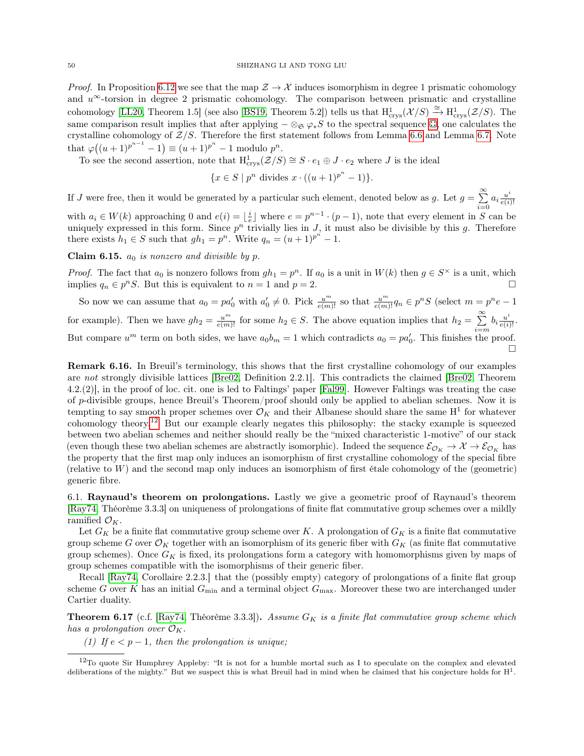*Proof.* In Proposition 6.12 we see that the map $\mathcal{Z} \to \mathcal{X}$ induces isomorphism in degree 1 prismatic cohomology and $u^\infty$-torsion in degree 2 prismatic cohomology. The comparison between prismatic and crystalline cohomology [LL20, Theorem 1.5] (see also [BS19, Theorem 5.2]) tells us that $\mathrm{H}^1_{\mathrm{crys}}(\mathcal{X}/S) \xrightarrow{\cong} \mathrm{H}^1_{\mathrm{crys}}(\mathcal{Z}/S)$. The same comparison result implies that after applying $- \otimes_{\mathfrak{S}} \varphi_* S$ to the spectral sequence ⚃, one calculates the crystalline cohomology of $\mathcal{Z}/S$. Therefore the first statement follows from Lemma 6.6 and Lemma 6.7. Note that $\varphi\big((u+1)^{p^{n-1}} - 1\big) \equiv (u+1)^{p^n} - 1$ modulo $p^n$.

To see the second assertion, note that $\mathrm{H}^1_{\mathrm{crys}}(\mathcal{Z}/S) \cong S \cdot e_1 \oplus J \cdot e_2$ where $J$ is the ideal

$$\{x \in S \mid p^n \text{ divides } x \cdot ((u+1)^{p^n} - 1)\}.$$

If $J$ were free, then it would be generated by a particular such element, denoted below as $g$. Let $g = \sum_{i=0}^{\infty} a_i \frac{u^i}{e(i)!}$ with $a_i \in W(k)$ approaching 0 and $e(i) = \lfloor \frac{i}{e} \rfloor$ where $e = p^{n-1} \cdot (p-1)$, note that every element in $S$ can be uniquely expressed in this form. Since $p^n$ trivially lies in $J$, it must also be divisible by this $g$. Therefore there exists $h_1 \in S$ such that $gh_1 = p^n$. Write $q_n = (u+1)^{p^n} - 1$.

**Claim 6.15.** *$a_0$ is nonzero and divisible by $p$.*

*Proof.* The fact that $a_0$ is nonzero follows from $gh_1 = p^n$. If $a_0$ is a unit in $W(k)$ then $g \in S^\times$ is a unit, which implies $q_n \in p^n S$. But this is equivalent to $n = 1$ and $p = 2$. □

So now we can assume that $a_0 = p a_0'$ with $a_0' \neq 0$. Pick $\frac{u^m}{e(m)!}$ so that $\frac{u^m}{e(m)!} q_n \in p^n S$ (select $m = p^n e - 1$ for example). Then we have $gh_2 = \frac{u^m}{e(m)!}$ for some $h_2 \in S$. The above equation implies that $h_2 = \sum_{i=m}^{\infty} b_i \frac{u^i}{e(i)!}$. But compare $u^m$ term on both sides, we have $a_0 b_m = 1$ which contradicts $a_0 = p a_0'$. This finishes the proof. □

**Remark 6.16.** In Breuil's terminology, this shows that the first crystalline cohomology of our examples are *not* strongly divisible lattices [Bre02, Definition 2.2.1]. This contradicts the claimed [Bre02, Theorem 4.2.(2)], in the proof of loc. cit. one is led to Faltings' paper [Fal99]. However Faltings was treating the case of $p$-divisible groups, hence Breuil's Theorem/proof should only be applied to abelian schemes. Now it is tempting to say smooth proper schemes over $\mathcal{O}_K$ and their Albanese should share the same $\mathrm{H}^1$ for whatever cohomology theory.[12] But our example clearly negates this philosophy: the stacky example is squeezed between two abelian schemes and neither should really be the "mixed characteristic 1-motive" of our stack (even though these two abelian schemes are abstractly isomorphic). Indeed the sequence $\mathcal{E}_{\mathcal{O}_K} \to \mathcal{X} \to \mathcal{E}_{\mathcal{O}_K}$ has the property that the first map only induces an isomorphism of first crystalline cohomology of the special fibre (relative to $W$) and the second map only induces an isomorphism of first étale cohomology of the (geometric) generic fibre.

6.1. **Raynaud's theorem on prolongations.** Lastly we give a geometric proof of Raynaud's theorem [Ray74, Théorème 3.3.3] on uniqueness of prolongations of finite flat commutative group schemes over a mildly ramified $\mathcal{O}_K$.

Let $G_K$ be a finite flat commutative group scheme over $K$. A prolongation of $G_K$ is a finite flat commutative group scheme $G$ over $\mathcal{O}_K$ together with an isomorphism of its generic fiber with $G_K$ (as finite flat commutative group schemes). Once $G_K$ is fixed, its prolongations form a category with homomorphisms given by maps of group schemes compatible with the isomorphisms of their generic fiber.

Recall [Ray74, Corollaire 2.2.3.] that the (possibly empty) category of prolongations of a finite flat group scheme $G$ over $K$ has an initial $G_{\min}$ and a terminal object $G_{\max}$. Moreover these two are interchanged under Cartier duality.

**Theorem 6.17** (c.f. [Ray74, Théorème 3.3.3])**.** *Assume $G_K$ is a finite flat commutative group scheme which has a prolongation over $\mathcal{O}_K$.*

*(1) If $e < p - 1$, then the prolongation is unique;*

[12] To quote Sir Humphrey Appleby: "It is not for a humble mortal such as I to speculate on the complex and elevated deliberations of the mighty." But we suspect this is what Breuil had in mind when he claimed that his conjecture holds for $\mathrm{H}^1$.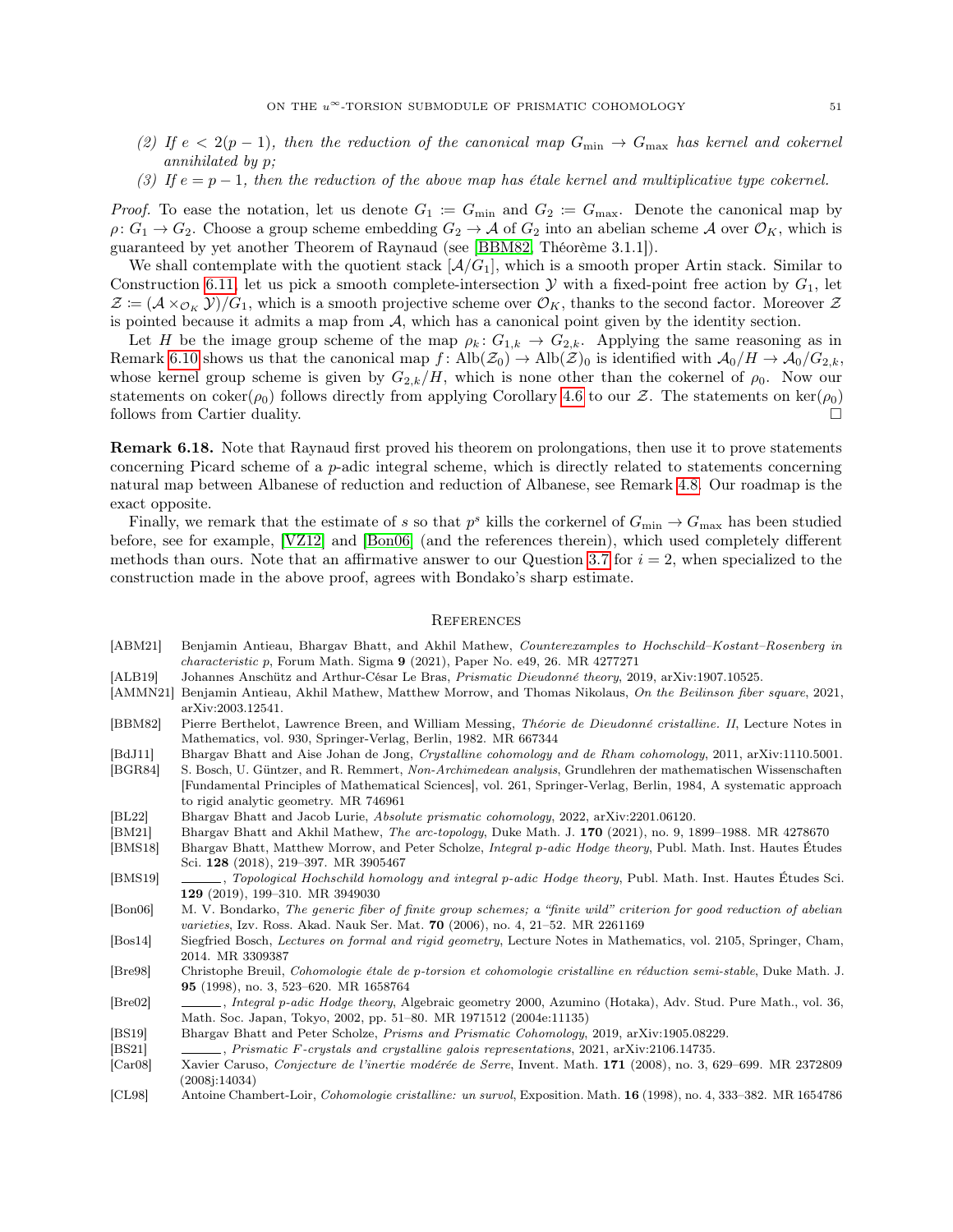(2) *If $e < 2(p-1)$, then the reduction of the canonical map $G_{\min} \to G_{\max}$ has kernel and cokernel annihilated by $p$;*
(3) *If $e = p-1$, then the reduction of the above map has étale kernel and multiplicative type cokernel.*

*Proof.* To ease the notation, let us denote $G_1 := G_{\min}$ and $G_2 := G_{\max}$. Denote the canonical map by $\rho\colon G_1 \to G_2$. Choose a group scheme embedding $G_2 \to \mathcal{A}$ of $G_2$ into an abelian scheme $\mathcal{A}$ over $\mathcal{O}_K$, which is guaranteed by yet another Theorem of Raynaud (see [BBM82, Théorème 3.1.1]).

We shall contemplate with the quotient stack $[\mathcal{A}/G_1]$, which is a smooth proper Artin stack. Similar to Construction 6.11, let us pick a smooth complete-intersection $\mathcal{Y}$ with a fixed-point free action by $G_1$, let $\mathcal{Z} := (\mathcal{A} \times_{\mathcal{O}_K} \mathcal{Y})/G_1$, which is a smooth projective scheme over $\mathcal{O}_K$, thanks to the second factor. Moreover $\mathcal{Z}$ is pointed because it admits a map from $\mathcal{A}$, which has a canonical point given by the identity section.

Let $H$ be the image group scheme of the map $\rho_k\colon G_{1,k} \to G_{2,k}$. Applying the same reasoning as in Remark 6.10 shows us that the canonical map $f\colon \mathrm{Alb}(\mathcal{Z}_0) \to \mathrm{Alb}(\mathcal{Z})_0$ is identified with $\mathcal{A}_0/H \to \mathcal{A}_0/G_{2,k}$, whose kernel group scheme is given by $G_{2,k}/H$, which is none other than the cokernel of $\rho_0$. Now our statements on $\mathrm{coker}(\rho_0)$ follows directly from applying Corollary 4.6 to our $\mathcal{Z}$. The statements on $\ker(\rho_0)$ follows from Cartier duality. $\square$

**Remark 6.18.** Note that Raynaud first proved his theorem on prolongations, then use it to prove statements concerning Picard scheme of a $p$-adic integral scheme, which is directly related to statements concerning natural map between Albanese of reduction and reduction of Albanese, see Remark 4.8. Our roadmap is the exact opposite.

Finally, we remark that the estimate of $s$ so that $p^s$ kills the corkernel of $G_{\min} \to G_{\max}$ has been studied before, see for example, [VZ12] and [Bon06] (and the references therein), which used completely different methods than ours. Note that an affirmative answer to our Question 3.7 for $i = 2$, when specialized to the construction made in the above proof, agrees with Bondako's sharp estimate.

## References

- [ABM21] Benjamin Antieau, Bhargav Bhatt, and Akhil Mathew, *Counterexamples to Hochschild–Kostant–Rosenberg in characteristic p*, Forum Math. Sigma **9** (2021), Paper No. e49, 26. MR 4277271
- [ALB19] Johannes Anschütz and Arthur-César Le Bras, *Prismatic Dieudonné theory*, 2019, arXiv:1907.10525.
- [AMMN21] Benjamin Antieau, Akhil Mathew, Matthew Morrow, and Thomas Nikolaus, *On the Beilinson fiber square*, 2021, arXiv:2003.12541.
- [BBM82] Pierre Berthelot, Lawrence Breen, and William Messing, *Théorie de Dieudonné cristalline. II*, Lecture Notes in Mathematics, vol. 930, Springer-Verlag, Berlin, 1982. MR 667344
- [BdJ11] Bhargav Bhatt and Aise Johan de Jong, *Crystalline cohomology and de Rham cohomology*, 2011, arXiv:1110.5001.
- [BGR84] S. Bosch, U. Güntzer, and R. Remmert, *Non-Archimedean analysis*, Grundlehren der mathematischen Wissenschaften [Fundamental Principles of Mathematical Sciences], vol. 261, Springer-Verlag, Berlin, 1984, A systematic approach to rigid analytic geometry. MR 746961
- [BL22] Bhargav Bhatt and Jacob Lurie, *Absolute prismatic cohomology*, 2022, arXiv:2201.06120.
- [BM21] Bhargav Bhatt and Akhil Mathew, *The arc-topology*, Duke Math. J. **170** (2021), no. 9, 1899–1988. MR 4278670
- [BMS18] Bhargav Bhatt, Matthew Morrow, and Peter Scholze, *Integral p-adic Hodge theory*, Publ. Math. Inst. Hautes Études Sci. **128** (2018), 219–397. MR 3905467
- [BMS19] ______, *Topological Hochschild homology and integral p-adic Hodge theory*, Publ. Math. Inst. Hautes Études Sci. **129** (2019), 199–310. MR 3949030
- [Bon06] M. V. Bondarko, *The generic fiber of finite group schemes; a "finite wild" criterion for good reduction of abelian varieties*, Izv. Ross. Akad. Nauk Ser. Mat. **70** (2006), no. 4, 21–52. MR 2261169
- [Bos14] Siegfried Bosch, *Lectures on formal and rigid geometry*, Lecture Notes in Mathematics, vol. 2105, Springer, Cham, 2014. MR 3309387
- [Bre98] Christophe Breuil, *Cohomologie étale de p-torsion et cohomologie cristalline en réduction semi-stable*, Duke Math. J. **95** (1998), no. 3, 523–620. MR 1658764
- [Bre02] ______, *Integral p-adic Hodge theory*, Algebraic geometry 2000, Azumino (Hotaka), Adv. Stud. Pure Math., vol. 36, Math. Soc. Japan, Tokyo, 2002, pp. 51–80. MR 1971512 (2004e:11135)
- [BS19] Bhargav Bhatt and Peter Scholze, *Prisms and Prismatic Cohomology*, 2019, arXiv:1905.08229.
- [BS21] ______, *Prismatic F-crystals and crystalline galois representations*, 2021, arXiv:2106.14735.
- [Car08] Xavier Caruso, *Conjecture de l'inertie modérée de Serre*, Invent. Math. **171** (2008), no. 3, 629–699. MR 2372809 (2008j:14034)
- [CL98] Antoine Chambert-Loir, *Cohomologie cristalline: un survol*, Exposition. Math. **16** (1998), no. 4, 333–382. MR 1654786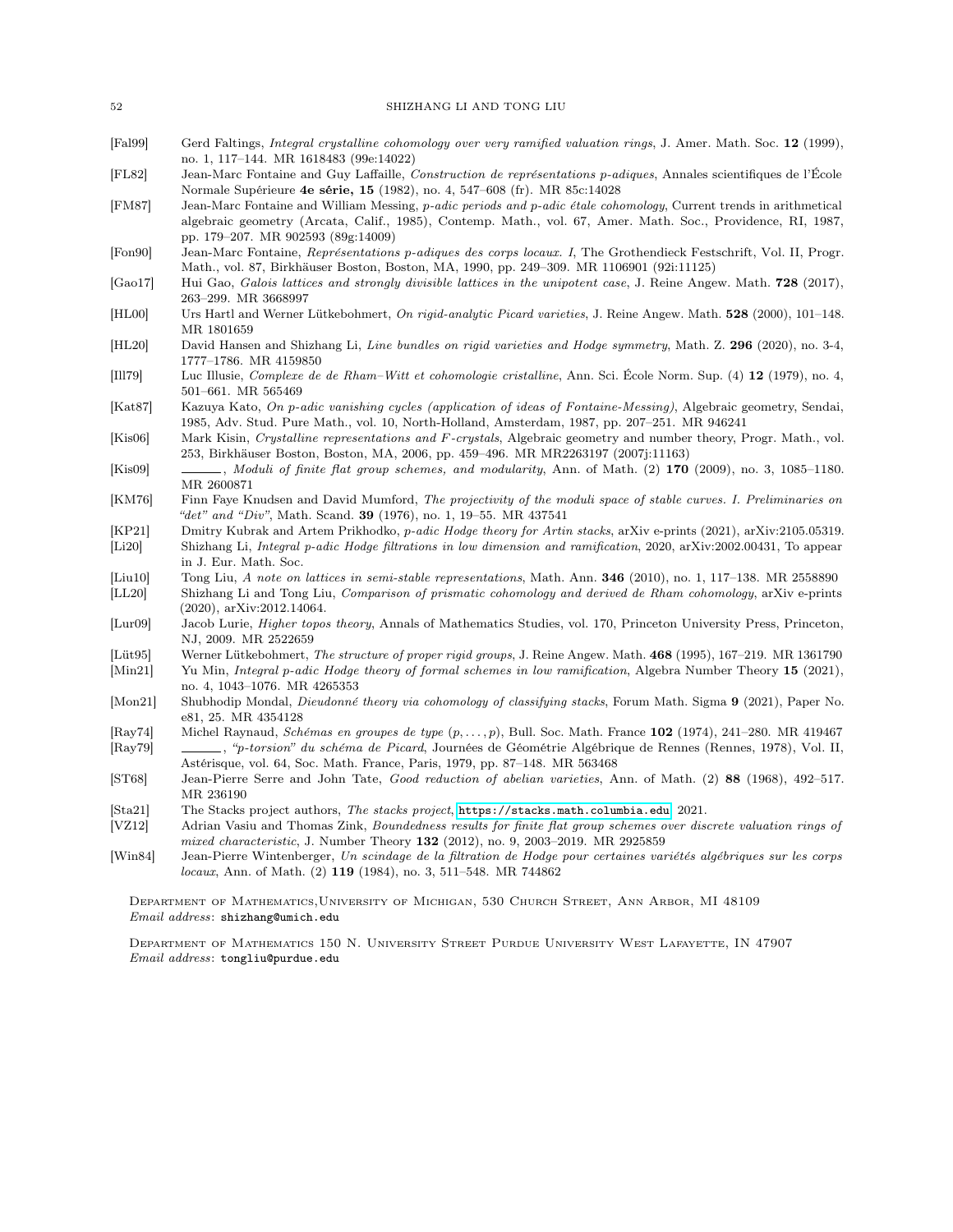[Fal99] Gerd Faltings, *Integral crystalline cohomology over very ramified valuation rings*, J. Amer. Math. Soc. **12** (1999), no. 1, 117–144. MR 1618483 (99e:14022)

[FL82] Jean-Marc Fontaine and Guy Laffaille, *Construction de représentations p-adiques*, Annales scientifiques de l'École Normale Supérieure **4e série, 15** (1982), no. 4, 547–608 (fr). MR 85c:14028

[FM87] Jean-Marc Fontaine and William Messing, *p-adic periods and p-adic étale cohomology*, Current trends in arithmetical algebraic geometry (Arcata, Calif., 1985), Contemp. Math., vol. 67, Amer. Math. Soc., Providence, RI, 1987, pp. 179–207. MR 902593 (89g:14009)

[Fon90] Jean-Marc Fontaine, *Représentations p-adiques des corps locaux. I*, The Grothendieck Festschrift, Vol. II, Progr. Math., vol. 87, Birkhäuser Boston, Boston, MA, 1990, pp. 249–309. MR 1106901 (92i:11125)

[Gao17] Hui Gao, *Galois lattices and strongly divisible lattices in the unipotent case*, J. Reine Angew. Math. **728** (2017), 263–299. MR 3668997

[HL00] Urs Hartl and Werner Lütkebohmert, *On rigid-analytic Picard varieties*, J. Reine Angew. Math. **528** (2000), 101–148. MR 1801659

[HL20] David Hansen and Shizhang Li, *Line bundles on rigid varieties and Hodge symmetry*, Math. Z. **296** (2020), no. 3-4, 1777–1786. MR 4159850

[Ill79] Luc Illusie, *Complexe de de Rham–Witt et cohomologie cristalline*, Ann. Sci. École Norm. Sup. (4) **12** (1979), no. 4, 501–661. MR 565469

[Kat87] Kazuya Kato, *On p-adic vanishing cycles (application of ideas of Fontaine-Messing)*, Algebraic geometry, Sendai, 1985, Adv. Stud. Pure Math., vol. 10, North-Holland, Amsterdam, 1987, pp. 207–251. MR 946241

[Kis06] Mark Kisin, *Crystalline representations and F-crystals*, Algebraic geometry and number theory, Progr. Math., vol. 253, Birkhäuser Boston, Boston, MA, 2006, pp. 459–496. MR MR2263197 (2007j:11163)

[Kis09] ______, *Moduli of finite flat group schemes, and modularity*, Ann. of Math. (2) **170** (2009), no. 3, 1085–1180. MR 2600871

[KM76] Finn Faye Knudsen and David Mumford, *The projectivity of the moduli space of stable curves. I. Preliminaries on "det" and "Div"*, Math. Scand. **39** (1976), no. 1, 19–55. MR 437541

[KP21] Dmitry Kubrak and Artem Prikhodko, *p-adic Hodge theory for Artin stacks*, arXiv e-prints (2021), arXiv:2105.05319.

[Li20] Shizhang Li, *Integral p-adic Hodge filtrations in low dimension and ramification*, 2020, arXiv:2002.00431, To appear in J. Eur. Math. Soc.

[Liu10] Tong Liu, *A note on lattices in semi-stable representations*, Math. Ann. **346** (2010), no. 1, 117–138. MR 2558890

[LL20] Shizhang Li and Tong Liu, *Comparison of prismatic cohomology and derived de Rham cohomology*, arXiv e-prints (2020), arXiv:2012.14064.

[Lur09] Jacob Lurie, *Higher topos theory*, Annals of Mathematics Studies, vol. 170, Princeton University Press, Princeton, NJ, 2009. MR 2522659

[Lüt95] Werner Lütkebohmert, *The structure of proper rigid groups*, J. Reine Angew. Math. **468** (1995), 167–219. MR 1361790

[Min21] Yu Min, *Integral p-adic Hodge theory of formal schemes in low ramification*, Algebra Number Theory **15** (2021), no. 4, 1043–1076. MR 4265353

[Mon21] Shubhodip Mondal, *Dieudonné theory via cohomology of classifying stacks*, Forum Math. Sigma **9** (2021), Paper No. e81, 25. MR 4354128

[Ray74] Michel Raynaud, *Schémas en groupes de type $(p, \dots, p)$*, Bull. Soc. Math. France **102** (1974), 241–280. MR 419467

[Ray79] ______, *"p-torsion" du schéma de Picard*, Journées de Géométrie Algébrique de Rennes (Rennes, 1978), Vol. II, Astérisque, vol. 64, Soc. Math. France, Paris, 1979, pp. 87–148. MR 563468

[ST68] Jean-Pierre Serre and John Tate, *Good reduction of abelian varieties*, Ann. of Math. (2) **88** (1968), 492–517. MR 236190

[Sta21] The Stacks project authors, *The stacks project*, https://stacks.math.columbia.edu, 2021.

[VZ12] Adrian Vasiu and Thomas Zink, *Boundedness results for finite flat group schemes over discrete valuation rings of mixed characteristic*, J. Number Theory **132** (2012), no. 9, 2003–2019. MR 2925859

[Win84] Jean-Pierre Wintenberger, *Un scindage de la filtration de Hodge pour certaines variétés algébriques sur les corps locaux*, Ann. of Math. (2) **119** (1984), no. 3, 511–548. MR 744862

Department of Mathematics, University of Michigan, 530 Church Street, Ann Arbor, MI 48109
*Email address*: shizhang@umich.edu

Department of Mathematics 150 N. University Street Purdue University West Lafayette, IN 47907
*Email address*: tongliu@purdue.edu